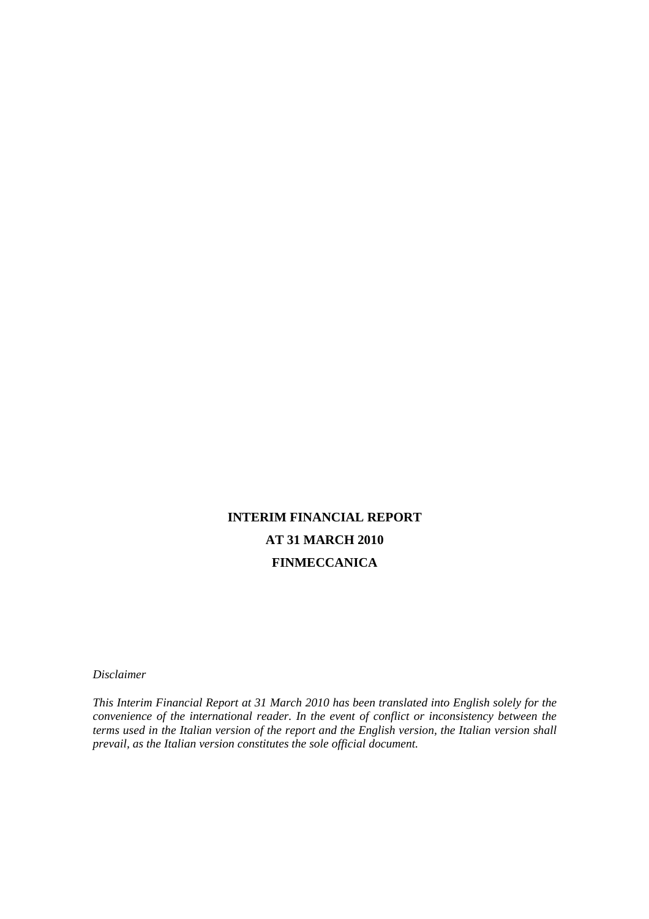# INTERIM FINANCIAL REPORT

# AT 31 MARCH 2010

# FINMECCANICA

*Disclaimer*

*This Interim Financial Report at 31 March 2010 has been translated into English solely for the convenience of the international reader. In the event of conflict or inconsistency between the terms used in the Italian version of the report and the English version, the Italian version shall prevail, as the Italian version constitutes the sole official document.*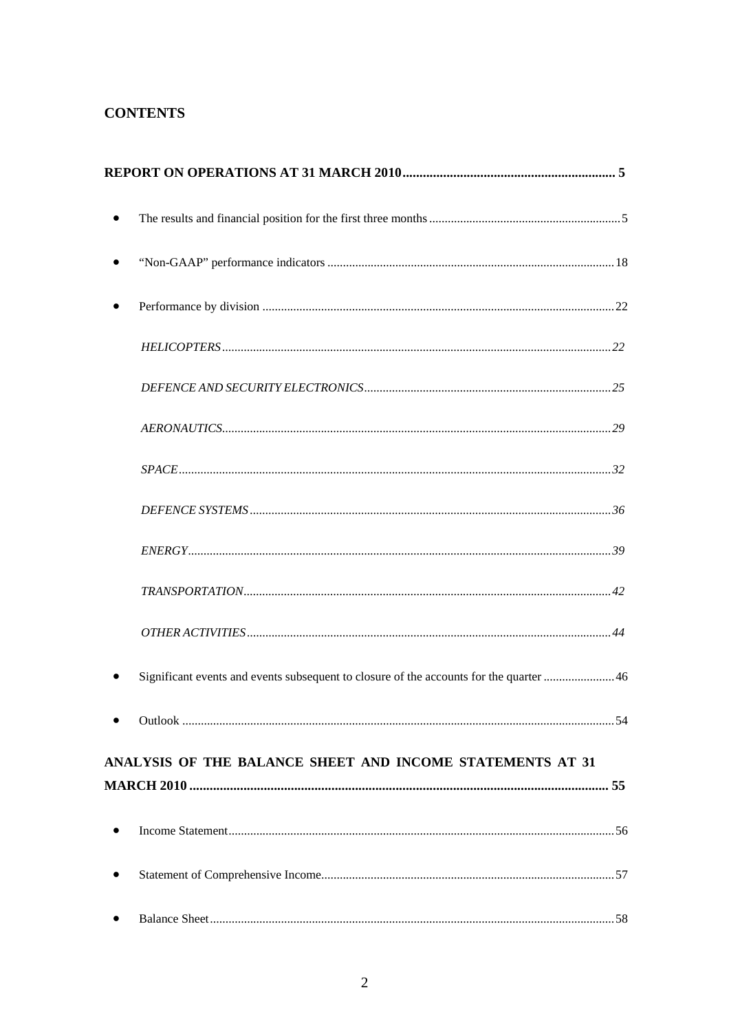## CONTENTS

**REPORT ON OPERATIONS AT 31 MARCH 2010 ................................................................ 5**

- The results and financial position for the first three months ........................................................... 5
- "Non-GAAP" performance indicators ........................................................................................... 18
- Performance by division ................................................................................................................ 22

  *HELICOPTERS* ............................................................................................................................ 22

  *DEFENCE AND SECURITY ELECTRONICS* ............................................................................. 25

  *AERONAUTICS* ............................................................................................................................ 29

  *SPACE* .......................................................................................................................................... 32

  *DEFENCE SYSTEMS* ................................................................................................................... 36

  *ENERGY* ....................................................................................................................................... 39

  *TRANSPORTATION* ..................................................................................................................... 42

  *OTHER ACTIVITIES* .................................................................................................................... 44

- Significant events and events subsequent to closure of the accounts for the quarter ....................... 46
- Outlook ........................................................................................................................................... 54

**ANALYSIS OF THE BALANCE SHEET AND INCOME STATEMENTS AT 31 MARCH 2010 ............................................................................................................................. 55**

- Income Statement ........................................................................................................................... 56
- Statement of Comprehensive Income .............................................................................................. 57
- Balance Sheet .................................................................................................................................. 58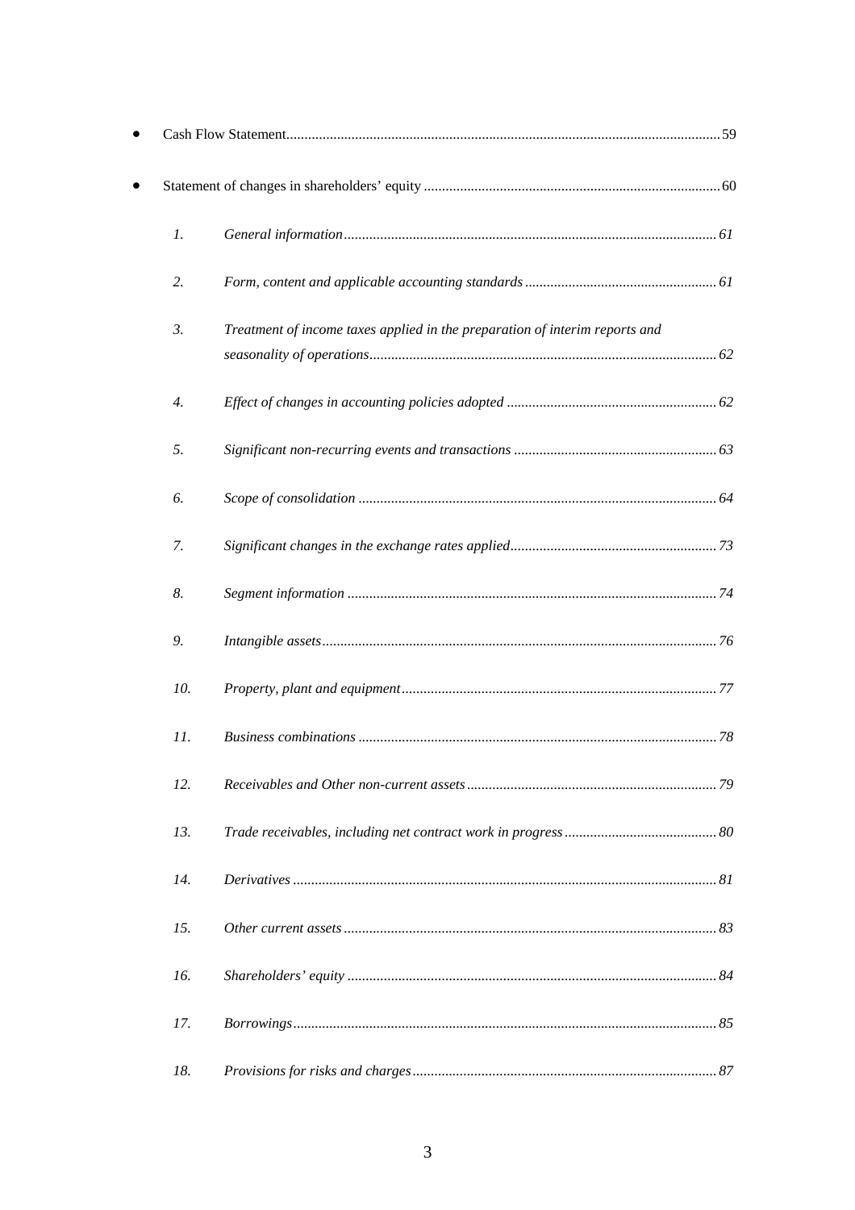- Cash Flow Statement ........ 59
- Statement of changes in shareholders' equity ........ 60

  1. *General information ........ 61*
  2. *Form, content and applicable accounting standards ........ 61*
  3. *Treatment of income taxes applied in the preparation of interim reports and seasonality of operations ........ 62*
  4. *Effect of changes in accounting policies adopted ........ 62*
  5. *Significant non-recurring events and transactions ........ 63*
  6. *Scope of consolidation ........ 64*
  7. *Significant changes in the exchange rates applied ........ 73*
  8. *Segment information ........ 74*
  9. *Intangible assets ........ 76*
  10. *Property, plant and equipment ........ 77*
  11. *Business combinations ........ 78*
  12. *Receivables and Other non-current assets ........ 79*
  13. *Trade receivables, including net contract work in progress ........ 80*
  14. *Derivatives ........ 81*
  15. *Other current assets ........ 83*
  16. *Shareholders' equity ........ 84*
  17. *Borrowings ........ 85*
  18. *Provisions for risks and charges ........ 87*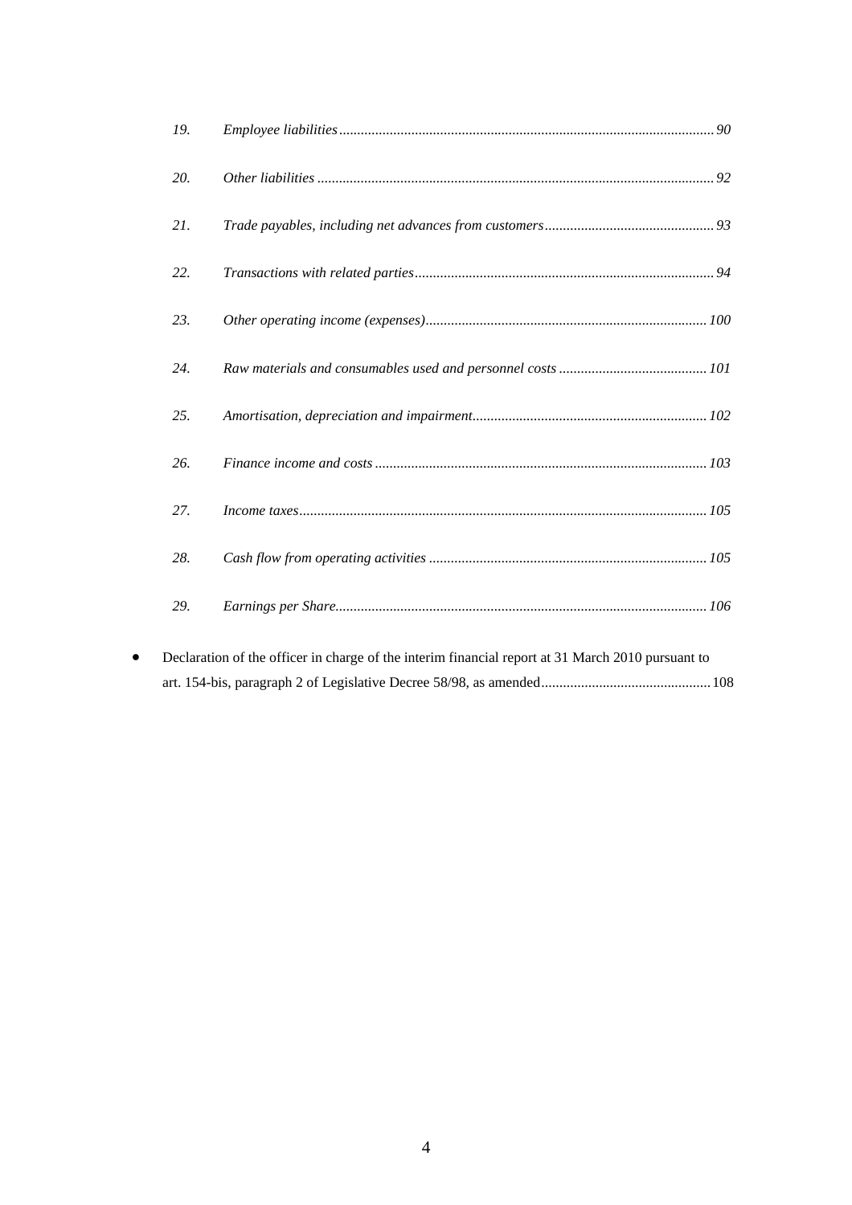19. *Employee liabilities ........................................................................................................ 90*

20. *Other liabilities ............................................................................................................. 92*

21. *Trade payables, including net advances from customers ............................................... 93*

22. *Transactions with related parties .................................................................................. 94*

23. *Other operating income (expenses) ............................................................................. 100*

24. *Raw materials and consumables used and personnel costs ......................................... 101*

25. *Amortisation, depreciation and impairment ................................................................ 102*

26. *Finance income and costs ........................................................................................... 103*

27. *Income taxes ................................................................................................................ 105*

28. *Cash flow from operating activities ............................................................................ 105*

29. *Earnings per Share ...................................................................................................... 106*

- Declaration of the officer in charge of the interim financial report at 31 March 2010 pursuant to art. 154-bis, paragraph 2 of Legislative Decree 58/98, as amended ............................................... 108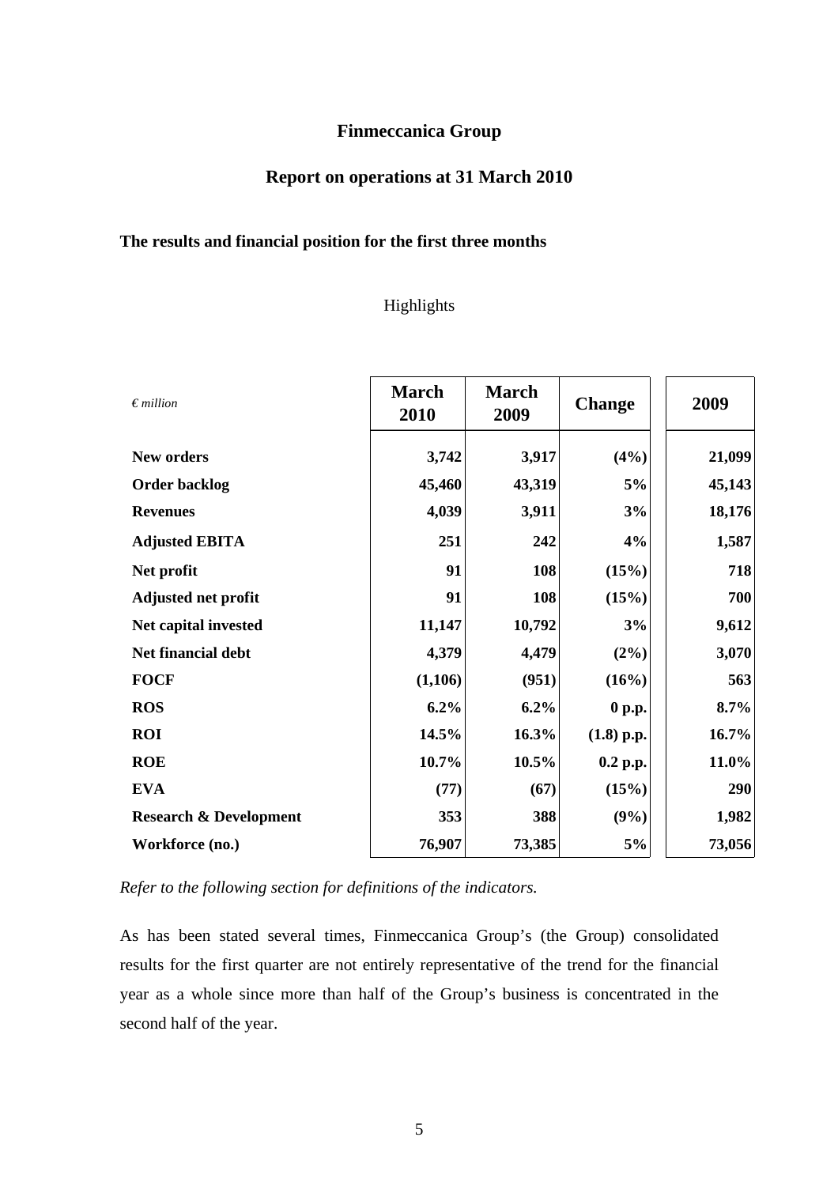# Finmeccanica Group

## Report on operations at 31 March 2010

### The results and financial position for the first three months

Highlights

| *€ million* | March 2010 | March 2009 | Change | 2009 |
|---|---|---|---|---|
| **New orders** | **3,742** | **3,917** | **(4%)** | **21,099** |
| **Order backlog** | **45,460** | **43,319** | **5%** | **45,143** |
| **Revenues** | **4,039** | **3,911** | **3%** | **18,176** |
| **Adjusted EBITA** | **251** | **242** | **4%** | **1,587** |
| **Net profit** | **91** | **108** | **(15%)** | **718** |
| **Adjusted net profit** | **91** | **108** | **(15%)** | **700** |
| **Net capital invested** | **11,147** | **10,792** | **3%** | **9,612** |
| **Net financial debt** | **4,379** | **4,479** | **(2%)** | **3,070** |
| **FOCF** | **(1,106)** | **(951)** | **(16%)** | **563** |
| **ROS** | **6.2%** | **6.2%** | **0 p.p.** | **8.7%** |
| **ROI** | **14.5%** | **16.3%** | **(1.8) p.p.** | **16.7%** |
| **ROE** | **10.7%** | **10.5%** | **0.2 p.p.** | **11.0%** |
| **EVA** | **(77)** | **(67)** | **(15%)** | **290** |
| **Research & Development** | **353** | **388** | **(9%)** | **1,982** |
| **Workforce (no.)** | **76,907** | **73,385** | **5%** | **73,056** |

*Refer to the following section for definitions of the indicators.*

As has been stated several times, Finmeccanica Group's (the Group) consolidated results for the first quarter are not entirely representative of the trend for the financial year as a whole since more than half of the Group's business is concentrated in the second half of the year.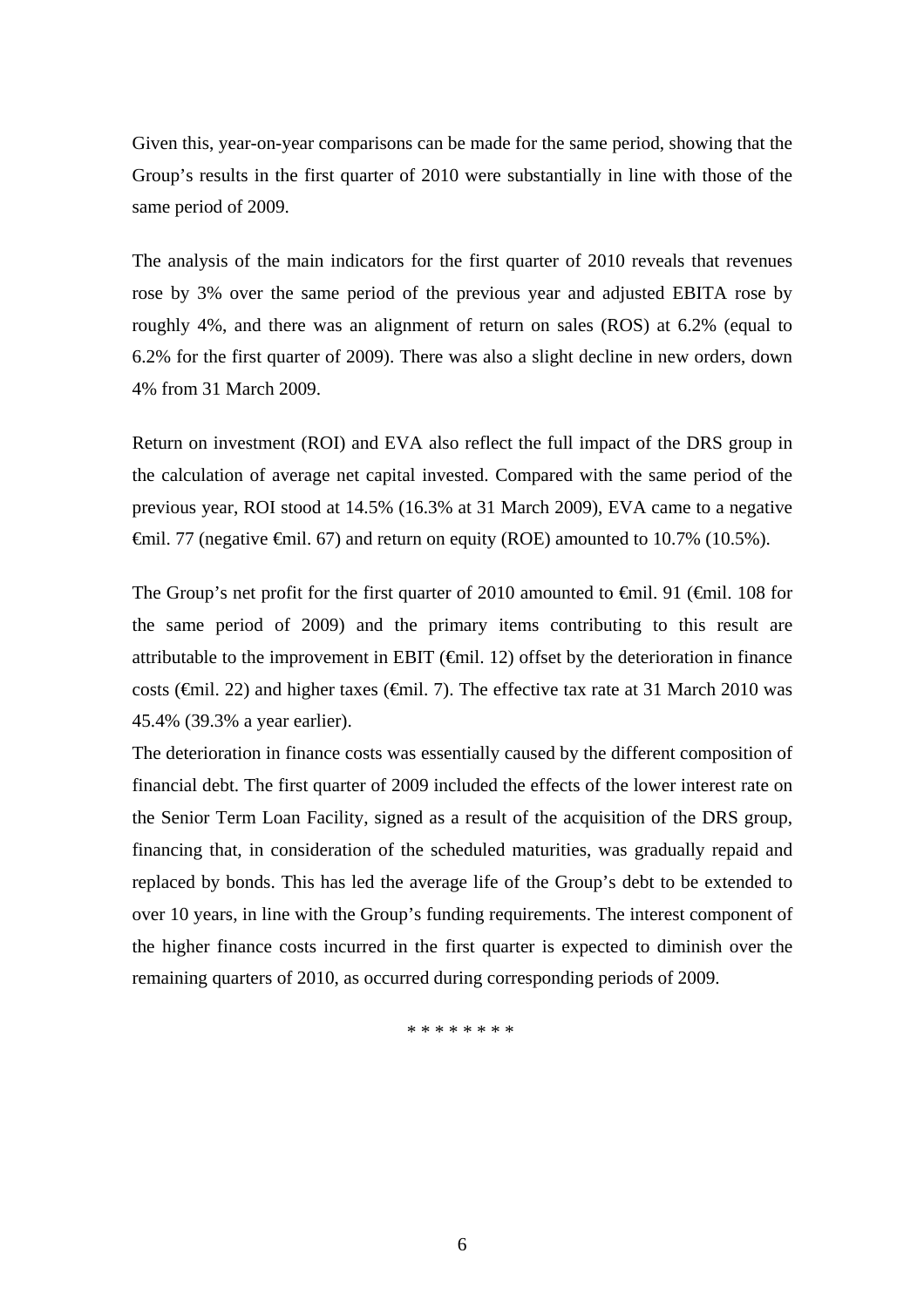Given this, year-on-year comparisons can be made for the same period, showing that the Group's results in the first quarter of 2010 were substantially in line with those of the same period of 2009.

The analysis of the main indicators for the first quarter of 2010 reveals that revenues rose by 3% over the same period of the previous year and adjusted EBITA rose by roughly 4%, and there was an alignment of return on sales (ROS) at 6.2% (equal to 6.2% for the first quarter of 2009). There was also a slight decline in new orders, down 4% from 31 March 2009.

Return on investment (ROI) and EVA also reflect the full impact of the DRS group in the calculation of average net capital invested. Compared with the same period of the previous year, ROI stood at 14.5% (16.3% at 31 March 2009), EVA came to a negative €mil. 77 (negative €mil. 67) and return on equity (ROE) amounted to 10.7% (10.5%).

The Group's net profit for the first quarter of 2010 amounted to €mil. 91 (€mil. 108 for the same period of 2009) and the primary items contributing to this result are attributable to the improvement in EBIT (€mil. 12) offset by the deterioration in finance costs (€mil. 22) and higher taxes (€mil. 7). The effective tax rate at 31 March 2010 was 45.4% (39.3% a year earlier).

The deterioration in finance costs was essentially caused by the different composition of financial debt. The first quarter of 2009 included the effects of the lower interest rate on the Senior Term Loan Facility, signed as a result of the acquisition of the DRS group, financing that, in consideration of the scheduled maturities, was gradually repaid and replaced by bonds. This has led the average life of the Group's debt to be extended to over 10 years, in line with the Group's funding requirements. The interest component of the higher finance costs incurred in the first quarter is expected to diminish over the remaining quarters of 2010, as occurred during corresponding periods of 2009.

\* \* \* \* \* \* \* \*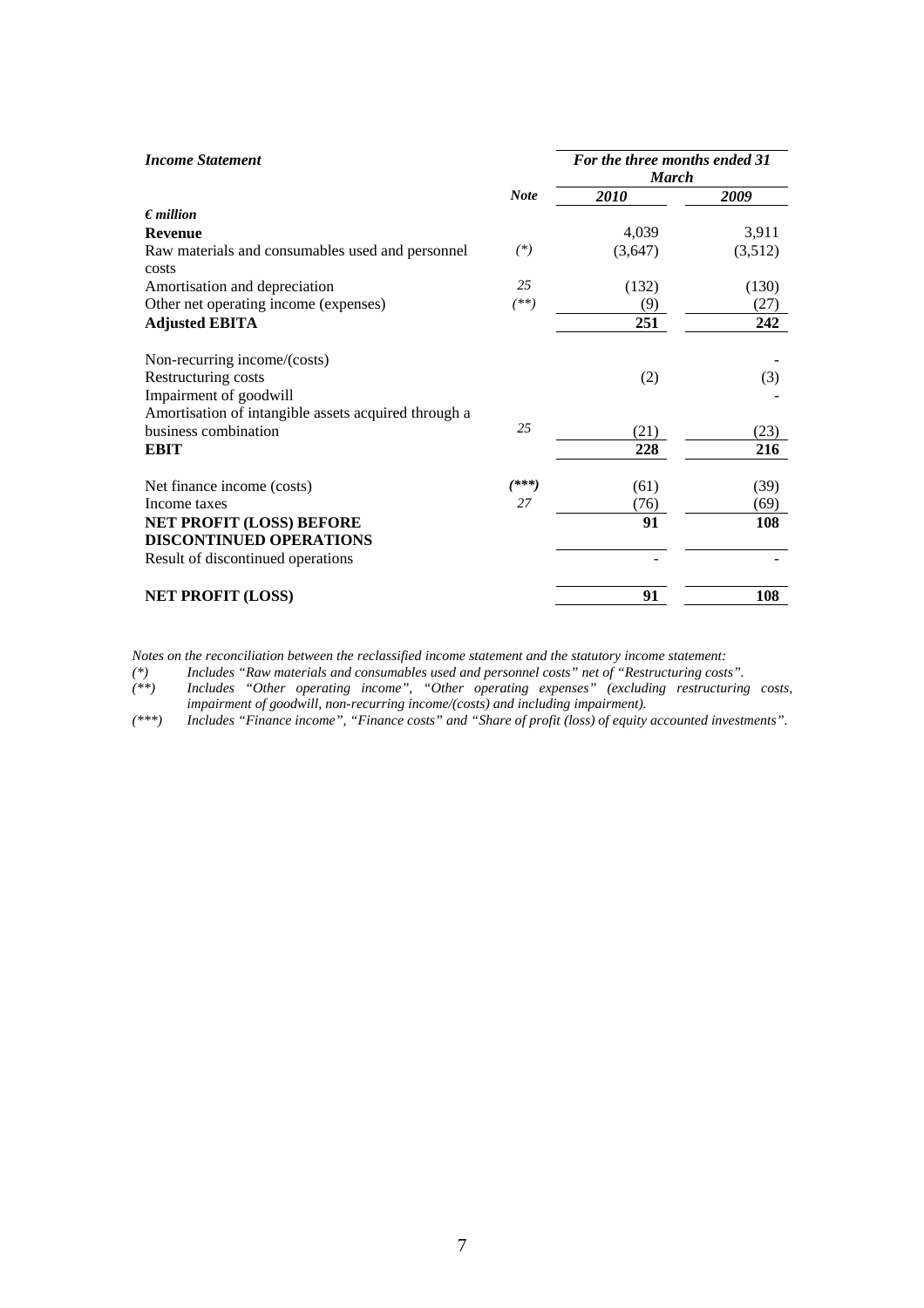| *Income Statement* | | *For the three months ended 31 March* | |
|---|---|---|---|
| | ***Note*** | ***2010*** | ***2009*** |
| ***€ million*** | | | |
| **Revenue** | | 4,039 | 3,911 |
| Raw materials and consumables used and personnel costs | *(\*)* | (3,647) | (3,512) |
| Amortisation and depreciation | *25* | (132) | (130) |
| Other net operating income (expenses) | *(\*\*)* | (9) | (27) |
| **Adjusted EBITA** | | **251** | **242** |
| | | | |
| Non-recurring income/(costs) | | | - |
| Restructuring costs | | (2) | (3) |
| Impairment of goodwill | | | - |
| Amortisation of intangible assets acquired through a business combination | *25* | (21) | (23) |
| **EBIT** | | **228** | **216** |
| | | | |
| Net finance income (costs) | ***(\*\*\*)*** | (61) | (39) |
| Income taxes | *27* | (76) | (69) |
| **NET PROFIT (LOSS) BEFORE DISCONTINUED OPERATIONS** | | **91** | **108** |
| Result of discontinued operations | | - | - |
| | | | |
| **NET PROFIT (LOSS)** | | **91** | **108** |

*Notes on the reconciliation between the reclassified income statement and the statutory income statement:*

*(\*) Includes "Raw materials and consumables used and personnel costs" net of "Restructuring costs".*

*(\*\*) Includes "Other operating income", "Other operating expenses" (excluding restructuring costs, impairment of goodwill, non-recurring income/(costs) and including impairment).*

*(\*\*\*) Includes "Finance income", "Finance costs" and "Share of profit (loss) of equity accounted investments".*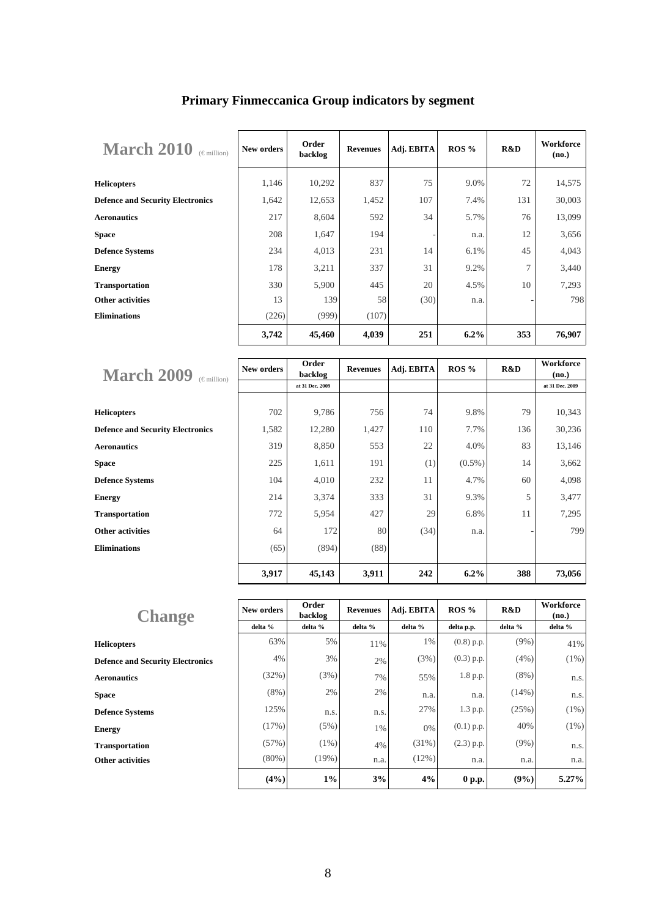# Primary Finmeccanica Group indicators by segment

| March 2010 (€ million) | New orders | Order backlog | Revenues | Adj. EBITA | ROS % | R&D | Workforce (no.) |
|---|---|---|---|---|---|---|---|
| **Helicopters** | 1,146 | 10,292 | 837 | 75 | 9.0% | 72 | 14,575 |
| **Defence and Security Electronics** | 1,642 | 12,653 | 1,452 | 107 | 7.4% | 131 | 30,003 |
| **Aeronautics** | 217 | 8,604 | 592 | 34 | 5.7% | 76 | 13,099 |
| **Space** | 208 | 1,647 | 194 | - | n.a. | 12 | 3,656 |
| **Defence Systems** | 234 | 4,013 | 231 | 14 | 6.1% | 45 | 4,043 |
| **Energy** | 178 | 3,211 | 337 | 31 | 9.2% | 7 | 3,440 |
| **Transportation** | 330 | 5,900 | 445 | 20 | 4.5% | 10 | 7,293 |
| **Other activities** | 13 | 139 | 58 | (30) | n.a. | - | 798 |
| **Eliminations** | (226) | (999) | (107) | | | | |
| | **3,742** | **45,460** | **4,039** | **251** | **6.2%** | **353** | **76,907** |

| March 2009 (€ million) | New orders | Order backlog at 31 Dec. 2009 | Revenues | Adj. EBITA | ROS % | R&D | Workforce (no.) at 31 Dec. 2009 |
|---|---|---|---|---|---|---|---|
| **Helicopters** | 702 | 9,786 | 756 | 74 | 9.8% | 79 | 10,343 |
| **Defence and Security Electronics** | 1,582 | 12,280 | 1,427 | 110 | 7.7% | 136 | 30,236 |
| **Aeronautics** | 319 | 8,850 | 553 | 22 | 4.0% | 83 | 13,146 |
| **Space** | 225 | 1,611 | 191 | (1) | (0.5%) | 14 | 3,662 |
| **Defence Systems** | 104 | 4,010 | 232 | 11 | 4.7% | 60 | 4,098 |
| **Energy** | 214 | 3,374 | 333 | 31 | 9.3% | 5 | 3,477 |
| **Transportation** | 772 | 5,954 | 427 | 29 | 6.8% | 11 | 7,295 |
| **Other activities** | 64 | 172 | 80 | (34) | n.a. | - | 799 |
| **Eliminations** | (65) | (894) | (88) | | | | |
| | **3,917** | **45,143** | **3,911** | **242** | **6.2%** | **388** | **73,056** |

| Change | New orders | Order backlog | Revenues | Adj. EBITA | ROS % | R&D | Workforce (no.) |
|---|---|---|---|---|---|---|---|
| | delta % | delta % | delta % | delta % | delta p.p. | delta % | delta % |
| **Helicopters** | 63% | 5% | 11% | 1% | (0.8) p.p. | (9%) | 41% |
| **Defence and Security Electronics** | 4% | 3% | 2% | (3%) | (0.3) p.p. | (4%) | (1%) |
| **Aeronautics** | (32%) | (3%) | 7% | 55% | 1.8 p.p. | (8%) | n.s. |
| **Space** | (8%) | 2% | 2% | n.a. | n.a. | (14%) | n.s. |
| **Defence Systems** | 125% | n.s. | n.s. | 27% | 1.3 p.p. | (25%) | (1%) |
| **Energy** | (17%) | (5%) | 1% | 0% | (0.1) p.p. | 40% | (1%) |
| **Transportation** | (57%) | (1%) | 4% | (31%) | (2.3) p.p. | (9%) | n.s. |
| **Other activities** | (80%) | (19%) | n.a. | (12%) | n.a. | n.a. | n.a. |
| | **(4%)** | **1%** | **3%** | **4%** | **0 p.p.** | **(9%)** | **5.27%** |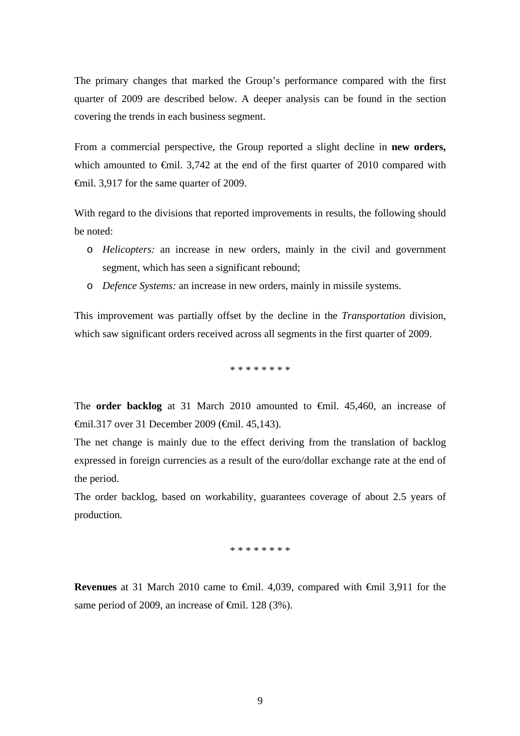The primary changes that marked the Group's performance compared with the first quarter of 2009 are described below. A deeper analysis can be found in the section covering the trends in each business segment.

From a commercial perspective, the Group reported a slight decline in **new orders,** which amounted to €mil. 3,742 at the end of the first quarter of 2010 compared with €mil. 3,917 for the same quarter of 2009.

With regard to the divisions that reported improvements in results, the following should be noted:

- *Helicopters:* an increase in new orders, mainly in the civil and government segment, which has seen a significant rebound;
- *Defence Systems:* an increase in new orders, mainly in missile systems.

This improvement was partially offset by the decline in the *Transportation* division, which saw significant orders received across all segments in the first quarter of 2009.

\* \* \* \* \* \* \* \*

The **order backlog** at 31 March 2010 amounted to €mil. 45,460, an increase of €mil.317 over 31 December 2009 (€mil. 45,143).
The net change is mainly due to the effect deriving from the translation of backlog expressed in foreign currencies as a result of the euro/dollar exchange rate at the end of the period.
The order backlog, based on workability, guarantees coverage of about 2.5 years of production.

\* \* \* \* \* \* \* \*

**Revenues** at 31 March 2010 came to €mil. 4,039, compared with €mil 3,911 for the same period of 2009, an increase of €mil. 128 (3%).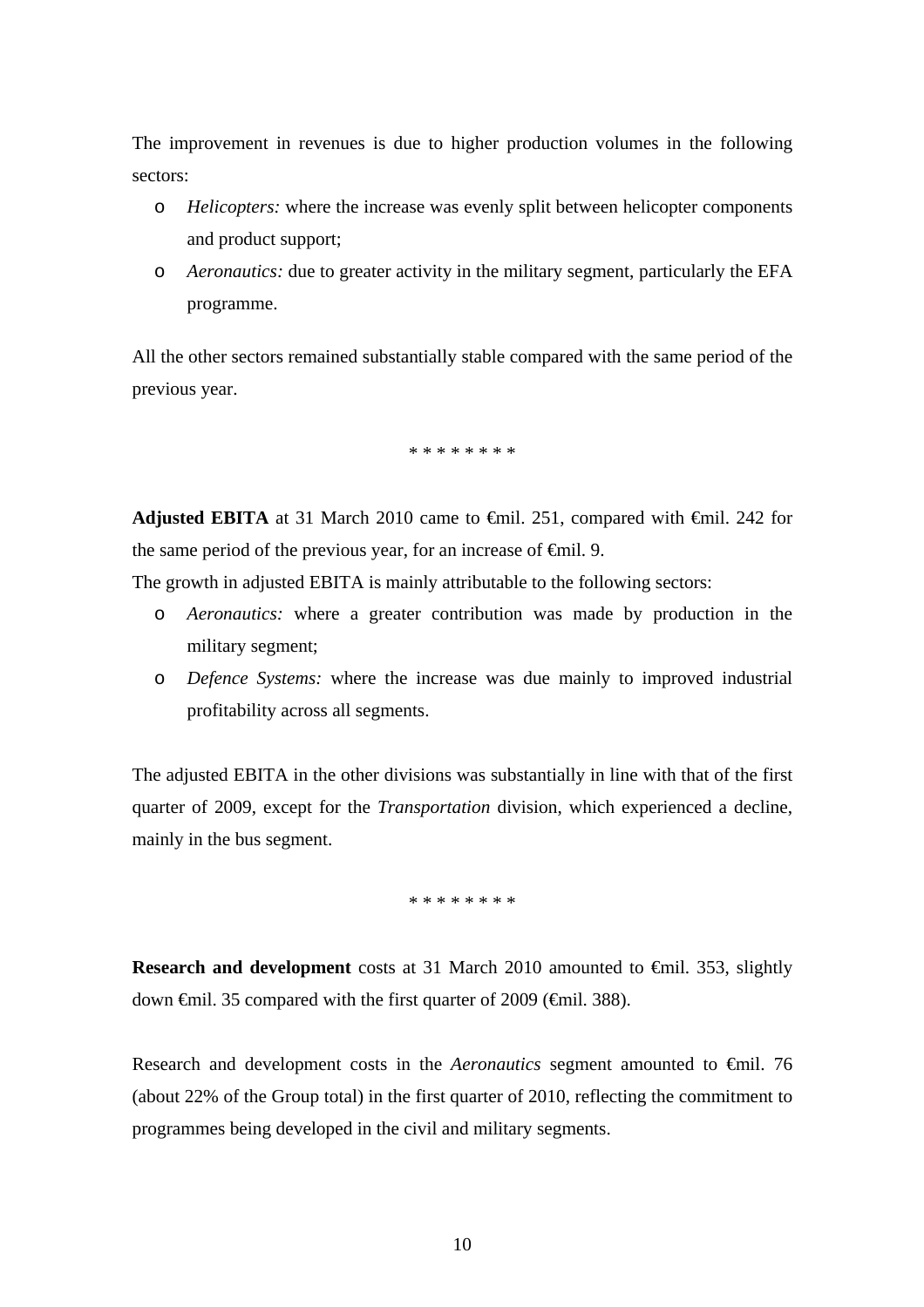The improvement in revenues is due to higher production volumes in the following sectors:

- *Helicopters:* where the increase was evenly split between helicopter components and product support;
- *Aeronautics:* due to greater activity in the military segment, particularly the EFA programme.

All the other sectors remained substantially stable compared with the same period of the previous year.

* * * * * * * *

**Adjusted EBITA** at 31 March 2010 came to €mil. 251, compared with €mil. 242 for the same period of the previous year, for an increase of €mil. 9.

The growth in adjusted EBITA is mainly attributable to the following sectors:

- *Aeronautics:* where a greater contribution was made by production in the military segment;
- *Defence Systems:* where the increase was due mainly to improved industrial profitability across all segments.

The adjusted EBITA in the other divisions was substantially in line with that of the first quarter of 2009, except for the *Transportation* division, which experienced a decline, mainly in the bus segment.

* * * * * * * *

**Research and development** costs at 31 March 2010 amounted to €mil. 353, slightly down €mil. 35 compared with the first quarter of 2009 (€mil. 388).

Research and development costs in the *Aeronautics* segment amounted to €mil. 76 (about 22% of the Group total) in the first quarter of 2010, reflecting the commitment to programmes being developed in the civil and military segments.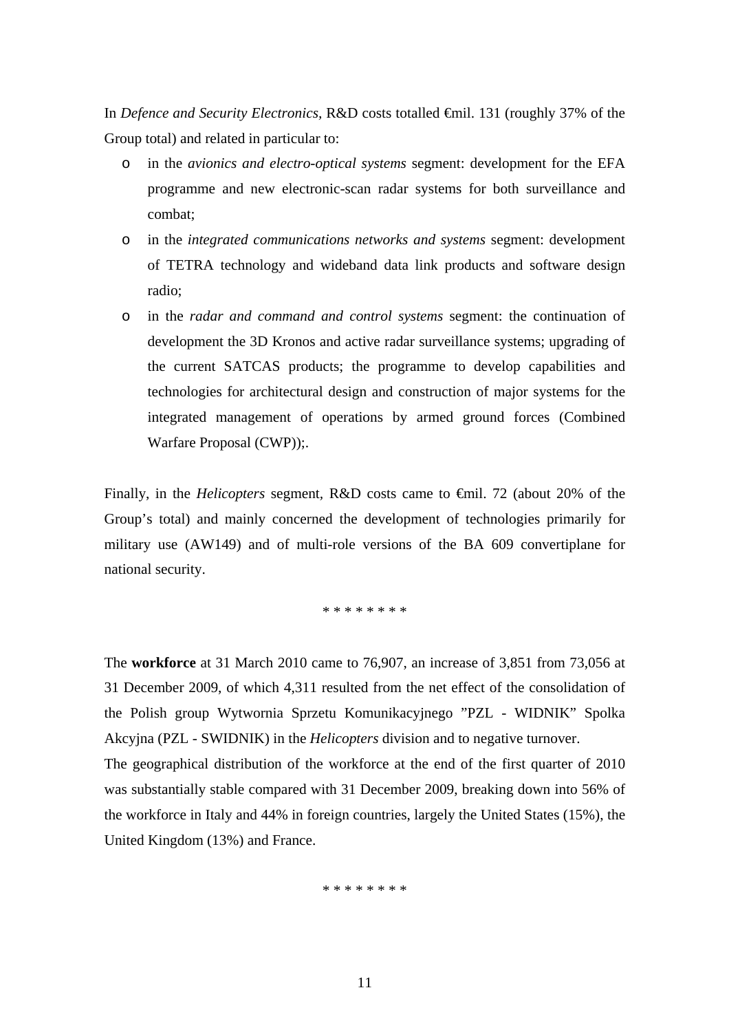In *Defence and Security Electronics,* R&D costs totalled €mil. 131 (roughly 37% of the Group total) and related in particular to:

- in the *avionics and electro-optical systems* segment: development for the EFA programme and new electronic-scan radar systems for both surveillance and combat;
- in the *integrated communications networks and systems* segment: development of TETRA technology and wideband data link products and software design radio;
- in the *radar and command and control systems* segment: the continuation of development the 3D Kronos and active radar surveillance systems; upgrading of the current SATCAS products; the programme to develop capabilities and technologies for architectural design and construction of major systems for the integrated management of operations by armed ground forces (Combined Warfare Proposal (CWP));.

Finally, in the *Helicopters* segment, R&D costs came to €mil. 72 (about 20% of the Group's total) and mainly concerned the development of technologies primarily for military use (AW149) and of multi-role versions of the BA 609 convertiplane for national security.

\* \* \* \* \* \* \* \*

The **workforce** at 31 March 2010 came to 76,907, an increase of 3,851 from 73,056 at 31 December 2009, of which 4,311 resulted from the net effect of the consolidation of the Polish group Wytwornia Sprzetu Komunikacyjnego "PZL - WIDNIK" Spolka Akcyjna (PZL - SWIDNIK) in the *Helicopters* division and to negative turnover.

The geographical distribution of the workforce at the end of the first quarter of 2010 was substantially stable compared with 31 December 2009, breaking down into 56% of the workforce in Italy and 44% in foreign countries, largely the United States (15%), the United Kingdom (13%) and France.

\* \* \* \* \* \* \* \*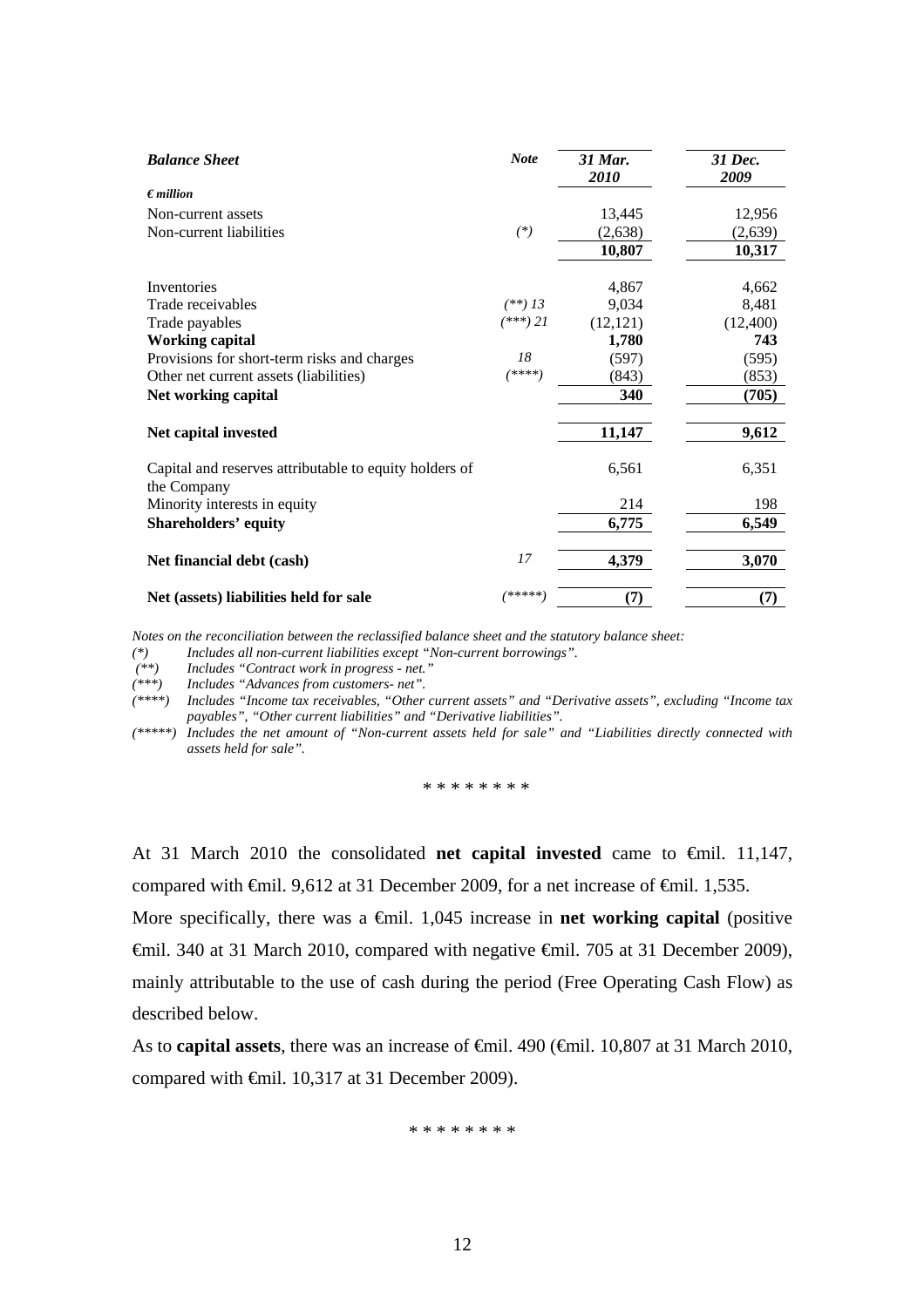| ***Balance Sheet*** | ***Note*** | ***31 Mar. 2010*** | ***31 Dec. 2009*** |
|---|---|---|---|
| ***€ million*** | | | |
| Non-current assets | | 13,445 | 12,956 |
| Non-current liabilities | *(\*)* | (2,638) | (2,639) |
| | | **10,807** | **10,317** |
| Inventories | | 4,867 | 4,662 |
| Trade receivables | *(\*\*) 13* | 9,034 | 8,481 |
| Trade payables | *(\*\*\*) 21* | (12,121) | (12,400) |
| **Working capital** | | **1,780** | **743** |
| Provisions for short-term risks and charges | *18* | (597) | (595) |
| Other net current assets (liabilities) | *(\*\*\*\*)* | (843) | (853) |
| **Net working capital** | | **340** | **(705)** |
| **Net capital invested** | | **11,147** | **9,612** |
| Capital and reserves attributable to equity holders of the Company | | 6,561 | 6,351 |
| Minority interests in equity | | 214 | 198 |
| **Shareholders' equity** | | **6,775** | **6,549** |
| **Net financial debt (cash)** | *17* | **4,379** | **3,070** |
| **Net (assets) liabilities held for sale** | *(\*\*\*\*\*)* | **(7)** | **(7)** |

*Notes on the reconciliation between the reclassified balance sheet and the statutory balance sheet:*

*(\*) Includes all non-current liabilities except "Non-current borrowings".*

*(\*\*) Includes "Contract work in progress - net."*

*(\*\*\*) Includes "Advances from customers- net".*

*(\*\*\*\*) Includes "Income tax receivables, "Other current assets" and "Derivative assets", excluding "Income tax payables", "Other current liabilities" and "Derivative liabilities".*

*(\*\*\*\*\*) Includes the net amount of "Non-current assets held for sale" and "Liabilities directly connected with assets held for sale".*

\* \* \* \* \* \* \* \*

At 31 March 2010 the consolidated **net capital invested** came to €mil. 11,147, compared with €mil. 9,612 at 31 December 2009, for a net increase of €mil. 1,535.

More specifically, there was a €mil. 1,045 increase in **net working capital** (positive €mil. 340 at 31 March 2010, compared with negative €mil. 705 at 31 December 2009), mainly attributable to the use of cash during the period (Free Operating Cash Flow) as described below.

As to **capital assets**, there was an increase of €mil. 490 (€mil. 10,807 at 31 March 2010, compared with €mil. 10,317 at 31 December 2009).

\* \* \* \* \* \* \* \*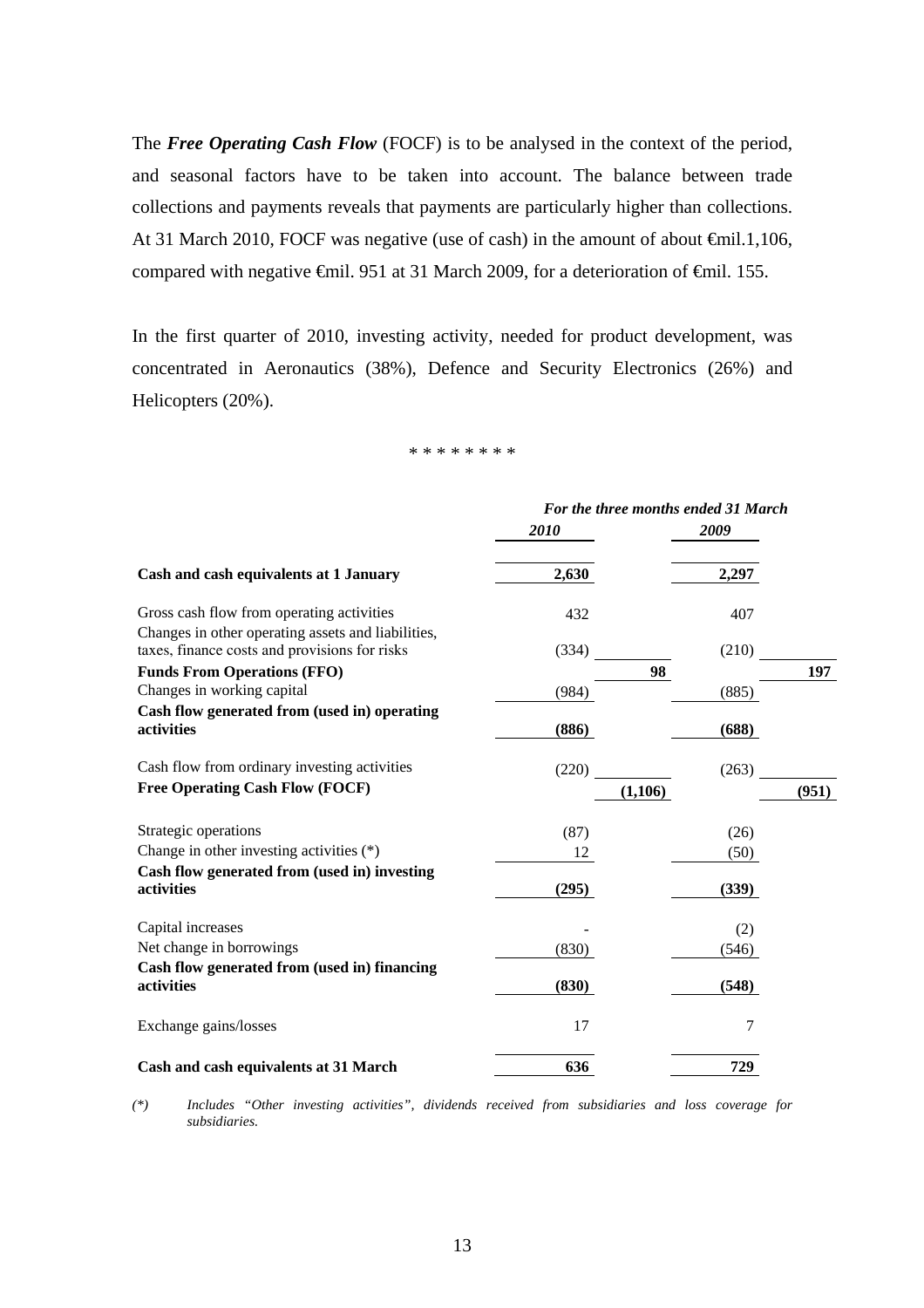The ***Free Operating Cash Flow*** (FOCF) is to be analysed in the context of the period, and seasonal factors have to be taken into account. The balance between trade collections and payments reveals that payments are particularly higher than collections. At 31 March 2010, FOCF was negative (use of cash) in the amount of about €mil.1,106, compared with negative €mil. 951 at 31 March 2009, for a deterioration of €mil. 155.

In the first quarter of 2010, investing activity, needed for product development, was concentrated in Aeronautics (38%), Defence and Security Electronics (26%) and Helicopters (20%).

\* \* \* \* \* \* \* \*

| | *For the three months ended 31 March* | | | |
|---|---|---|---|---|
| | ***2010*** | | ***2009*** | |
| **Cash and cash equivalents at 1 January** | **2,630** | | **2,297** | |
| Gross cash flow from operating activities | 432 | | 407 | |
| Changes in other operating assets and liabilities, taxes, finance costs and provisions for risks | (334) | | (210) | |
| **Funds From Operations (FFO)** | | **98** | | **197** |
| Changes in working capital | (984) | | (885) | |
| **Cash flow generated from (used in) operating activities** | **(886)** | | **(688)** | |
| Cash flow from ordinary investing activities | (220) | | (263) | |
| **Free Operating Cash Flow (FOCF)** | | **(1,106)** | | **(951)** |
| Strategic operations | (87) | | (26) | |
| Change in other investing activities (\*) | 12 | | (50) | |
| **Cash flow generated from (used in) investing activities** | **(295)** | | **(339)** | |
| Capital increases | - | | (2) | |
| Net change in borrowings | (830) | | (546) | |
| **Cash flow generated from (used in) financing activities** | **(830)** | | **(548)** | |
| Exchange gains/losses | 17 | | 7 | |
| **Cash and cash equivalents at 31 March** | **636** | | **729** | |

*(\*) Includes "Other investing activities", dividends received from subsidiaries and loss coverage for subsidiaries.*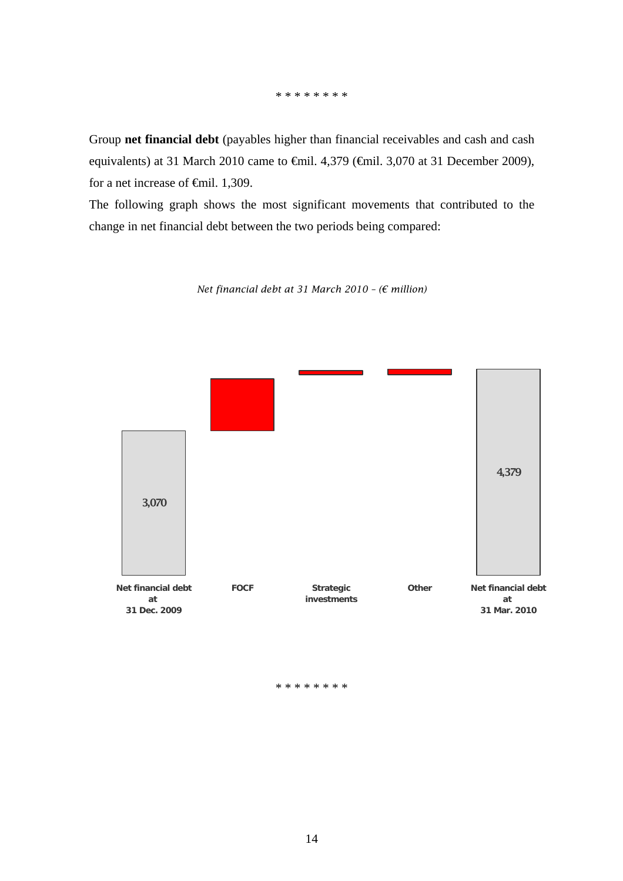\* \* \* \* \* \* \* \*

Group **net financial debt** (payables higher than financial receivables and cash and cash equivalents) at 31 March 2010 came to €mil. 4,379 (€mil. 3,070 at 31 December 2009), for a net increase of €mil. 1,309.

The following graph shows the most significant movements that contributed to the change in net financial debt between the two periods being compared:

*Net financial debt at 31 March 2010 – (€ million)*

| Net financial debt at 31 Dec. 2009 | FOCF | Strategic investments | Other | Net financial debt at 31 Mar. 2010 |
|---|---|---|---|---|
| 3,070 | | | | 4,379 |

\* \* \* \* \* \* \* \*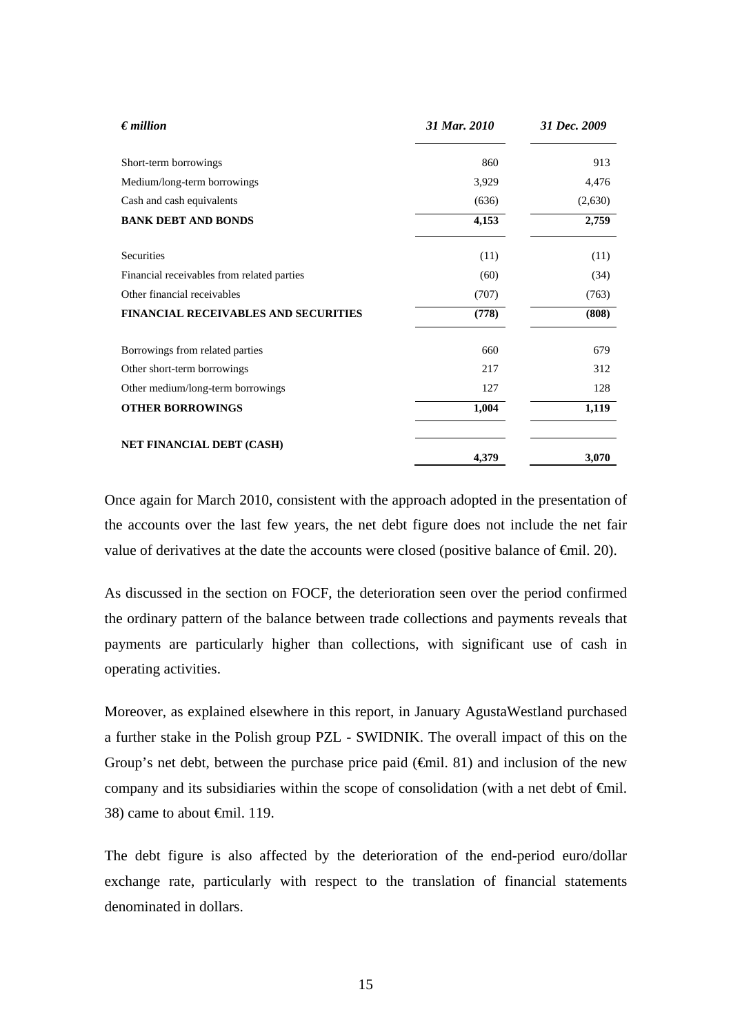| *€ million* | *31 Mar. 2010* | *31 Dec. 2009* |
|---|---|---|
| Short-term borrowings | 860 | 913 |
| Medium/long-term borrowings | 3,929 | 4,476 |
| Cash and cash equivalents | (636) | (2,630) |
| **BANK DEBT AND BONDS** | **4,153** | **2,759** |
| Securities | (11) | (11) |
| Financial receivables from related parties | (60) | (34) |
| Other financial receivables | (707) | (763) |
| **FINANCIAL RECEIVABLES AND SECURITIES** | **(778)** | **(808)** |
| Borrowings from related parties | 660 | 679 |
| Other short-term borrowings | 217 | 312 |
| Other medium/long-term borrowings | 127 | 128 |
| **OTHER BORROWINGS** | **1,004** | **1,119** |
| **NET FINANCIAL DEBT (CASH)** | **4,379** | **3,070** |

Once again for March 2010, consistent with the approach adopted in the presentation of the accounts over the last few years, the net debt figure does not include the net fair value of derivatives at the date the accounts were closed (positive balance of €mil. 20).

As discussed in the section on FOCF, the deterioration seen over the period confirmed the ordinary pattern of the balance between trade collections and payments reveals that payments are particularly higher than collections, with significant use of cash in operating activities.

Moreover, as explained elsewhere in this report, in January AgustaWestland purchased a further stake in the Polish group PZL - SWIDNIK. The overall impact of this on the Group's net debt, between the purchase price paid (€mil. 81) and inclusion of the new company and its subsidiaries within the scope of consolidation (with a net debt of €mil. 38) came to about €mil. 119.

The debt figure is also affected by the deterioration of the end-period euro/dollar exchange rate, particularly with respect to the translation of financial statements denominated in dollars.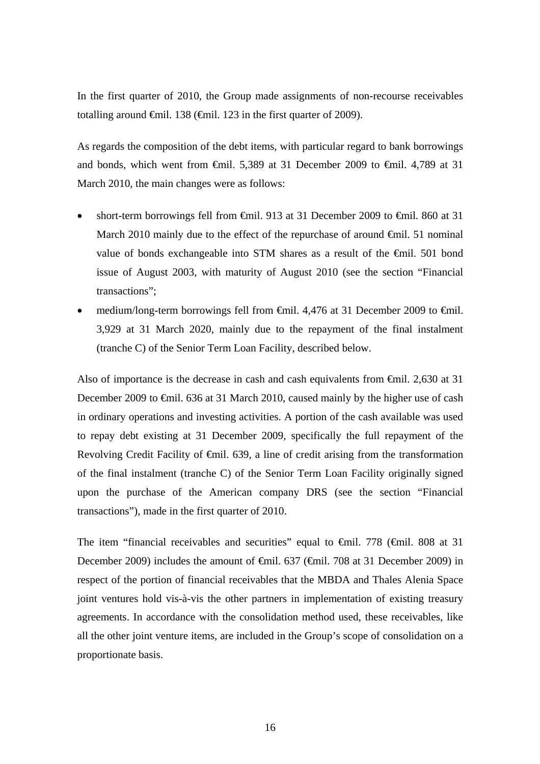In the first quarter of 2010, the Group made assignments of non-recourse receivables totalling around €mil. 138 (€mil. 123 in the first quarter of 2009).

As regards the composition of the debt items, with particular regard to bank borrowings and bonds, which went from €mil. 5,389 at 31 December 2009 to €mil. 4,789 at 31 March 2010, the main changes were as follows:

- short-term borrowings fell from €mil. 913 at 31 December 2009 to €mil. 860 at 31 March 2010 mainly due to the effect of the repurchase of around €mil. 51 nominal value of bonds exchangeable into STM shares as a result of the €mil. 501 bond issue of August 2003, with maturity of August 2010 (see the section "Financial transactions";
- medium/long-term borrowings fell from €mil. 4,476 at 31 December 2009 to €mil. 3,929 at 31 March 2020, mainly due to the repayment of the final instalment (tranche C) of the Senior Term Loan Facility, described below.

Also of importance is the decrease in cash and cash equivalents from €mil. 2,630 at 31 December 2009 to €mil. 636 at 31 March 2010, caused mainly by the higher use of cash in ordinary operations and investing activities. A portion of the cash available was used to repay debt existing at 31 December 2009, specifically the full repayment of the Revolving Credit Facility of €mil. 639, a line of credit arising from the transformation of the final instalment (tranche C) of the Senior Term Loan Facility originally signed upon the purchase of the American company DRS (see the section "Financial transactions"), made in the first quarter of 2010.

The item "financial receivables and securities" equal to €mil. 778 (€mil. 808 at 31 December 2009) includes the amount of €mil. 637 (€mil. 708 at 31 December 2009) in respect of the portion of financial receivables that the MBDA and Thales Alenia Space joint ventures hold vis-à-vis the other partners in implementation of existing treasury agreements. In accordance with the consolidation method used, these receivables, like all the other joint venture items, are included in the Group's scope of consolidation on a proportionate basis.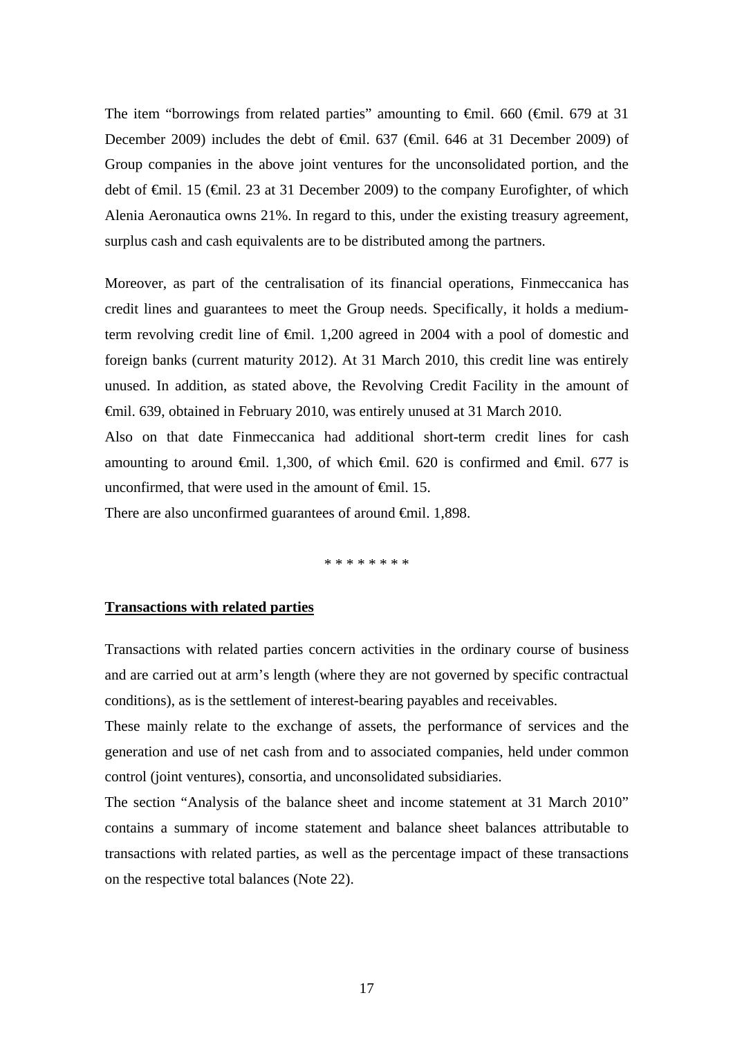The item "borrowings from related parties" amounting to €mil. 660 (€mil. 679 at 31 December 2009) includes the debt of €mil. 637 (€mil. 646 at 31 December 2009) of Group companies in the above joint ventures for the unconsolidated portion, and the debt of €mil. 15 (€mil. 23 at 31 December 2009) to the company Eurofighter, of which Alenia Aeronautica owns 21%. In regard to this, under the existing treasury agreement, surplus cash and cash equivalents are to be distributed among the partners.

Moreover, as part of the centralisation of its financial operations, Finmeccanica has credit lines and guarantees to meet the Group needs. Specifically, it holds a medium-term revolving credit line of €mil. 1,200 agreed in 2004 with a pool of domestic and foreign banks (current maturity 2012). At 31 March 2010, this credit line was entirely unused. In addition, as stated above, the Revolving Credit Facility in the amount of €mil. 639, obtained in February 2010, was entirely unused at 31 March 2010.

Also on that date Finmeccanica had additional short-term credit lines for cash amounting to around €mil. 1,300, of which €mil. 620 is confirmed and €mil. 677 is unconfirmed, that were used in the amount of €mil. 15.

There are also unconfirmed guarantees of around €mil. 1,898.

\* \* \* \* \* \* \* \*

**Transactions with related parties**

Transactions with related parties concern activities in the ordinary course of business and are carried out at arm's length (where they are not governed by specific contractual conditions), as is the settlement of interest-bearing payables and receivables.

These mainly relate to the exchange of assets, the performance of services and the generation and use of net cash from and to associated companies, held under common control (joint ventures), consortia, and unconsolidated subsidiaries.

The section "Analysis of the balance sheet and income statement at 31 March 2010" contains a summary of income statement and balance sheet balances attributable to transactions with related parties, as well as the percentage impact of these transactions on the respective total balances (Note 22).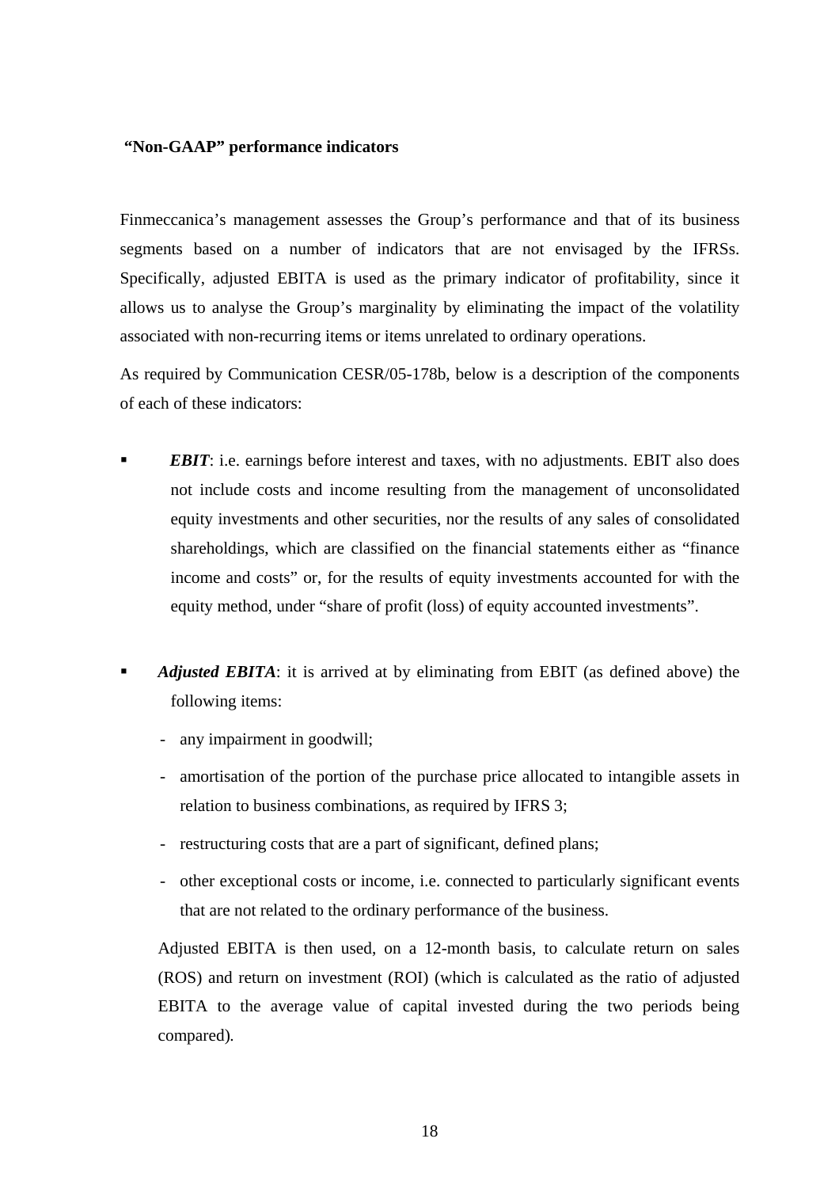**"Non-GAAP" performance indicators**

Finmeccanica's management assesses the Group's performance and that of its business segments based on a number of indicators that are not envisaged by the IFRSs. Specifically, adjusted EBITA is used as the primary indicator of profitability, since it allows us to analyse the Group's marginality by eliminating the impact of the volatility associated with non-recurring items or items unrelated to ordinary operations.

As required by Communication CESR/05-178b, below is a description of the components of each of these indicators:

- ***EBIT***: i.e. earnings before interest and taxes, with no adjustments. EBIT also does not include costs and income resulting from the management of unconsolidated equity investments and other securities, nor the results of any sales of consolidated shareholdings, which are classified on the financial statements either as "finance income and costs" or, for the results of equity investments accounted for with the equity method, under "share of profit (loss) of equity accounted investments".

- ***Adjusted EBITA***: it is arrived at by eliminating from EBIT (as defined above) the following items:
  - any impairment in goodwill;
  - amortisation of the portion of the purchase price allocated to intangible assets in relation to business combinations, as required by IFRS 3;
  - restructuring costs that are a part of significant, defined plans;
  - other exceptional costs or income, i.e. connected to particularly significant events that are not related to the ordinary performance of the business.

  Adjusted EBITA is then used, on a 12-month basis, to calculate return on sales (ROS) and return on investment (ROI) (which is calculated as the ratio of adjusted EBITA to the average value of capital invested during the two periods being compared).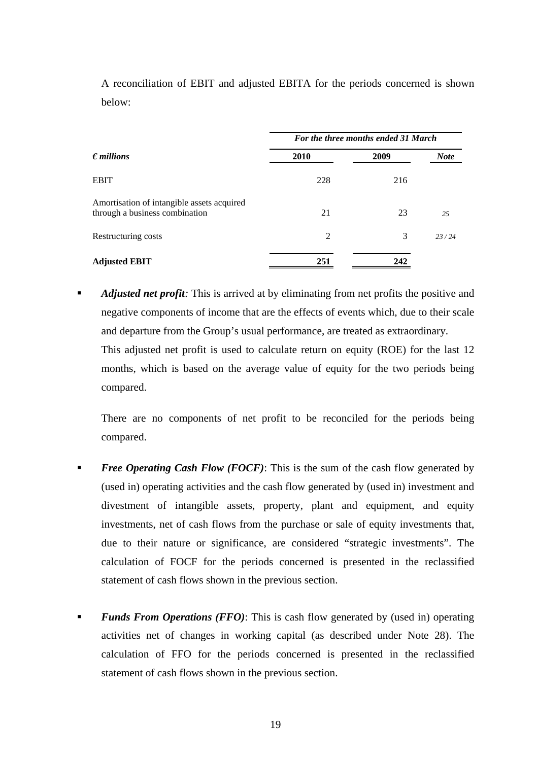A reconciliation of EBIT and adjusted EBITA for the periods concerned is shown below:

| *€ millions* | *For the three months ended 31 March* 2010 | 2009 | *Note* |
|---|---|---|---|
| EBIT | 228 | 216 | |
| Amortisation of intangible assets acquired through a business combination | 21 | 23 | *25* |
| Restructuring costs | 2 | 3 | *23 / 24* |
| **Adjusted EBIT** | **251** | **242** | |

- ***Adjusted net profit:*** This is arrived at by eliminating from net profits the positive and negative components of income that are the effects of events which, due to their scale and departure from the Group's usual performance, are treated as extraordinary.
  This adjusted net profit is used to calculate return on equity (ROE) for the last 12 months, which is based on the average value of equity for the two periods being compared.

  There are no components of net profit to be reconciled for the periods being compared.

- ***Free Operating Cash Flow (FOCF)***: This is the sum of the cash flow generated by (used in) operating activities and the cash flow generated by (used in) investment and divestment of intangible assets, property, plant and equipment, and equity investments, net of cash flows from the purchase or sale of equity investments that, due to their nature or significance, are considered "strategic investments". The calculation of FOCF for the periods concerned is presented in the reclassified statement of cash flows shown in the previous section.

- ***Funds From Operations (FFO)***: This is cash flow generated by (used in) operating activities net of changes in working capital (as described under Note 28). The calculation of FFO for the periods concerned is presented in the reclassified statement of cash flows shown in the previous section.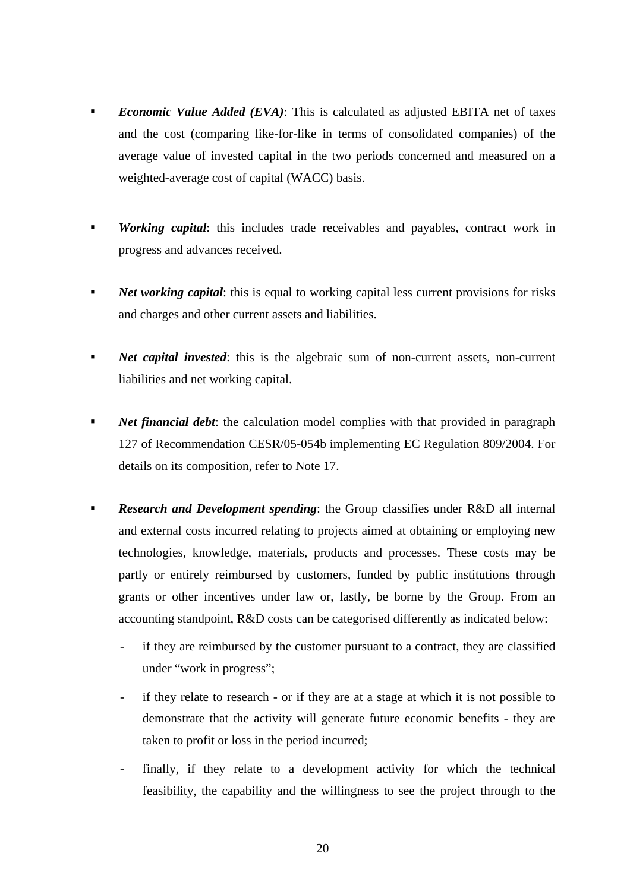- ***Economic Value Added (EVA)***: This is calculated as adjusted EBITA net of taxes and the cost (comparing like-for-like in terms of consolidated companies) of the average value of invested capital in the two periods concerned and measured on a weighted-average cost of capital (WACC) basis.

- ***Working capital***: this includes trade receivables and payables, contract work in progress and advances received.

- ***Net working capital***: this is equal to working capital less current provisions for risks and charges and other current assets and liabilities.

- ***Net capital invested***: this is the algebraic sum of non-current assets, non-current liabilities and net working capital.

- ***Net financial debt***: the calculation model complies with that provided in paragraph 127 of Recommendation CESR/05-054b implementing EC Regulation 809/2004. For details on its composition, refer to Note 17.

- ***Research and Development spending***: the Group classifies under R&D all internal and external costs incurred relating to projects aimed at obtaining or employing new technologies, knowledge, materials, products and processes. These costs may be partly or entirely reimbursed by customers, funded by public institutions through grants or other incentives under law or, lastly, be borne by the Group. From an accounting standpoint, R&D costs can be categorised differently as indicated below:
  - if they are reimbursed by the customer pursuant to a contract, they are classified under "work in progress";
  - if they relate to research - or if they are at a stage at which it is not possible to demonstrate that the activity will generate future economic benefits - they are taken to profit or loss in the period incurred;
  - finally, if they relate to a development activity for which the technical feasibility, the capability and the willingness to see the project through to the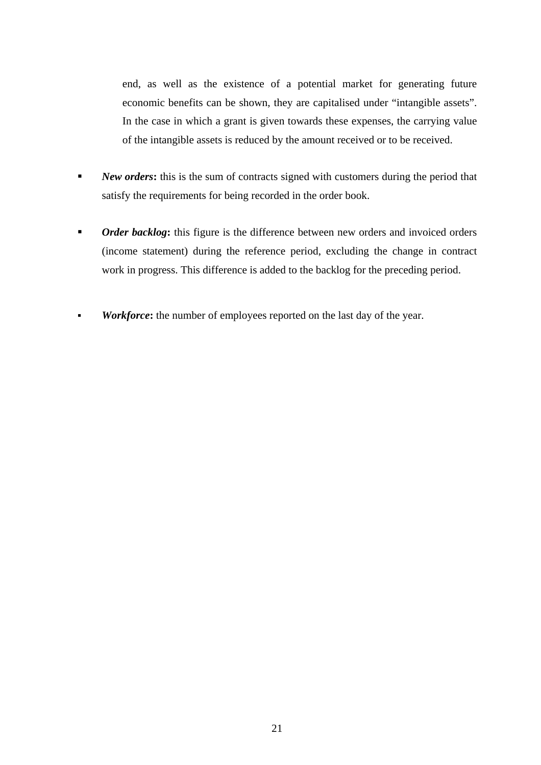end, as well as the existence of a potential market for generating future economic benefits can be shown, they are capitalised under "intangible assets". In the case in which a grant is given towards these expenses, the carrying value of the intangible assets is reduced by the amount received or to be received.

- ***New orders*:** this is the sum of contracts signed with customers during the period that satisfy the requirements for being recorded in the order book.

- ***Order backlog*:** this figure is the difference between new orders and invoiced orders (income statement) during the reference period, excluding the change in contract work in progress. This difference is added to the backlog for the preceding period.

- ***Workforce*:** the number of employees reported on the last day of the year.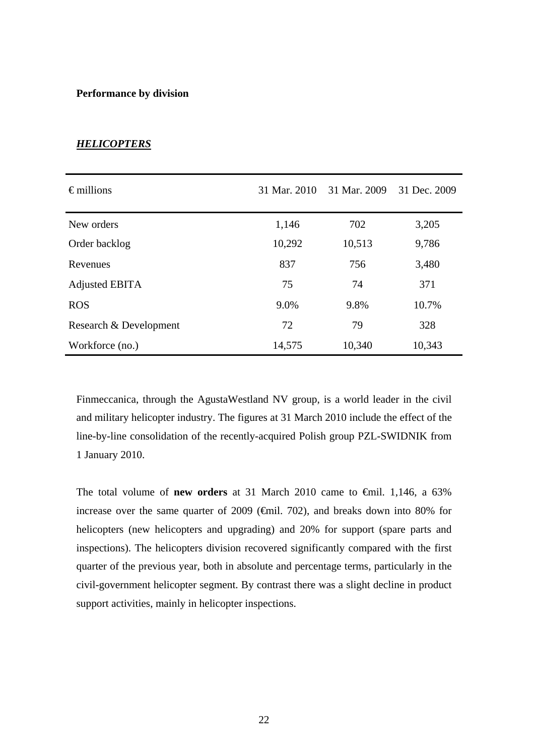**Performance by division**

***HELICOPTERS***

| € millions | 31 Mar. 2010 | 31 Mar. 2009 | 31 Dec. 2009 |
|---|---|---|---|
| New orders | 1,146 | 702 | 3,205 |
| Order backlog | 10,292 | 10,513 | 9,786 |
| Revenues | 837 | 756 | 3,480 |
| Adjusted EBITA | 75 | 74 | 371 |
| ROS | 9.0% | 9.8% | 10.7% |
| Research & Development | 72 | 79 | 328 |
| Workforce (no.) | 14,575 | 10,340 | 10,343 |

Finmeccanica, through the AgustaWestland NV group, is a world leader in the civil and military helicopter industry. The figures at 31 March 2010 include the effect of the line-by-line consolidation of the recently-acquired Polish group PZL-SWIDNIK from 1 January 2010.

The total volume of **new orders** at 31 March 2010 came to €mil. 1,146, a 63% increase over the same quarter of 2009 (€mil. 702), and breaks down into 80% for helicopters (new helicopters and upgrading) and 20% for support (spare parts and inspections). The helicopters division recovered significantly compared with the first quarter of the previous year, both in absolute and percentage terms, particularly in the civil-government helicopter segment. By contrast there was a slight decline in product support activities, mainly in helicopter inspections.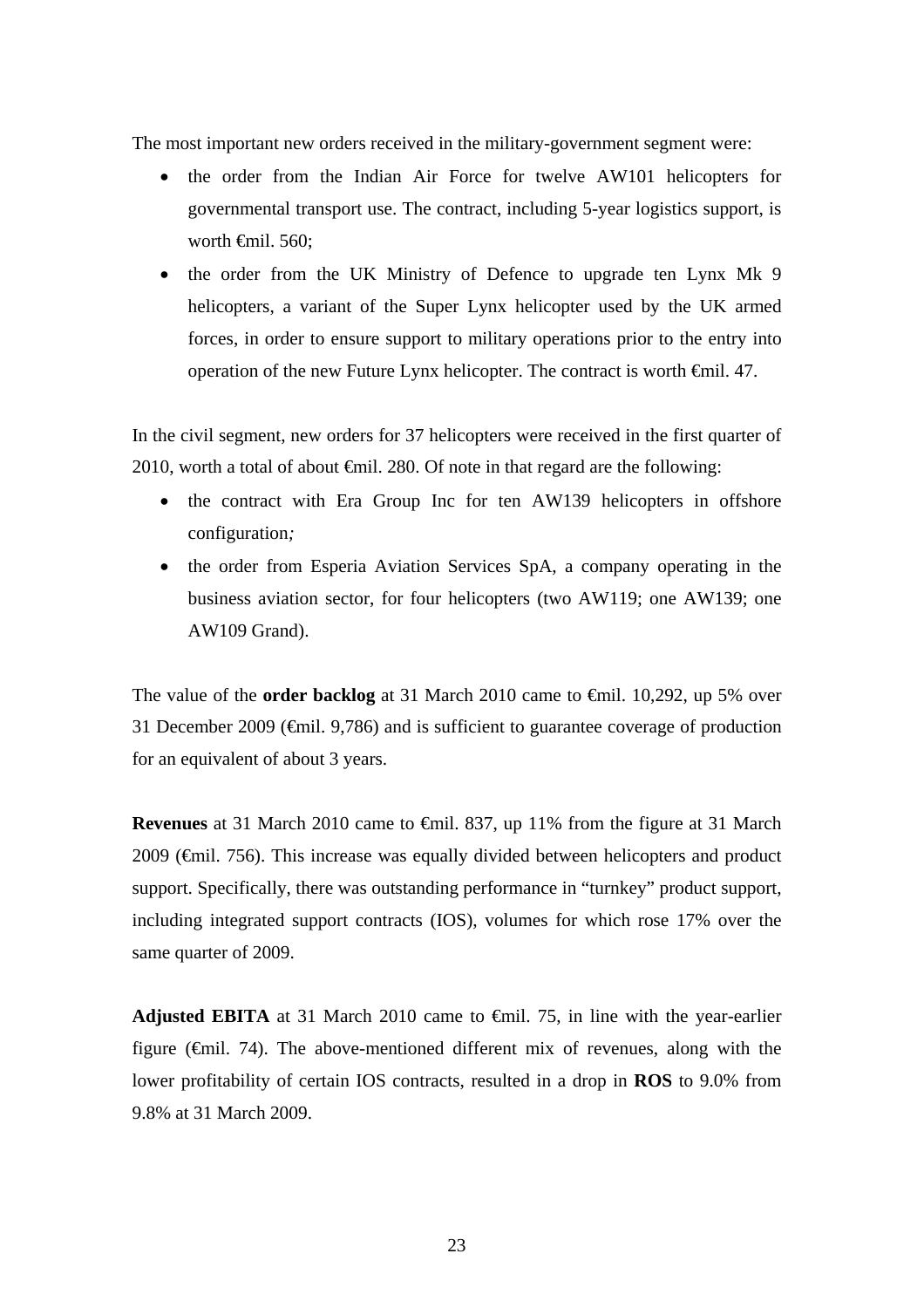The most important new orders received in the military-government segment were:

- the order from the Indian Air Force for twelve AW101 helicopters for governmental transport use. The contract, including 5-year logistics support, is worth €mil. 560;
- the order from the UK Ministry of Defence to upgrade ten Lynx Mk 9 helicopters, a variant of the Super Lynx helicopter used by the UK armed forces, in order to ensure support to military operations prior to the entry into operation of the new Future Lynx helicopter. The contract is worth €mil. 47.

In the civil segment, new orders for 37 helicopters were received in the first quarter of 2010, worth a total of about €mil. 280. Of note in that regard are the following:

- the contract with Era Group Inc for ten AW139 helicopters in offshore configuration*;*
- the order from Esperia Aviation Services SpA, a company operating in the business aviation sector, for four helicopters (two AW119; one AW139; one AW109 Grand).

The value of the **order backlog** at 31 March 2010 came to €mil. 10,292, up 5% over 31 December 2009 (€mil. 9,786) and is sufficient to guarantee coverage of production for an equivalent of about 3 years.

**Revenues** at 31 March 2010 came to €mil. 837, up 11% from the figure at 31 March 2009 (€mil. 756). This increase was equally divided between helicopters and product support. Specifically, there was outstanding performance in "turnkey" product support, including integrated support contracts (IOS), volumes for which rose 17% over the same quarter of 2009.

**Adjusted EBITA** at 31 March 2010 came to €mil. 75, in line with the year-earlier figure (€mil. 74). The above-mentioned different mix of revenues, along with the lower profitability of certain IOS contracts, resulted in a drop in **ROS** to 9.0% from 9.8% at 31 March 2009.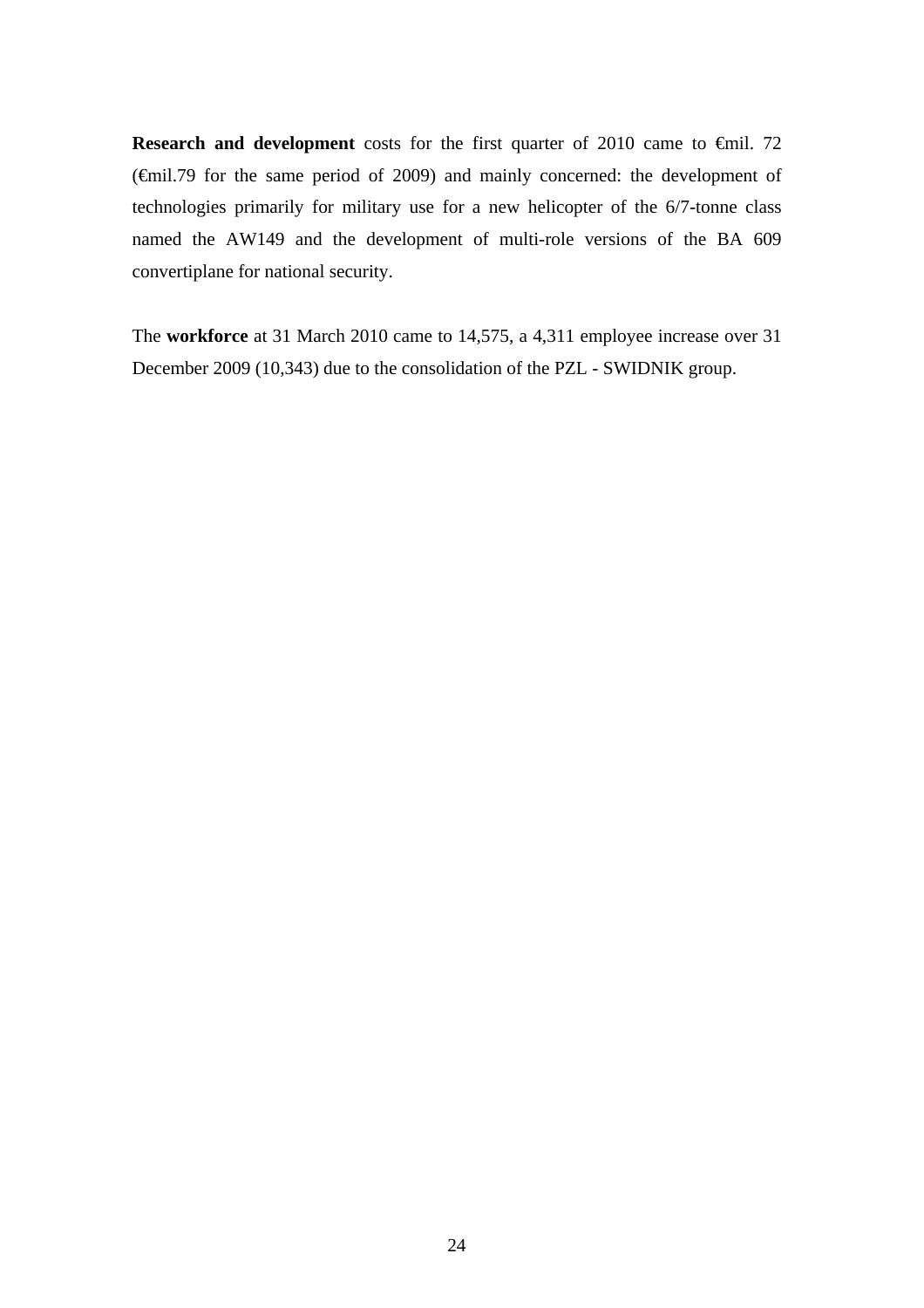**Research and development** costs for the first quarter of 2010 came to €mil. 72 (€mil.79 for the same period of 2009) and mainly concerned: the development of technologies primarily for military use for a new helicopter of the 6/7-tonne class named the AW149 and the development of multi-role versions of the BA 609 convertiplane for national security.

The **workforce** at 31 March 2010 came to 14,575, a 4,311 employee increase over 31 December 2009 (10,343) due to the consolidation of the PZL - SWIDNIK group.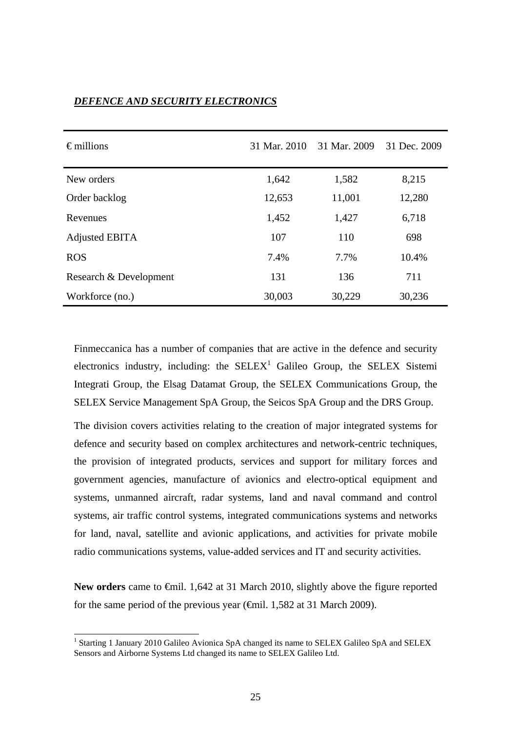***DEFENCE AND SECURITY ELECTRONICS***

| € millions | 31 Mar. 2010 | 31 Mar. 2009 | 31 Dec. 2009 |
|---|---|---|---|
| New orders | 1,642 | 1,582 | 8,215 |
| Order backlog | 12,653 | 11,001 | 12,280 |
| Revenues | 1,452 | 1,427 | 6,718 |
| Adjusted EBITA | 107 | 110 | 698 |
| ROS | 7.4% | 7.7% | 10.4% |
| Research & Development | 131 | 136 | 711 |
| Workforce (no.) | 30,003 | 30,229 | 30,236 |

Finmeccanica has a number of companies that are active in the defence and security electronics industry, including: the SELEX[1] Galileo Group, the SELEX Sistemi Integrati Group, the Elsag Datamat Group, the SELEX Communications Group, the SELEX Service Management SpA Group, the Seicos SpA Group and the DRS Group.

The division covers activities relating to the creation of major integrated systems for defence and security based on complex architectures and network-centric techniques, the provision of integrated products, services and support for military forces and government agencies, manufacture of avionics and electro-optical equipment and systems, unmanned aircraft, radar systems, land and naval command and control systems, air traffic control systems, integrated communications systems and networks for land, naval, satellite and avionic applications, and activities for private mobile radio communications systems, value-added services and IT and security activities.

**New orders** came to €mil. 1,642 at 31 March 2010, slightly above the figure reported for the same period of the previous year (€mil. 1,582 at 31 March 2009).

[1] Starting 1 January 2010 Galileo Avionica SpA changed its name to SELEX Galileo SpA and SELEX Sensors and Airborne Systems Ltd changed its name to SELEX Galileo Ltd.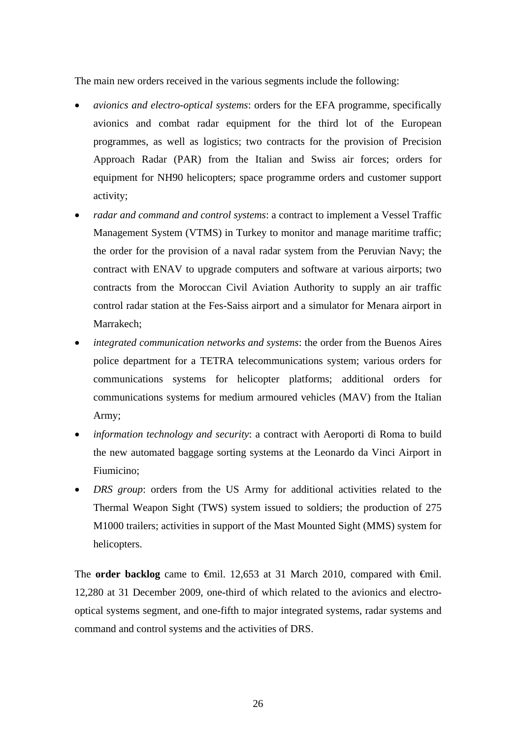The main new orders received in the various segments include the following:

- *avionics and electro-optical systems*: orders for the EFA programme, specifically avionics and combat radar equipment for the third lot of the European programmes, as well as logistics; two contracts for the provision of Precision Approach Radar (PAR) from the Italian and Swiss air forces; orders for equipment for NH90 helicopters; space programme orders and customer support activity;
- *radar and command and control systems*: a contract to implement a Vessel Traffic Management System (VTMS) in Turkey to monitor and manage maritime traffic; the order for the provision of a naval radar system from the Peruvian Navy; the contract with ENAV to upgrade computers and software at various airports; two contracts from the Moroccan Civil Aviation Authority to supply an air traffic control radar station at the Fes-Saiss airport and a simulator for Menara airport in Marrakech;
- *integrated communication networks and systems*: the order from the Buenos Aires police department for a TETRA telecommunications system; various orders for communications systems for helicopter platforms; additional orders for communications systems for medium armoured vehicles (MAV) from the Italian Army;
- *information technology and security*: a contract with Aeroporti di Roma to build the new automated baggage sorting systems at the Leonardo da Vinci Airport in Fiumicino;
- *DRS group*: orders from the US Army for additional activities related to the Thermal Weapon Sight (TWS) system issued to soldiers; the production of 275 M1000 trailers; activities in support of the Mast Mounted Sight (MMS) system for helicopters.

The **order backlog** came to €mil. 12,653 at 31 March 2010, compared with €mil. 12,280 at 31 December 2009, one-third of which related to the avionics and electro-optical systems segment, and one-fifth to major integrated systems, radar systems and command and control systems and the activities of DRS.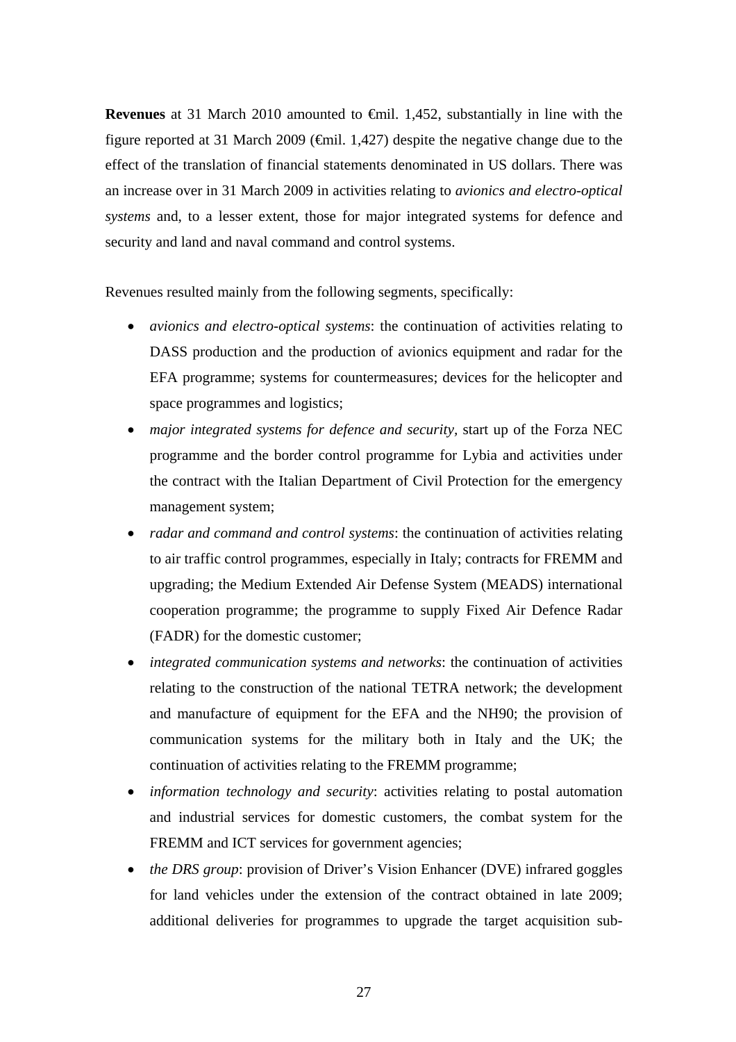**Revenues** at 31 March 2010 amounted to €mil. 1,452, substantially in line with the figure reported at 31 March 2009 (€mil. 1,427) despite the negative change due to the effect of the translation of financial statements denominated in US dollars. There was an increase over in 31 March 2009 in activities relating to *avionics and electro-optical systems* and, to a lesser extent, those for major integrated systems for defence and security and land and naval command and control systems.

Revenues resulted mainly from the following segments, specifically:

- *avionics and electro-optical systems*: the continuation of activities relating to DASS production and the production of avionics equipment and radar for the EFA programme; systems for countermeasures; devices for the helicopter and space programmes and logistics;
- *major integrated systems for defence and security*, start up of the Forza NEC programme and the border control programme for Lybia and activities under the contract with the Italian Department of Civil Protection for the emergency management system;
- *radar and command and control systems*: the continuation of activities relating to air traffic control programmes, especially in Italy; contracts for FREMM and upgrading; the Medium Extended Air Defense System (MEADS) international cooperation programme; the programme to supply Fixed Air Defence Radar (FADR) for the domestic customer;
- *integrated communication systems and networks*: the continuation of activities relating to the construction of the national TETRA network; the development and manufacture of equipment for the EFA and the NH90; the provision of communication systems for the military both in Italy and the UK; the continuation of activities relating to the FREMM programme;
- *information technology and security*: activities relating to postal automation and industrial services for domestic customers, the combat system for the FREMM and ICT services for government agencies;
- *the DRS group*: provision of Driver's Vision Enhancer (DVE) infrared goggles for land vehicles under the extension of the contract obtained in late 2009; additional deliveries for programmes to upgrade the target acquisition sub-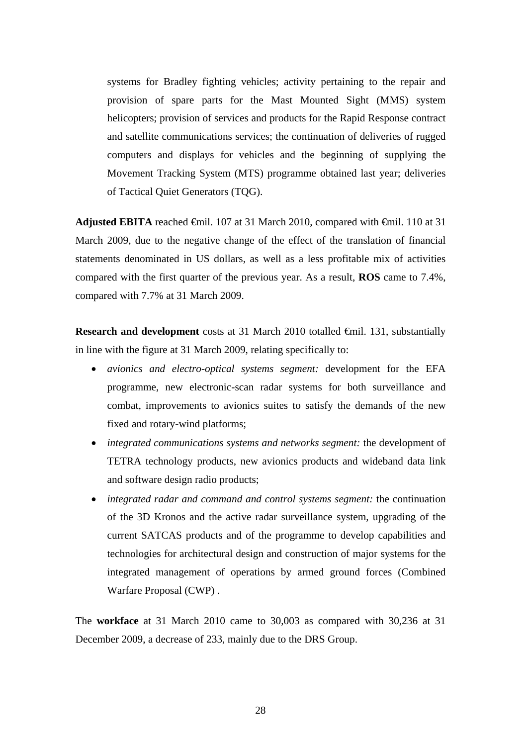systems for Bradley fighting vehicles; activity pertaining to the repair and provision of spare parts for the Mast Mounted Sight (MMS) system helicopters; provision of services and products for the Rapid Response contract and satellite communications services; the continuation of deliveries of rugged computers and displays for vehicles and the beginning of supplying the Movement Tracking System (MTS) programme obtained last year; deliveries of Tactical Quiet Generators (TQG).

**Adjusted EBITA** reached €mil. 107 at 31 March 2010, compared with €mil. 110 at 31 March 2009, due to the negative change of the effect of the translation of financial statements denominated in US dollars, as well as a less profitable mix of activities compared with the first quarter of the previous year. As a result, **ROS** came to 7.4%, compared with 7.7% at 31 March 2009.

**Research and development** costs at 31 March 2010 totalled €mil. 131, substantially in line with the figure at 31 March 2009, relating specifically to:

- *avionics and electro-optical systems segment:* development for the EFA programme, new electronic-scan radar systems for both surveillance and combat, improvements to avionics suites to satisfy the demands of the new fixed and rotary-wind platforms;
- *integrated communications systems and networks segment:* the development of TETRA technology products, new avionics products and wideband data link and software design radio products;
- *integrated radar and command and control systems segment:* the continuation of the 3D Kronos and the active radar surveillance system, upgrading of the current SATCAS products and of the programme to develop capabilities and technologies for architectural design and construction of major systems for the integrated management of operations by armed ground forces (Combined Warfare Proposal (CWP) .

The **workface** at 31 March 2010 came to 30,003 as compared with 30,236 at 31 December 2009, a decrease of 233, mainly due to the DRS Group.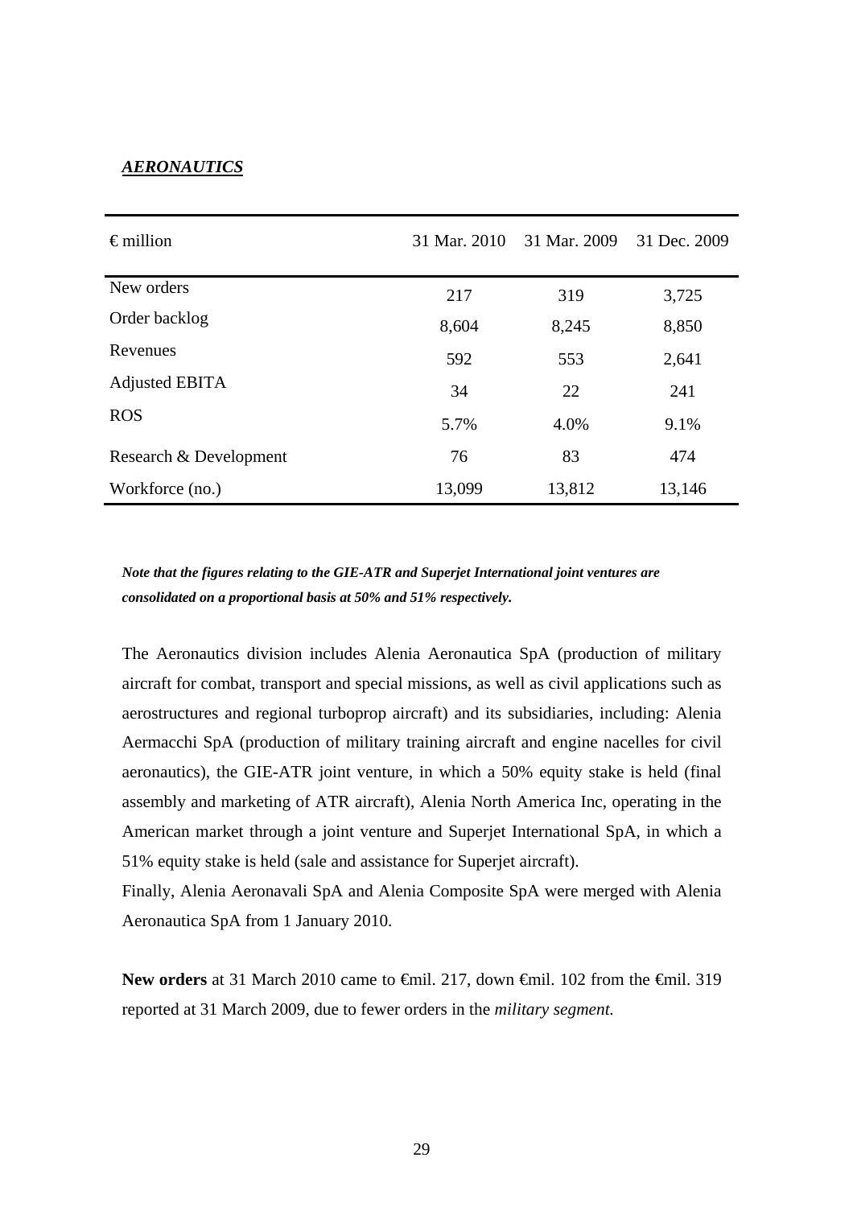***AERONAUTICS***

| € million | 31 Mar. 2010 | 31 Mar. 2009 | 31 Dec. 2009 |
|---|---|---|---|
| New orders | 217 | 319 | 3,725 |
| Order backlog | 8,604 | 8,245 | 8,850 |
| Revenues | 592 | 553 | 2,641 |
| Adjusted EBITA | 34 | 22 | 241 |
| ROS | 5.7% | 4.0% | 9.1% |
| Research & Development | 76 | 83 | 474 |
| Workforce (no.) | 13,099 | 13,812 | 13,146 |

***Note that the figures relating to the GIE-ATR and Superjet International joint ventures are consolidated on a proportional basis at 50% and 51% respectively.***

The Aeronautics division includes Alenia Aeronautica SpA (production of military aircraft for combat, transport and special missions, as well as civil applications such as aerostructures and regional turboprop aircraft) and its subsidiaries, including: Alenia Aermacchi SpA (production of military training aircraft and engine nacelles for civil aeronautics), the GIE-ATR joint venture, in which a 50% equity stake is held (final assembly and marketing of ATR aircraft), Alenia North America Inc, operating in the American market through a joint venture and Superjet International SpA, in which a 51% equity stake is held (sale and assistance for Superjet aircraft).

Finally, Alenia Aeronavali SpA and Alenia Composite SpA were merged with Alenia Aeronautica SpA from 1 January 2010.

**New orders** at 31 March 2010 came to €mil. 217, down €mil. 102 from the €mil. 319 reported at 31 March 2009, due to fewer orders in the *military segment.*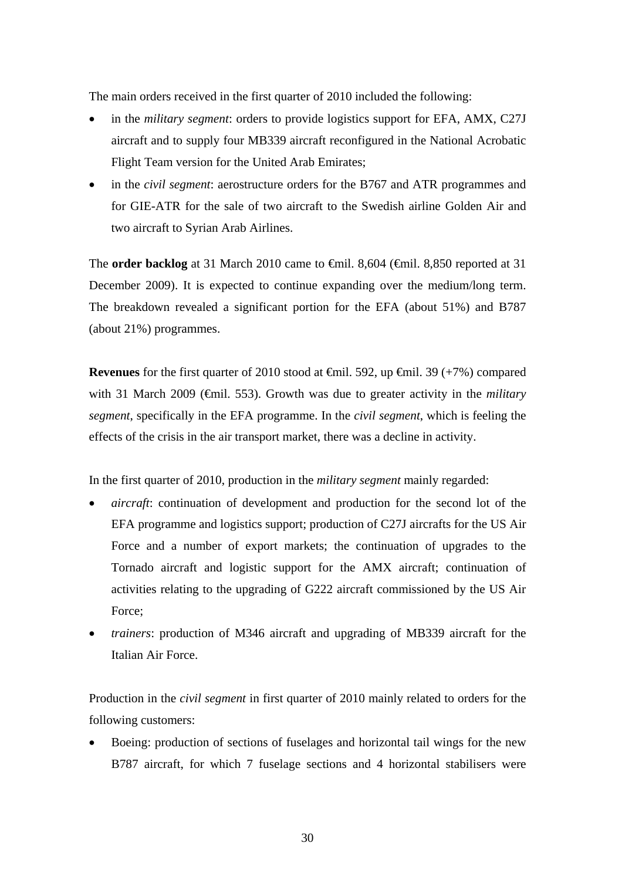The main orders received in the first quarter of 2010 included the following:

- in the *military segment*: orders to provide logistics support for EFA, AMX, C27J aircraft and to supply four MB339 aircraft reconfigured in the National Acrobatic Flight Team version for the United Arab Emirates;
- in the *civil segment*: aerostructure orders for the B767 and ATR programmes and for GIE-ATR for the sale of two aircraft to the Swedish airline Golden Air and two aircraft to Syrian Arab Airlines.

The **order backlog** at 31 March 2010 came to €mil. 8,604 (€mil. 8,850 reported at 31 December 2009). It is expected to continue expanding over the medium/long term. The breakdown revealed a significant portion for the EFA (about 51%) and B787 (about 21%) programmes.

**Revenues** for the first quarter of 2010 stood at €mil. 592, up €mil. 39 (+7%) compared with 31 March 2009 (€mil. 553). Growth was due to greater activity in the *military segment*, specifically in the EFA programme. In the *civil segment*, which is feeling the effects of the crisis in the air transport market, there was a decline in activity.

In the first quarter of 2010, production in the *military segment* mainly regarded:

- *aircraft*: continuation of development and production for the second lot of the EFA programme and logistics support; production of C27J aircrafts for the US Air Force and a number of export markets; the continuation of upgrades to the Tornado aircraft and logistic support for the AMX aircraft; continuation of activities relating to the upgrading of G222 aircraft commissioned by the US Air Force;
- *trainers*: production of M346 aircraft and upgrading of MB339 aircraft for the Italian Air Force.

Production in the *civil segment* in first quarter of 2010 mainly related to orders for the following customers:

- Boeing: production of sections of fuselages and horizontal tail wings for the new B787 aircraft, for which 7 fuselage sections and 4 horizontal stabilisers were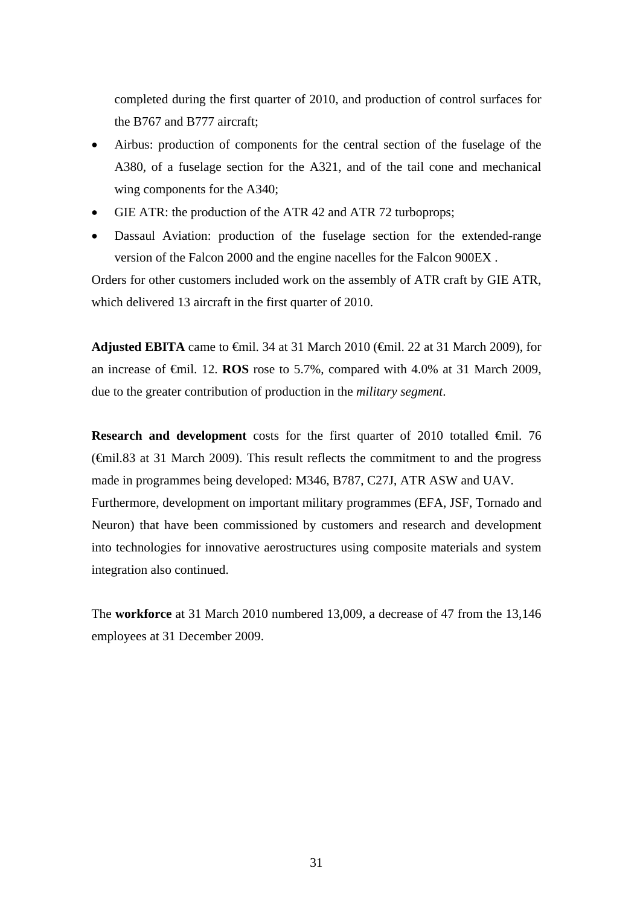completed during the first quarter of 2010, and production of control surfaces for the B767 and B777 aircraft;

- Airbus: production of components for the central section of the fuselage of the A380, of a fuselage section for the A321, and of the tail cone and mechanical wing components for the A340;
- GIE ATR: the production of the ATR 42 and ATR 72 turboprops;
- Dassaul Aviation: production of the fuselage section for the extended-range version of the Falcon 2000 and the engine nacelles for the Falcon 900EX .

Orders for other customers included work on the assembly of ATR craft by GIE ATR, which delivered 13 aircraft in the first quarter of 2010.

**Adjusted EBITA** came to €mil. 34 at 31 March 2010 (€mil. 22 at 31 March 2009), for an increase of €mil. 12. **ROS** rose to 5.7%, compared with 4.0% at 31 March 2009, due to the greater contribution of production in the *military segment*.

**Research and development** costs for the first quarter of 2010 totalled €mil. 76 (€mil.83 at 31 March 2009). This result reflects the commitment to and the progress made in programmes being developed: M346, B787, C27J, ATR ASW and UAV.
Furthermore, development on important military programmes (EFA, JSF, Tornado and Neuron) that have been commissioned by customers and research and development into technologies for innovative aerostructures using composite materials and system integration also continued.

The **workforce** at 31 March 2010 numbered 13,009, a decrease of 47 from the 13,146 employees at 31 December 2009.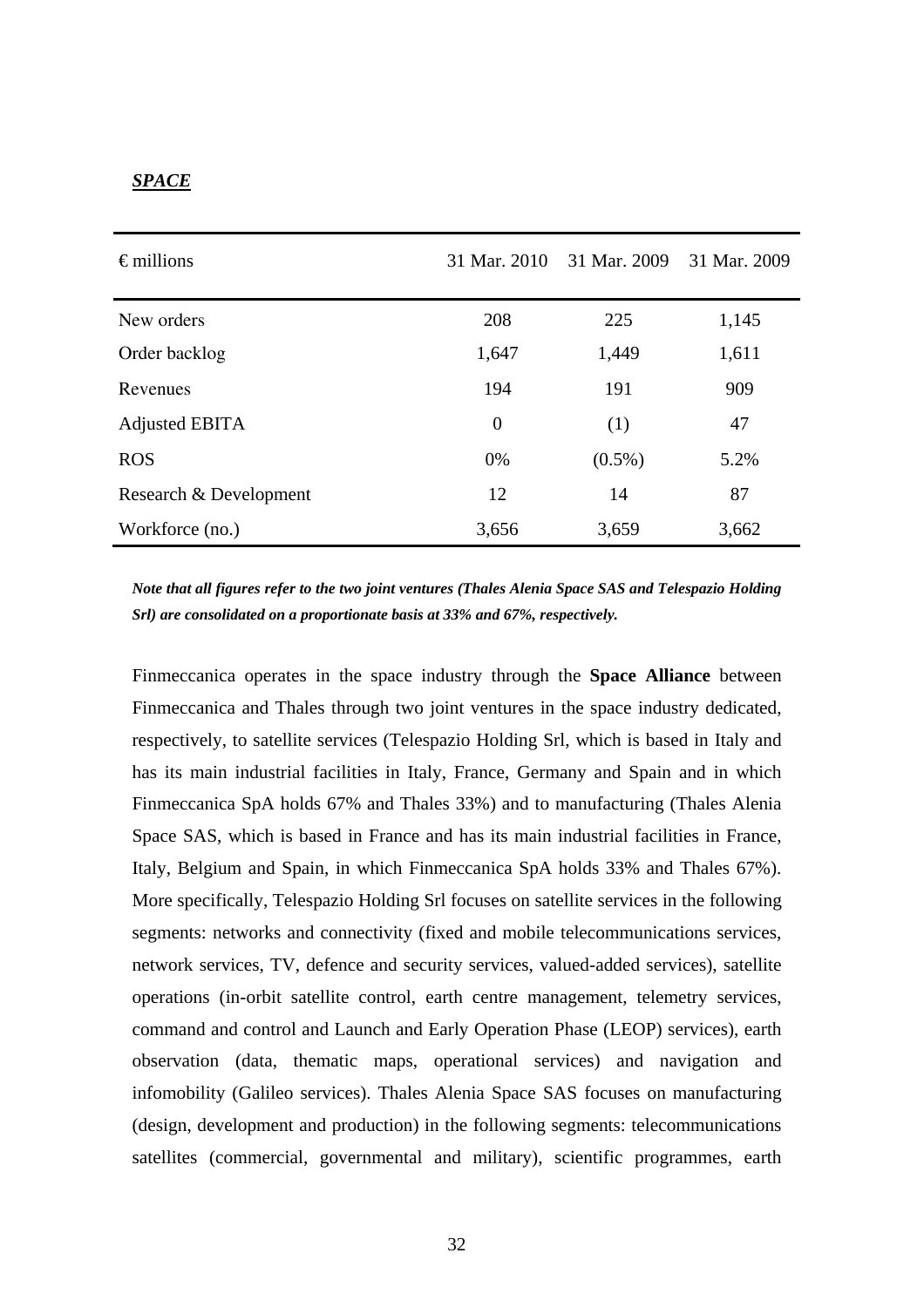***SPACE***

| € millions | 31 Mar. 2010 | 31 Mar. 2009 | 31 Mar. 2009 |
|---|---|---|---|
| New orders | 208 | 225 | 1,145 |
| Order backlog | 1,647 | 1,449 | 1,611 |
| Revenues | 194 | 191 | 909 |
| Adjusted EBITA | 0 | (1) | 47 |
| ROS | 0% | (0.5%) | 5.2% |
| Research & Development | 12 | 14 | 87 |
| Workforce (no.) | 3,656 | 3,659 | 3,662 |

***Note that all figures refer to the two joint ventures (Thales Alenia Space SAS and Telespazio Holding Srl) are consolidated on a proportionate basis at 33% and 67%, respectively.***

Finmeccanica operates in the space industry through the **Space Alliance** between Finmeccanica and Thales through two joint ventures in the space industry dedicated, respectively, to satellite services (Telespazio Holding Srl, which is based in Italy and has its main industrial facilities in Italy, France, Germany and Spain and in which Finmeccanica SpA holds 67% and Thales 33%) and to manufacturing (Thales Alenia Space SAS, which is based in France and has its main industrial facilities in France, Italy, Belgium and Spain, in which Finmeccanica SpA holds 33% and Thales 67%). More specifically, Telespazio Holding Srl focuses on satellite services in the following segments: networks and connectivity (fixed and mobile telecommunications services, network services, TV, defence and security services, valued-added services), satellite operations (in-orbit satellite control, earth centre management, telemetry services, command and control and Launch and Early Operation Phase (LEOP) services), earth observation (data, thematic maps, operational services) and navigation and infomobility (Galileo services). Thales Alenia Space SAS focuses on manufacturing (design, development and production) in the following segments: telecommunications satellites (commercial, governmental and military), scientific programmes, earth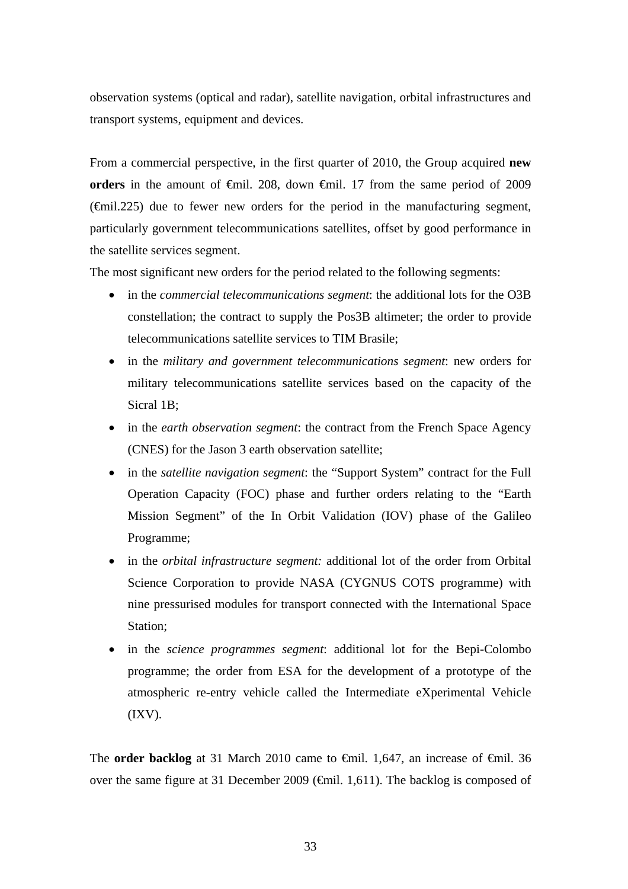observation systems (optical and radar), satellite navigation, orbital infrastructures and transport systems, equipment and devices.

From a commercial perspective, in the first quarter of 2010, the Group acquired **new orders** in the amount of €mil. 208, down €mil. 17 from the same period of 2009 (€mil.225) due to fewer new orders for the period in the manufacturing segment, particularly government telecommunications satellites, offset by good performance in the satellite services segment.

The most significant new orders for the period related to the following segments:

- in the *commercial telecommunications segment*: the additional lots for the O3B constellation; the contract to supply the Pos3B altimeter; the order to provide telecommunications satellite services to TIM Brasile;
- in the *military and government telecommunications segment*: new orders for military telecommunications satellite services based on the capacity of the Sicral 1B;
- in the *earth observation segment*: the contract from the French Space Agency (CNES) for the Jason 3 earth observation satellite;
- in the *satellite navigation segment*: the "Support System" contract for the Full Operation Capacity (FOC) phase and further orders relating to the "Earth Mission Segment" of the In Orbit Validation (IOV) phase of the Galileo Programme;
- in the *orbital infrastructure segment:* additional lot of the order from Orbital Science Corporation to provide NASA (CYGNUS COTS programme) with nine pressurised modules for transport connected with the International Space Station;
- in the *science programmes segment*: additional lot for the Bepi-Colombo programme; the order from ESA for the development of a prototype of the atmospheric re-entry vehicle called the Intermediate eXperimental Vehicle (IXV).

The **order backlog** at 31 March 2010 came to €mil. 1,647, an increase of €mil. 36 over the same figure at 31 December 2009 (€mil. 1,611). The backlog is composed of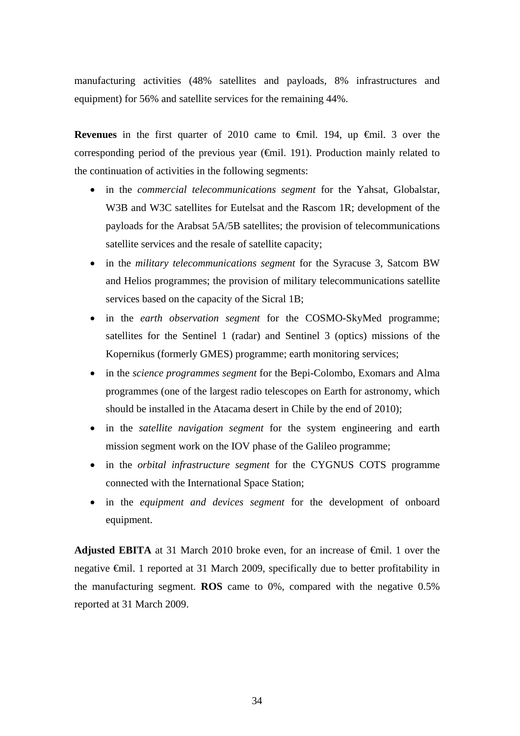manufacturing activities (48% satellites and payloads, 8% infrastructures and equipment) for 56% and satellite services for the remaining 44%.

**Revenues** in the first quarter of 2010 came to €mil. 194, up €mil. 3 over the corresponding period of the previous year (€mil. 191). Production mainly related to the continuation of activities in the following segments:

- in the *commercial telecommunications segment* for the Yahsat, Globalstar, W3B and W3C satellites for Eutelsat and the Rascom 1R; development of the payloads for the Arabsat 5A/5B satellites; the provision of telecommunications satellite services and the resale of satellite capacity;
- in the *military telecommunications segment* for the Syracuse 3, Satcom BW and Helios programmes; the provision of military telecommunications satellite services based on the capacity of the Sicral 1B;
- in the *earth observation segment* for the COSMO-SkyMed programme; satellites for the Sentinel 1 (radar) and Sentinel 3 (optics) missions of the Kopernikus (formerly GMES) programme; earth monitoring services;
- in the *science programmes segment* for the Bepi-Colombo, Exomars and Alma programmes (one of the largest radio telescopes on Earth for astronomy, which should be installed in the Atacama desert in Chile by the end of 2010);
- in the *satellite navigation segment* for the system engineering and earth mission segment work on the IOV phase of the Galileo programme;
- in the *orbital infrastructure segment* for the CYGNUS COTS programme connected with the International Space Station;
- in the *equipment and devices segment* for the development of onboard equipment.

**Adjusted EBITA** at 31 March 2010 broke even, for an increase of €mil. 1 over the negative €mil. 1 reported at 31 March 2009, specifically due to better profitability in the manufacturing segment. **ROS** came to 0%, compared with the negative 0.5% reported at 31 March 2009.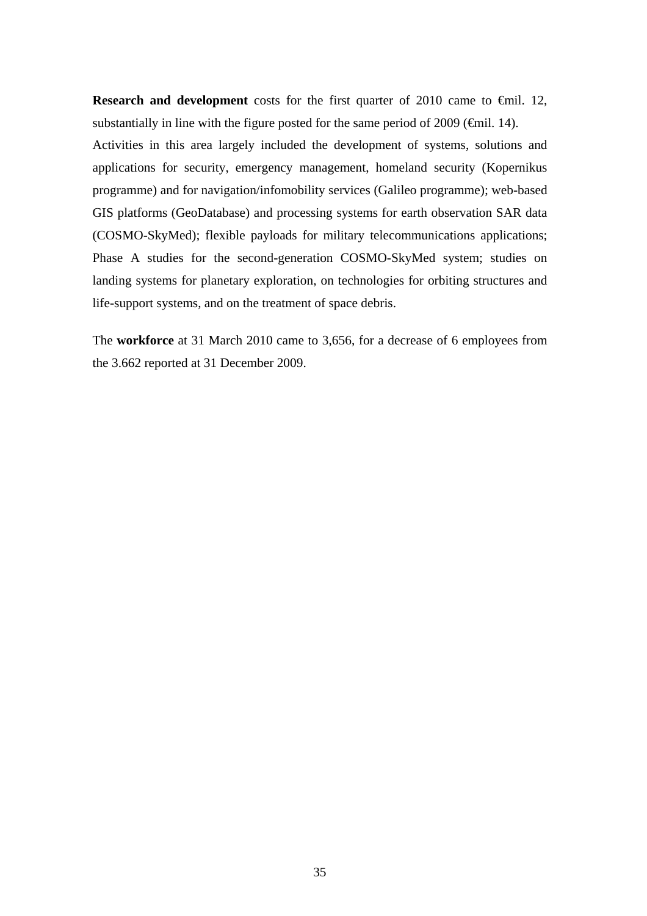**Research and development** costs for the first quarter of 2010 came to €mil. 12, substantially in line with the figure posted for the same period of 2009 (€mil. 14).
Activities in this area largely included the development of systems, solutions and applications for security, emergency management, homeland security (Kopernikus programme) and for navigation/infomobility services (Galileo programme); web-based GIS platforms (GeoDatabase) and processing systems for earth observation SAR data (COSMO-SkyMed); flexible payloads for military telecommunications applications; Phase A studies for the second-generation COSMO-SkyMed system; studies on landing systems for planetary exploration, on technologies for orbiting structures and life-support systems, and on the treatment of space debris.

The **workforce** at 31 March 2010 came to 3,656, for a decrease of 6 employees from the 3.662 reported at 31 December 2009.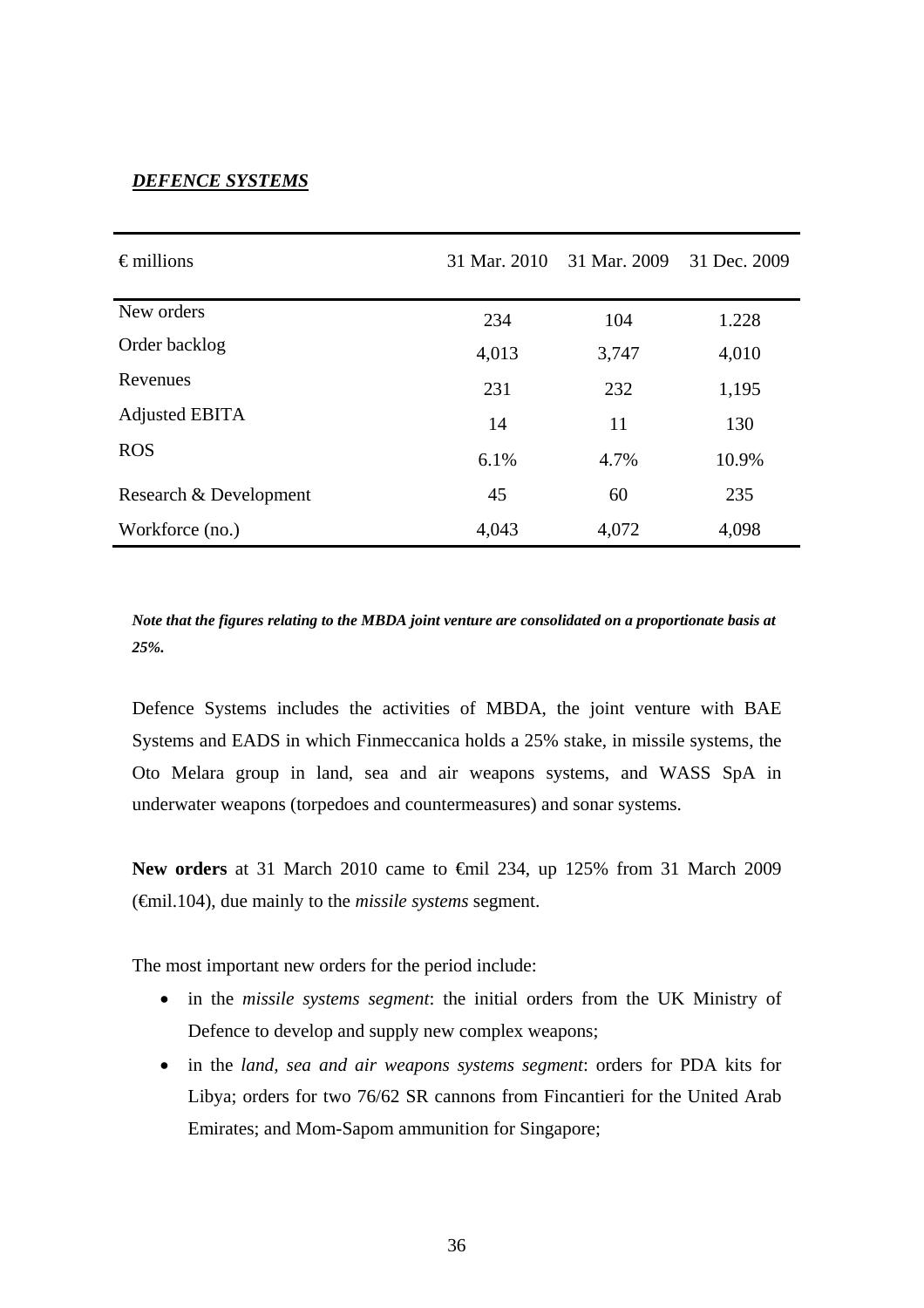***DEFENCE SYSTEMS***

| € millions | 31 Mar. 2010 | 31 Mar. 2009 | 31 Dec. 2009 |
|---|---|---|---|
| New orders | 234 | 104 | 1.228 |
| Order backlog | 4,013 | 3,747 | 4,010 |
| Revenues | 231 | 232 | 1,195 |
| Adjusted EBITA | 14 | 11 | 130 |
| ROS | 6.1% | 4.7% | 10.9% |
| Research & Development | 45 | 60 | 235 |
| Workforce (no.) | 4,043 | 4,072 | 4,098 |

***Note that the figures relating to the MBDA joint venture are consolidated on a proportionate basis at 25%.***

Defence Systems includes the activities of MBDA, the joint venture with BAE Systems and EADS in which Finmeccanica holds a 25% stake, in missile systems, the Oto Melara group in land, sea and air weapons systems, and WASS SpA in underwater weapons (torpedoes and countermeasures) and sonar systems.

**New orders** at 31 March 2010 came to €mil 234, up 125% from 31 March 2009 (€mil.104), due mainly to the *missile systems* segment.

The most important new orders for the period include:

- in the *missile systems segment*: the initial orders from the UK Ministry of Defence to develop and supply new complex weapons;
- in the *land, sea and air weapons systems segment*: orders for PDA kits for Libya; orders for two 76/62 SR cannons from Fincantieri for the United Arab Emirates; and Mom-Sapom ammunition for Singapore;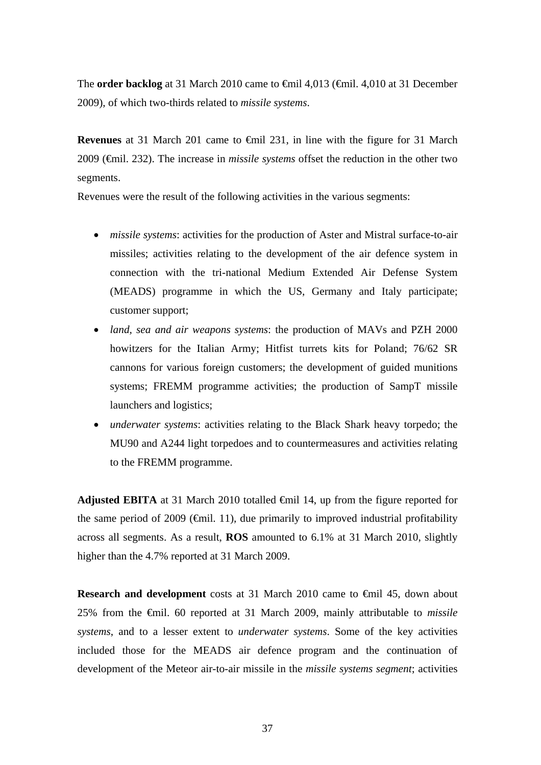The **order backlog** at 31 March 2010 came to €mil 4,013 (€mil. 4,010 at 31 December 2009), of which two-thirds related to *missile systems*.

**Revenues** at 31 March 201 came to €mil 231, in line with the figure for 31 March 2009 (€mil. 232). The increase in *missile systems* offset the reduction in the other two segments.

Revenues were the result of the following activities in the various segments:

- *missile systems*: activities for the production of Aster and Mistral surface-to-air missiles; activities relating to the development of the air defence system in connection with the tri-national Medium Extended Air Defense System (MEADS) programme in which the US, Germany and Italy participate; customer support;
- *land, sea and air weapons systems*: the production of MAVs and PZH 2000 howitzers for the Italian Army; Hitfist turrets kits for Poland; 76/62 SR cannons for various foreign customers; the development of guided munitions systems; FREMM programme activities; the production of SampT missile launchers and logistics;
- *underwater systems*: activities relating to the Black Shark heavy torpedo; the MU90 and A244 light torpedoes and to countermeasures and activities relating to the FREMM programme.

**Adjusted EBITA** at 31 March 2010 totalled €mil 14, up from the figure reported for the same period of 2009 (€mil. 11), due primarily to improved industrial profitability across all segments. As a result, **ROS** amounted to 6.1% at 31 March 2010, slightly higher than the 4.7% reported at 31 March 2009.

**Research and development** costs at 31 March 2010 came to €mil 45, down about 25% from the €mil. 60 reported at 31 March 2009, mainly attributable to *missile systems*, and to a lesser extent to *underwater systems*. Some of the key activities included those for the MEADS air defence program and the continuation of development of the Meteor air-to-air missile in the *missile systems segment*; activities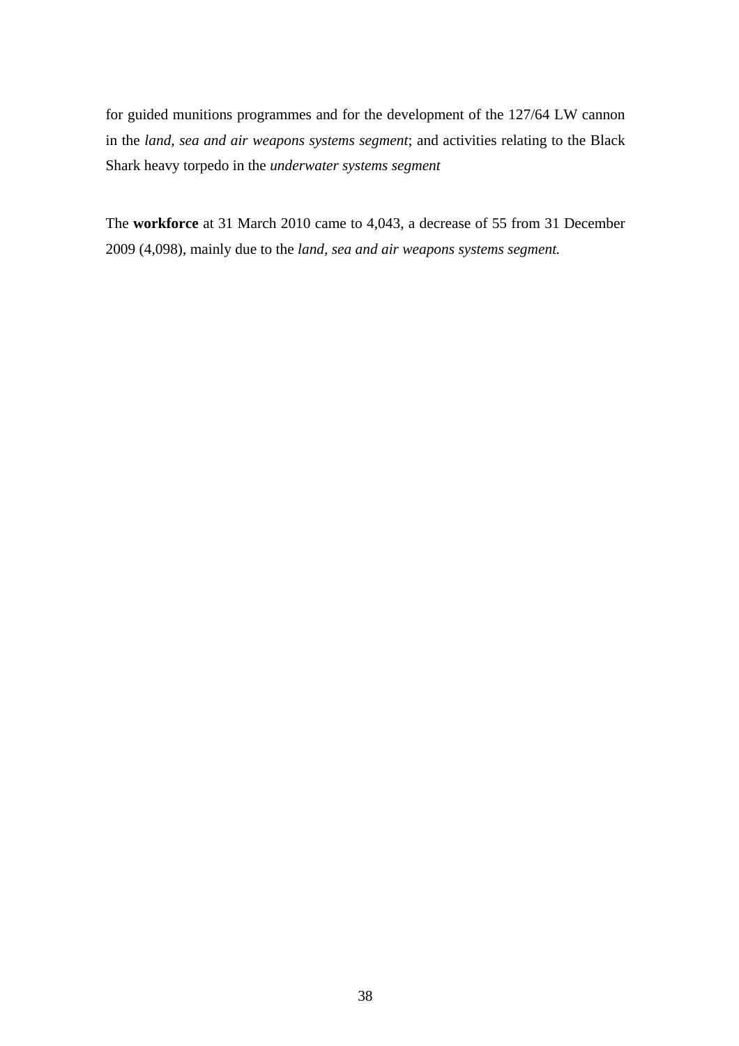for guided munitions programmes and for the development of the 127/64 LW cannon in the *land, sea and air weapons systems segment*; and activities relating to the Black Shark heavy torpedo in the *underwater systems segment*

The **workforce** at 31 March 2010 came to 4,043, a decrease of 55 from 31 December 2009 (4,098), mainly due to the *land, sea and air weapons systems segment.*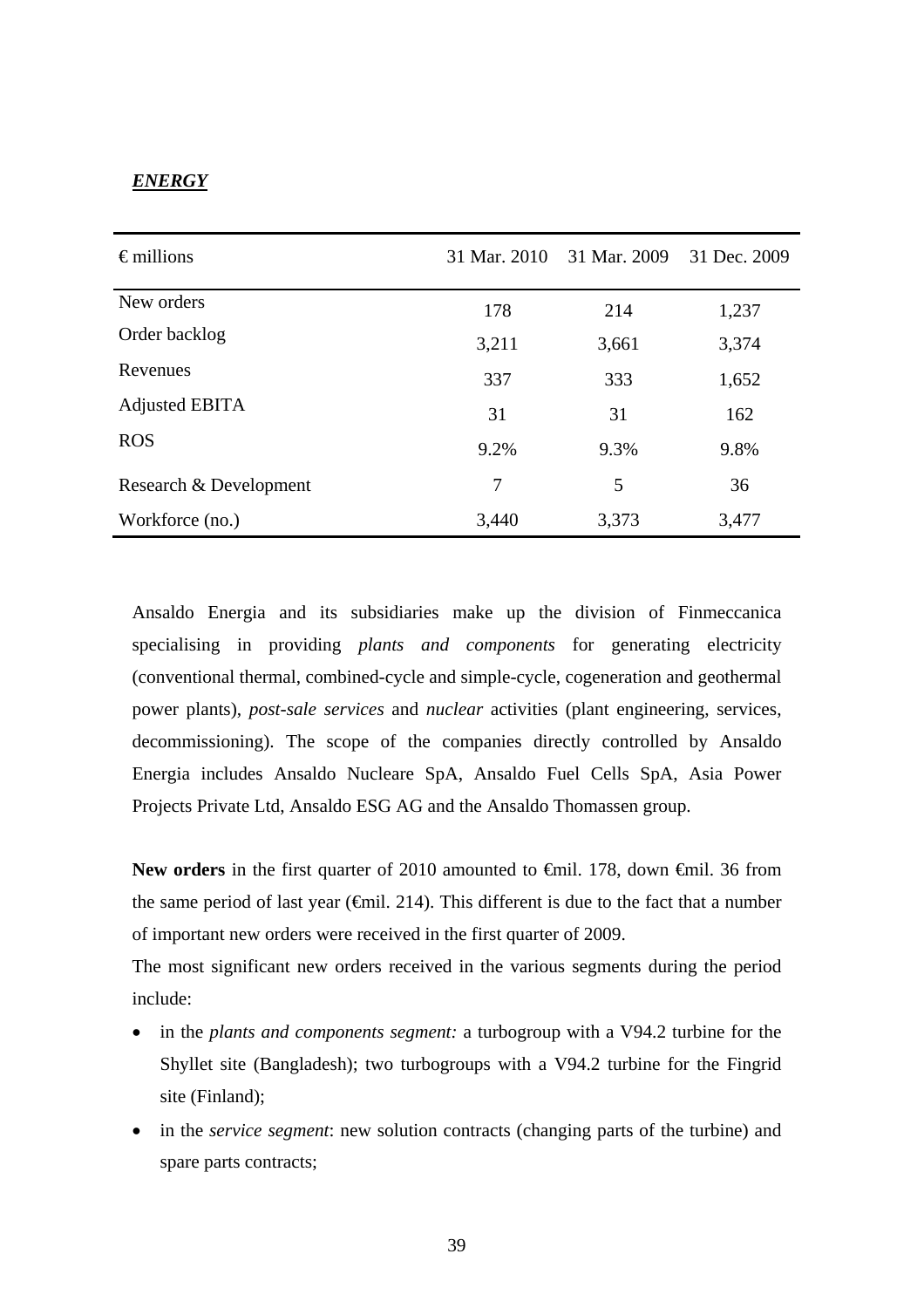***ENERGY***

| € millions | 31 Mar. 2010 | 31 Mar. 2009 | 31 Dec. 2009 |
|---|---|---|---|
| New orders | 178 | 214 | 1,237 |
| Order backlog | 3,211 | 3,661 | 3,374 |
| Revenues | 337 | 333 | 1,652 |
| Adjusted EBITA | 31 | 31 | 162 |
| ROS | 9.2% | 9.3% | 9.8% |
| Research & Development | 7 | 5 | 36 |
| Workforce (no.) | 3,440 | 3,373 | 3,477 |

Ansaldo Energia and its subsidiaries make up the division of Finmeccanica specialising in providing *plants and components* for generating electricity (conventional thermal, combined-cycle and simple-cycle, cogeneration and geothermal power plants), *post-sale services* and *nuclear* activities (plant engineering, services, decommissioning). The scope of the companies directly controlled by Ansaldo Energia includes Ansaldo Nucleare SpA, Ansaldo Fuel Cells SpA, Asia Power Projects Private Ltd, Ansaldo ESG AG and the Ansaldo Thomassen group.

**New orders** in the first quarter of 2010 amounted to €mil. 178, down €mil. 36 from the same period of last year (€mil. 214). This different is due to the fact that a number of important new orders were received in the first quarter of 2009.

The most significant new orders received in the various segments during the period include:

- in the *plants and components segment:* a turbogroup with a V94.2 turbine for the Shyllet site (Bangladesh); two turbogroups with a V94.2 turbine for the Fingrid site (Finland);
- in the *service segment*: new solution contracts (changing parts of the turbine) and spare parts contracts;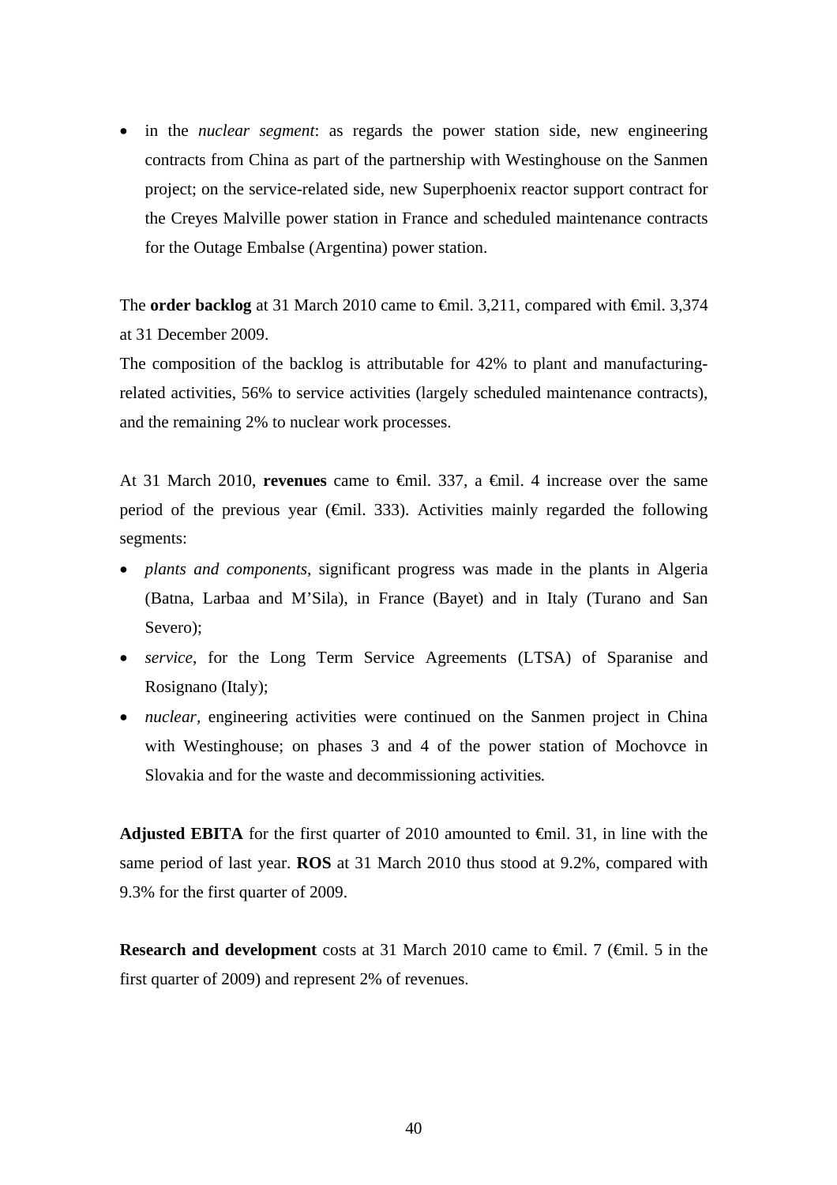- in the *nuclear segment*: as regards the power station side, new engineering contracts from China as part of the partnership with Westinghouse on the Sanmen project; on the service-related side, new Superphoenix reactor support contract for the Creyes Malville power station in France and scheduled maintenance contracts for the Outage Embalse (Argentina) power station.

The **order backlog** at 31 March 2010 came to €mil. 3,211, compared with €mil. 3,374 at 31 December 2009.

The composition of the backlog is attributable for 42% to plant and manufacturing-related activities, 56% to service activities (largely scheduled maintenance contracts), and the remaining 2% to nuclear work processes.

At 31 March 2010, **revenues** came to €mil. 337, a €mil. 4 increase over the same period of the previous year (€mil. 333). Activities mainly regarded the following segments:

- *plants and components*, significant progress was made in the plants in Algeria (Batna, Larbaa and M'Sila), in France (Bayet) and in Italy (Turano and San Severo);
- *service*, for the Long Term Service Agreements (LTSA) of Sparanise and Rosignano (Italy);
- *nuclear*, engineering activities were continued on the Sanmen project in China with Westinghouse; on phases 3 and 4 of the power station of Mochovce in Slovakia and for the waste and decommissioning activities.

**Adjusted EBITA** for the first quarter of 2010 amounted to €mil. 31, in line with the same period of last year. **ROS** at 31 March 2010 thus stood at 9.2%, compared with 9.3% for the first quarter of 2009.

**Research and development** costs at 31 March 2010 came to €mil. 7 (€mil. 5 in the first quarter of 2009) and represent 2% of revenues.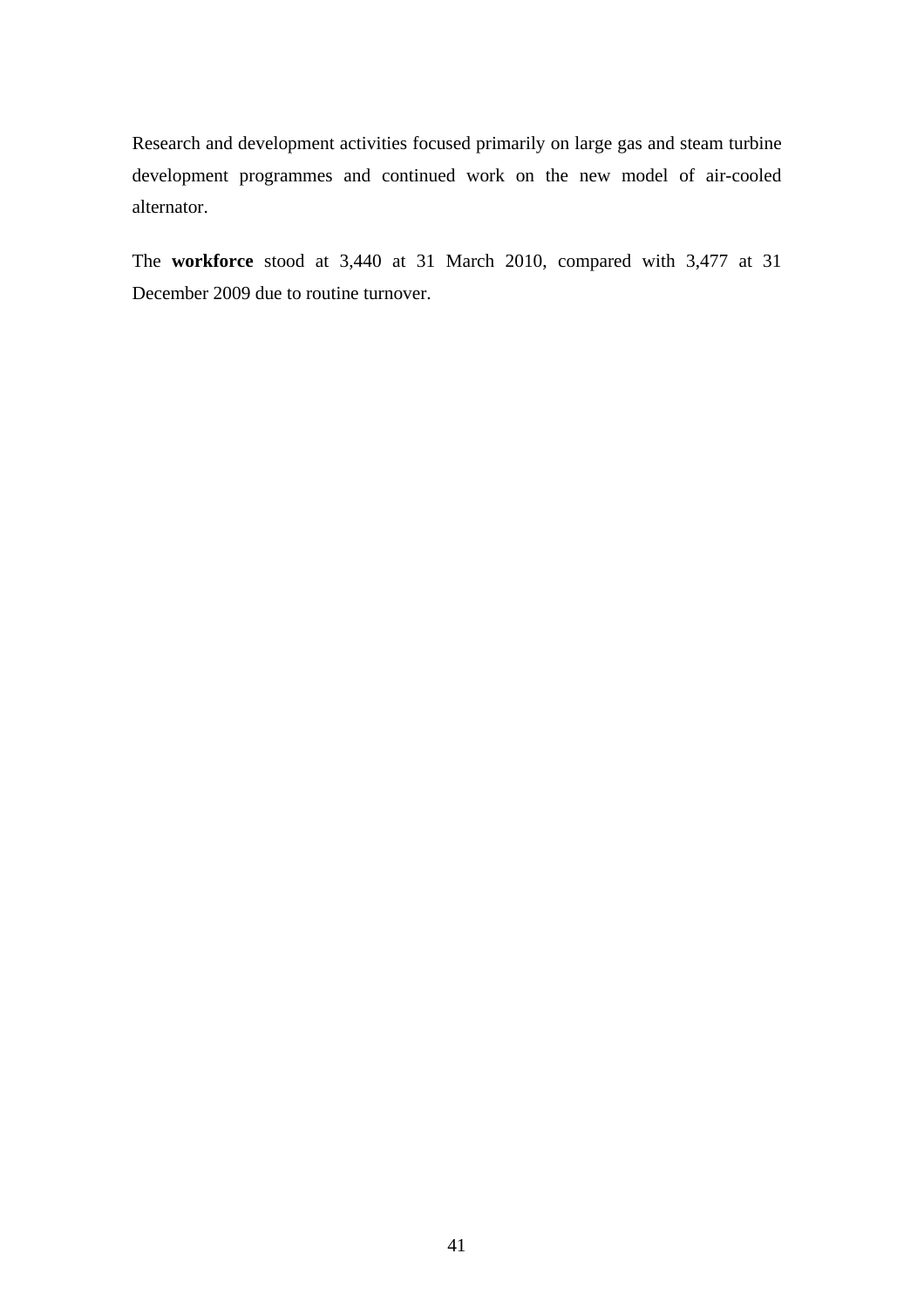Research and development activities focused primarily on large gas and steam turbine development programmes and continued work on the new model of air-cooled alternator.

The **workforce** stood at 3,440 at 31 March 2010, compared with 3,477 at 31 December 2009 due to routine turnover.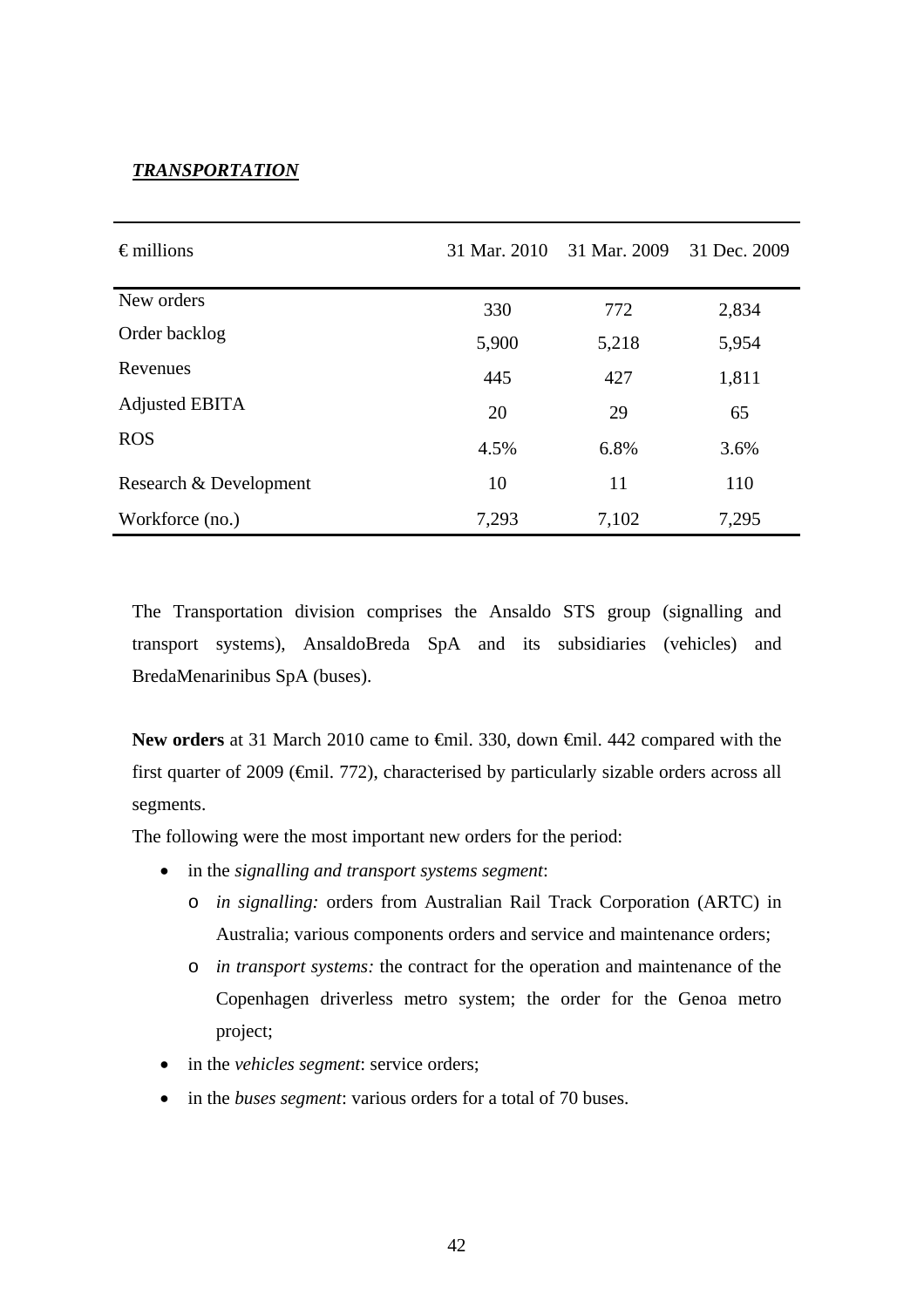***TRANSPORTATION***

| € millions | 31 Mar. 2010 | 31 Mar. 2009 | 31 Dec. 2009 |
|---|---|---|---|
| New orders | 330 | 772 | 2,834 |
| Order backlog | 5,900 | 5,218 | 5,954 |
| Revenues | 445 | 427 | 1,811 |
| Adjusted EBITA | 20 | 29 | 65 |
| ROS | 4.5% | 6.8% | 3.6% |
| Research & Development | 10 | 11 | 110 |
| Workforce (no.) | 7,293 | 7,102 | 7,295 |

The Transportation division comprises the Ansaldo STS group (signalling and transport systems), AnsaldoBreda SpA and its subsidiaries (vehicles) and BredaMenarinibus SpA (buses).

**New orders** at 31 March 2010 came to €mil. 330, down €mil. 442 compared with the first quarter of 2009 (€mil. 772), characterised by particularly sizable orders across all segments.

The following were the most important new orders for the period:

- in the *signalling and transport systems segment*:
  - *in signalling:* orders from Australian Rail Track Corporation (ARTC) in Australia; various components orders and service and maintenance orders;
  - *in transport systems:* the contract for the operation and maintenance of the Copenhagen driverless metro system; the order for the Genoa metro project;
- in the *vehicles segment*: service orders;
- in the *buses segment*: various orders for a total of 70 buses.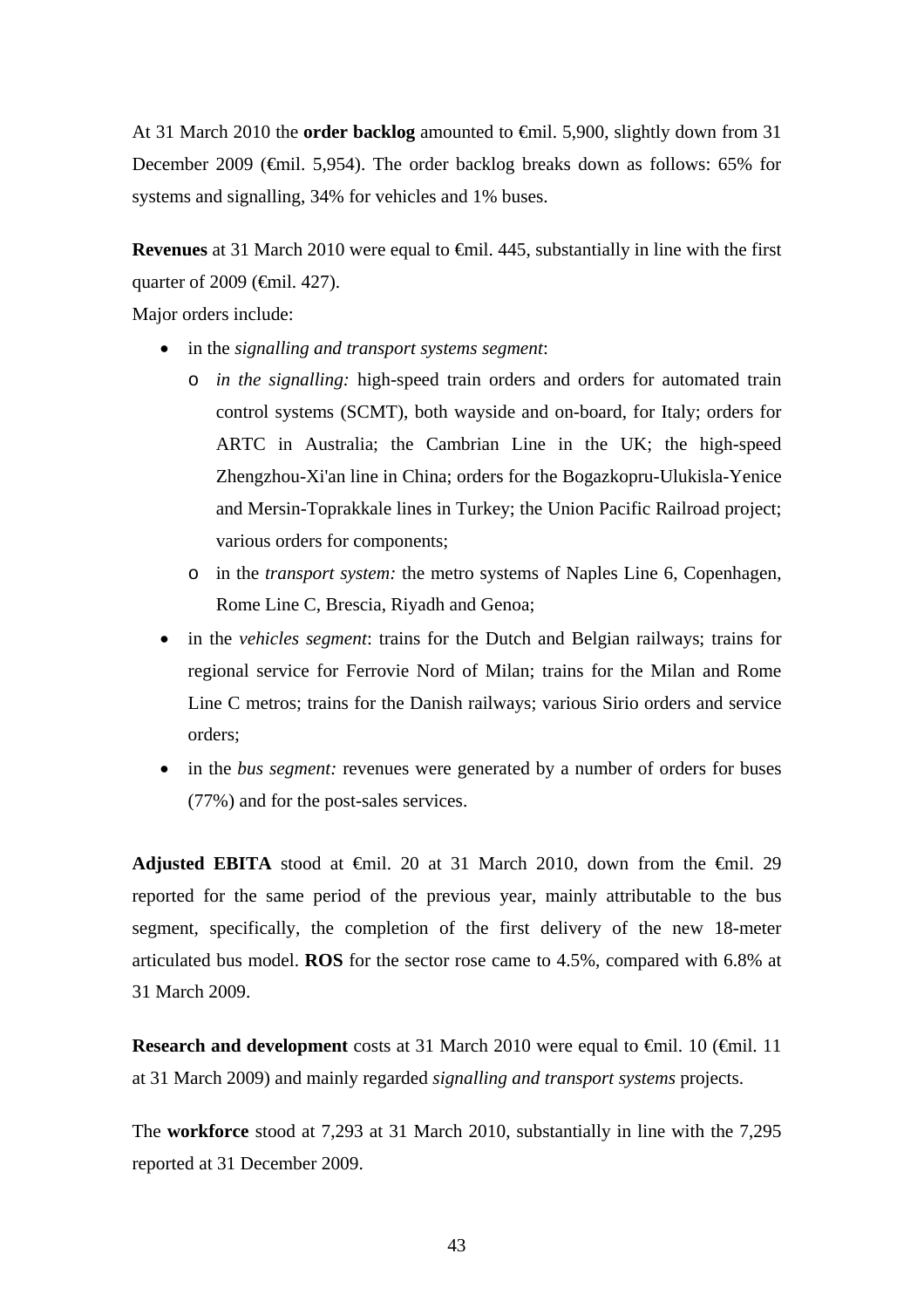At 31 March 2010 the **order backlog** amounted to €mil. 5,900, slightly down from 31 December 2009 (€mil. 5,954). The order backlog breaks down as follows: 65% for systems and signalling, 34% for vehicles and 1% buses.

**Revenues** at 31 March 2010 were equal to €mil. 445, substantially in line with the first quarter of 2009 (€mil. 427).

Major orders include:

- in the *signalling and transport systems segment*:
  - *in the signalling:* high-speed train orders and orders for automated train control systems (SCMT), both wayside and on-board, for Italy; orders for ARTC in Australia; the Cambrian Line in the UK; the high-speed Zhengzhou-Xi'an line in China; orders for the Bogazkopru-Ulukisla-Yenice and Mersin-Toprakkale lines in Turkey; the Union Pacific Railroad project; various orders for components;
  - in the *transport system:* the metro systems of Naples Line 6, Copenhagen, Rome Line C, Brescia, Riyadh and Genoa;
- in the *vehicles segment*: trains for the Dutch and Belgian railways; trains for regional service for Ferrovie Nord of Milan; trains for the Milan and Rome Line C metros; trains for the Danish railways; various Sirio orders and service orders;
- in the *bus segment:* revenues were generated by a number of orders for buses (77%) and for the post-sales services.

**Adjusted EBITA** stood at €mil. 20 at 31 March 2010, down from the €mil. 29 reported for the same period of the previous year, mainly attributable to the bus segment, specifically, the completion of the first delivery of the new 18-meter articulated bus model. **ROS** for the sector rose came to 4.5%, compared with 6.8% at 31 March 2009.

**Research and development** costs at 31 March 2010 were equal to €mil. 10 (€mil. 11 at 31 March 2009) and mainly regarded *signalling and transport systems* projects.

The **workforce** stood at 7,293 at 31 March 2010, substantially in line with the 7,295 reported at 31 December 2009.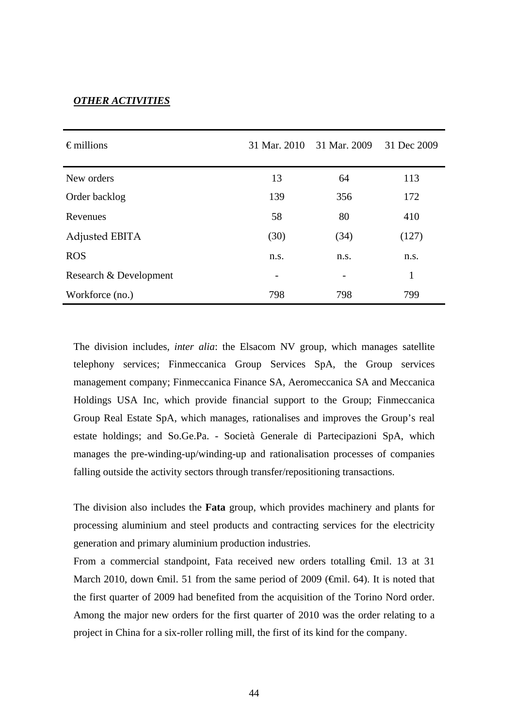***OTHER ACTIVITIES***

| € millions | 31 Mar. 2010 | 31 Mar. 2009 | 31 Dec 2009 |
|---|---|---|---|
| New orders | 13 | 64 | 113 |
| Order backlog | 139 | 356 | 172 |
| Revenues | 58 | 80 | 410 |
| Adjusted EBITA | (30) | (34) | (127) |
| ROS | n.s. | n.s. | n.s. |
| Research & Development | - | - | 1 |
| Workforce (no.) | 798 | 798 | 799 |

The division includes, *inter alia*: the Elsacom NV group, which manages satellite telephony services; Finmeccanica Group Services SpA, the Group services management company; Finmeccanica Finance SA, Aeromeccanica SA and Meccanica Holdings USA Inc, which provide financial support to the Group; Finmeccanica Group Real Estate SpA, which manages, rationalises and improves the Group's real estate holdings; and So.Ge.Pa. - Società Generale di Partecipazioni SpA, which manages the pre-winding-up/winding-up and rationalisation processes of companies falling outside the activity sectors through transfer/repositioning transactions.

The division also includes the **Fata** group, which provides machinery and plants for processing aluminium and steel products and contracting services for the electricity generation and primary aluminium production industries.
From a commercial standpoint, Fata received new orders totalling €mil. 13 at 31 March 2010, down €mil. 51 from the same period of 2009 (€mil. 64). It is noted that the first quarter of 2009 had benefited from the acquisition of the Torino Nord order. Among the major new orders for the first quarter of 2010 was the order relating to a project in China for a six-roller rolling mill, the first of its kind for the company.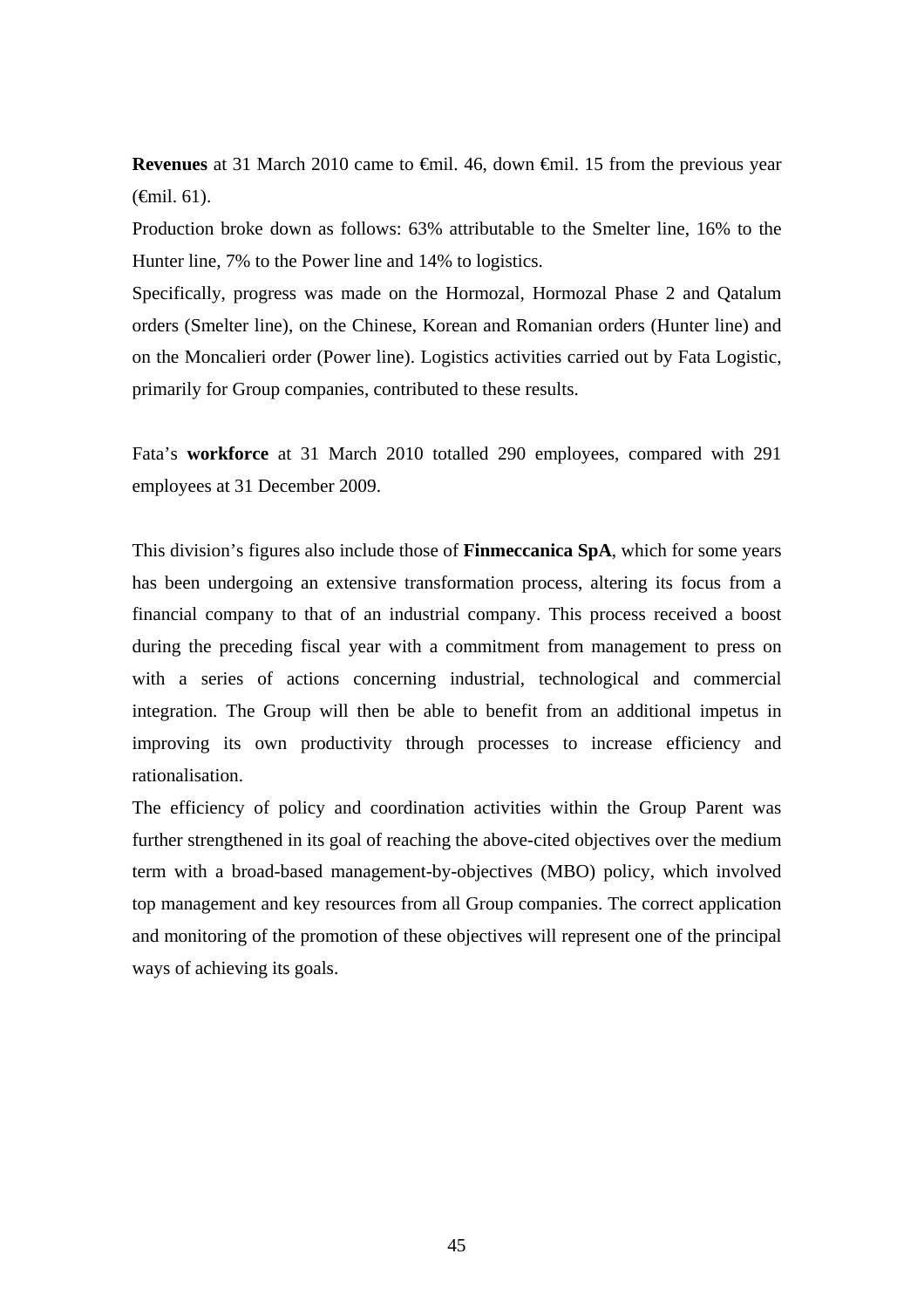**Revenues** at 31 March 2010 came to €mil. 46, down €mil. 15 from the previous year (€mil. 61).

Production broke down as follows: 63% attributable to the Smelter line, 16% to the Hunter line, 7% to the Power line and 14% to logistics.

Specifically, progress was made on the Hormozal, Hormozal Phase 2 and Qatalum orders (Smelter line), on the Chinese, Korean and Romanian orders (Hunter line) and on the Moncalieri order (Power line). Logistics activities carried out by Fata Logistic, primarily for Group companies, contributed to these results.

Fata's **workforce** at 31 March 2010 totalled 290 employees, compared with 291 employees at 31 December 2009.

This division's figures also include those of **Finmeccanica SpA**, which for some years has been undergoing an extensive transformation process, altering its focus from a financial company to that of an industrial company. This process received a boost during the preceding fiscal year with a commitment from management to press on with a series of actions concerning industrial, technological and commercial integration. The Group will then be able to benefit from an additional impetus in improving its own productivity through processes to increase efficiency and rationalisation.

The efficiency of policy and coordination activities within the Group Parent was further strengthened in its goal of reaching the above-cited objectives over the medium term with a broad-based management-by-objectives (MBO) policy, which involved top management and key resources from all Group companies. The correct application and monitoring of the promotion of these objectives will represent one of the principal ways of achieving its goals.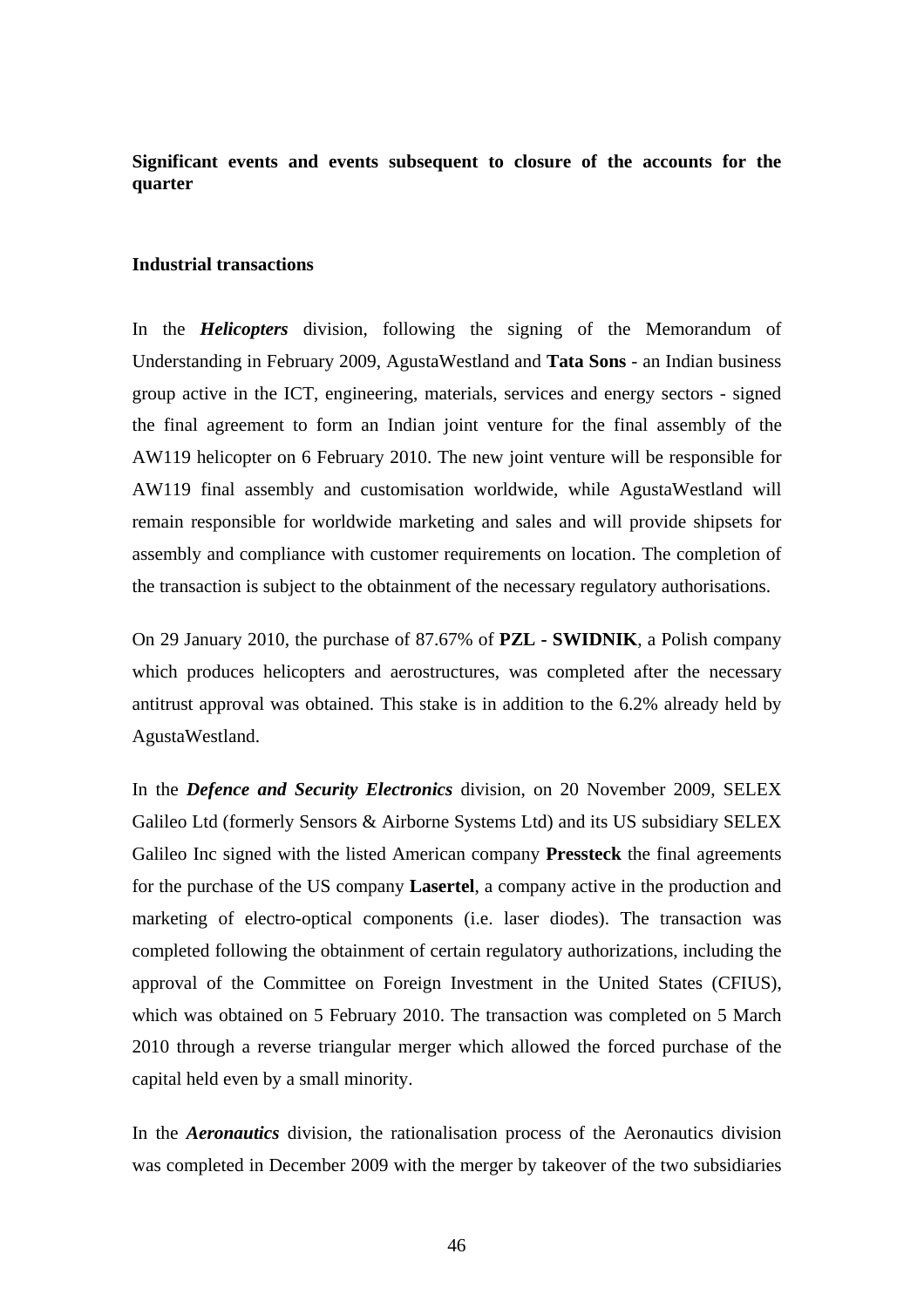## Significant events and events subsequent to closure of the accounts for the quarter

### Industrial transactions

In the ***Helicopters*** division, following the signing of the Memorandum of Understanding in February 2009, AgustaWestland and **Tata Sons** - an Indian business group active in the ICT, engineering, materials, services and energy sectors - signed the final agreement to form an Indian joint venture for the final assembly of the AW119 helicopter on 6 February 2010. The new joint venture will be responsible for AW119 final assembly and customisation worldwide, while AgustaWestland will remain responsible for worldwide marketing and sales and will provide shipsets for assembly and compliance with customer requirements on location. The completion of the transaction is subject to the obtainment of the necessary regulatory authorisations.

On 29 January 2010, the purchase of 87.67% of **PZL - SWIDNIK**, a Polish company which produces helicopters and aerostructures, was completed after the necessary antitrust approval was obtained. This stake is in addition to the 6.2% already held by AgustaWestland.

In the ***Defence and Security Electronics*** division, on 20 November 2009, SELEX Galileo Ltd (formerly Sensors & Airborne Systems Ltd) and its US subsidiary SELEX Galileo Inc signed with the listed American company **Pressteck** the final agreements for the purchase of the US company **Lasertel**, a company active in the production and marketing of electro-optical components (i.e. laser diodes). The transaction was completed following the obtainment of certain regulatory authorizations, including the approval of the Committee on Foreign Investment in the United States (CFIUS), which was obtained on 5 February 2010. The transaction was completed on 5 March 2010 through a reverse triangular merger which allowed the forced purchase of the capital held even by a small minority.

In the ***Aeronautics*** division, the rationalisation process of the Aeronautics division was completed in December 2009 with the merger by takeover of the two subsidiaries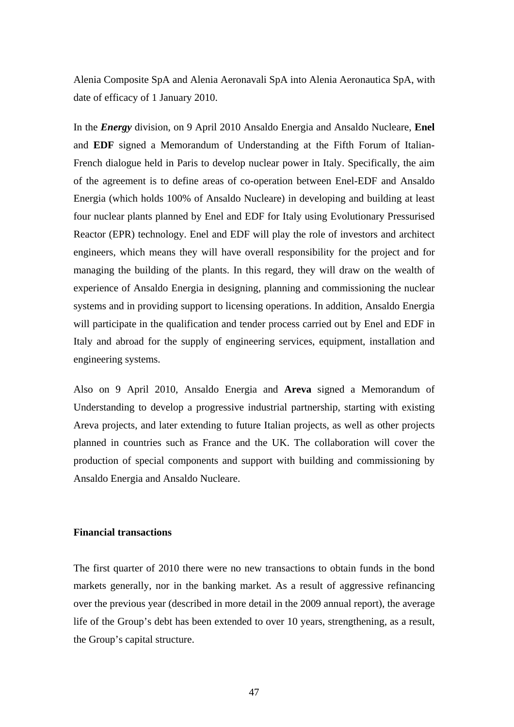Alenia Composite SpA and Alenia Aeronavali SpA into Alenia Aeronautica SpA, with date of efficacy of 1 January 2010.

In the ***Energy*** division, on 9 April 2010 Ansaldo Energia and Ansaldo Nucleare, **Enel** and **EDF** signed a Memorandum of Understanding at the Fifth Forum of Italian-French dialogue held in Paris to develop nuclear power in Italy. Specifically, the aim of the agreement is to define areas of co-operation between Enel-EDF and Ansaldo Energia (which holds 100% of Ansaldo Nucleare) in developing and building at least four nuclear plants planned by Enel and EDF for Italy using Evolutionary Pressurised Reactor (EPR) technology. Enel and EDF will play the role of investors and architect engineers, which means they will have overall responsibility for the project and for managing the building of the plants. In this regard, they will draw on the wealth of experience of Ansaldo Energia in designing, planning and commissioning the nuclear systems and in providing support to licensing operations. In addition, Ansaldo Energia will participate in the qualification and tender process carried out by Enel and EDF in Italy and abroad for the supply of engineering services, equipment, installation and engineering systems.

Also on 9 April 2010, Ansaldo Energia and **Areva** signed a Memorandum of Understanding to develop a progressive industrial partnership, starting with existing Areva projects, and later extending to future Italian projects, as well as other projects planned in countries such as France and the UK. The collaboration will cover the production of special components and support with building and commissioning by Ansaldo Energia and Ansaldo Nucleare.

**Financial transactions**

The first quarter of 2010 there were no new transactions to obtain funds in the bond markets generally, nor in the banking market. As a result of aggressive refinancing over the previous year (described in more detail in the 2009 annual report), the average life of the Group's debt has been extended to over 10 years, strengthening, as a result, the Group's capital structure.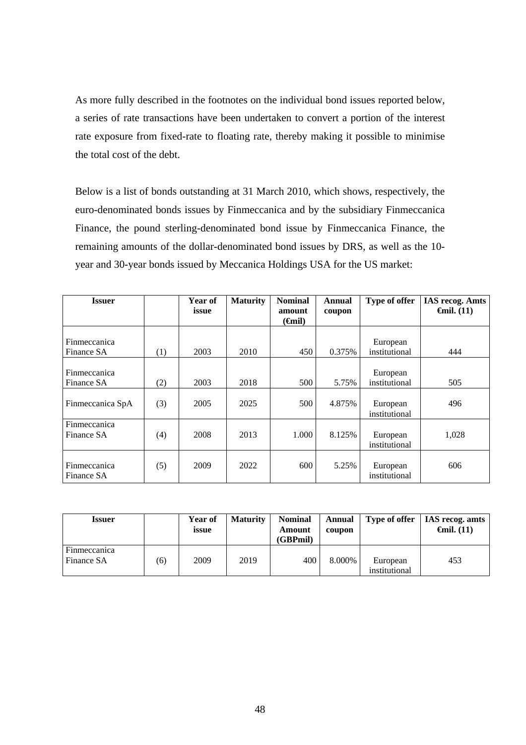As more fully described in the footnotes on the individual bond issues reported below, a series of rate transactions have been undertaken to convert a portion of the interest rate exposure from fixed-rate to floating rate, thereby making it possible to minimise the total cost of the debt.

Below is a list of bonds outstanding at 31 March 2010, which shows, respectively, the euro-denominated bonds issues by Finmeccanica and by the subsidiary Finmeccanica Finance, the pound sterling-denominated bond issue by Finmeccanica Finance, the remaining amounts of the dollar-denominated bond issues by DRS, as well as the 10-year and 30-year bonds issued by Meccanica Holdings USA for the US market:

| **Issuer** | | **Year of issue** | **Maturity** | **Nominal amount (€mil)** | **Annual coupon** | **Type of offer** | **IAS recog. Amts €mil. (11)** |
|---|---|---|---|---|---|---|---|
| Finmeccanica Finance SA | (1) | 2003 | 2010 | 450 | 0.375% | European institutional | 444 |
| Finmeccanica Finance SA | (2) | 2003 | 2018 | 500 | 5.75% | European institutional | 505 |
| Finmeccanica SpA | (3) | 2005 | 2025 | 500 | 4.875% | European institutional | 496 |
| Finmeccanica Finance SA | (4) | 2008 | 2013 | 1.000 | 8.125% | European institutional | 1,028 |
| Finmeccanica Finance SA | (5) | 2009 | 2022 | 600 | 5.25% | European institutional | 606 |

| **Issuer** | | **Year of issue** | **Maturity** | **Nominal Amount (GBPmil)** | **Annual coupon** | **Type of offer** | **IAS recog. amts €mil. (11)** |
|---|---|---|---|---|---|---|---|
| Finmeccanica Finance SA | (6) | 2009 | 2019 | 400 | 8.000% | European institutional | 453 |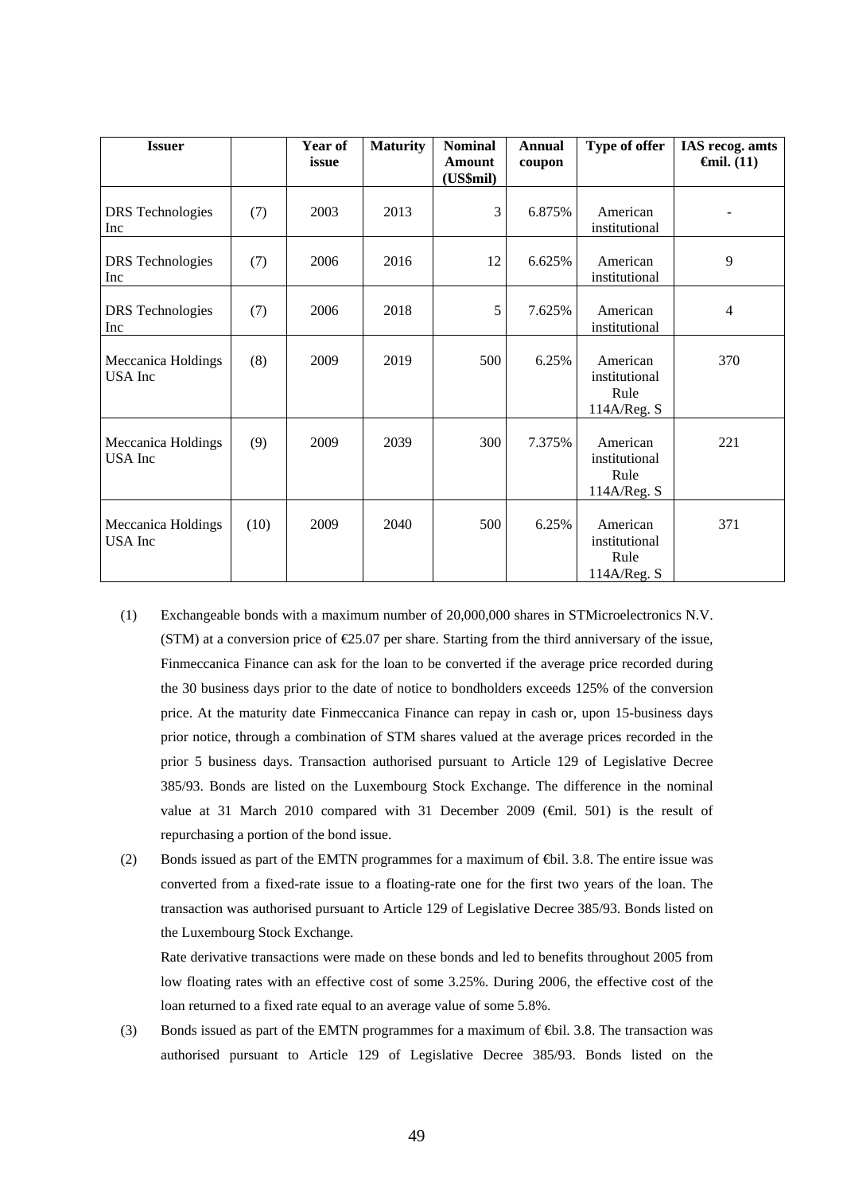| Issuer | | Year of issue | Maturity | Nominal Amount (US$mil) | Annual coupon | Type of offer | IAS recog. amts €mil. (11) |
|---|---|---|---|---|---|---|---|
| DRS Technologies Inc | (7) | 2003 | 2013 | 3 | 6.875% | American institutional | - |
| DRS Technologies Inc | (7) | 2006 | 2016 | 12 | 6.625% | American institutional | 9 |
| DRS Technologies Inc | (7) | 2006 | 2018 | 5 | 7.625% | American institutional | 4 |
| Meccanica Holdings USA Inc | (8) | 2009 | 2019 | 500 | 6.25% | American institutional Rule 114A/Reg. S | 370 |
| Meccanica Holdings USA Inc | (9) | 2009 | 2039 | 300 | 7.375% | American institutional Rule 114A/Reg. S | 221 |
| Meccanica Holdings USA Inc | (10) | 2009 | 2040 | 500 | 6.25% | American institutional Rule 114A/Reg. S | 371 |

(1) Exchangeable bonds with a maximum number of 20,000,000 shares in STMicroelectronics N.V. (STM) at a conversion price of €25.07 per share. Starting from the third anniversary of the issue, Finmeccanica Finance can ask for the loan to be converted if the average price recorded during the 30 business days prior to the date of notice to bondholders exceeds 125% of the conversion price. At the maturity date Finmeccanica Finance can repay in cash or, upon 15-business days prior notice, through a combination of STM shares valued at the average prices recorded in the prior 5 business days. Transaction authorised pursuant to Article 129 of Legislative Decree 385/93. Bonds are listed on the Luxembourg Stock Exchange. The difference in the nominal value at 31 March 2010 compared with 31 December 2009 (€mil. 501) is the result of repurchasing a portion of the bond issue.

(2) Bonds issued as part of the EMTN programmes for a maximum of €bil. 3.8. The entire issue was converted from a fixed-rate issue to a floating-rate one for the first two years of the loan. The transaction was authorised pursuant to Article 129 of Legislative Decree 385/93. Bonds listed on the Luxembourg Stock Exchange.

Rate derivative transactions were made on these bonds and led to benefits throughout 2005 from low floating rates with an effective cost of some 3.25%. During 2006, the effective cost of the loan returned to a fixed rate equal to an average value of some 5.8%.

(3) Bonds issued as part of the EMTN programmes for a maximum of €bil. 3.8. The transaction was authorised pursuant to Article 129 of Legislative Decree 385/93. Bonds listed on the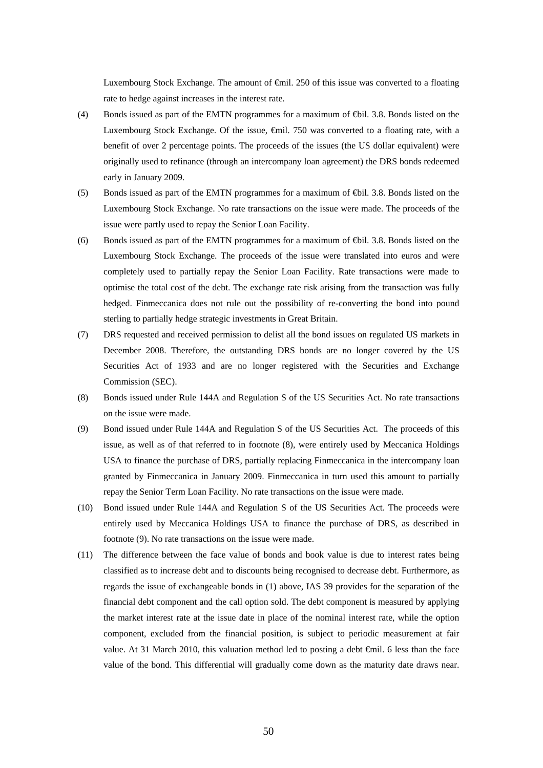Luxembourg Stock Exchange. The amount of €mil. 250 of this issue was converted to a floating rate to hedge against increases in the interest rate.

(4) Bonds issued as part of the EMTN programmes for a maximum of €bil. 3.8. Bonds listed on the Luxembourg Stock Exchange. Of the issue, €mil. 750 was converted to a floating rate, with a benefit of over 2 percentage points. The proceeds of the issues (the US dollar equivalent) were originally used to refinance (through an intercompany loan agreement) the DRS bonds redeemed early in January 2009.

(5) Bonds issued as part of the EMTN programmes for a maximum of €bil. 3.8. Bonds listed on the Luxembourg Stock Exchange. No rate transactions on the issue were made. The proceeds of the issue were partly used to repay the Senior Loan Facility.

(6) Bonds issued as part of the EMTN programmes for a maximum of €bil. 3.8. Bonds listed on the Luxembourg Stock Exchange. The proceeds of the issue were translated into euros and were completely used to partially repay the Senior Loan Facility. Rate transactions were made to optimise the total cost of the debt. The exchange rate risk arising from the transaction was fully hedged. Finmeccanica does not rule out the possibility of re-converting the bond into pound sterling to partially hedge strategic investments in Great Britain.

(7) DRS requested and received permission to delist all the bond issues on regulated US markets in December 2008. Therefore, the outstanding DRS bonds are no longer covered by the US Securities Act of 1933 and are no longer registered with the Securities and Exchange Commission (SEC).

(8) Bonds issued under Rule 144A and Regulation S of the US Securities Act. No rate transactions on the issue were made.

(9) Bond issued under Rule 144A and Regulation S of the US Securities Act. The proceeds of this issue, as well as of that referred to in footnote (8), were entirely used by Meccanica Holdings USA to finance the purchase of DRS, partially replacing Finmeccanica in the intercompany loan granted by Finmeccanica in January 2009. Finmeccanica in turn used this amount to partially repay the Senior Term Loan Facility. No rate transactions on the issue were made.

(10) Bond issued under Rule 144A and Regulation S of the US Securities Act. The proceeds were entirely used by Meccanica Holdings USA to finance the purchase of DRS, as described in footnote (9). No rate transactions on the issue were made.

(11) The difference between the face value of bonds and book value is due to interest rates being classified as to increase debt and to discounts being recognised to decrease debt. Furthermore, as regards the issue of exchangeable bonds in (1) above, IAS 39 provides for the separation of the financial debt component and the call option sold. The debt component is measured by applying the market interest rate at the issue date in place of the nominal interest rate, while the option component, excluded from the financial position, is subject to periodic measurement at fair value. At 31 March 2010, this valuation method led to posting a debt €mil. 6 less than the face value of the bond. This differential will gradually come down as the maturity date draws near.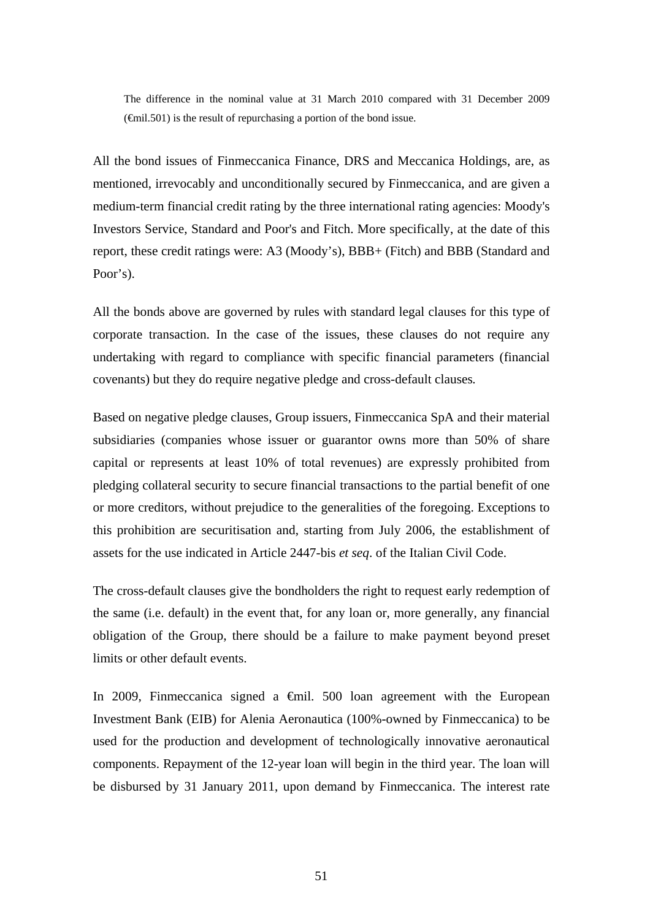The difference in the nominal value at 31 March 2010 compared with 31 December 2009 (€mil.501) is the result of repurchasing a portion of the bond issue.

All the bond issues of Finmeccanica Finance, DRS and Meccanica Holdings, are, as mentioned, irrevocably and unconditionally secured by Finmeccanica, and are given a medium-term financial credit rating by the three international rating agencies: Moody's Investors Service, Standard and Poor's and Fitch. More specifically, at the date of this report, these credit ratings were: A3 (Moody's), BBB+ (Fitch) and BBB (Standard and Poor's).

All the bonds above are governed by rules with standard legal clauses for this type of corporate transaction. In the case of the issues, these clauses do not require any undertaking with regard to compliance with specific financial parameters (financial covenants) but they do require negative pledge and cross-default clauses.

Based on negative pledge clauses, Group issuers, Finmeccanica SpA and their material subsidiaries (companies whose issuer or guarantor owns more than 50% of share capital or represents at least 10% of total revenues) are expressly prohibited from pledging collateral security to secure financial transactions to the partial benefit of one or more creditors, without prejudice to the generalities of the foregoing. Exceptions to this prohibition are securitisation and, starting from July 2006, the establishment of assets for the use indicated in Article 2447-bis *et seq*. of the Italian Civil Code.

The cross-default clauses give the bondholders the right to request early redemption of the same (i.e. default) in the event that, for any loan or, more generally, any financial obligation of the Group, there should be a failure to make payment beyond preset limits or other default events.

In 2009, Finmeccanica signed a €mil. 500 loan agreement with the European Investment Bank (EIB) for Alenia Aeronautica (100%-owned by Finmeccanica) to be used for the production and development of technologically innovative aeronautical components. Repayment of the 12-year loan will begin in the third year. The loan will be disbursed by 31 January 2011, upon demand by Finmeccanica. The interest rate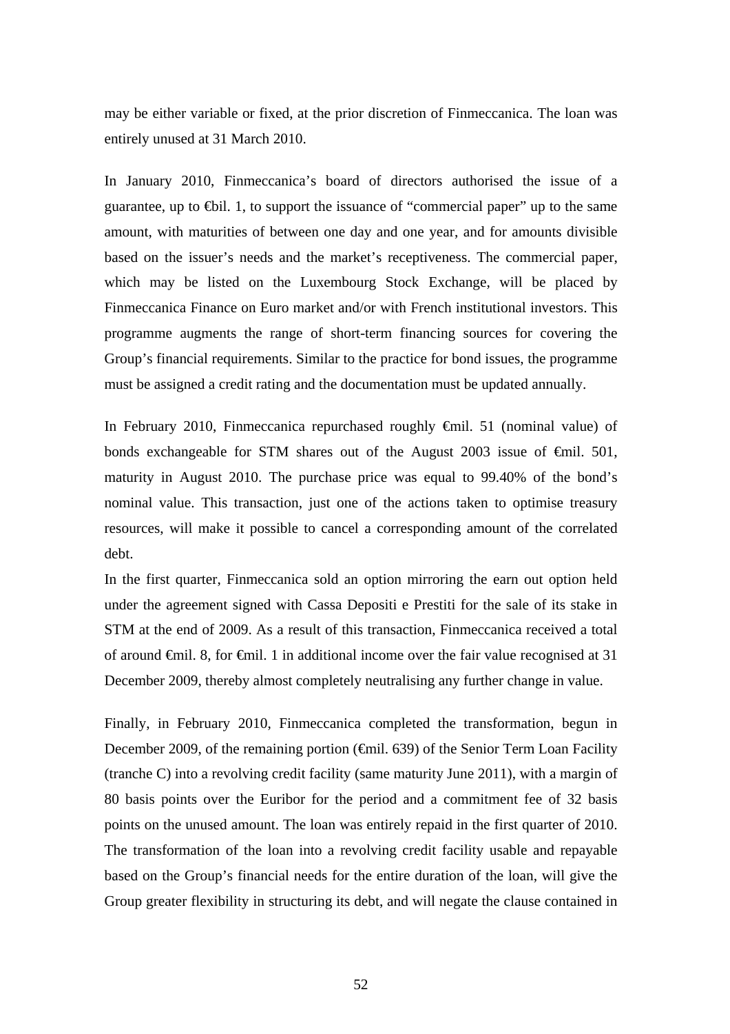may be either variable or fixed, at the prior discretion of Finmeccanica. The loan was entirely unused at 31 March 2010.

In January 2010, Finmeccanica's board of directors authorised the issue of a guarantee, up to €bil. 1, to support the issuance of "commercial paper" up to the same amount, with maturities of between one day and one year, and for amounts divisible based on the issuer's needs and the market's receptiveness. The commercial paper, which may be listed on the Luxembourg Stock Exchange, will be placed by Finmeccanica Finance on Euro market and/or with French institutional investors. This programme augments the range of short-term financing sources for covering the Group's financial requirements. Similar to the practice for bond issues, the programme must be assigned a credit rating and the documentation must be updated annually.

In February 2010, Finmeccanica repurchased roughly €mil. 51 (nominal value) of bonds exchangeable for STM shares out of the August 2003 issue of €mil. 501, maturity in August 2010. The purchase price was equal to 99.40% of the bond's nominal value. This transaction, just one of the actions taken to optimise treasury resources, will make it possible to cancel a corresponding amount of the correlated debt.

In the first quarter, Finmeccanica sold an option mirroring the earn out option held under the agreement signed with Cassa Depositi e Prestiti for the sale of its stake in STM at the end of 2009. As a result of this transaction, Finmeccanica received a total of around €mil. 8, for €mil. 1 in additional income over the fair value recognised at 31 December 2009, thereby almost completely neutralising any further change in value.

Finally, in February 2010, Finmeccanica completed the transformation, begun in December 2009, of the remaining portion (€mil. 639) of the Senior Term Loan Facility (tranche C) into a revolving credit facility (same maturity June 2011), with a margin of 80 basis points over the Euribor for the period and a commitment fee of 32 basis points on the unused amount. The loan was entirely repaid in the first quarter of 2010. The transformation of the loan into a revolving credit facility usable and repayable based on the Group's financial needs for the entire duration of the loan, will give the Group greater flexibility in structuring its debt, and will negate the clause contained in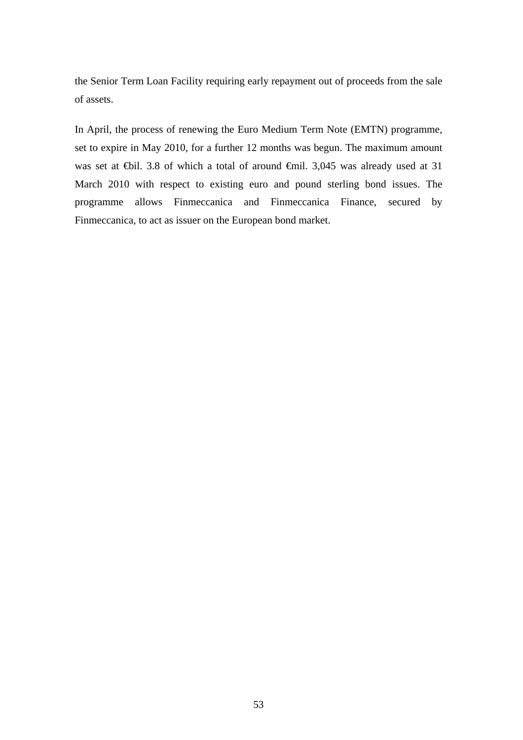the Senior Term Loan Facility requiring early repayment out of proceeds from the sale of assets.

In April, the process of renewing the Euro Medium Term Note (EMTN) programme, set to expire in May 2010, for a further 12 months was begun. The maximum amount was set at €bil. 3.8 of which a total of around €mil. 3,045 was already used at 31 March 2010 with respect to existing euro and pound sterling bond issues. The programme allows Finmeccanica and Finmeccanica Finance, secured by Finmeccanica, to act as issuer on the European bond market.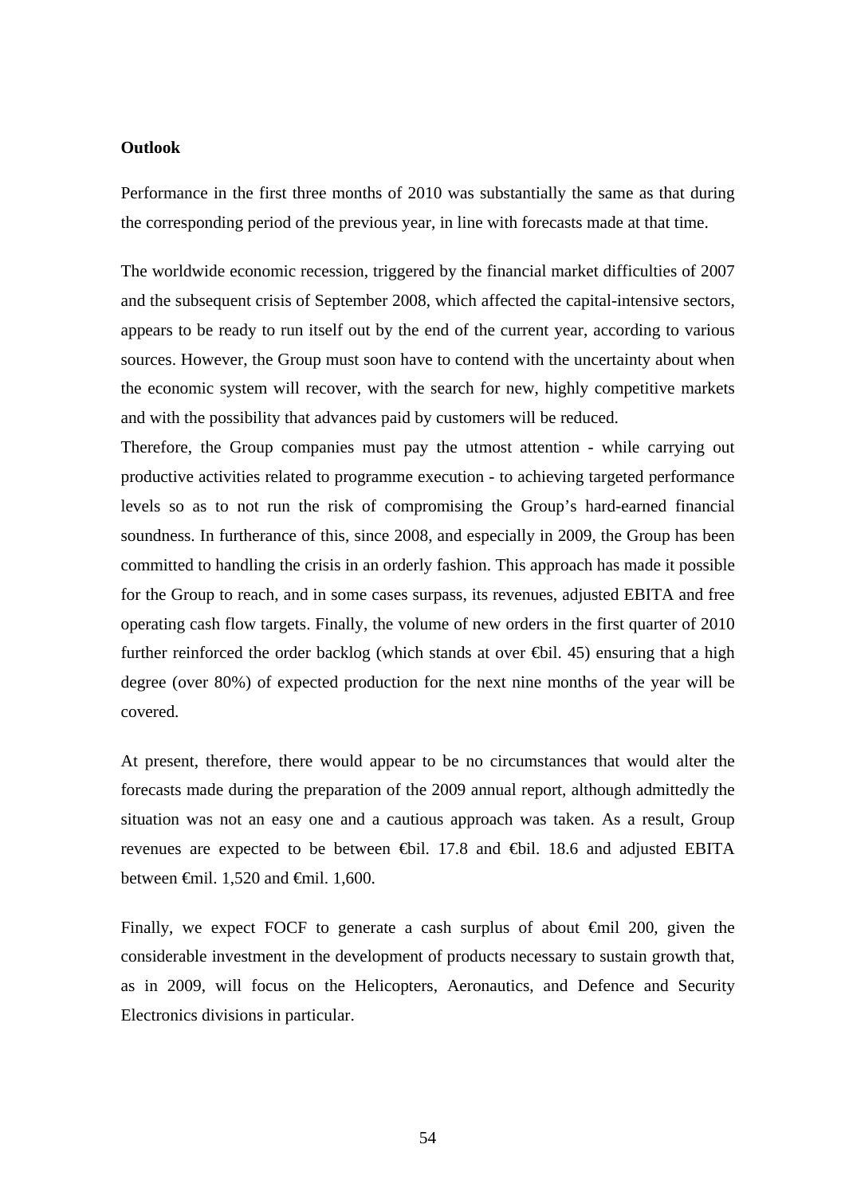**Outlook**

Performance in the first three months of 2010 was substantially the same as that during the corresponding period of the previous year, in line with forecasts made at that time.

The worldwide economic recession, triggered by the financial market difficulties of 2007 and the subsequent crisis of September 2008, which affected the capital-intensive sectors, appears to be ready to run itself out by the end of the current year, according to various sources. However, the Group must soon have to contend with the uncertainty about when the economic system will recover, with the search for new, highly competitive markets and with the possibility that advances paid by customers will be reduced.

Therefore, the Group companies must pay the utmost attention - while carrying out productive activities related to programme execution - to achieving targeted performance levels so as to not run the risk of compromising the Group's hard-earned financial soundness. In furtherance of this, since 2008, and especially in 2009, the Group has been committed to handling the crisis in an orderly fashion. This approach has made it possible for the Group to reach, and in some cases surpass, its revenues, adjusted EBITA and free operating cash flow targets. Finally, the volume of new orders in the first quarter of 2010 further reinforced the order backlog (which stands at over €bil. 45) ensuring that a high degree (over 80%) of expected production for the next nine months of the year will be covered.

At present, therefore, there would appear to be no circumstances that would alter the forecasts made during the preparation of the 2009 annual report, although admittedly the situation was not an easy one and a cautious approach was taken. As a result, Group revenues are expected to be between €bil. 17.8 and €bil. 18.6 and adjusted EBITA between €mil. 1,520 and €mil. 1,600.

Finally, we expect FOCF to generate a cash surplus of about €mil 200, given the considerable investment in the development of products necessary to sustain growth that, as in 2009, will focus on the Helicopters, Aeronautics, and Defence and Security Electronics divisions in particular.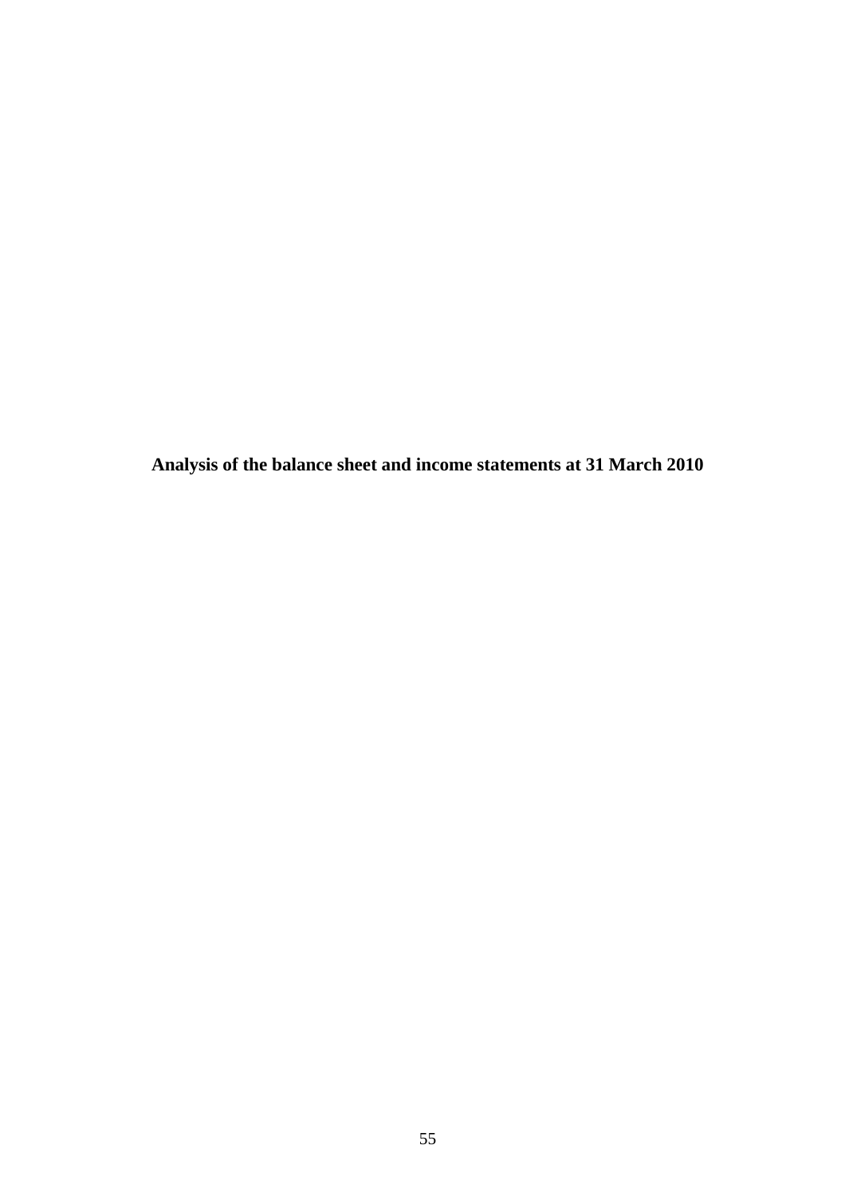# Analysis of the balance sheet and income statements at 31 March 2010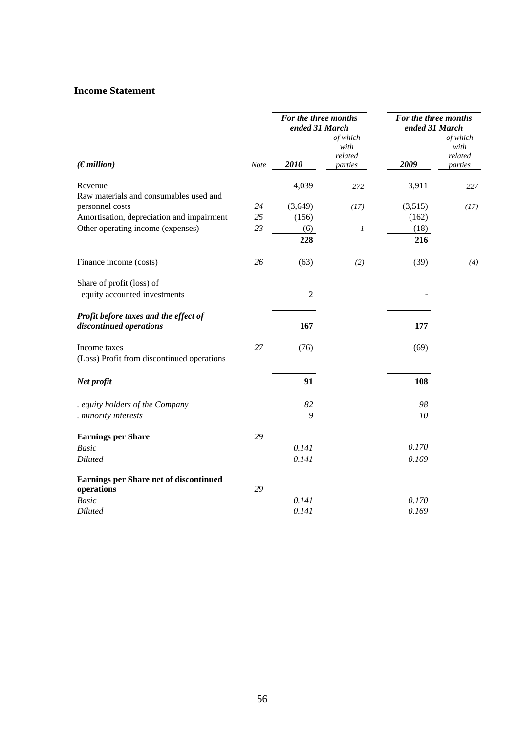## Income Statement

| *(€ million)* | *Note* | *For the three months ended 31 March* **2010** | *of which with related parties* | *For the three months ended 31 March* **2009** | *of which with related parties* |
|---|---|---|---|---|---|
| Revenue | | 4,039 | *272* | 3,911 | *227* |
| Raw materials and consumables used and personnel costs | *24* | (3,649) | *(17)* | (3,515) | *(17)* |
| Amortisation, depreciation and impairment | *25* | (156) | | (162) | |
| Other operating income (expenses) | *23* | (6) | *1* | (18) | |
| | | **228** | | **216** | |
| Finance income (costs) | *26* | (63) | *(2)* | (39) | *(4)* |
| Share of profit (loss) of equity accounted investments | | 2 | | - | |
| ***Profit before taxes and the effect of discontinued operations*** | | **167** | | **177** | |
| Income taxes | *27* | (76) | | (69) | |
| (Loss) Profit from discontinued operations | | | | | |
| ***Net profit*** | | **91** | | **108** | |
| *. equity holders of the Company* | | *82* | | *98* | |
| *. minority interests* | | *9* | | *10* | |
| **Earnings per Share** | *29* | | | | |
| *Basic* | | *0.141* | | *0.170* | |
| *Diluted* | | *0.141* | | *0.169* | |
| **Earnings per Share net of discontinued operations** | *29* | | | | |
| *Basic* | | *0.141* | | *0.170* | |
| *Diluted* | | *0.141* | | *0.169* | |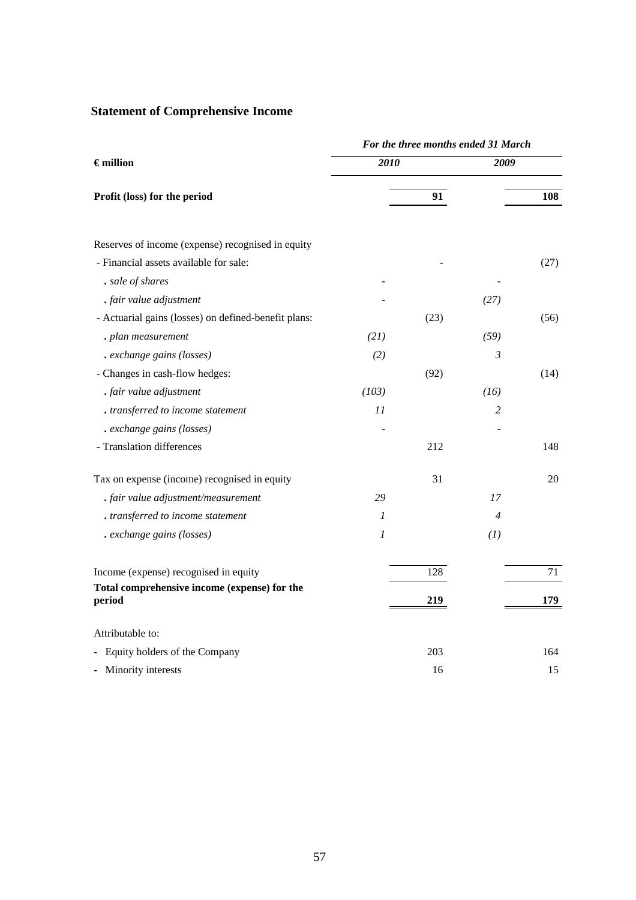## Statement of Comprehensive Income

| € million | For the three months ended 31 March | | | |
|---|---|---|---|---|
| | 2010 | | 2009 | |
| **Profit (loss) for the period** | | **91** | | **108** |
| | | | | |
| Reserves of income (expense) recognised in equity | | | | |
| - Financial assets available for sale: | | - | | (27) |
| *. sale of shares* | - | | - | |
| *. fair value adjustment* | - | | *(27)* | |
| - Actuarial gains (losses) on defined-benefit plans: | | (23) | | (56) |
| *. plan measurement* | *(21)* | | *(59)* | |
| *. exchange gains (losses)* | *(2)* | | *3* | |
| - Changes in cash-flow hedges: | | (92) | | (14) |
| *. fair value adjustment* | *(103)* | | *(16)* | |
| *. transferred to income statement* | *11* | | *2* | |
| *. exchange gains (losses)* | - | | - | |
| - Translation differences | | 212 | | 148 |
| | | | | |
| Tax on expense (income) recognised in equity | | 31 | | 20 |
| *. fair value adjustment/measurement* | *29* | | *17* | |
| *. transferred to income statement* | *1* | | *4* | |
| *. exchange gains (losses)* | *1* | | *(1)* | |
| | | | | |
| Income (expense) recognised in equity | | 128 | | 71 |
| **Total comprehensive income (expense) for the period** | | **219** | | **179** |
| | | | | |
| Attributable to: | | | | |
| - Equity holders of the Company | | 203 | | 164 |
| - Minority interests | | 16 | | 15 |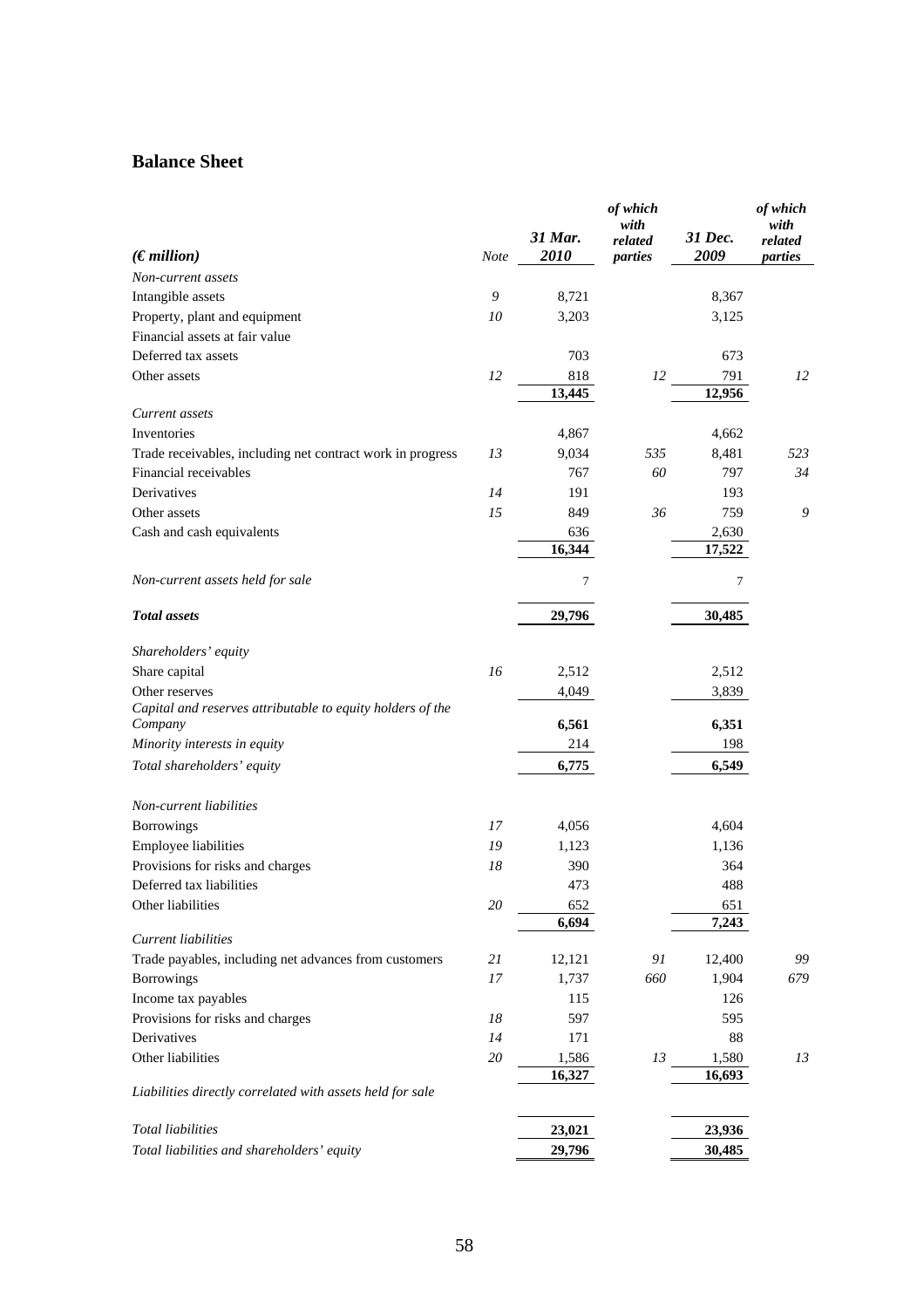## Balance Sheet

| *(€ million)* | *Note* | *31 Mar. 2010* | *of which with related parties* | *31 Dec. 2009* | *of which with related parties* |
|---|---|---|---|---|---|
| *Non-current assets* | | | | | |
| Intangible assets | *9* | 8,721 | | 8,367 | |
| Property, plant and equipment | *10* | 3,203 | | 3,125 | |
| Financial assets at fair value | | | | | |
| Deferred tax assets | | 703 | | 673 | |
| Other assets | *12* | 818 | *12* | 791 | *12* |
| | | 13,445 | | 12,956 | |
| *Current assets* | | | | | |
| Inventories | | 4,867 | | 4,662 | |
| Trade receivables, including net contract work in progress | *13* | 9,034 | *535* | 8,481 | *523* |
| Financial receivables | | 767 | *60* | 797 | *34* |
| Derivatives | *14* | 191 | | 193 | |
| Other assets | *15* | 849 | *36* | 759 | *9* |
| Cash and cash equivalents | | 636 | | 2,630 | |
| | | 16,344 | | 17,522 | |
| *Non-current assets held for sale* | | 7 | | 7 | |
| ***Total assets*** | | **29,796** | | **30,485** | |
| *Shareholders' equity* | | | | | |
| Share capital | *16* | 2,512 | | 2,512 | |
| Other reserves | | 4,049 | | 3,839 | |
| *Capital and reserves attributable to equity holders of the Company* | | **6,561** | | **6,351** | |
| *Minority interests in equity* | | 214 | | 198 | |
| *Total shareholders' equity* | | **6,775** | | **6,549** | |
| *Non-current liabilities* | | | | | |
| Borrowings | *17* | 4,056 | | 4,604 | |
| Employee liabilities | *19* | 1,123 | | 1,136 | |
| Provisions for risks and charges | *18* | 390 | | 364 | |
| Deferred tax liabilities | | 473 | | 488 | |
| Other liabilities | *20* | 652 | | 651 | |
| | | 6,694 | | 7,243 | |
| *Current liabilities* | | | | | |
| Trade payables, including net advances from customers | *21* | 12,121 | *91* | 12,400 | *99* |
| Borrowings | *17* | 1,737 | *660* | 1,904 | *679* |
| Income tax payables | | 115 | | 126 | |
| Provisions for risks and charges | *18* | 597 | | 595 | |
| Derivatives | *14* | 171 | | 88 | |
| Other liabilities | *20* | 1,586 | *13* | 1,580 | *13* |
| | | 16,327 | | 16,693 | |
| *Liabilities directly correlated with assets held for sale* | | | | | |
| *Total liabilities* | | **23,021** | | **23,936** | |
| *Total liabilities and shareholders' equity* | | **29,796** | | **30,485** | |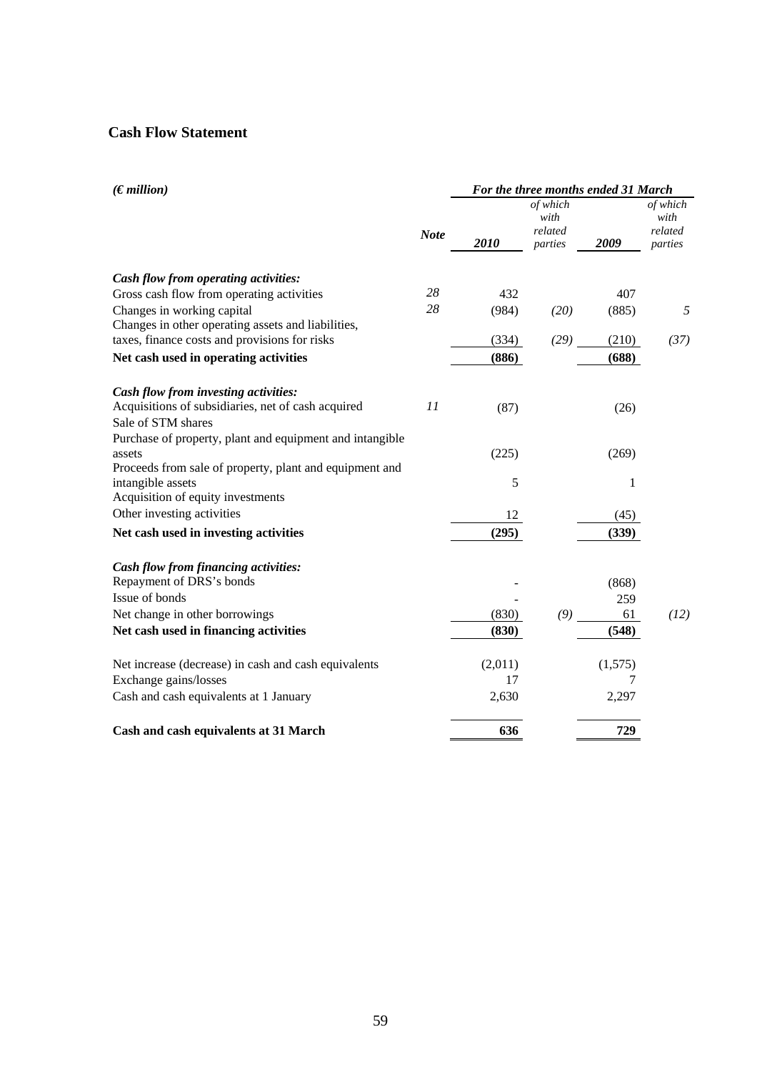## Cash Flow Statement

| *(€ million)* | *Note* | *For the three months ended 31 March* | | | |
|---|---|---|---|---|---|
| | | *2010* | *of which with related parties* | *2009* | *of which with related parties* |
| ***Cash flow from operating activities:*** | | | | | |
| Gross cash flow from operating activities | *28* | 432 | | 407 | |
| Changes in working capital | *28* | (984) | *(20)* | (885) | *5* |
| Changes in other operating assets and liabilities, taxes, finance costs and provisions for risks | | (334) | *(29)* | (210) | *(37)* |
| **Net cash used in operating activities** | | **(886)** | | **(688)** | |
| ***Cash flow from investing activities:*** | | | | | |
| Acquisitions of subsidiaries, net of cash acquired | *11* | (87) | | (26) | |
| Sale of STM shares | | | | | |
| Purchase of property, plant and equipment and intangible assets | | (225) | | (269) | |
| Proceeds from sale of property, plant and equipment and intangible assets | | 5 | | 1 | |
| Acquisition of equity investments | | | | | |
| Other investing activities | | 12 | | (45) | |
| **Net cash used in investing activities** | | **(295)** | | **(339)** | |
| ***Cash flow from financing activities:*** | | | | | |
| Repayment of DRS's bonds | | - | | (868) | |
| Issue of bonds | | - | | 259 | |
| Net change in other borrowings | | (830) | *(9)* | 61 | *(12)* |
| **Net cash used in financing activities** | | **(830)** | | **(548)** | |
| Net increase (decrease) in cash and cash equivalents | | (2,011) | | (1,575) | |
| Exchange gains/losses | | 17 | | 7 | |
| Cash and cash equivalents at 1 January | | 2,630 | | 2,297 | |
| **Cash and cash equivalents at 31 March** | | **636** | | **729** | |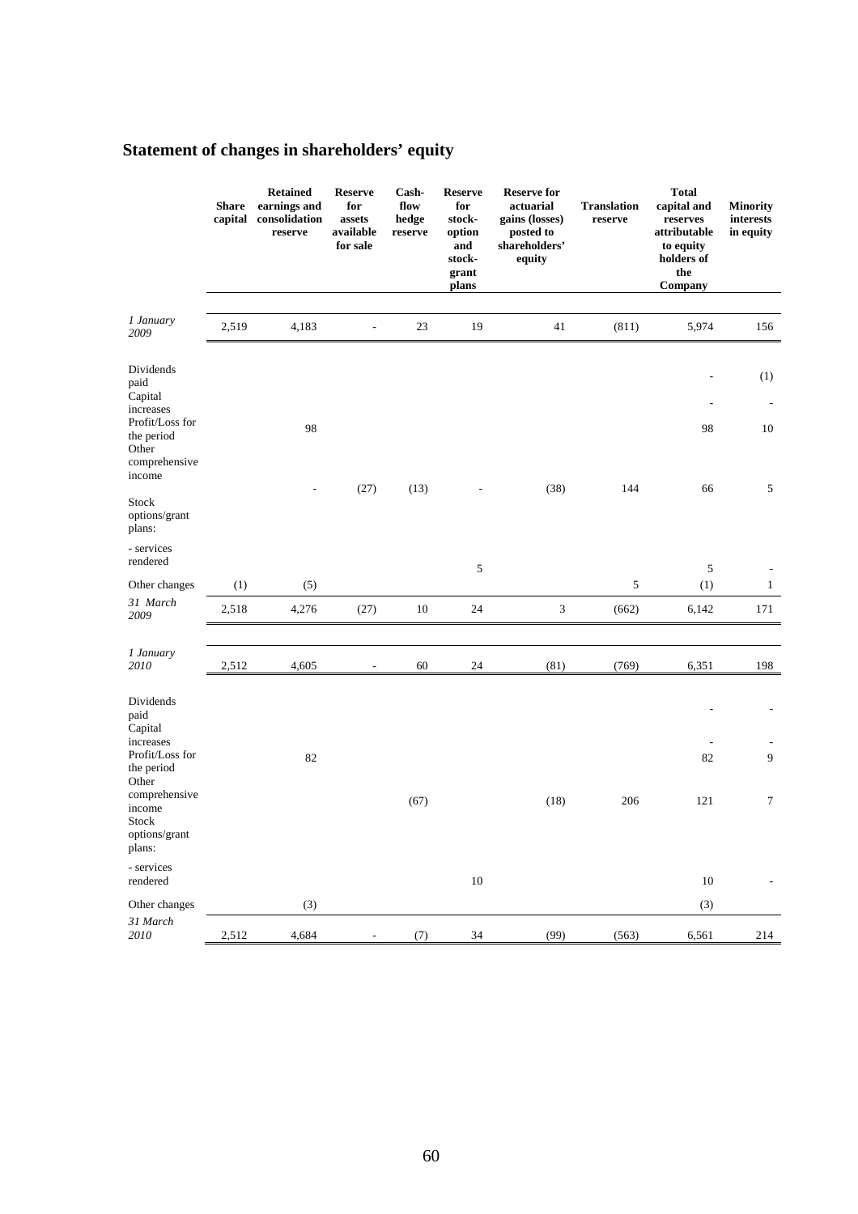## Statement of changes in shareholders' equity

| | Share capital | Retained earnings and consolidation reserve | Reserve for assets available for sale | Cash-flow hedge reserve | Reserve for stock-option and stock-grant plans | Reserve for actuarial gains (losses) posted to shareholders' equity | Translation reserve | Total capital and reserves attributable to equity holders of the Company | Minority interests in equity |
|---|---|---|---|---|---|---|---|---|---|
| *1 January 2009* | 2,519 | 4,183 | - | 23 | 19 | 41 | (811) | 5,974 | 156 |
| Dividends paid | | | | | | | | - | (1) |
| Capital increases | | | | | | | | - | - |
| Profit/Loss for the period | | 98 | | | | | | 98 | 10 |
| Other comprehensive income | | - | (27) | (13) | - | (38) | 144 | 66 | 5 |
| Stock options/grant plans: | | | | | | | | | |
| - services rendered | | | | | 5 | | | 5 | - |
| Other changes | (1) | (5) | | | | | 5 | (1) | 1 |
| *31 March 2009* | 2,518 | 4,276 | (27) | 10 | 24 | 3 | (662) | 6,142 | 171 |
| *1 January 2010* | 2,512 | 4,605 | - | 60 | 24 | (81) | (769) | 6,351 | 198 |
| Dividends paid | | | | | | | | - | - |
| Capital increases | | | | | | | | - | - |
| Profit/Loss for the period | | 82 | | | | | | 82 | 9 |
| Other comprehensive income | | | | (67) | | (18) | 206 | 121 | 7 |
| Stock options/grant plans: | | | | | | | | | |
| - services rendered | | | | | 10 | | | 10 | - |
| Other changes | | (3) | | | | | | (3) | |
| *31 March 2010* | 2,512 | 4,684 | - | (7) | 34 | (99) | (563) | 6,561 | 214 |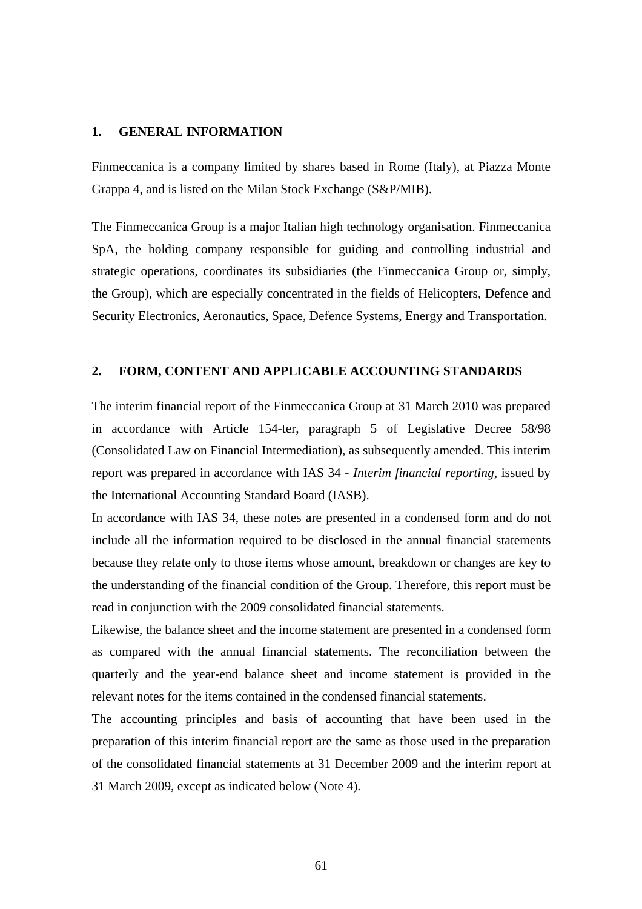## 1. GENERAL INFORMATION

Finmeccanica is a company limited by shares based in Rome (Italy), at Piazza Monte Grappa 4, and is listed on the Milan Stock Exchange (S&P/MIB).

The Finmeccanica Group is a major Italian high technology organisation. Finmeccanica SpA, the holding company responsible for guiding and controlling industrial and strategic operations, coordinates its subsidiaries (the Finmeccanica Group or, simply, the Group), which are especially concentrated in the fields of Helicopters, Defence and Security Electronics, Aeronautics, Space, Defence Systems, Energy and Transportation.

## 2. FORM, CONTENT AND APPLICABLE ACCOUNTING STANDARDS

The interim financial report of the Finmeccanica Group at 31 March 2010 was prepared in accordance with Article 154-ter, paragraph 5 of Legislative Decree 58/98 (Consolidated Law on Financial Intermediation), as subsequently amended. This interim report was prepared in accordance with IAS 34 - *Interim financial reporting*, issued by the International Accounting Standard Board (IASB).

In accordance with IAS 34, these notes are presented in a condensed form and do not include all the information required to be disclosed in the annual financial statements because they relate only to those items whose amount, breakdown or changes are key to the understanding of the financial condition of the Group. Therefore, this report must be read in conjunction with the 2009 consolidated financial statements.

Likewise, the balance sheet and the income statement are presented in a condensed form as compared with the annual financial statements. The reconciliation between the quarterly and the year-end balance sheet and income statement is provided in the relevant notes for the items contained in the condensed financial statements.

The accounting principles and basis of accounting that have been used in the preparation of this interim financial report are the same as those used in the preparation of the consolidated financial statements at 31 December 2009 and the interim report at 31 March 2009, except as indicated below (Note 4).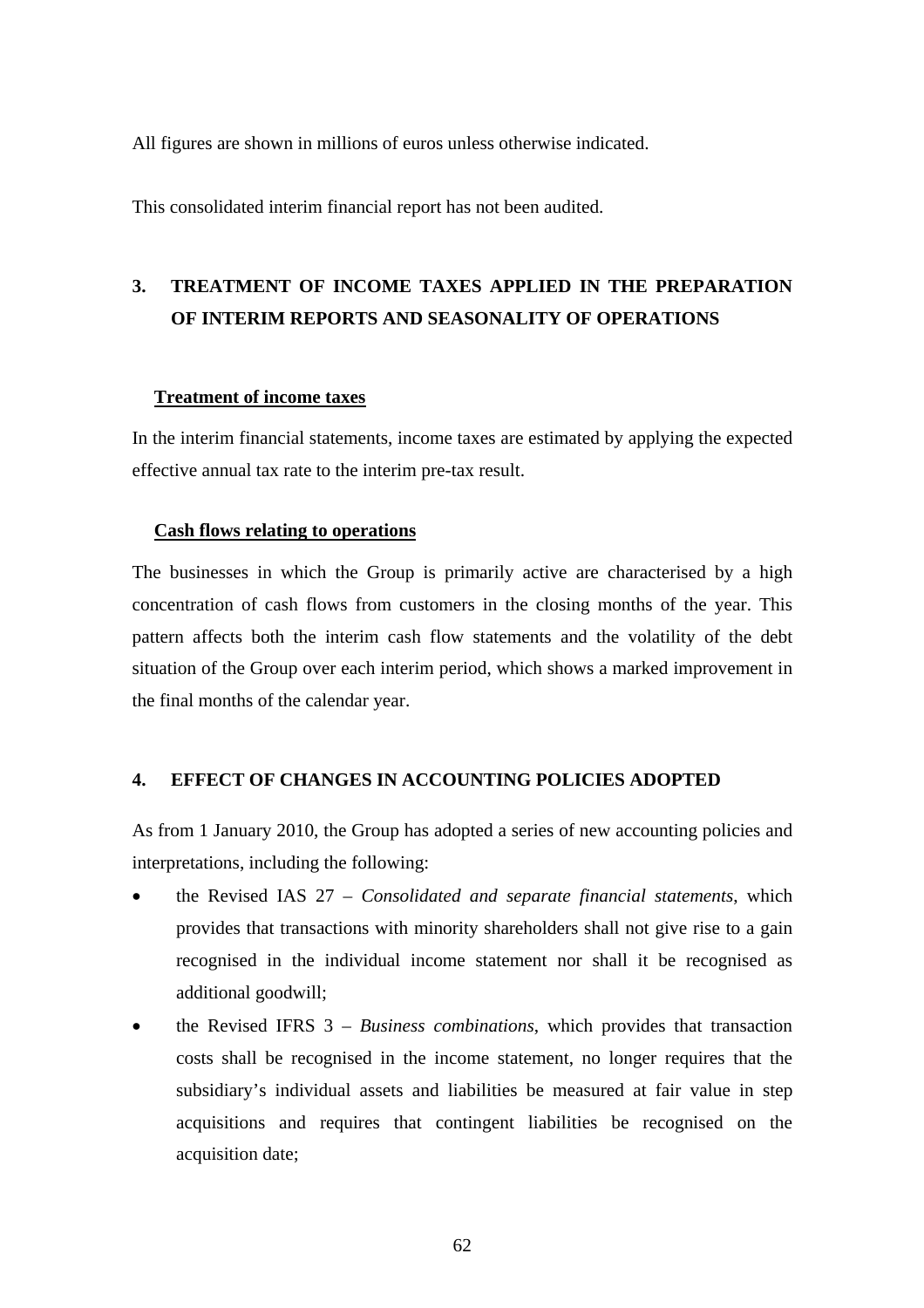All figures are shown in millions of euros unless otherwise indicated.

This consolidated interim financial report has not been audited.

## 3. TREATMENT OF INCOME TAXES APPLIED IN THE PREPARATION OF INTERIM REPORTS AND SEASONALITY OF OPERATIONS

### Treatment of income taxes

In the interim financial statements, income taxes are estimated by applying the expected effective annual tax rate to the interim pre-tax result.

### Cash flows relating to operations

The businesses in which the Group is primarily active are characterised by a high concentration of cash flows from customers in the closing months of the year. This pattern affects both the interim cash flow statements and the volatility of the debt situation of the Group over each interim period, which shows a marked improvement in the final months of the calendar year.

## 4. EFFECT OF CHANGES IN ACCOUNTING POLICIES ADOPTED

As from 1 January 2010, the Group has adopted a series of new accounting policies and interpretations, including the following:

- the Revised IAS 27 – *Consolidated and separate financial statements*, which provides that transactions with minority shareholders shall not give rise to a gain recognised in the individual income statement nor shall it be recognised as additional goodwill;
- the Revised IFRS 3 – *Business combinations*, which provides that transaction costs shall be recognised in the income statement, no longer requires that the subsidiary's individual assets and liabilities be measured at fair value in step acquisitions and requires that contingent liabilities be recognised on the acquisition date;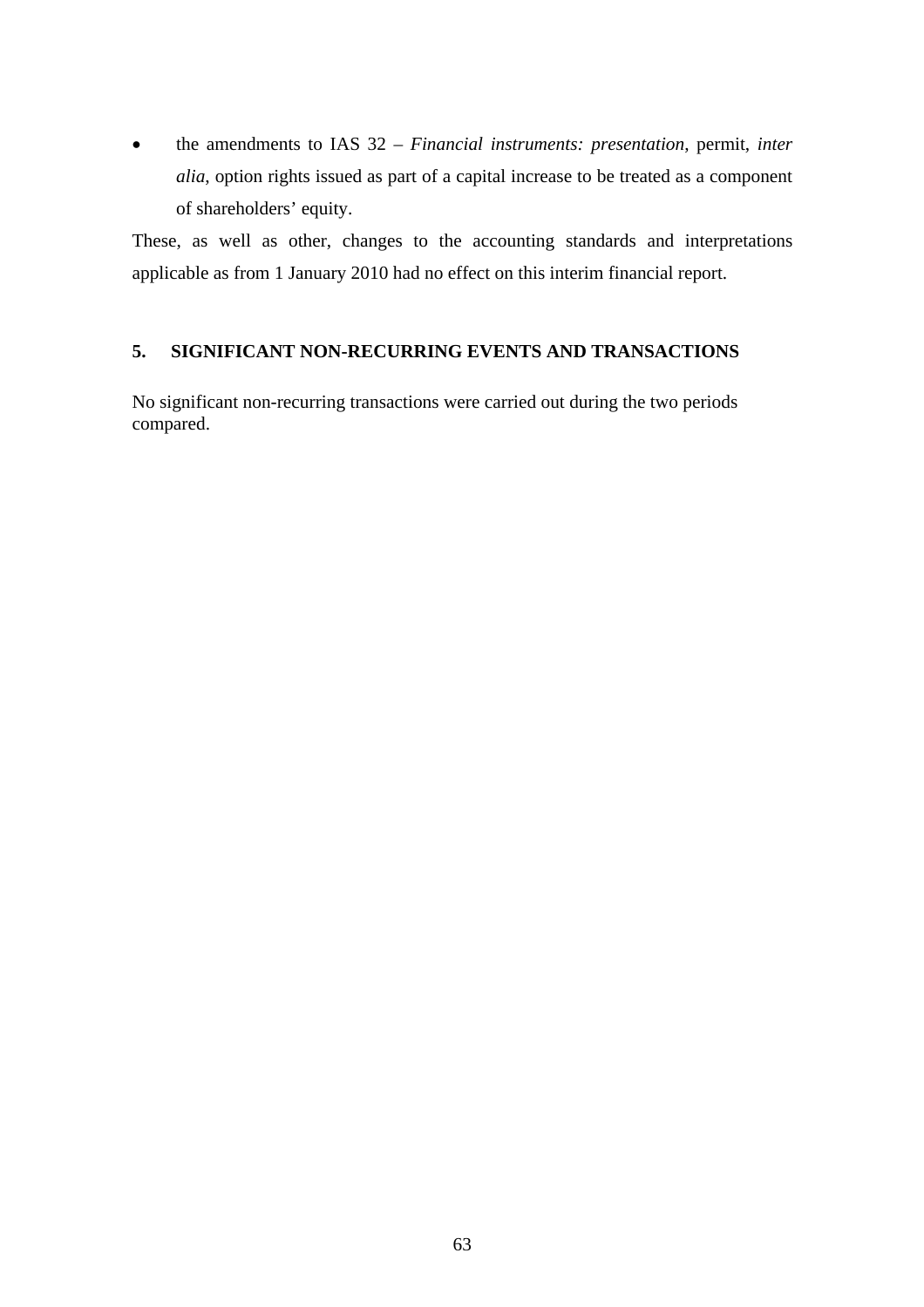- the amendments to IAS 32 – *Financial instruments: presentation*, permit, *inter alia*, option rights issued as part of a capital increase to be treated as a component of shareholders' equity.

These, as well as other, changes to the accounting standards and interpretations applicable as from 1 January 2010 had no effect on this interim financial report.

## 5. SIGNIFICANT NON-RECURRING EVENTS AND TRANSACTIONS

No significant non-recurring transactions were carried out during the two periods compared.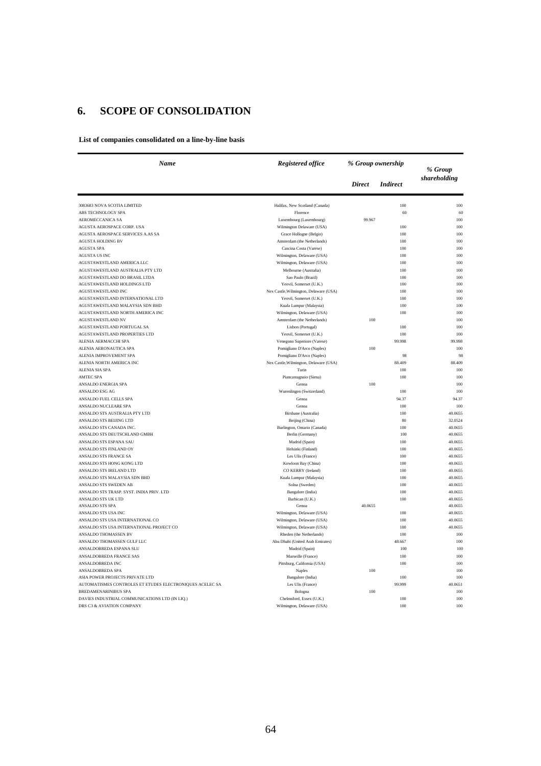## 6. SCOPE OF CONSOLIDATION

**List of companies consolidated on a line-by-line basis**

| *Name* | *Registered office* | *% Group ownership* | | *% Group shareholding* |
|---|---|---|---|---|
| | | *Direct* | *Indirect* | |
| 3083683 NOVA SCOTIA LIMITED | Halifax, New Scotland (Canada) | | 100 | 100 |
| ABS TECHNOLOGY SPA | Florence | | 60 | 60 |
| AEROMECCANICA SA | Luxembourg (Luxembourg) | 99.967 | | 100 |
| AGUSTA AEROSPACE CORP. USA | Wilmington Delaware (USA) | | 100 | 100 |
| AGUSTA AEROSPACE SERVICES A.AS SA | Grace Hollogne (Belgio) | | 100 | 100 |
| AGUSTA HOLDING BV | Amsterdam (the Netherlands) | | 100 | 100 |
| AGUSTA SPA | Cascina Costa (Varese) | | 100 | 100 |
| AGUSTA US INC | Wilmington, Delaware (USA) | | 100 | 100 |
| AGUSTAWESTLAND AMERICA LLC | Wilmington, Delaware (USA) | | 100 | 100 |
| AGUSTAWESTLAND AUSTRALIA PTY LTD | Melbourne (Australia) | | 100 | 100 |
| AGUSTAWESTLAND DO BRASIL LTDA | Sao Paulo (Brazil) | | 100 | 100 |
| AGUSTAWESTLAND HOLDINGS LTD | Yeovil, Somerset (U.K.) | | 100 | 100 |
| AGUSTAWESTLAND INC | Nex Castle,Wilmington, Delaware (USA) | | 100 | 100 |
| AGUSTAWESTLAND INTERNATIONAL LTD | Yeovil, Somerset (U.K.) | | 100 | 100 |
| AGUSTAWESTLAND MALAYSIA SDN BHD | Kuala Lumpur (Malaysia) | | 100 | 100 |
| AGUSTAWESTLAND NORTH AMERICA INC | Wilmington, Delaware (USA) | | 100 | 100 |
| AGUSTAWESTLAND NV | Amsterdam (the Netherlands) | 100 | | 100 |
| AGUSTAWESTLAND PORTUGAL SA | Lisbon (Portugal) | | 100 | 100 |
| AGUSTAWESTLAND PROPERTIES LTD | Yeovil, Somerset (U.K.) | | 100 | 100 |
| ALENIA AERMACCHI SPA | Venegono Superiore (Varese) | | 99.998 | 99.998 |
| ALENIA AERONAUTICA SPA | Pomigliano D'Arco (Naples) | 100 | | 100 |
| ALENIA IMPROVEMENT SPA | Pomigliano D'Arco (Naples) | | 98 | 98 |
| ALENIA NORTH AMERICA INC | Nex Castle,Wilmington, Delaware (USA) | | 88.409 | 88.409 |
| ALENIA SIA SPA | Turin | | 100 | 100 |
| AMTEC SPA | Piancastagnaio (Siena) | | 100 | 100 |
| ANSALDO ENERGIA SPA | Genoa | 100 | | 100 |
| ANSALDO ESG AG | Wurenlingen (Switzerland) | | 100 | 100 |
| ANSALDO FUEL CELLS SPA | Genoa | | 94.37 | 94.37 |
| ANSALDO NUCLEARE SPA | Genoa | | 100 | 100 |
| ANSALDO STS AUSTRALIA PTY LTD | Birsbane (Australia) | | 100 | 40.0655 |
| ANSALDO STS BEIJING LTD | Beijing (China) | | 80 | 32.0524 |
| ANSALDO STS CANADA INC. | Burlington, Ontario (Canada) | | 100 | 40.0655 |
| ANSALDO STS DEUTSCHLAND GMBH | Berlin (Germany) | | 100 | 40.0655 |
| ANSALDO STS ESPANA SAU | Madrid (Spain) | | 100 | 40.0655 |
| ANSALDO STS FINLAND OY | Helsinki (Finland) | | 100 | 40.0655 |
| ANSALDO STS FRANCE SA | Les Ulis (France) | | 100 | 40.0655 |
| ANSALDO STS HONG KONG LTD | Kowloon Bay (China) | | 100 | 40.0655 |
| ANSALDO STS IRELAND LTD | CO KERRY (Ireland) | | 100 | 40.0655 |
| ANSALDO STS MALAYSIA SDN BHD | Kuala Lumpur (Malaysia) | | 100 | 40.0655 |
| ANSALDO STS SWEDEN AB | Solna (Sweden) | | 100 | 40.0655 |
| ANSALDO STS TRASP. SYST. INDIA PRIV. LTD | Bangalore (India) | | 100 | 40.0655 |
| ANSALDO STS UK LTD | Barbican (U.K.) | | 100 | 40.0655 |
| ANSALDO STS SPA | Genoa | 40.0655 | | 40.0655 |
| ANSALDO STS USA INC | Wilmington, Delaware (USA) | | 100 | 40.0655 |
| ANSALDO STS USA INTERNATIONAL CO | Wilmington, Delaware (USA) | | 100 | 40.0655 |
| ANSALDO STS USA INTERNATIONAL PROJECT CO | Wilmington, Delaware (USA) | | 100 | 40.0655 |
| ANSALDO THOMASSEN BV | Rheden (the Netherlands) | | 100 | 100 |
| ANSALDO THOMASSEN GULF LLC | Abu Dhabi (United Arab Emirates) | | 48.667 | 100 |
| ANSALDOBREDA ESPANA SLU | Madrid (Spain) | | 100 | 100 |
| ANSALDOBREDA FRANCE SAS | Marseille (France) | | 100 | 100 |
| ANSALDOBREDA INC | Pittsburg, California (USA) | | 100 | 100 |
| ANSALDOBREDA SPA | Naples | 100 | | 100 |
| ASIA POWER PROJECTS PRIVATE LTD | Bangalore (India) | | 100 | 100 |
| AUTOMATISMES CONTROLES ET ETUDES ELECTRONIQUES ACELEC SA | Les Ulis (France) | | 99.999 | 40.0651 |
| BREDAMENARINIBUS SPA | Bologna | 100 | | 100 |
| DAVIES INDUSTRIAL COMMUNICATIONS LTD (IN LIQ.) | Chelmsford, Essex (U.K.) | | 100 | 100 |
| DRS C3 & AVIATION COMPANY | Wilmington, Delaware (USA) | | 100 | 100 |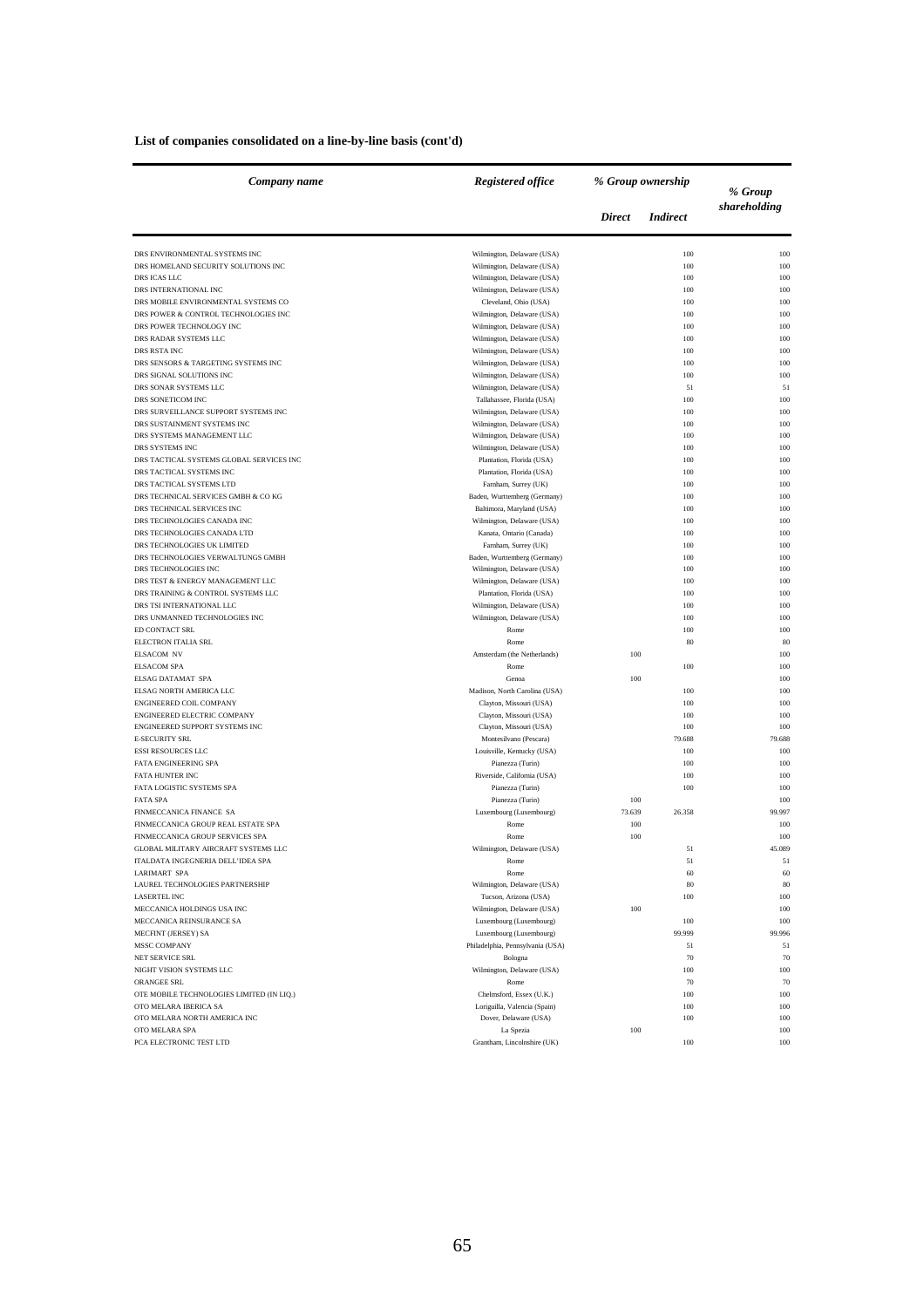**List of companies consolidated on a line-by-line basis (cont'd)**

| *Company name* | *Registered office* | *% Group ownership* | | *% Group shareholding* |
|---|---|---|---|---|
| | | *Direct* | *Indirect* | |
| DRS ENVIRONMENTAL SYSTEMS INC | Wilmington, Delaware (USA) | | 100 | 100 |
| DRS HOMELAND SECURITY SOLUTIONS INC | Wilmington, Delaware (USA) | | 100 | 100 |
| DRS ICAS LLC | Wilmington, Delaware (USA) | | 100 | 100 |
| DRS INTERNATIONAL INC | Wilmington, Delaware (USA) | | 100 | 100 |
| DRS MOBILE ENVIRONMENTAL SYSTEMS CO | Cleveland, Ohio (USA) | | 100 | 100 |
| DRS POWER & CONTROL TECHNOLOGIES INC | Wilmington, Delaware (USA) | | 100 | 100 |
| DRS POWER TECHNOLOGY INC | Wilmington, Delaware (USA) | | 100 | 100 |
| DRS RADAR SYSTEMS LLC | Wilmington, Delaware (USA) | | 100 | 100 |
| DRS RSTA INC | Wilmington, Delaware (USA) | | 100 | 100 |
| DRS SENSORS & TARGETING SYSTEMS INC | Wilmington, Delaware (USA) | | 100 | 100 |
| DRS SIGNAL SOLUTIONS INC | Wilmington, Delaware (USA) | | 100 | 100 |
| DRS SONAR SYSTEMS LLC | Wilmington, Delaware (USA) | | 51 | 51 |
| DRS SONETICOM INC | Tallahassee, Florida (USA) | | 100 | 100 |
| DRS SURVEILLANCE SUPPORT SYSTEMS INC | Wilmington, Delaware (USA) | | 100 | 100 |
| DRS SUSTAINMENT SYSTEMS INC | Wilmington, Delaware (USA) | | 100 | 100 |
| DRS SYSTEMS MANAGEMENT LLC | Wilmington, Delaware (USA) | | 100 | 100 |
| DRS SYSTEMS INC | Wilmington, Delaware (USA) | | 100 | 100 |
| DRS TACTICAL SYSTEMS GLOBAL SERVICES INC | Plantation, Florida (USA) | | 100 | 100 |
| DRS TACTICAL SYSTEMS INC | Plantation, Florida (USA) | | 100 | 100 |
| DRS TACTICAL SYSTEMS LTD | Farnham, Surrey (UK) | | 100 | 100 |
| DRS TECHNICAL SERVICES GMBH & CO KG | Baden, Wurttemberg (Germany) | | 100 | 100 |
| DRS TECHNICAL SERVICES INC | Baltimora, Maryland (USA) | | 100 | 100 |
| DRS TECHNOLOGIES CANADA INC | Wilmington, Delaware (USA) | | 100 | 100 |
| DRS TECHNOLOGIES CANADA LTD | Kanata, Ontario (Canada) | | 100 | 100 |
| DRS TECHNOLOGIES UK LIMITED | Farnham, Surrey (UK) | | 100 | 100 |
| DRS TECHNOLOGIES VERWALTUNGS GMBH | Baden, Wurttemberg (Germany) | | 100 | 100 |
| DRS TECHNOLOGIES INC | Wilmington, Delaware (USA) | | 100 | 100 |
| DRS TEST & ENERGY MANAGEMENT LLC | Wilmington, Delaware (USA) | | 100 | 100 |
| DRS TRAINING & CONTROL SYSTEMS LLC | Plantation, Florida (USA) | | 100 | 100 |
| DRS TSI INTERNATIONAL LLC | Wilmington, Delaware (USA) | | 100 | 100 |
| DRS UNMANNED TECHNOLOGIES INC | Wilmington, Delaware (USA) | | 100 | 100 |
| ED CONTACT SRL | Rome | | 100 | 100 |
| ELECTRON ITALIA SRL | Rome | | 80 | 80 |
| ELSACOM NV | Amsterdam (the Netherlands) | 100 | | 100 |
| ELSACOM SPA | Rome | | 100 | 100 |
| ELSAG DATAMAT SPA | Genoa | 100 | | 100 |
| ELSAG NORTH AMERICA LLC | Madison, North Carolina (USA) | | 100 | 100 |
| ENGINEERED COIL COMPANY | Clayton, Missouri (USA) | | 100 | 100 |
| ENGINEERED ELECTRIC COMPANY | Clayton, Missouri (USA) | | 100 | 100 |
| ENGINEERED SUPPORT SYSTEMS INC | Clayton, Missouri (USA) | | 100 | 100 |
| E-SECURITY SRL | Montesilvano (Pescara) | | 79.688 | 79.688 |
| ESSI RESOURCES LLC | Louisville, Kentucky (USA) | | 100 | 100 |
| FATA ENGINEERING SPA | Pianezza (Turin) | | 100 | 100 |
| FATA HUNTER INC | Riverside, California (USA) | | 100 | 100 |
| FATA LOGISTIC SYSTEMS SPA | Pianezza (Turin) | | 100 | 100 |
| FATA SPA | Pianezza (Turin) | 100 | | 100 |
| FINMECCANICA FINANCE SA | Luxembourg (Luxembourg) | 73.639 | 26.358 | 99.997 |
| FINMECCANICA GROUP REAL ESTATE SPA | Rome | 100 | | 100 |
| FINMECCANICA GROUP SERVICES SPA | Rome | 100 | | 100 |
| GLOBAL MILITARY AIRCRAFT SYSTEMS LLC | Wilmington, Delaware (USA) | | 51 | 45.089 |
| ITALDATA INGEGNERIA DELL'IDEA SPA | Rome | | 51 | 51 |
| LARIMART SPA | Rome | | 60 | 60 |
| LAUREL TECHNOLOGIES PARTNERSHIP | Wilmington, Delaware (USA) | | 80 | 80 |
| LASERTEL INC | Tucson, Arizona (USA) | | 100 | 100 |
| MECCANICA HOLDINGS USA INC | Wilmington, Delaware (USA) | 100 | | 100 |
| MECCANICA REINSURANCE SA | Luxembourg (Luxembourg) | | 100 | 100 |
| MECFINT (JERSEY) SA | Luxembourg (Luxembourg) | | 99.999 | 99.996 |
| MSSC COMPANY | Philadelphia, Pennsylvania (USA) | | 51 | 51 |
| NET SERVICE SRL | Bologna | | 70 | 70 |
| NIGHT VISION SYSTEMS LLC | Wilmington, Delaware (USA) | | 100 | 100 |
| ORANGEE SRL | Rome | | 70 | 70 |
| OTE MOBILE TECHNOLOGIES LIMITED (IN LIQ.) | Chelmsford, Essex (U.K.) | | 100 | 100 |
| OTO MELARA IBERICA SA | Loriguilla, Valencia (Spain) | | 100 | 100 |
| OTO MELARA NORTH AMERICA INC | Dover, Delaware (USA) | | 100 | 100 |
| OTO MELARA SPA | La Spezia | 100 | | 100 |
| PCA ELECTRONIC TEST LTD | Grantham, Lincolnshire (UK) | | 100 | 100 |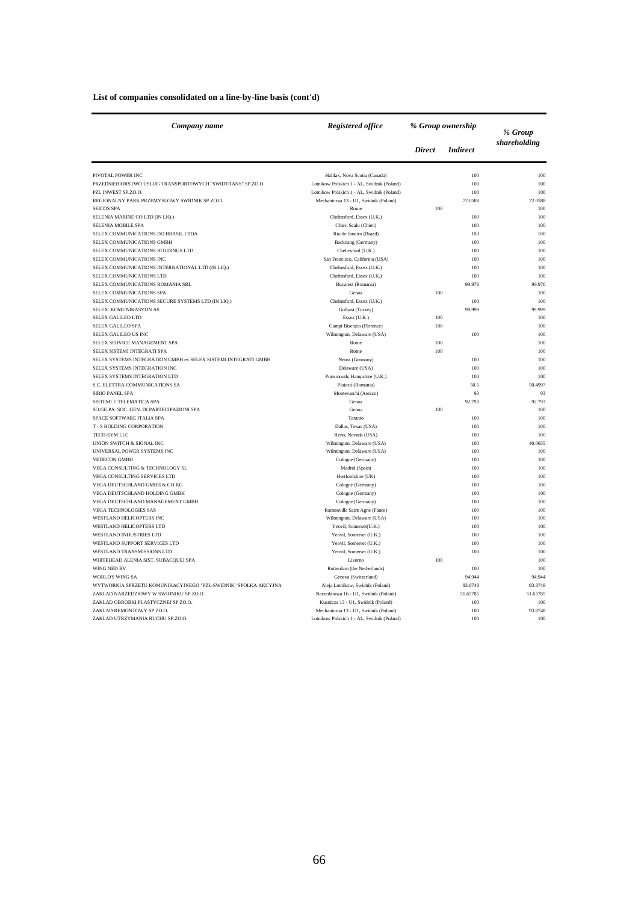**List of companies consolidated on a line-by-line basis (cont'd)**

| *Company name* | *Registered office* | *% Group ownership* | | *% Group shareholding* |
|---|---|---|---|---|
| | | *Direct* | *Indirect* | |
| PIVOTAL POWER INC | Halifax, Nova Scotia (Canada) | | 100 | 100 |
| PRZEDSIEBIORSTWO USLUG TRANSPORTOWYCH "SWIDTRANS" SP.ZO.O. | Lotnikow Polskich 1 - AL, Swidnik (Poland) | | 100 | 100 |
| PZL INWEST SP.ZO.O. | Lotnikow Polskich 1 - AL, Swidnik (Poland) | | 100 | 100 |
| REGIONALNY PARK PRZEMYSLOWY SWIDNIK SP.ZO.O. | Mechaniczna 13 - U1, Swidnik (Poland) | | 72.0588 | 72.0588 |
| SEICOS SPA | Rome | 100 | | 100 |
| SELENIA MARINE CO LTD (IN LIQ.) | Chelmsford, Essex (U.K.) | | 100 | 100 |
| SELENIA MOBILE SPA | Chieti Scalo (Chieti) | | 100 | 100 |
| SELEX COMMUNICATIONS DO BRASIL LTDA | Rio de Janeiro (Brazil) | | 100 | 100 |
| SELEX COMMUNICATIONS GMBH | Backnang (Germany) | | 100 | 100 |
| SELEX COMMUNICATIONS HOLDINGS LTD | Chelmsford (U.K.) | | 100 | 100 |
| SELEX COMMUNICATIONS INC | San Francisco, California (USA) | | 100 | 100 |
| SELEX COMMUNICATIONS INTERNATIONAL LTD (IN LIQ.) | Chelmsford, Essex (U.K.) | | 100 | 100 |
| SELEX COMMUNICATIONS LTD | Chelmsford, Essex (U.K.) | | 100 | 100 |
| SELEX COMMUNICATIONS ROMANIA SRL | Bucarest (Romania) | | 99.976 | 99.976 |
| SELEX COMMUNICATIONS SPA | Genoa | 100 | | 100 |
| SELEX COMMUNICATIONS SECURE SYSTEMS LTD (IN LIQ.) | Chelmsford, Essex (U.K.) | | 100 | 100 |
| SELEX KOMUNIKASYON AS | Golbasi (Turkey) | | 99.999 | 99.999 |
| SELEX GALILEO LTD | Essex (U.K.) | 100 | | 100 |
| SELEX GALILEO SPA | Campi Bisenzio (Florence) | 100 | | 100 |
| SELEX GALILEO US INC | Wilmington, Delaware (USA) | | 100 | 100 |
| SELEX SERVICE MANAGEMENT SPA | Rome | 100 | | 100 |
| SELEX SISTEMI INTEGRATI SPA | Rome | 100 | | 100 |
| SELEX SYSTEMS INTEGRATION GMBH ex SELEX SISTEMI INTEGRATI GMBH | Neuss (Germany) | | 100 | 100 |
| SELEX SYSTEMS INTEGRATION INC | Delaware (USA) | | 100 | 100 |
| SELEX SYSTEMS INTEGRATION LTD | Portsmouth, Hampshire (U.K.) | | 100 | 100 |
| S.C. ELETTRA COMMUNICATIONS SA | Ploiesti (Romania) | | 50.5 | 50.4997 |
| SIRIO PANEL SPA | Montevarchi (Arezzo) | | 93 | 93 |
| SISTEMI E TELEMATICA SPA | Genoa | | 92.793 | 92.793 |
| SO.GE.PA. SOC. GEN. DI PARTECIPAZIONI SPA | Genoa | 100 | | 100 |
| SPACE SOFTWARE ITALIA SPA | Taranto | | 100 | 100 |
| T - S HOLDING CORPORATION | Dallas, Texas (USA) | | 100 | 100 |
| TECH-SYM LLC | Reno, Nevada (USA) | | 100 | 100 |
| UNION SWITCH & SIGNAL INC | Wilmington, Delaware (USA) | | 100 | 40.0655 |
| UNIVERSAL POWER SYSTEMS INC | Wilmington, Delaware (USA) | | 100 | 100 |
| VEDECON GMBH | Cologne (Germany) | | 100 | 100 |
| VEGA CONSULTING & TECHNOLOGY SL | Madrid (Spain) | | 100 | 100 |
| VEGA CONSULTING SERVICES LTD | Hertfordshire (UK) | | 100 | 100 |
| VEGA DEUTSCHLAND GMBH & CO KG | Cologne (Germany) | | 100 | 100 |
| VEGA DEUTSCHLAND HOLDING GMBH | Cologne (Germany) | | 100 | 100 |
| VEGA DEUTSCHLAND MANAGEMENT GMBH | Cologne (Germany) | | 100 | 100 |
| VEGA TECHNOLOGIES SAS | Ramonville Saint Agne (Fance) | | 100 | 100 |
| WESTLAND HELICOPTERS INC | Wilmington, Delaware (USA) | | 100 | 100 |
| WESTLAND HELICOPTERS LTD | Yeovil, Somerset(U.K.) | | 100 | 100 |
| WESTLAND INDUSTRIES LTD | Yeovil, Somerset (U.K.) | | 100 | 100 |
| WESTLAND SUPPORT SERVICES LTD | Yeovil, Somerset (U.K.) | | 100 | 100 |
| WESTLAND TRANSMISSIONS LTD | Yeovil, Somerset (U.K.) | | 100 | 100 |
| WHITEHEAD ALENIA SIST. SUBACQUEI SPA | Livorno | 100 | | 100 |
| WING NED BV | Rotterdam (the Netherlands) | | 100 | 100 |
| WORLD'S WING SA | Geneva (Switzerland) | | 94.944 | 94.944 |
| WYTWORNIA SPRZETU KOMUNIKACYJNEGO "PZL-SWIDNIK" SPOLKA AKCYJNA | Aleja Lotnikow, Swidnik (Poland) | | 93.8748 | 93.8748 |
| ZAKLAD NARZEDZIOWY W SWIDNIKU SP.ZO.O. | Narzedziowa 16 - U1, Swidnik (Poland) | | 51.65785 | 51.65785 |
| ZAKLAD OBROBKI PLASTYCZNEJ SP.ZO.O. | Kuznicza 13 - U1, Swidnik (Poland) | | 100 | 100 |
| ZAKLAD REMONTOWY SP.ZO.O. | Mechaniczna 13 - U1, Swidnik (Poland) | | 100 | 93.8748 |
| ZAKLAD UTRZYMANIA RUCHU SP.ZO.O. | Lotnikow Polskich 1 - AL, Swidnik (Poland) | | 100 | 100 |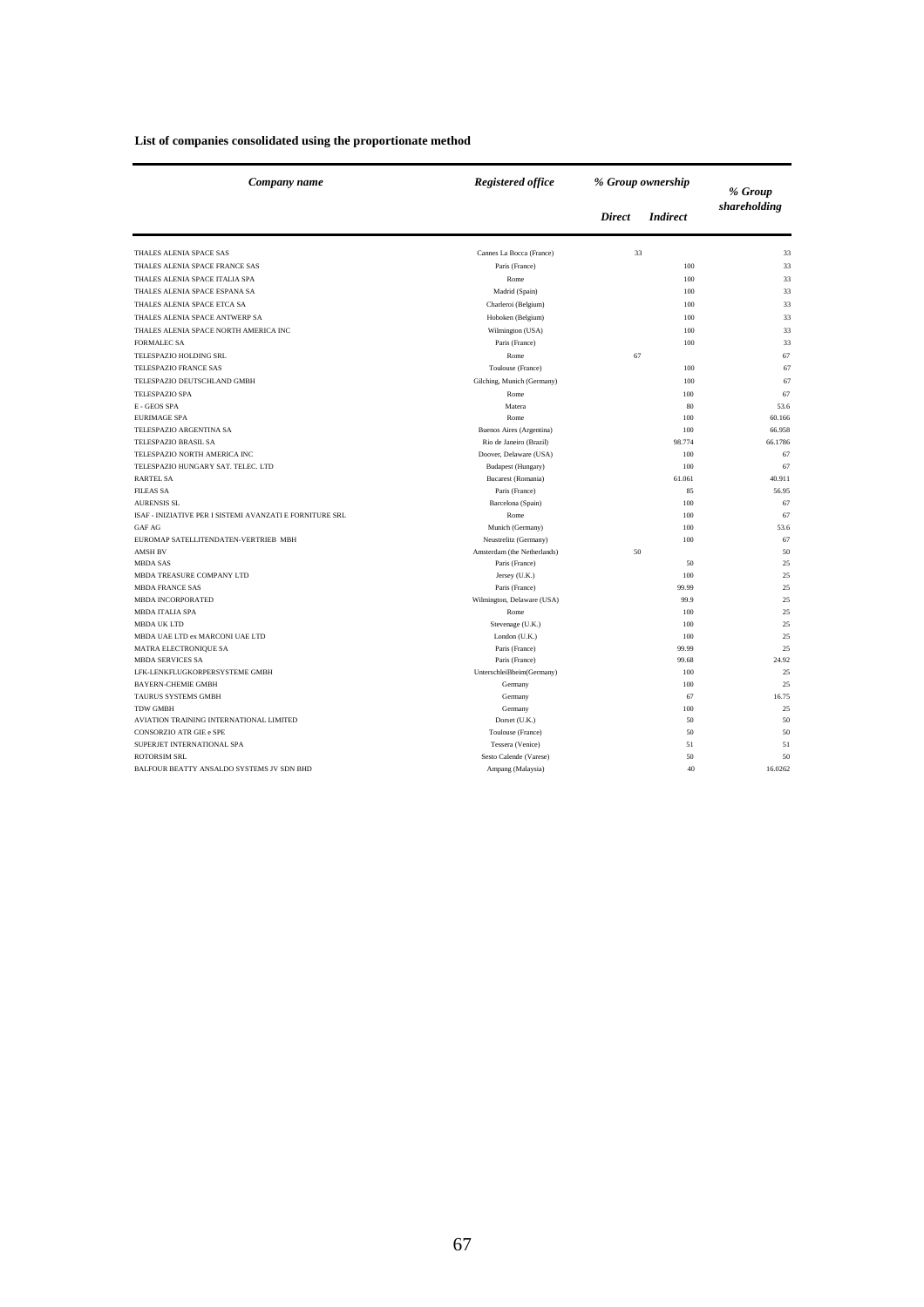**List of companies consolidated using the proportionate method**

| *Company name* | *Registered office* | *% Group ownership* | | *% Group shareholding* |
|---|---|---|---|---|
| | | *Direct* | *Indirect* | |
| THALES ALENIA SPACE SAS | Cannes La Bocca (France) | 33 | | 33 |
| THALES ALENIA SPACE FRANCE SAS | Paris (France) | | 100 | 33 |
| THALES ALENIA SPACE ITALIA SPA | Rome | | 100 | 33 |
| THALES ALENIA SPACE ESPANA SA | Madrid (Spain) | | 100 | 33 |
| THALES ALENIA SPACE ETCA SA | Charleroi (Belgium) | | 100 | 33 |
| THALES ALENIA SPACE ANTWERP SA | Hoboken (Belgium) | | 100 | 33 |
| THALES ALENIA SPACE NORTH AMERICA INC | Wilmington (USA) | | 100 | 33 |
| FORMALEC SA | Paris (France) | | 100 | 33 |
| TELESPAZIO HOLDING SRL | Rome | 67 | | 67 |
| TELESPAZIO FRANCE SAS | Toulouse (France) | | 100 | 67 |
| TELESPAZIO DEUTSCHLAND GMBH | Gilching, Munich (Germany) | | 100 | 67 |
| TELESPAZIO SPA | Rome | | 100 | 67 |
| E - GEOS SPA | Matera | | 80 | 53.6 |
| EURIMAGE SPA | Rome | | 100 | 60.166 |
| TELESPAZIO ARGENTINA SA | Buenos Aires (Argentina) | | 100 | 66.958 |
| TELESPAZIO BRASIL SA | Rio de Janeiro (Brazil) | | 98.774 | 66.1786 |
| TELESPAZIO NORTH AMERICA INC | Doover, Delaware (USA) | | 100 | 67 |
| TELESPAZIO HUNGARY SAT. TELEC. LTD | Budapest (Hungary) | | 100 | 67 |
| RARTEL SA | Bucarest (Romania) | | 61.061 | 40.911 |
| FILEAS SA | Paris (France) | | 85 | 56.95 |
| AURENSIS SL | Barcelona (Spain) | | 100 | 67 |
| ISAF - INIZIATIVE PER I SISTEMI AVANZATI E FORNITURE SRL | Rome | | 100 | 67 |
| GAF AG | Munich (Germany) | | 100 | 53.6 |
| EUROMAP SATELLITENDATEN-VERTRIEB MBH | Neustrelitz (Germany) | | 100 | 67 |
| AMSH BV | Amsterdam (the Netherlands) | 50 | | 50 |
| MBDA SAS | Paris (France) | | 50 | 25 |
| MBDA TREASURE COMPANY LTD | Jersey (U.K.) | | 100 | 25 |
| MBDA FRANCE SAS | Paris (France) | | 99.99 | 25 |
| MBDA INCORPORATED | Wilmington, Delaware (USA) | | 99.9 | 25 |
| MBDA ITALIA SPA | Rome | | 100 | 25 |
| MBDA UK LTD | Stevenage (U.K.) | | 100 | 25 |
| MBDA UAE LTD ex MARCONI UAE LTD | London (U.K.) | | 100 | 25 |
| MATRA ELECTRONIQUE SA | Paris (France) | | 99.99 | 25 |
| MBDA SERVICES SA | Paris (France) | | 99.68 | 24.92 |
| LFK-LENKFLUGKORPERSYSTEME GMBH | UnterschleiBheim(Germany) | | 100 | 25 |
| BAYERN-CHEMIE GMBH | Germany | | 100 | 25 |
| TAURUS SYSTEMS GMBH | Germany | | 67 | 16.75 |
| TDW GMBH | Germany | | 100 | 25 |
| AVIATION TRAINING INTERNATIONAL LIMITED | Dorset (U.K.) | | 50 | 50 |
| CONSORZIO ATR GIE e SPE | Toulouse (France) | | 50 | 50 |
| SUPERJET INTERNATIONAL SPA | Tessera (Venice) | | 51 | 51 |
| ROTORSIM SRL | Sesto Calende (Varese) | | 50 | 50 |
| BALFOUR BEATTY ANSALDO SYSTEMS JV SDN BHD | Ampang (Malaysia) | | 40 | 16.0262 |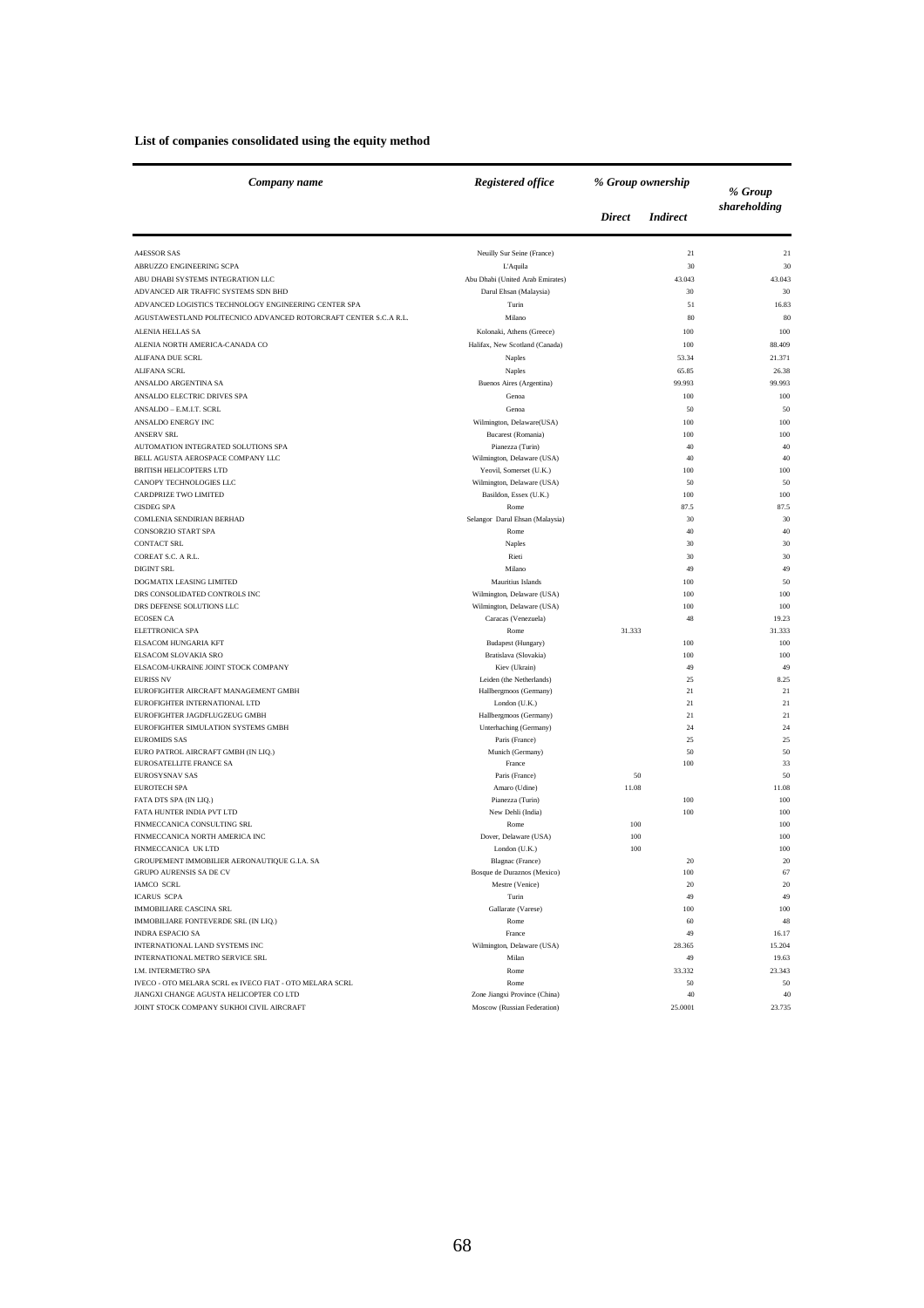**List of companies consolidated using the equity method**

| *Company name* | *Registered office* | *% Group ownership* | | *% Group shareholding* |
|---|---|---|---|---|
| | | *Direct* | *Indirect* | |
| A4ESSOR SAS | Neuilly Sur Seine (France) | | 21 | 21 |
| ABRUZZO ENGINEERING SCPA | L'Aquila | | 30 | 30 |
| ABU DHABI SYSTEMS INTEGRATION LLC | Abu Dhabi (United Arab Emirates) | | 43.043 | 43.043 |
| ADVANCED AIR TRAFFIC SYSTEMS SDN BHD | Darul Ehsan (Malaysia) | | 30 | 30 |
| ADVANCED LOGISTICS TECHNOLOGY ENGINEERING CENTER SPA | Turin | | 51 | 16.83 |
| AGUSTAWESTLAND POLITECNICO ADVANCED ROTORCRAFT CENTER S.C.A R.L. | Milano | | 80 | 80 |
| ALENIA HELLAS SA | Kolonaki, Athens (Greece) | | 100 | 100 |
| ALENIA NORTH AMERICA-CANADA CO | Halifax, New Scotland (Canada) | | 100 | 88.409 |
| ALIFANA DUE SCRL | Naples | | 53.34 | 21.371 |
| ALIFANA SCRL | Naples | | 65.85 | 26.38 |
| ANSALDO ARGENTINA SA | Buenos Aires (Argentina) | | 99.993 | 99.993 |
| ANSALDO ELECTRIC DRIVES SPA | Genoa | | 100 | 100 |
| ANSALDO – E.M.I.T. SCRL | Genoa | | 50 | 50 |
| ANSALDO ENERGY INC | Wilmington, Delaware(USA) | | 100 | 100 |
| ANSERV SRL | Bucarest (Romania) | | 100 | 100 |
| AUTOMATION INTEGRATED SOLUTIONS SPA | Pianezza (Turin) | | 40 | 40 |
| BELL AGUSTA AEROSPACE COMPANY LLC | Wilmington, Delaware (USA) | | 40 | 40 |
| BRITISH HELICOPTERS LTD | Yeovil, Somerset (U.K.) | | 100 | 100 |
| CANOPY TECHNOLOGIES LLC | Wilmington, Delaware (USA) | | 50 | 50 |
| CARDPRIZE TWO LIMITED | Basildon, Essex (U.K.) | | 100 | 100 |
| CISDEG SPA | Rome | | 87.5 | 87.5 |
| COMLENIA SENDIRIAN BERHAD | Selangor Darul Ehsan (Malaysia) | | 30 | 30 |
| CONSORZIO START SPA | Rome | | 40 | 40 |
| CONTACT SRL | Naples | | 30 | 30 |
| COREAT S.C. A R.L. | Rieti | | 30 | 30 |
| DIGINT SRL | Milano | | 49 | 49 |
| DOGMATIX LEASING LIMITED | Mauritius Islands | | 100 | 50 |
| DRS CONSOLIDATED CONTROLS INC | Wilmington, Delaware (USA) | | 100 | 100 |
| DRS DEFENSE SOLUTIONS LLC | Wilmington, Delaware (USA) | | 100 | 100 |
| ECOSEN CA | Caracas (Venezuela) | | 48 | 19.23 |
| ELETTRONICA SPA | Rome | 31.333 | | 31.333 |
| ELSACOM HUNGARIA KFT | Budapest (Hungary) | | 100 | 100 |
| ELSACOM SLOVAKIA SRO | Bratislava (Slovakia) | | 100 | 100 |
| ELSACOM-UKRAINE JOINT STOCK COMPANY | Kiev (Ukrain) | | 49 | 49 |
| EURISS NV | Leiden (the Netherlands) | | 25 | 8.25 |
| EUROFIGHTER AIRCRAFT MANAGEMENT GMBH | Hallbergmoos (Germany) | | 21 | 21 |
| EUROFIGHTER INTERNATIONAL LTD | London (U.K.) | | 21 | 21 |
| EUROFIGHTER JAGDFLUGZEUG GMBH | Hallbergmoos (Germany) | | 21 | 21 |
| EUROFIGHTER SIMULATION SYSTEMS GMBH | Unterhaching (Germany) | | 24 | 24 |
| EUROMIDS SAS | Paris (France) | | 25 | 25 |
| EURO PATROL AIRCRAFT GMBH (IN LIQ.) | Munich (Germany) | | 50 | 50 |
| EUROSATELLITE FRANCE SA | France | | 100 | 33 |
| EUROSYSNAV SAS | Paris (France) | 50 | | 50 |
| EUROTECH SPA | Amaro (Udine) | 11.08 | | 11.08 |
| FATA DTS SPA (IN LIQ.) | Pianezza (Turin) | | 100 | 100 |
| FATA HUNTER INDIA PVT LTD | New Dehli (India) | | 100 | 100 |
| FINMECCANICA CONSULTING SRL | Rome | 100 | | 100 |
| FINMECCANICA NORTH AMERICA INC | Dover, Delaware (USA) | 100 | | 100 |
| FINMECCANICA UK LTD | London (U.K.) | 100 | | 100 |
| GROUPEMENT IMMOBILIER AERONAUTIQUE G.I.A. SA | Blagnac (France) | | 20 | 20 |
| GRUPO AURENSIS SA DE CV | Bosque de Duraznos (Mexico) | | 100 | 67 |
| IAMCO SCRL | Mestre (Venice) | | 20 | 20 |
| ICARUS SCPA | Turin | | 49 | 49 |
| IMMOBILIARE CASCINA SRL | Gallarate (Varese) | | 100 | 100 |
| IMMOBILIARE FONTEVERDE SRL (IN LIQ.) | Rome | | 60 | 48 |
| INDRA ESPACIO SA | France | | 49 | 16.17 |
| INTERNATIONAL LAND SYSTEMS INC | Wilmington, Delaware (USA) | | 28.365 | 15.204 |
| INTERNATIONAL METRO SERVICE SRL | Milan | | 49 | 19.63 |
| I.M. INTERMETRO SPA | Rome | | 33.332 | 23.343 |
| IVECO - OTO MELARA SCRL ex IVECO FIAT - OTO MELARA SCRL | Rome | | 50 | 50 |
| JIANGXI CHANGE AGUSTA HELICOPTER CO LTD | Zone Jiangxi Province (China) | | 40 | 40 |
| JOINT STOCK COMPANY SUKHOI CIVIL AIRCRAFT | Moscow (Russian Federation) | | 25.0001 | 23.735 |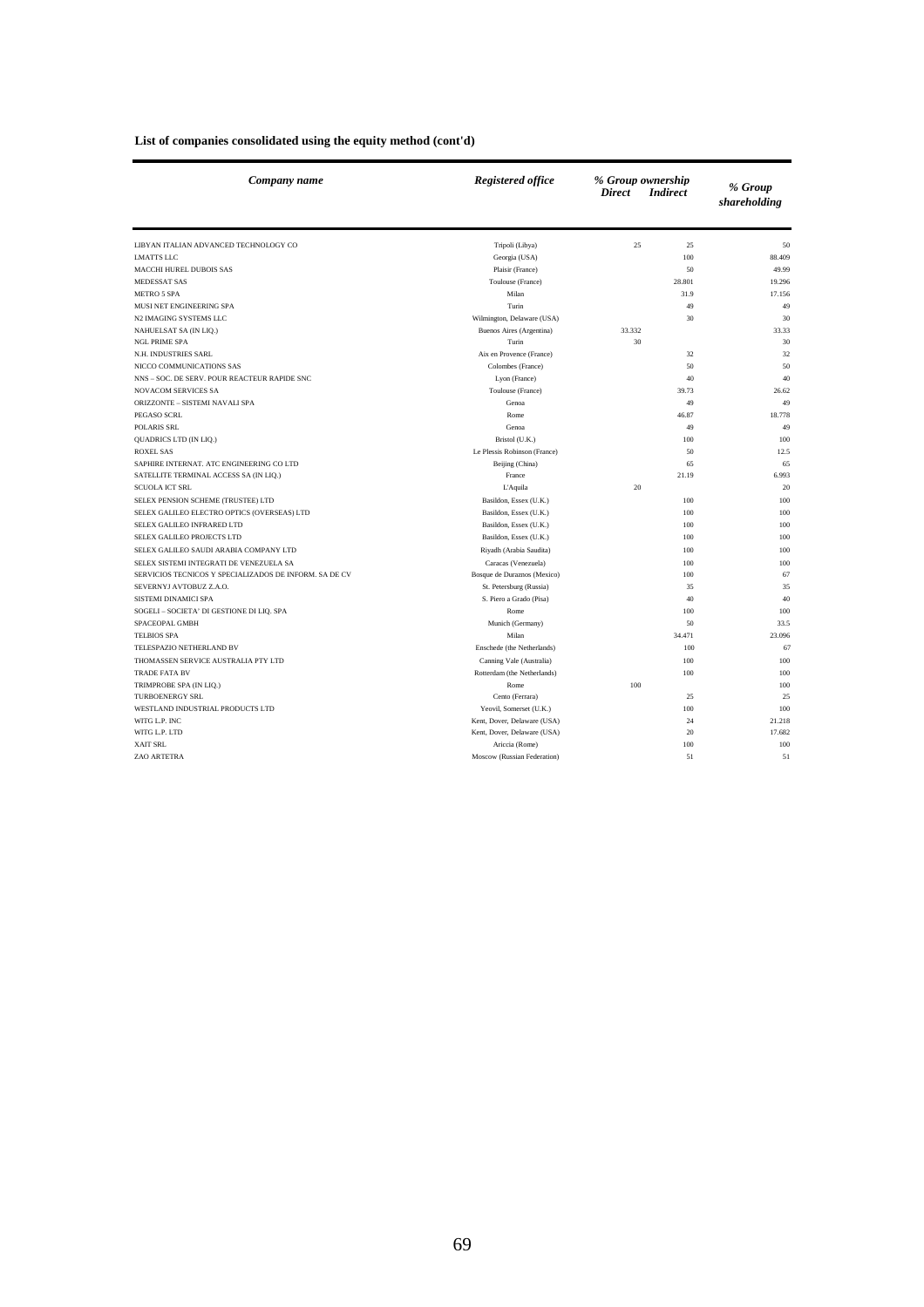**List of companies consolidated using the equity method (cont'd)**

| *Company name* | *Registered office* | *% Group ownership* | | *% Group shareholding* |
|---|---|---|---|---|
| | | *Direct* | *Indirect* | |
| LIBYAN ITALIAN ADVANCED TECHNOLOGY CO | Tripoli (Libya) | 25 | 25 | 50 |
| LMATTS LLC | Georgia (USA) | | 100 | 88.409 |
| MACCHI HUREL DUBOIS SAS | Plaisir (France) | | 50 | 49.99 |
| MEDESSAT SAS | Toulouse (France) | | 28.801 | 19.296 |
| METRO 5 SPA | Milan | | 31.9 | 17.156 |
| MUSI NET ENGINEERING SPA | Turin | | 49 | 49 |
| N2 IMAGING SYSTEMS LLC | Wilmington, Delaware (USA) | | 30 | 30 |
| NAHUELSAT SA (IN LIQ.) | Buenos Aires (Argentina) | 33.332 | | 33.33 |
| NGL PRIME SPA | Turin | 30 | | 30 |
| N.H. INDUSTRIES SARL | Aix en Provence (France) | | 32 | 32 |
| NICCO COMMUNICATIONS SAS | Colombes (France) | | 50 | 50 |
| NNS – SOC. DE SERV. POUR REACTEUR RAPIDE SNC | Lyon (France) | | 40 | 40 |
| NOVACOM SERVICES SA | Toulouse (France) | | 39.73 | 26.62 |
| ORIZZONTE – SISTEMI NAVALI SPA | Genoa | | 49 | 49 |
| PEGASO SCRL | Rome | | 46.87 | 18.778 |
| POLARIS SRL | Genoa | | 49 | 49 |
| QUADRICS LTD (IN LIQ.) | Bristol (U.K.) | | 100 | 100 |
| ROXEL SAS | Le Plessis Robinson (France) | | 50 | 12.5 |
| SAPHIRE INTERNAT. ATC ENGINEERING CO LTD | Beijing (China) | | 65 | 65 |
| SATELLITE TERMINAL ACCESS SA (IN LIQ.) | France | | 21.19 | 6.993 |
| SCUOLA ICT SRL | L'Aquila | 20 | | 20 |
| SELEX PENSION SCHEME (TRUSTEE) LTD | Basildon, Essex (U.K.) | | 100 | 100 |
| SELEX GALILEO ELECTRO OPTICS (OVERSEAS) LTD | Basildon, Essex (U.K.) | | 100 | 100 |
| SELEX GALILEO INFRARED LTD | Basildon, Essex (U.K.) | | 100 | 100 |
| SELEX GALILEO PROJECTS LTD | Basildon, Essex (U.K.) | | 100 | 100 |
| SELEX GALILEO SAUDI ARABIA COMPANY LTD | Riyadh (Arabia Saudita) | | 100 | 100 |
| SELEX SISTEMI INTEGRATI DE VENEZUELA SA | Caracas (Venezuela) | | 100 | 100 |
| SERVICIOS TECNICOS Y SPECIALIZADOS DE INFORM. SA DE CV | Bosque de Duraznos (Mexico) | | 100 | 67 |
| SEVERNYJ AVTOBUZ Z.A.O. | St. Petersburg (Russia) | | 35 | 35 |
| SISTEMI DINAMICI SPA | S. Piero a Grado (Pisa) | | 40 | 40 |
| SOGELI – SOCIETA' DI GESTIONE DI LIQ. SPA | Rome | | 100 | 100 |
| SPACEOPAL GMBH | Munich (Germany) | | 50 | 33.5 |
| TELBIOS SPA | Milan | | 34.471 | 23.096 |
| TELESPAZIO NETHERLAND BV | Enschede (the Netherlands) | | 100 | 67 |
| THOMASSEN SERVICE AUSTRALIA PTY LTD | Canning Vale (Australia) | | 100 | 100 |
| TRADE FATA BV | Rotterdam (the Netherlands) | | 100 | 100 |
| TRIMPROBE SPA (IN LIQ.) | Rome | 100 | | 100 |
| TURBOENERGY SRL | Cento (Ferrara) | | 25 | 25 |
| WESTLAND INDUSTRIAL PRODUCTS LTD | Yeovil, Somerset (U.K.) | | 100 | 100 |
| WITG L.P. INC | Kent, Dover, Delaware (USA) | | 24 | 21.218 |
| WITG L.P. LTD | Kent, Dover, Delaware (USA) | | 20 | 17.682 |
| XAIT SRL | Ariccia (Rome) | | 100 | 100 |
| ZAO ARTETRA | Moscow (Russian Federation) | | 51 | 51 |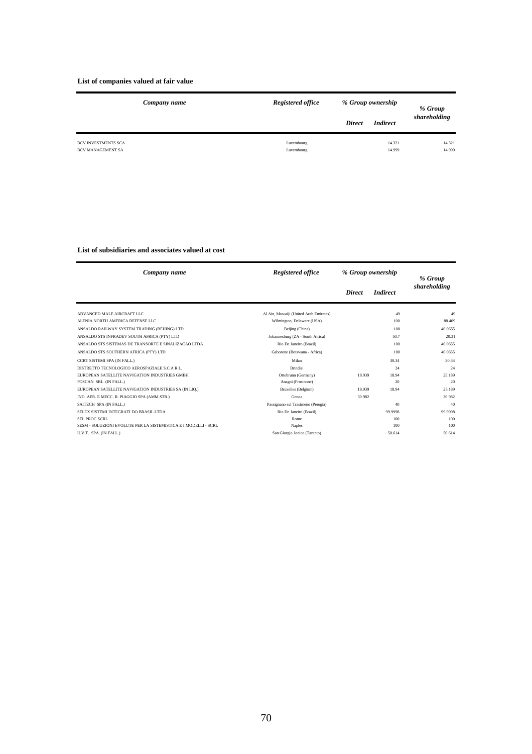**List of companies valued at fair value**

| *Company name* | *Registered office* | *% Group ownership* | | *% Group shareholding* |
|---|---|---|---|---|
| | | *Direct* | *Indirect* | |
| BCV INVESTMENTS SCA | Luxembourg | | 14.321 | 14.321 |
| BCV MANAGEMENT SA | Luxembourg | | 14.999 | 14.999 |

**List of subsidiaries and associates valued at cost**

| *Company name* | *Registered office* | *% Group ownership* | | *% Group shareholding* |
|---|---|---|---|---|
| | | *Direct* | *Indirect* | |
| ADVANCED MALE AIRCRAFT LLC | Al Ain, Muwaiji (United Arab Emirates) | | 49 | 49 |
| ALENIA NORTH AMERICA DEFENSE LLC | Wilmington, Delaware (USA) | | 100 | 88.409 |
| ANSALDO RAILWAY SYSTEM TRADING (BEIJING) LTD | Beijing (China) | | 100 | 40.0655 |
| ANSALDO STS INFRADEV SOUTH AFRICA (PTY) LTD | Johannesburg (ZA - South Africa) | | 50.7 | 20.31 |
| ANSALDO STS SISTEMAS DE TRANSORTE E SINALIZACAO LTDA | Rio De Janeiro (Brazil) | | 100 | 40.0655 |
| ANSALDO STS SOUTHERN AFRICA (PTY) LTD | Gaborone (Botswana - Africa) | | 100 | 40.0655 |
| CCRT SISTEMI SPA (IN FALL.) | Milan | | 30.34 | 30.34 |
| DISTRETTO TECNOLOGICO AEROSPAZIALE S.C.A R.L. | Brindisi | | 24 | 24 |
| EUROPEAN SATELLITE NAVIGATION INDUSTRIES GMBH | Ottobrunn (Germany) | 18.939 | 18.94 | 25.189 |
| FOSCAN SRL (IN FALL.) | Anagni (Frosinone) | | 20 | 20 |
| EUROPEAN SATELLITE NAVIGATION INDUSTRIES SA (IN LIQ.) | Bruxelles (Belgium) | 18.939 | 18.94 | 25.189 |
| IND. AER. E MECC. R. PIAGGIO SPA (AMM.STR.) | Genoa | 30.982 | | 30.982 |
| SAITECH SPA (IN FALL.) | Passignano sul Trasimeno (Perugia) | | 40 | 40 |
| SELEX SISTEMI INTEGRATI DO BRASIL LTDA | Rio De Janeiro (Brazil) | | 99.9998 | 99.9998 |
| SEL PROC SCRL | Rome | | 100 | 100 |
| SESM - SOLUZIONI EVOLUTE PER LA SISTEMISTICA E I MODELLI - SCRL | Naples | | 100 | 100 |
| U.V.T. SPA (IN FALL.) | San Giorgio Jonico (Taranto) | | 50.614 | 50.614 |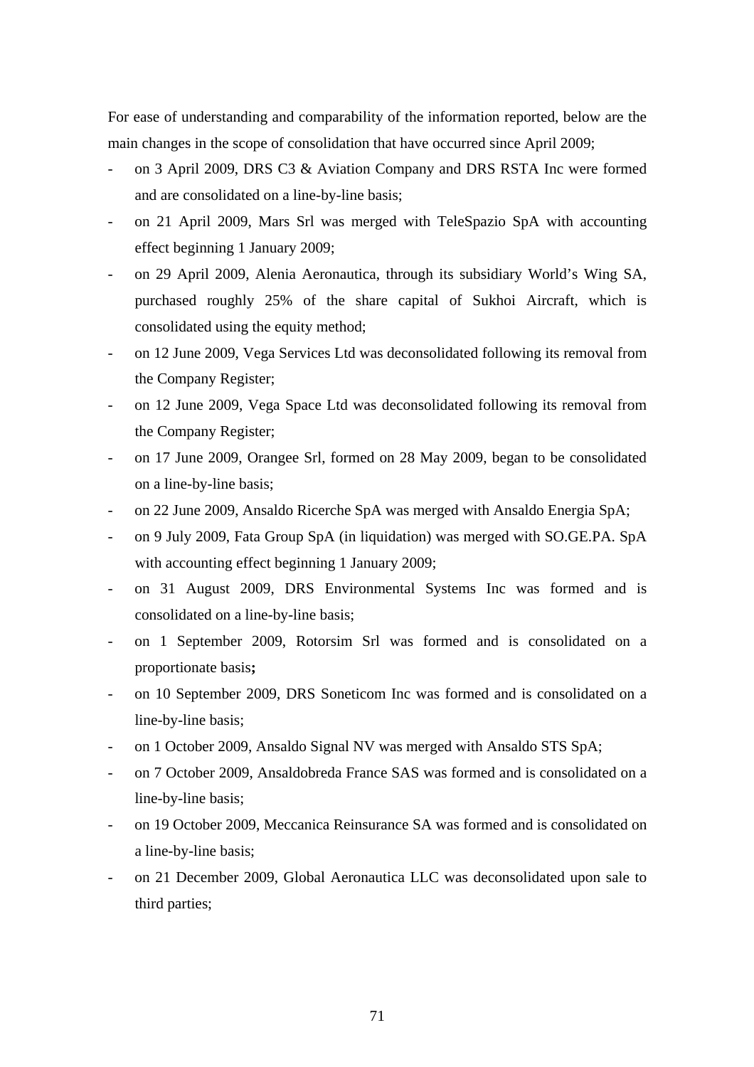For ease of understanding and comparability of the information reported, below are the main changes in the scope of consolidation that have occurred since April 2009;

- on 3 April 2009, DRS C3 & Aviation Company and DRS RSTA Inc were formed and are consolidated on a line-by-line basis;
- on 21 April 2009, Mars Srl was merged with TeleSpazio SpA with accounting effect beginning 1 January 2009;
- on 29 April 2009, Alenia Aeronautica, through its subsidiary World's Wing SA, purchased roughly 25% of the share capital of Sukhoi Aircraft, which is consolidated using the equity method;
- on 12 June 2009, Vega Services Ltd was deconsolidated following its removal from the Company Register;
- on 12 June 2009, Vega Space Ltd was deconsolidated following its removal from the Company Register;
- on 17 June 2009, Orangee Srl, formed on 28 May 2009, began to be consolidated on a line-by-line basis;
- on 22 June 2009, Ansaldo Ricerche SpA was merged with Ansaldo Energia SpA;
- on 9 July 2009, Fata Group SpA (in liquidation) was merged with SO.GE.PA. SpA with accounting effect beginning 1 January 2009;
- on 31 August 2009, DRS Environmental Systems Inc was formed and is consolidated on a line-by-line basis;
- on 1 September 2009, Rotorsim Srl was formed and is consolidated on a proportionate basis**;**
- on 10 September 2009, DRS Soneticom Inc was formed and is consolidated on a line-by-line basis;
- on 1 October 2009, Ansaldo Signal NV was merged with Ansaldo STS SpA;
- on 7 October 2009, Ansaldobreda France SAS was formed and is consolidated on a line-by-line basis;
- on 19 October 2009, Meccanica Reinsurance SA was formed and is consolidated on a line-by-line basis;
- on 21 December 2009, Global Aeronautica LLC was deconsolidated upon sale to third parties;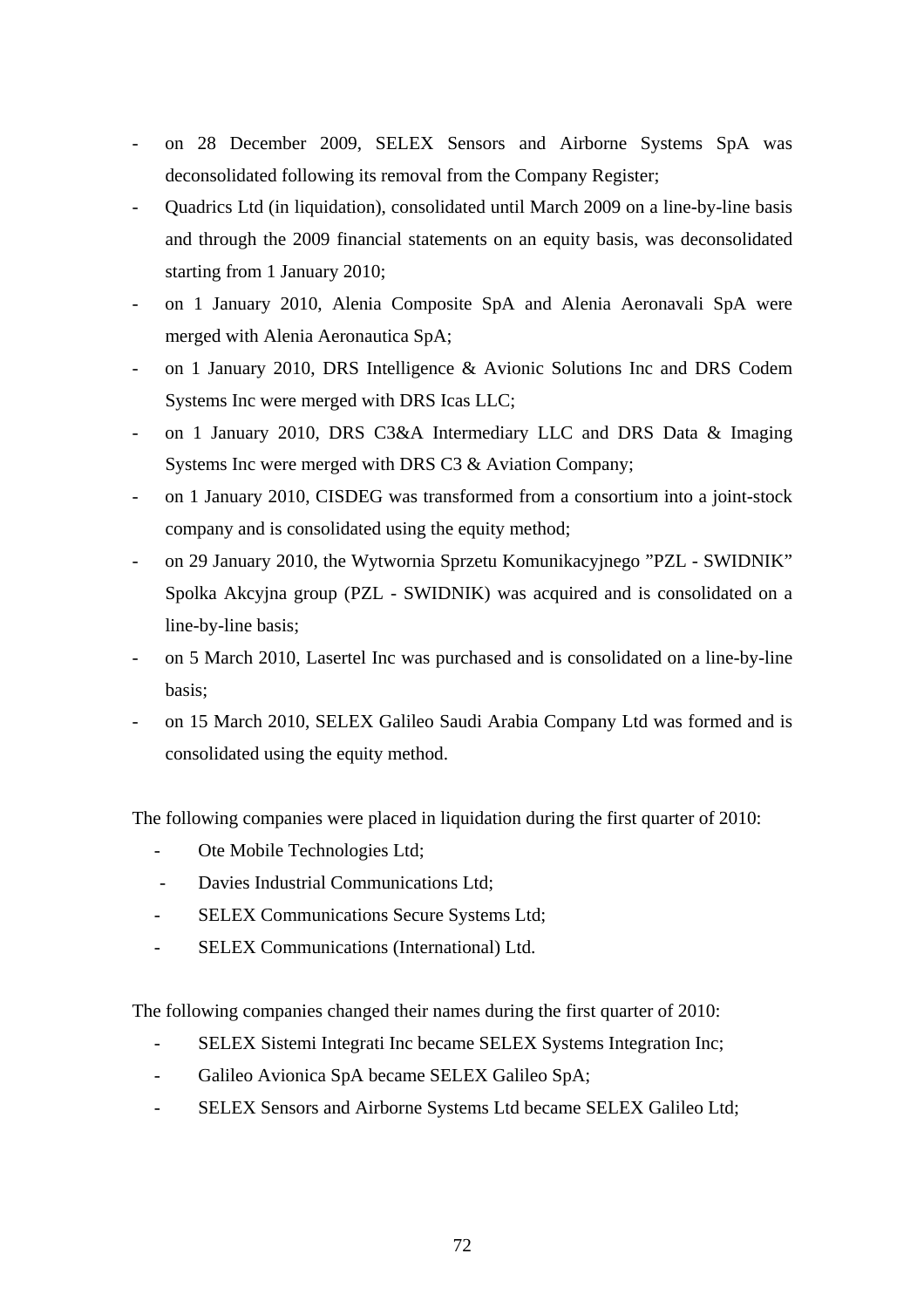- on 28 December 2009, SELEX Sensors and Airborne Systems SpA was deconsolidated following its removal from the Company Register;
- Quadrics Ltd (in liquidation), consolidated until March 2009 on a line-by-line basis and through the 2009 financial statements on an equity basis, was deconsolidated starting from 1 January 2010;
- on 1 January 2010, Alenia Composite SpA and Alenia Aeronavali SpA were merged with Alenia Aeronautica SpA;
- on 1 January 2010, DRS Intelligence & Avionic Solutions Inc and DRS Codem Systems Inc were merged with DRS Icas LLC;
- on 1 January 2010, DRS C3&A Intermediary LLC and DRS Data & Imaging Systems Inc were merged with DRS C3 & Aviation Company;
- on 1 January 2010, CISDEG was transformed from a consortium into a joint-stock company and is consolidated using the equity method;
- on 29 January 2010, the Wytwornia Sprzetu Komunikacyjnego "PZL - SWIDNIK" Spolka Akcyjna group (PZL - SWIDNIK) was acquired and is consolidated on a line-by-line basis;
- on 5 March 2010, Lasertel Inc was purchased and is consolidated on a line-by-line basis;
- on 15 March 2010, SELEX Galileo Saudi Arabia Company Ltd was formed and is consolidated using the equity method.

The following companies were placed in liquidation during the first quarter of 2010:

- Ote Mobile Technologies Ltd;
- Davies Industrial Communications Ltd;
- SELEX Communications Secure Systems Ltd;
- SELEX Communications (International) Ltd.

The following companies changed their names during the first quarter of 2010:

- SELEX Sistemi Integrati Inc became SELEX Systems Integration Inc;
- Galileo Avionica SpA became SELEX Galileo SpA;
- SELEX Sensors and Airborne Systems Ltd became SELEX Galileo Ltd;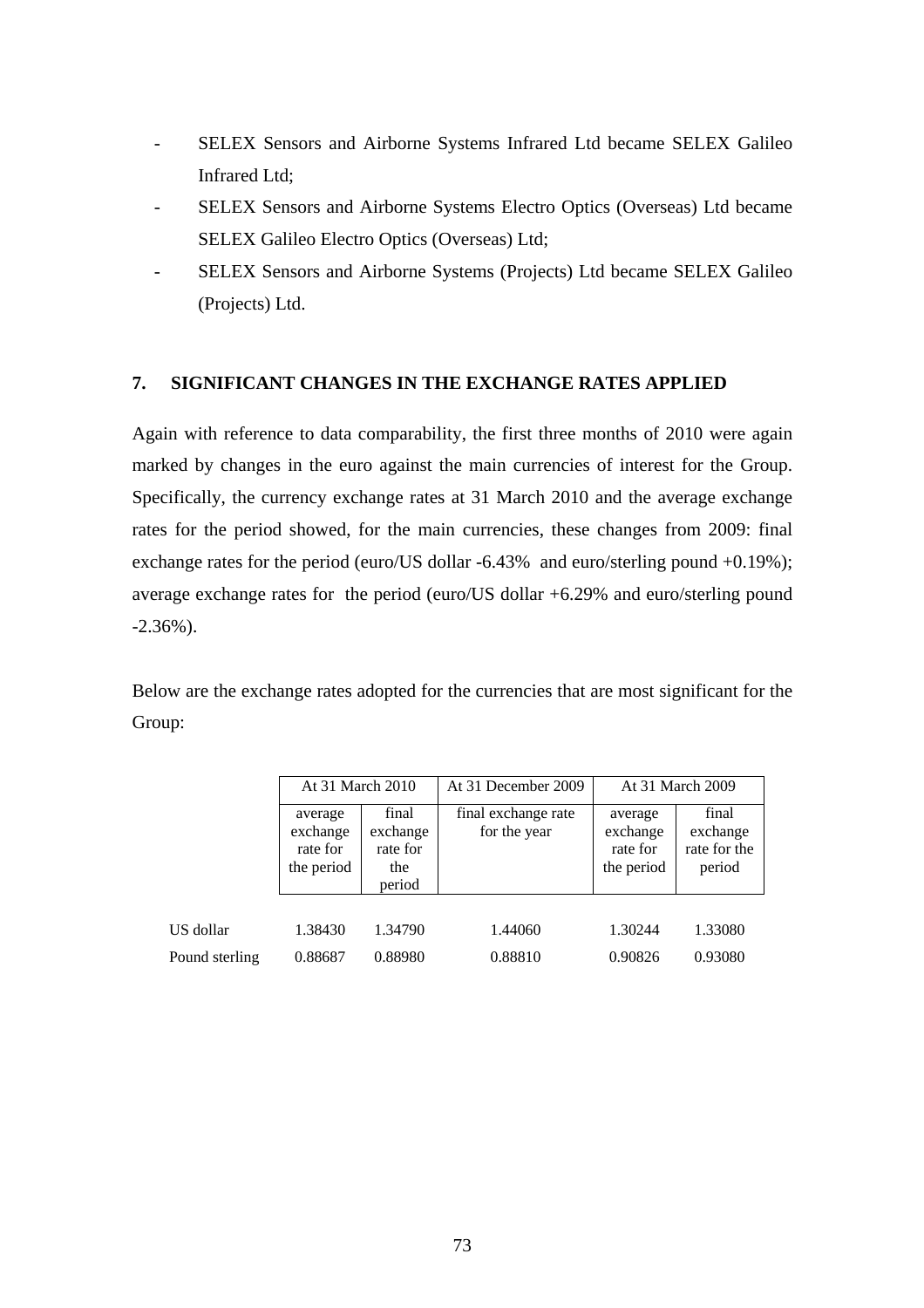- SELEX Sensors and Airborne Systems Infrared Ltd became SELEX Galileo Infrared Ltd;
- SELEX Sensors and Airborne Systems Electro Optics (Overseas) Ltd became SELEX Galileo Electro Optics (Overseas) Ltd;
- SELEX Sensors and Airborne Systems (Projects) Ltd became SELEX Galileo (Projects) Ltd.

## 7. SIGNIFICANT CHANGES IN THE EXCHANGE RATES APPLIED

Again with reference to data comparability, the first three months of 2010 were again marked by changes in the euro against the main currencies of interest for the Group. Specifically, the currency exchange rates at 31 March 2010 and the average exchange rates for the period showed, for the main currencies, these changes from 2009: final exchange rates for the period (euro/US dollar -6.43% and euro/sterling pound +0.19%); average exchange rates for the period (euro/US dollar +6.29% and euro/sterling pound -2.36%).

Below are the exchange rates adopted for the currencies that are most significant for the Group:

| | At 31 March 2010 | | At 31 December 2009 | At 31 March 2009 | |
|---|---|---|---|---|---|
| | average exchange rate for the period | final exchange rate for the period | final exchange rate for the year | average exchange rate for the period | final exchange rate for the period |
| US dollar | 1.38430 | 1.34790 | 1.44060 | 1.30244 | 1.33080 |
| Pound sterling | 0.88687 | 0.88980 | 0.88810 | 0.90826 | 0.93080 |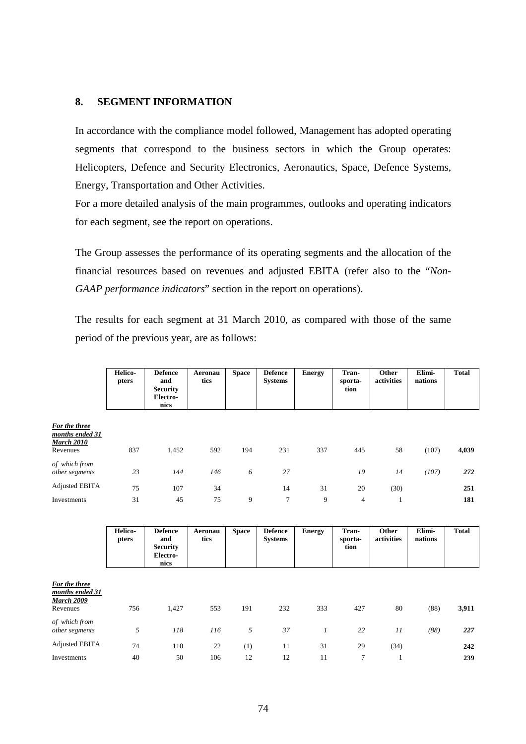## 8. SEGMENT INFORMATION

In accordance with the compliance model followed, Management has adopted operating segments that correspond to the business sectors in which the Group operates: Helicopters, Defence and Security Electronics, Aeronautics, Space, Defence Systems, Energy, Transportation and Other Activities.

For a more detailed analysis of the main programmes, outlooks and operating indicators for each segment, see the report on operations.

The Group assesses the performance of its operating segments and the allocation of the financial resources based on revenues and adjusted EBITA (refer also to the "*Non-GAAP performance indicators*" section in the report on operations).

The results for each segment at 31 March 2010, as compared with those of the same period of the previous year, are as follows:

| | Helico-pters | Defence and Security Electro-nics | Aeronau tics | Space | Defence Systems | Energy | Tran-sporta-tion | Other activities | Elimi-nations | Total |
|---|---|---|---|---|---|---|---|---|---|---|
| ***For the three months ended 31 March 2010*** | | | | | | | | | | |
| Revenues | 837 | 1,452 | 592 | 194 | 231 | 337 | 445 | 58 | (107) | **4,039** |
| *of which from other segments* | *23* | *144* | *146* | *6* | *27* | | *19* | *14* | *(107)* | ***272*** |
| Adjusted EBITA | 75 | 107 | 34 | | 14 | 31 | 20 | (30) | | **251** |
| Investments | 31 | 45 | 75 | 9 | 7 | 9 | 4 | 1 | | **181** |

| | Helico-pters | Defence and Security Electro-nics | Aeronau tics | Space | Defence Systems | Energy | Tran-sporta-tion | Other activities | Elimi-nations | Total |
|---|---|---|---|---|---|---|---|---|---|---|
| ***For the three months ended 31 March 2009*** | | | | | | | | | | |
| Revenues | 756 | 1,427 | 553 | 191 | 232 | 333 | 427 | 80 | (88) | **3,911** |
| *of which from other segments* | *5* | *118* | *116* | *5* | *37* | *1* | *22* | *11* | *(88)* | ***227*** |
| Adjusted EBITA | 74 | 110 | 22 | (1) | 11 | 31 | 29 | (34) | | **242** |
| Investments | 40 | 50 | 106 | 12 | 12 | 11 | 7 | 1 | | **239** |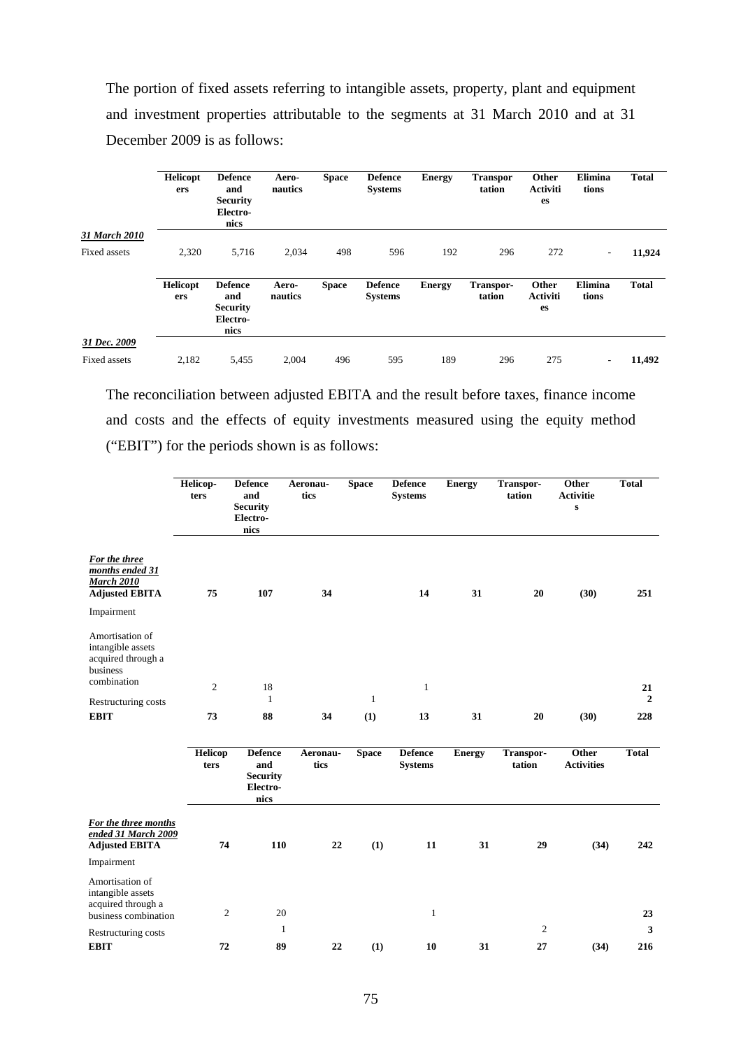The portion of fixed assets referring to intangible assets, property, plant and equipment and investment properties attributable to the segments at 31 March 2010 and at 31 December 2009 is as follows:

| | Helicopters | Defence and Security Electronics | Aeronautics | Space | Defence Systems | Energy | Transportation | Other Activities | Eliminations | Total |
|---|---|---|---|---|---|---|---|---|---|---|
| ***31 March 2010*** | | | | | | | | | | |
| Fixed assets | 2,320 | 5,716 | 2,034 | 498 | 596 | 192 | 296 | 272 | - | **11,924** |

| | Helicopters | Defence and Security Electronics | Aeronautics | Space | Defence Systems | Energy | Transportation | Other Activities | Eliminations | Total |
|---|---|---|---|---|---|---|---|---|---|---|
| ***31 Dec. 2009*** | | | | | | | | | | |
| Fixed assets | 2,182 | 5,455 | 2,004 | 496 | 595 | 189 | 296 | 275 | - | **11,492** |

The reconciliation between adjusted EBITA and the result before taxes, finance income and costs and the effects of equity investments measured using the equity method ("EBIT") for the periods shown is as follows:

| | Helicopters | Defence and Security Electronics | Aeronautics | Space | Defence Systems | Energy | Transportation | Other Activities | Total |
|---|---|---|---|---|---|---|---|---|---|
| ***For the three months ended 31 March 2010*** | | | | | | | | | |
| **Adjusted EBITA** | **75** | **107** | **34** | | **14** | **31** | **20** | **(30)** | **251** |
| Impairment | | | | | | | | | |
| Amortisation of intangible assets acquired through a business combination | 2 | 18 | | | 1 | | | | **21** |
| Restructuring costs | | 1 | | 1 | | | | | **2** |
| **EBIT** | **73** | **88** | **34** | **(1)** | **13** | **31** | **20** | **(30)** | **228** |

| | Helicopters | Defence and Security Electronics | Aeronautics | Space | Defence Systems | Energy | Transportation | Other Activities | Total |
|---|---|---|---|---|---|---|---|---|---|
| ***For the three months ended 31 March 2009*** | | | | | | | | | |
| **Adjusted EBITA** | **74** | **110** | **22** | **(1)** | **11** | **31** | **29** | **(34)** | **242** |
| Impairment | | | | | | | | | |
| Amortisation of intangible assets acquired through a business combination | 2 | 20 | | | 1 | | | | **23** |
| Restructuring costs | | 1 | | | | | 2 | | **3** |
| **EBIT** | **72** | **89** | **22** | **(1)** | **10** | **31** | **27** | **(34)** | **216** |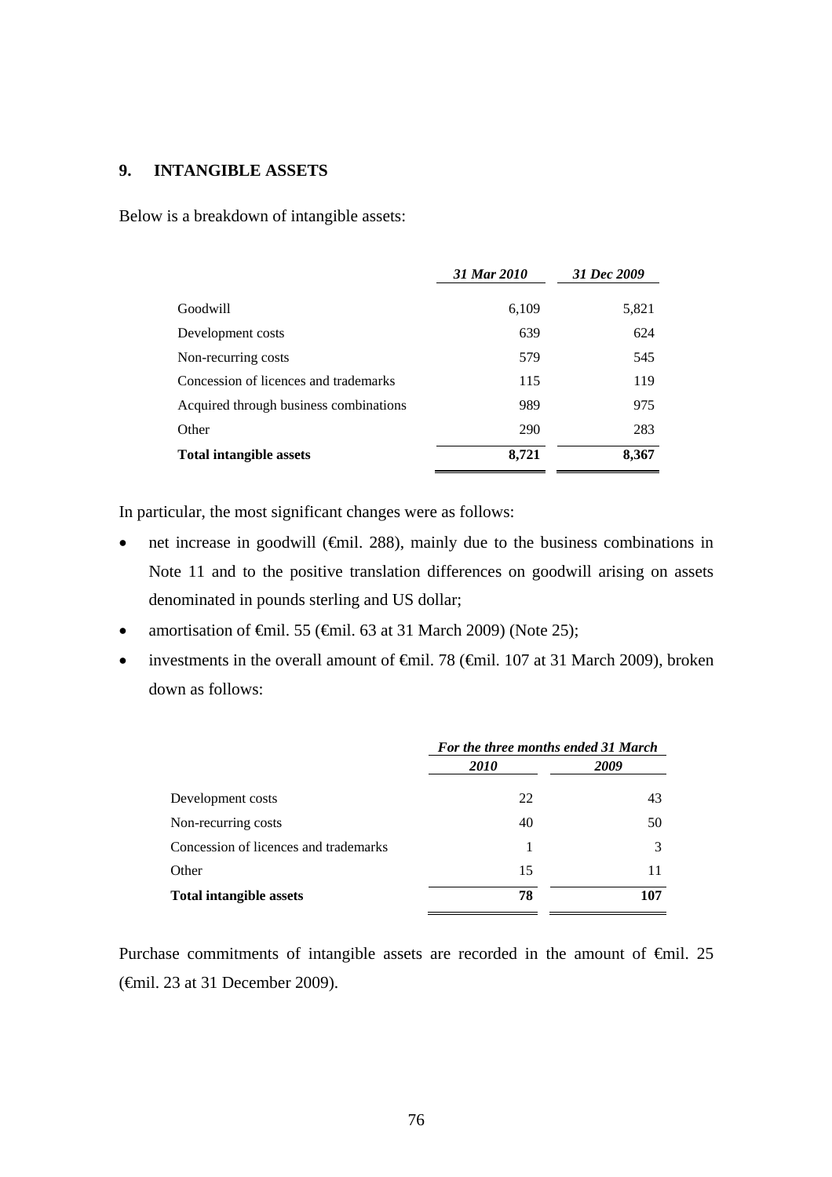## 9. INTANGIBLE ASSETS

Below is a breakdown of intangible assets:

| | *31 Mar 2010* | *31 Dec 2009* |
|---|---|---|
| Goodwill | 6,109 | 5,821 |
| Development costs | 639 | 624 |
| Non-recurring costs | 579 | 545 |
| Concession of licences and trademarks | 115 | 119 |
| Acquired through business combinations | 989 | 975 |
| Other | 290 | 283 |
| **Total intangible assets** | **8,721** | **8,367** |

In particular, the most significant changes were as follows:

- net increase in goodwill (€mil. 288), mainly due to the business combinations in Note 11 and to the positive translation differences on goodwill arising on assets denominated in pounds sterling and US dollar;
- amortisation of €mil. 55 (€mil. 63 at 31 March 2009) (Note 25);
- investments in the overall amount of €mil. 78 (€mil. 107 at 31 March 2009), broken down as follows:

| | *For the three months ended 31 March* | |
|---|---|---|
| | *2010* | *2009* |
| Development costs | 22 | 43 |
| Non-recurring costs | 40 | 50 |
| Concession of licences and trademarks | 1 | 3 |
| Other | 15 | 11 |
| **Total intangible assets** | **78** | **107** |

Purchase commitments of intangible assets are recorded in the amount of €mil. 25 (€mil. 23 at 31 December 2009).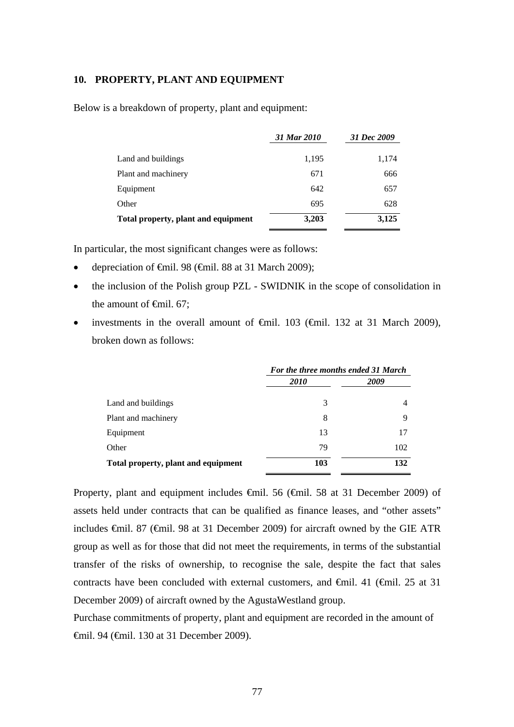## 10. PROPERTY, PLANT AND EQUIPMENT

Below is a breakdown of property, plant and equipment:

| | *31 Mar 2010* | *31 Dec 2009* |
|---|---|---|
| Land and buildings | 1,195 | 1,174 |
| Plant and machinery | 671 | 666 |
| Equipment | 642 | 657 |
| Other | 695 | 628 |
| **Total property, plant and equipment** | **3,203** | **3,125** |

In particular, the most significant changes were as follows:

- depreciation of €mil. 98 (€mil. 88 at 31 March 2009);
- the inclusion of the Polish group PZL - SWIDNIK in the scope of consolidation in the amount of €mil. 67;
- investments in the overall amount of €mil. 103 (€mil. 132 at 31 March 2009), broken down as follows:

| | ***For the three months ended 31 March*** | |
|---|---|---|
| | ***2010*** | ***2009*** |
| Land and buildings | 3 | 4 |
| Plant and machinery | 8 | 9 |
| Equipment | 13 | 17 |
| Other | 79 | 102 |
| **Total property, plant and equipment** | **103** | **132** |

Property, plant and equipment includes €mil. 56 (€mil. 58 at 31 December 2009) of assets held under contracts that can be qualified as finance leases, and "other assets" includes €mil. 87 (€mil. 98 at 31 December 2009) for aircraft owned by the GIE ATR group as well as for those that did not meet the requirements, in terms of the substantial transfer of the risks of ownership, to recognise the sale, despite the fact that sales contracts have been concluded with external customers, and €mil. 41 (€mil. 25 at 31 December 2009) of aircraft owned by the AgustaWestland group.

Purchase commitments of property, plant and equipment are recorded in the amount of €mil. 94 (€mil. 130 at 31 December 2009).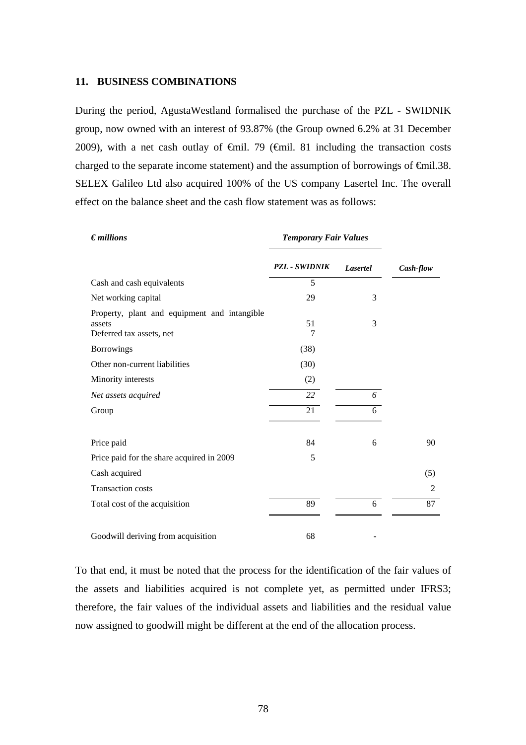## 11. BUSINESS COMBINATIONS

During the period, AgustaWestland formalised the purchase of the PZL - SWIDNIK group, now owned with an interest of 93.87% (the Group owned 6.2% at 31 December 2009), with a net cash outlay of €mil. 79 (€mil. 81 including the transaction costs charged to the separate income statement) and the assumption of borrowings of €mil.38. SELEX Galileo Ltd also acquired 100% of the US company Lasertel Inc. The overall effect on the balance sheet and the cash flow statement was as follows:

| *€ millions* | *Temporary Fair Values* | | |
|---|---|---|---|
| | ***PZL - SWIDNIK*** | ***Lasertel*** | ***Cash-flow*** |
| Cash and cash equivalents | 5 | | |
| Net working capital | 29 | 3 | |
| Property, plant and equipment and intangible assets | 51 | 3 | |
| Deferred tax assets, net | 7 | | |
| Borrowings | (38) | | |
| Other non-current liabilities | (30) | | |
| Minority interests | (2) | | |
| *Net assets acquired* | *22* | *6* | |
| Group | 21 | 6 | |
| | | | |
| Price paid | 84 | 6 | 90 |
| Price paid for the share acquired in 2009 | 5 | | |
| Cash acquired | | | (5) |
| Transaction costs | | | 2 |
| Total cost of the acquisition | 89 | 6 | 87 |
| | | | |
| Goodwill deriving from acquisition | 68 | - | |

To that end, it must be noted that the process for the identification of the fair values of the assets and liabilities acquired is not complete yet, as permitted under IFRS3; therefore, the fair values of the individual assets and liabilities and the residual value now assigned to goodwill might be different at the end of the allocation process.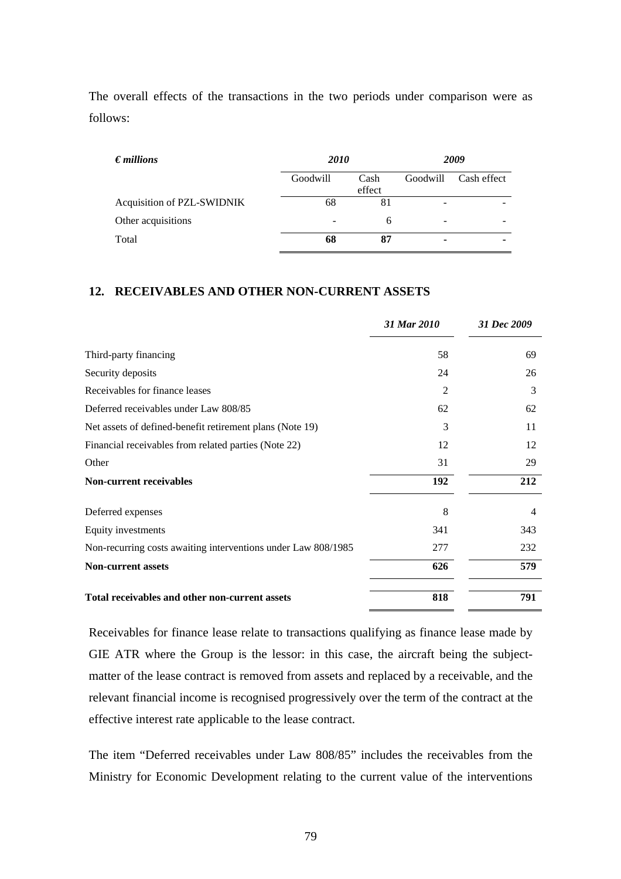The overall effects of the transactions in the two periods under comparison were as follows:

| *€ millions* | *2010* | | *2009* | |
|---|---|---|---|---|
| | Goodwill | Cash effect | Goodwill | Cash effect |
| Acquisition of PZL-SWIDNIK | 68 | 81 | - | - |
| Other acquisitions | - | 6 | - | - |
| Total | **68** | **87** | **-** | **-** |

## 12. RECEIVABLES AND OTHER NON-CURRENT ASSETS

| | *31 Mar 2010* | *31 Dec 2009* |
|---|---|---|
| Third-party financing | 58 | 69 |
| Security deposits | 24 | 26 |
| Receivables for finance leases | 2 | 3 |
| Deferred receivables under Law 808/85 | 62 | 62 |
| Net assets of defined-benefit retirement plans (Note 19) | 3 | 11 |
| Financial receivables from related parties (Note 22) | 12 | 12 |
| Other | 31 | 29 |
| **Non-current receivables** | **192** | **212** |
| Deferred expenses | 8 | 4 |
| Equity investments | 341 | 343 |
| Non-recurring costs awaiting interventions under Law 808/1985 | 277 | 232 |
| **Non-current assets** | **626** | **579** |
| **Total receivables and other non-current assets** | **818** | **791** |

Receivables for finance lease relate to transactions qualifying as finance lease made by GIE ATR where the Group is the lessor: in this case, the aircraft being the subject-matter of the lease contract is removed from assets and replaced by a receivable, and the relevant financial income is recognised progressively over the term of the contract at the effective interest rate applicable to the lease contract.

The item "Deferred receivables under Law 808/85" includes the receivables from the Ministry for Economic Development relating to the current value of the interventions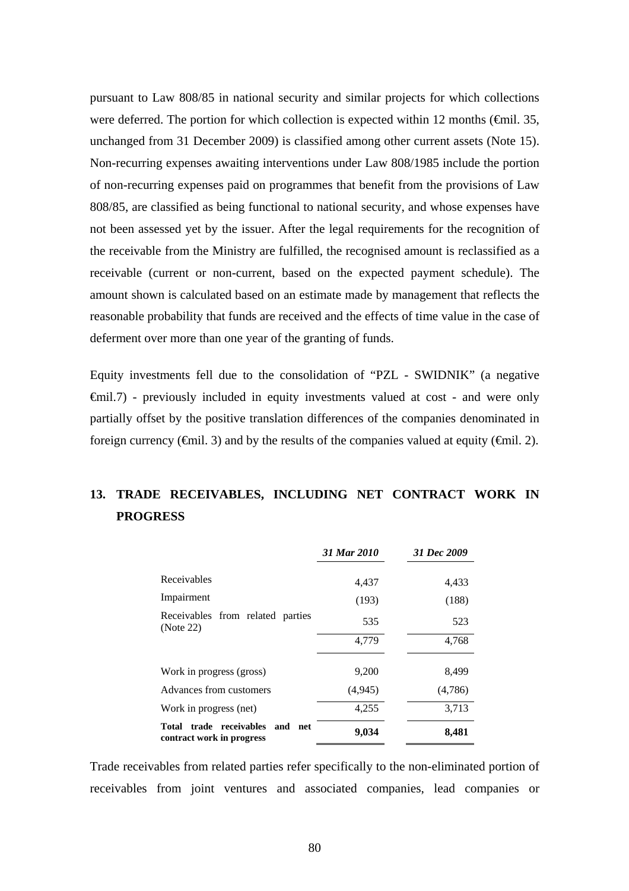pursuant to Law 808/85 in national security and similar projects for which collections were deferred. The portion for which collection is expected within 12 months (€mil. 35, unchanged from 31 December 2009) is classified among other current assets (Note 15). Non-recurring expenses awaiting interventions under Law 808/1985 include the portion of non-recurring expenses paid on programmes that benefit from the provisions of Law 808/85, are classified as being functional to national security, and whose expenses have not been assessed yet by the issuer. After the legal requirements for the recognition of the receivable from the Ministry are fulfilled, the recognised amount is reclassified as a receivable (current or non-current, based on the expected payment schedule). The amount shown is calculated based on an estimate made by management that reflects the reasonable probability that funds are received and the effects of time value in the case of deferment over more than one year of the granting of funds.

Equity investments fell due to the consolidation of "PZL - SWIDNIK" (a negative €mil.7) - previously included in equity investments valued at cost - and were only partially offset by the positive translation differences of the companies denominated in foreign currency (€mil. 3) and by the results of the companies valued at equity (€mil. 2).

## 13. TRADE RECEIVABLES, INCLUDING NET CONTRACT WORK IN PROGRESS

| | *31 Mar 2010* | *31 Dec 2009* |
|---|---|---|
| Receivables | 4,437 | 4,433 |
| Impairment | (193) | (188) |
| Receivables from related parties (Note 22) | 535 | 523 |
| | 4,779 | 4,768 |
| Work in progress (gross) | 9,200 | 8,499 |
| Advances from customers | (4,945) | (4,786) |
| Work in progress (net) | 4,255 | 3,713 |
| **Total trade receivables and net contract work in progress** | **9,034** | **8,481** |

Trade receivables from related parties refer specifically to the non-eliminated portion of receivables from joint ventures and associated companies, lead companies or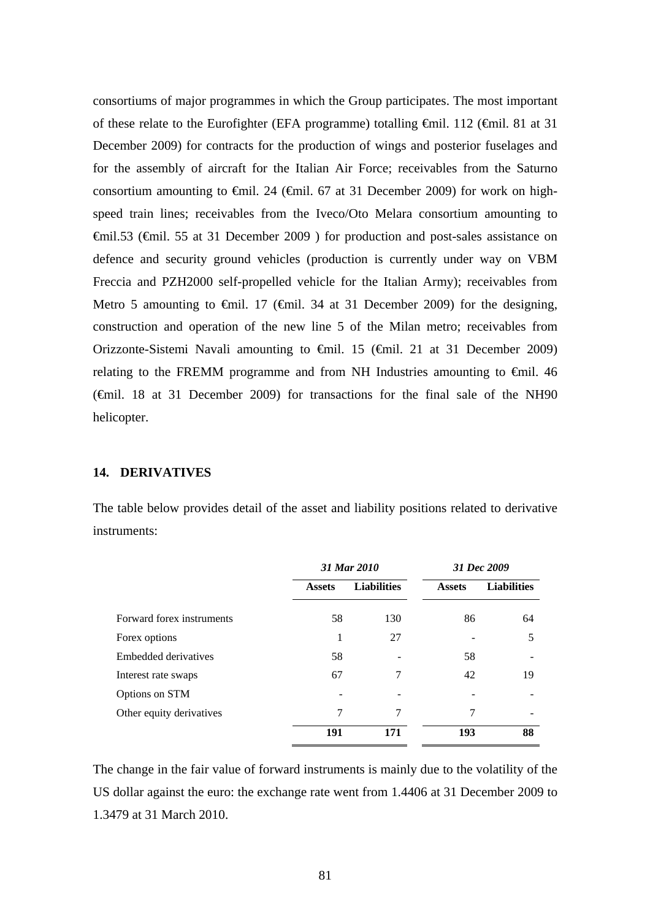consortiums of major programmes in which the Group participates. The most important of these relate to the Eurofighter (EFA programme) totalling €mil. 112 (€mil. 81 at 31 December 2009) for contracts for the production of wings and posterior fuselages and for the assembly of aircraft for the Italian Air Force; receivables from the Saturno consortium amounting to €mil. 24 (€mil. 67 at 31 December 2009) for work on high-speed train lines; receivables from the Iveco/Oto Melara consortium amounting to €mil.53 (€mil. 55 at 31 December 2009 ) for production and post-sales assistance on defence and security ground vehicles (production is currently under way on VBM Freccia and PZH2000 self-propelled vehicle for the Italian Army); receivables from Metro 5 amounting to €mil. 17 (€mil. 34 at 31 December 2009) for the designing, construction and operation of the new line 5 of the Milan metro; receivables from Orizzonte-Sistemi Navali amounting to €mil. 15 (€mil. 21 at 31 December 2009) relating to the FREMM programme and from NH Industries amounting to €mil. 46 (€mil. 18 at 31 December 2009) for transactions for the final sale of the NH90 helicopter.

## 14. DERIVATIVES

The table below provides detail of the asset and liability positions related to derivative instruments:

| | *31 Mar 2010* | | *31 Dec 2009* | |
|---|---|---|---|---|
| | **Assets** | **Liabilities** | **Assets** | **Liabilities** |
| Forward forex instruments | 58 | 130 | 86 | 64 |
| Forex options | 1 | 27 | - | 5 |
| Embedded derivatives | 58 | - | 58 | - |
| Interest rate swaps | 67 | 7 | 42 | 19 |
| Options on STM | - | - | - | - |
| Other equity derivatives | 7 | 7 | 7 | - |
| | **191** | **171** | **193** | **88** |

The change in the fair value of forward instruments is mainly due to the volatility of the US dollar against the euro: the exchange rate went from 1.4406 at 31 December 2009 to 1.3479 at 31 March 2010.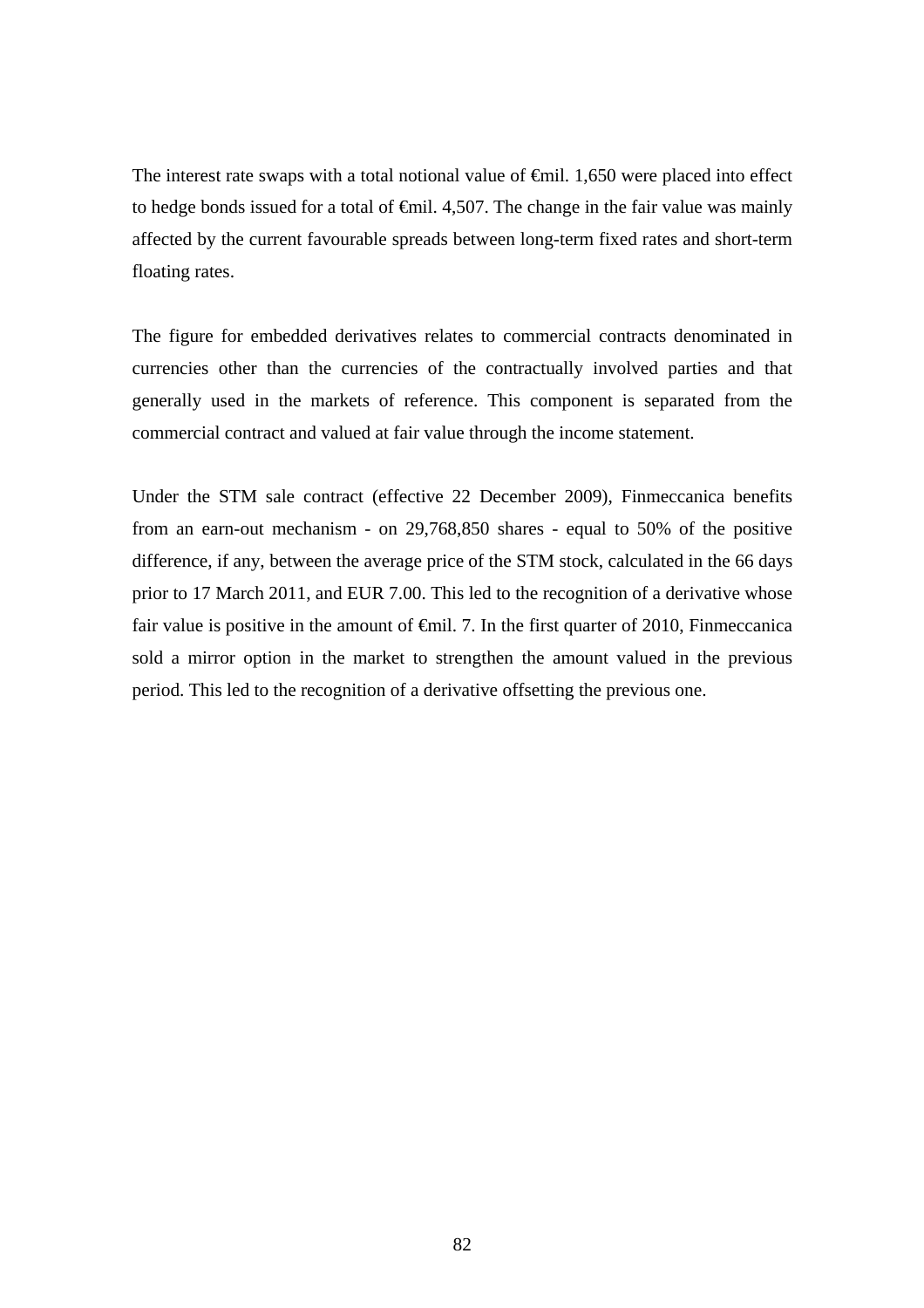The interest rate swaps with a total notional value of €mil. 1,650 were placed into effect to hedge bonds issued for a total of €mil. 4,507. The change in the fair value was mainly affected by the current favourable spreads between long-term fixed rates and short-term floating rates.

The figure for embedded derivatives relates to commercial contracts denominated in currencies other than the currencies of the contractually involved parties and that generally used in the markets of reference. This component is separated from the commercial contract and valued at fair value through the income statement.

Under the STM sale contract (effective 22 December 2009), Finmeccanica benefits from an earn-out mechanism - on 29,768,850 shares - equal to 50% of the positive difference, if any, between the average price of the STM stock, calculated in the 66 days prior to 17 March 2011, and EUR 7.00. This led to the recognition of a derivative whose fair value is positive in the amount of €mil. 7. In the first quarter of 2010, Finmeccanica sold a mirror option in the market to strengthen the amount valued in the previous period. This led to the recognition of a derivative offsetting the previous one.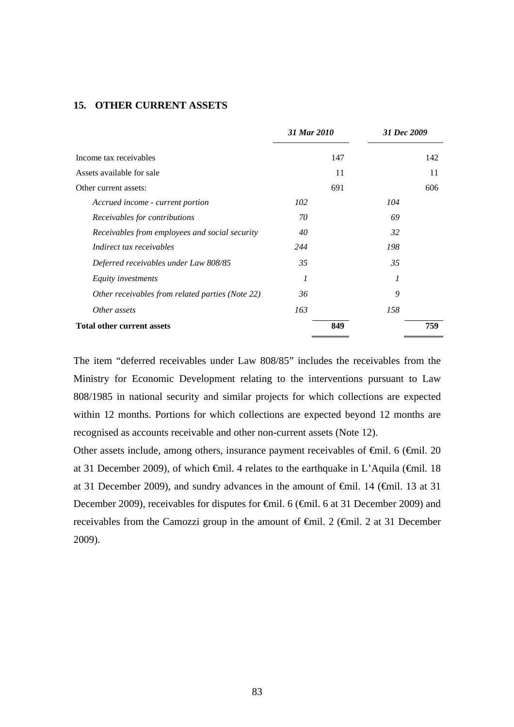## 15. OTHER CURRENT ASSETS

| | *31 Mar 2010* | | *31 Dec 2009* | |
|---|---|---|---|---|
| Income tax receivables | | 147 | | 142 |
| Assets available for sale | | 11 | | 11 |
| Other current assets: | | 691 | | 606 |
| *Accrued income - current portion* | *102* | | *104* | |
| *Receivables for contributions* | *70* | | *69* | |
| *Receivables from employees and social security* | *40* | | *32* | |
| *Indirect tax receivables* | *244* | | *198* | |
| *Deferred receivables under Law 808/85* | *35* | | *35* | |
| *Equity investments* | *1* | | *1* | |
| *Other receivables from related parties (Note 22)* | *36* | | *9* | |
| *Other assets* | *163* | | *158* | |
| **Total other current assets** | | **849** | | **759** |

The item "deferred receivables under Law 808/85" includes the receivables from the Ministry for Economic Development relating to the interventions pursuant to Law 808/1985 in national security and similar projects for which collections are expected within 12 months. Portions for which collections are expected beyond 12 months are recognised as accounts receivable and other non-current assets (Note 12).

Other assets include, among others, insurance payment receivables of €mil. 6 (€mil. 20 at 31 December 2009), of which €mil. 4 relates to the earthquake in L'Aquila (€mil. 18 at 31 December 2009), and sundry advances in the amount of €mil. 14 (€mil. 13 at 31 December 2009), receivables for disputes for €mil. 6 (€mil. 6 at 31 December 2009) and receivables from the Camozzi group in the amount of €mil. 2 (€mil. 2 at 31 December 2009).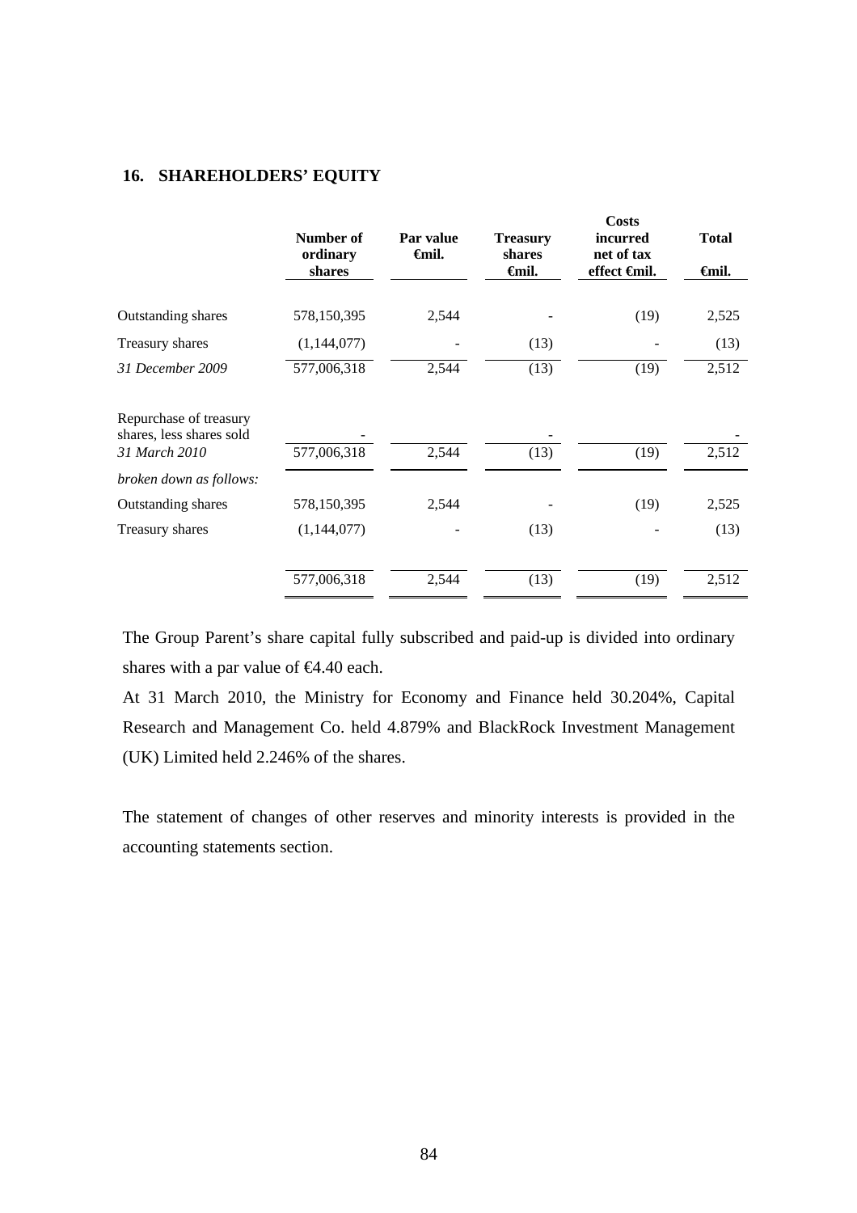## 16. SHAREHOLDERS' EQUITY

| | Number of ordinary shares | Par value €mil. | Treasury shares €mil. | Costs incurred net of tax effect €mil. | Total €mil. |
|---|---|---|---|---|---|
| Outstanding shares | 578,150,395 | 2,544 | - | (19) | 2,525 |
| Treasury shares | (1,144,077) | - | (13) | - | (13) |
| *31 December 2009* | 577,006,318 | 2,544 | (13) | (19) | 2,512 |
| Repurchase of treasury shares, less shares sold | - | | - | | - |
| *31 March 2010* | 577,006,318 | 2,544 | (13) | (19) | 2,512 |
| *broken down as follows:* | | | | | |
| Outstanding shares | 578,150,395 | 2,544 | - | (19) | 2,525 |
| Treasury shares | (1,144,077) | - | (13) | - | (13) |
| | 577,006,318 | 2,544 | (13) | (19) | 2,512 |

The Group Parent's share capital fully subscribed and paid-up is divided into ordinary shares with a par value of €4.40 each.

At 31 March 2010, the Ministry for Economy and Finance held 30.204%, Capital Research and Management Co. held 4.879% and BlackRock Investment Management (UK) Limited held 2.246% of the shares.

The statement of changes of other reserves and minority interests is provided in the accounting statements section.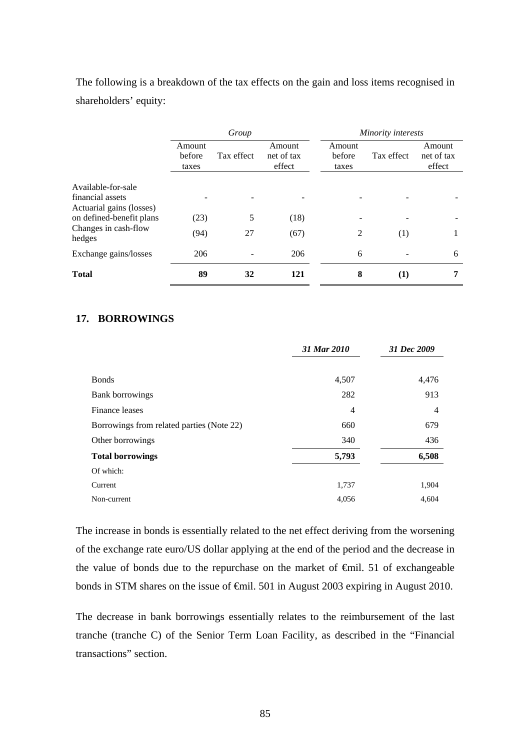The following is a breakdown of the tax effects on the gain and loss items recognised in shareholders' equity:

| | *Group* | | | *Minority interests* | | |
|---|---|---|---|---|---|---|
| | Amount before taxes | Tax effect | Amount net of tax effect | Amount before taxes | Tax effect | Amount net of tax effect |
| Available-for-sale financial assets | - | - | - | - | - | - |
| Actuarial gains (losses) on defined-benefit plans | (23) | 5 | (18) | - | - | - |
| Changes in cash-flow hedges | (94) | 27 | (67) | 2 | (1) | 1 |
| Exchange gains/losses | 206 | - | 206 | 6 | - | 6 |
| **Total** | **89** | **32** | **121** | **8** | **(1)** | **7** |

## 17. BORROWINGS

| | *31 Mar 2010* | *31 Dec 2009* |
|---|---|---|
| Bonds | 4,507 | 4,476 |
| Bank borrowings | 282 | 913 |
| Finance leases | 4 | 4 |
| Borrowings from related parties (Note 22) | 660 | 679 |
| Other borrowings | 340 | 436 |
| **Total borrowings** | **5,793** | **6,508** |
| Of which: | | |
| Current | 1,737 | 1,904 |
| Non-current | 4,056 | 4,604 |

The increase in bonds is essentially related to the net effect deriving from the worsening of the exchange rate euro/US dollar applying at the end of the period and the decrease in the value of bonds due to the repurchase on the market of €mil. 51 of exchangeable bonds in STM shares on the issue of €mil. 501 in August 2003 expiring in August 2010.

The decrease in bank borrowings essentially relates to the reimbursement of the last tranche (tranche C) of the Senior Term Loan Facility, as described in the "Financial transactions" section.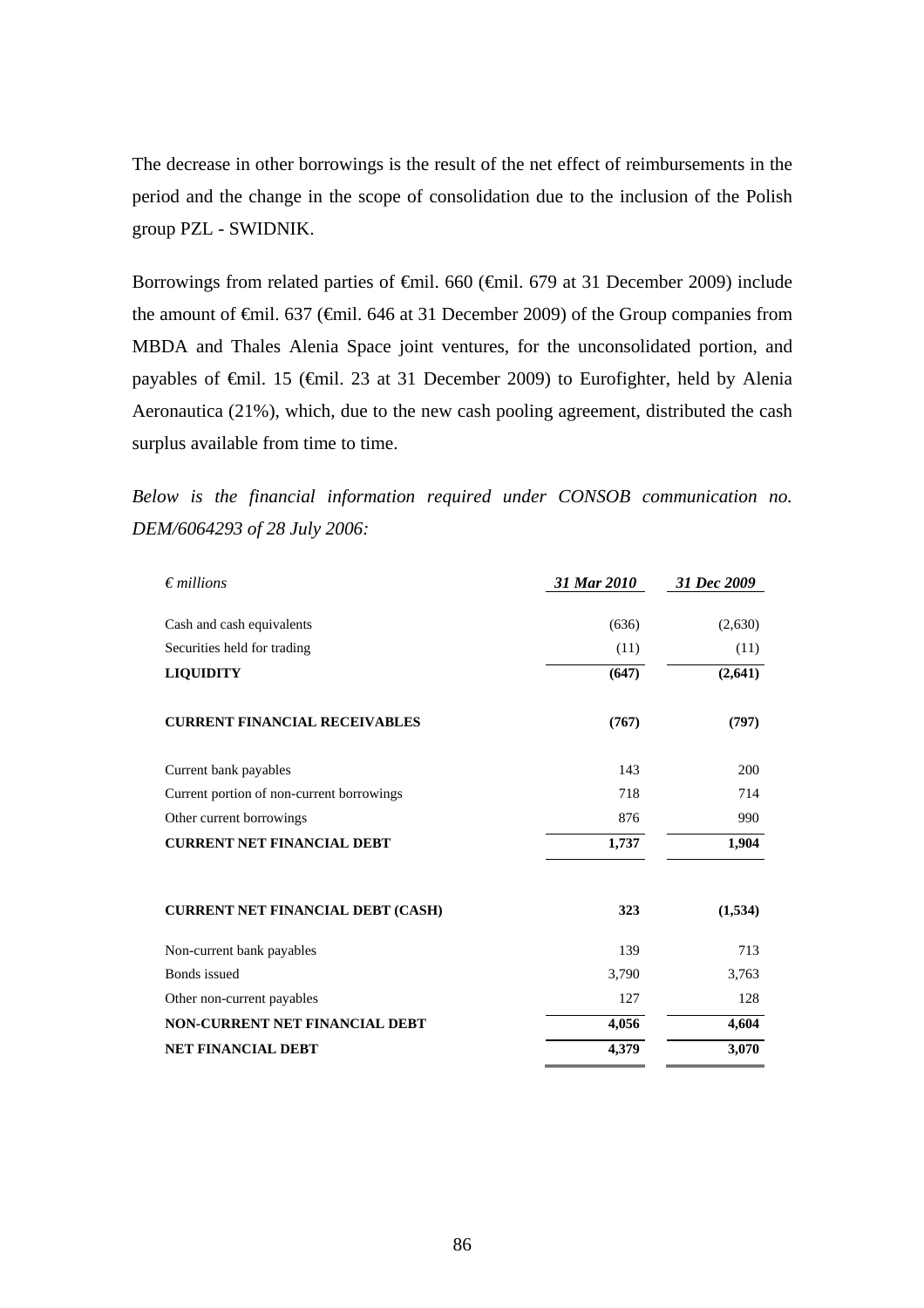The decrease in other borrowings is the result of the net effect of reimbursements in the period and the change in the scope of consolidation due to the inclusion of the Polish group PZL - SWIDNIK.

Borrowings from related parties of €mil. 660 (€mil. 679 at 31 December 2009) include the amount of €mil. 637 (€mil. 646 at 31 December 2009) of the Group companies from MBDA and Thales Alenia Space joint ventures, for the unconsolidated portion, and payables of €mil. 15 (€mil. 23 at 31 December 2009) to Eurofighter, held by Alenia Aeronautica (21%), which, due to the new cash pooling agreement, distributed the cash surplus available from time to time.

*Below is the financial information required under CONSOB communication no. DEM/6064293 of 28 July 2006:*

| *€ millions* | *31 Mar 2010* | *31 Dec 2009* |
|---|---|---|
| Cash and cash equivalents | (636) | (2,630) |
| Securities held for trading | (11) | (11) |
| **LIQUIDITY** | **(647)** | **(2,641)** |
| **CURRENT FINANCIAL RECEIVABLES** | **(767)** | **(797)** |
| Current bank payables | 143 | 200 |
| Current portion of non-current borrowings | 718 | 714 |
| Other current borrowings | 876 | 990 |
| **CURRENT NET FINANCIAL DEBT** | **1,737** | **1,904** |
| **CURRENT NET FINANCIAL DEBT (CASH)** | **323** | **(1,534)** |
| Non-current bank payables | 139 | 713 |
| Bonds issued | 3,790 | 3,763 |
| Other non-current payables | 127 | 128 |
| **NON-CURRENT NET FINANCIAL DEBT** | **4,056** | **4,604** |
| **NET FINANCIAL DEBT** | **4,379** | **3,070** |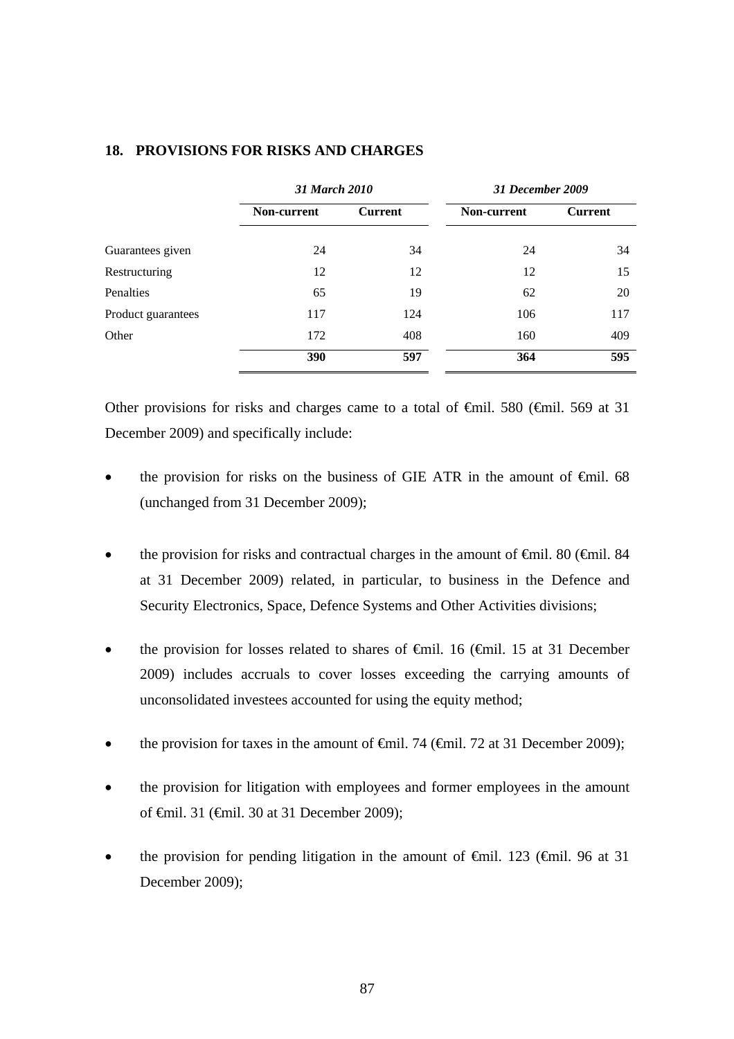## 18. PROVISIONS FOR RISKS AND CHARGES

| | *31 March 2010* | | *31 December 2009* | |
|---|---|---|---|---|
| | **Non-current** | **Current** | **Non-current** | **Current** |
| Guarantees given | 24 | 34 | 24 | 34 |
| Restructuring | 12 | 12 | 12 | 15 |
| Penalties | 65 | 19 | 62 | 20 |
| Product guarantees | 117 | 124 | 106 | 117 |
| Other | 172 | 408 | 160 | 409 |
| | **390** | **597** | **364** | **595** |

Other provisions for risks and charges came to a total of €mil. 580 (€mil. 569 at 31 December 2009) and specifically include:

- the provision for risks on the business of GIE ATR in the amount of €mil. 68 (unchanged from 31 December 2009);
- the provision for risks and contractual charges in the amount of €mil. 80 (€mil. 84 at 31 December 2009) related, in particular, to business in the Defence and Security Electronics, Space, Defence Systems and Other Activities divisions;
- the provision for losses related to shares of €mil. 16 (€mil. 15 at 31 December 2009) includes accruals to cover losses exceeding the carrying amounts of unconsolidated investees accounted for using the equity method;
- the provision for taxes in the amount of €mil. 74 (€mil. 72 at 31 December 2009);
- the provision for litigation with employees and former employees in the amount of €mil. 31 (€mil. 30 at 31 December 2009);
- the provision for pending litigation in the amount of €mil. 123 (€mil. 96 at 31 December 2009);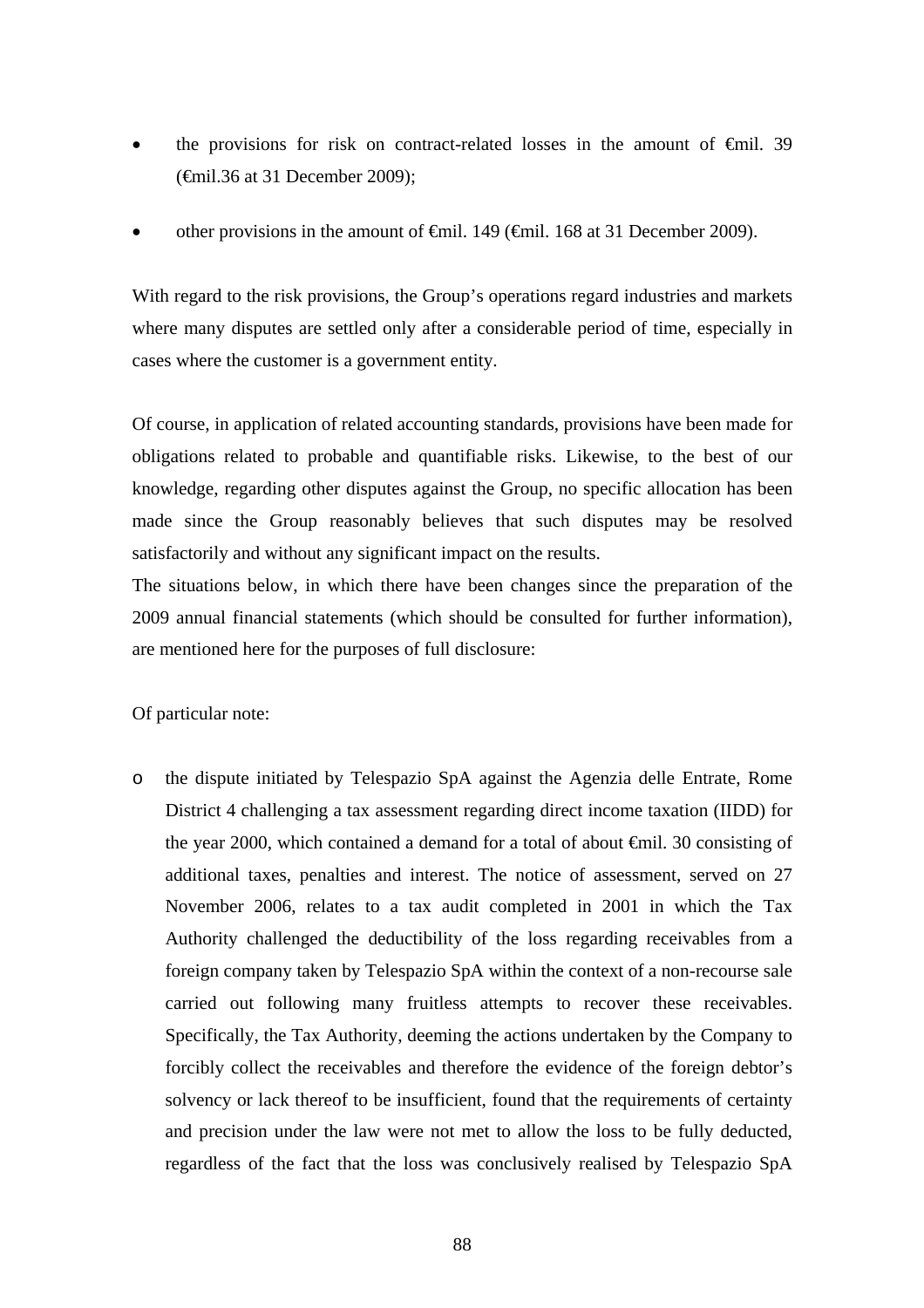- the provisions for risk on contract-related losses in the amount of €mil. 39 (€mil.36 at 31 December 2009);

- other provisions in the amount of €mil. 149 (€mil. 168 at 31 December 2009).

With regard to the risk provisions, the Group's operations regard industries and markets where many disputes are settled only after a considerable period of time, especially in cases where the customer is a government entity.

Of course, in application of related accounting standards, provisions have been made for obligations related to probable and quantifiable risks. Likewise, to the best of our knowledge, regarding other disputes against the Group, no specific allocation has been made since the Group reasonably believes that such disputes may be resolved satisfactorily and without any significant impact on the results.
The situations below, in which there have been changes since the preparation of the 2009 annual financial statements (which should be consulted for further information), are mentioned here for the purposes of full disclosure:

Of particular note:

- the dispute initiated by Telespazio SpA against the Agenzia delle Entrate, Rome District 4 challenging a tax assessment regarding direct income taxation (IIDD) for the year 2000, which contained a demand for a total of about €mil. 30 consisting of additional taxes, penalties and interest. The notice of assessment, served on 27 November 2006, relates to a tax audit completed in 2001 in which the Tax Authority challenged the deductibility of the loss regarding receivables from a foreign company taken by Telespazio SpA within the context of a non-recourse sale carried out following many fruitless attempts to recover these receivables. Specifically, the Tax Authority, deeming the actions undertaken by the Company to forcibly collect the receivables and therefore the evidence of the foreign debtor's solvency or lack thereof to be insufficient, found that the requirements of certainty and precision under the law were not met to allow the loss to be fully deducted, regardless of the fact that the loss was conclusively realised by Telespazio SpA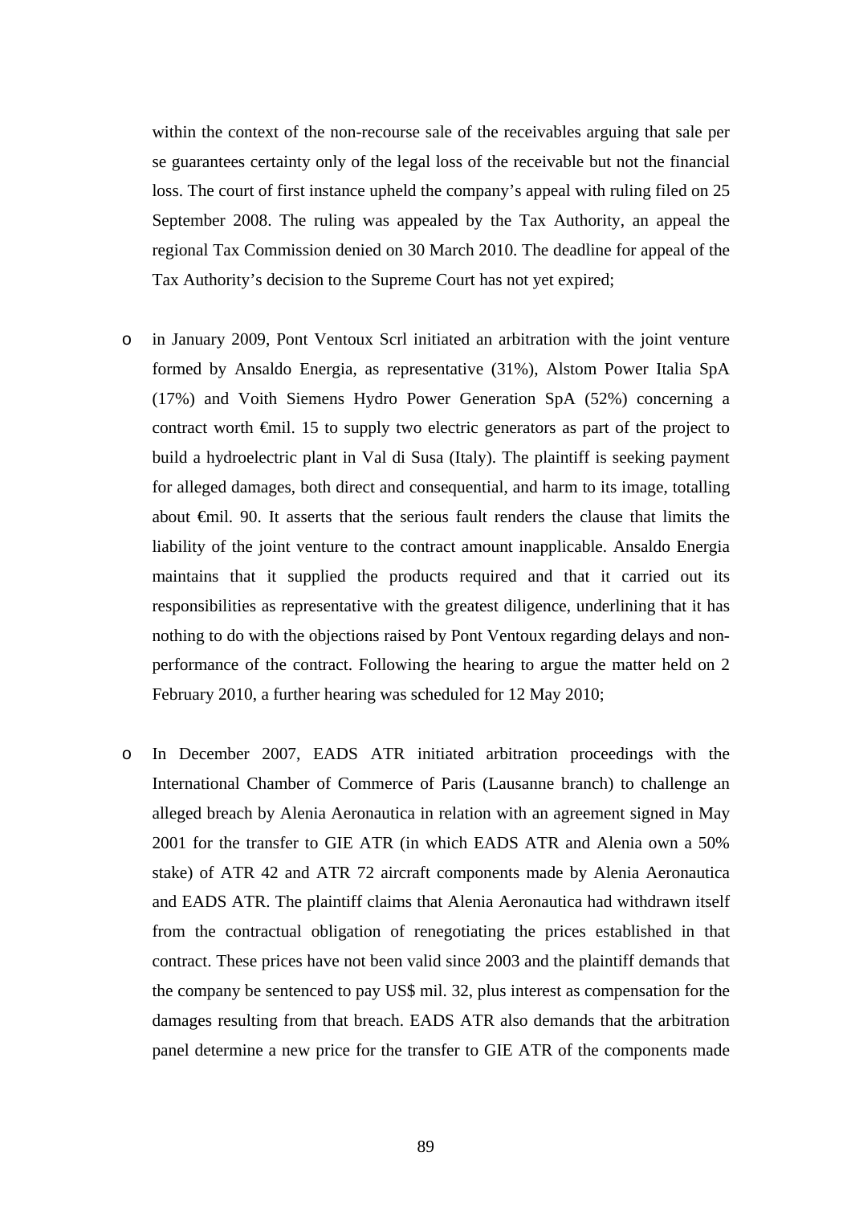within the context of the non-recourse sale of the receivables arguing that sale per se guarantees certainty only of the legal loss of the receivable but not the financial loss. The court of first instance upheld the company's appeal with ruling filed on 25 September 2008. The ruling was appealed by the Tax Authority, an appeal the regional Tax Commission denied on 30 March 2010. The deadline for appeal of the Tax Authority's decision to the Supreme Court has not yet expired;

- in January 2009, Pont Ventoux Scrl initiated an arbitration with the joint venture formed by Ansaldo Energia, as representative (31%), Alstom Power Italia SpA (17%) and Voith Siemens Hydro Power Generation SpA (52%) concerning a contract worth €mil. 15 to supply two electric generators as part of the project to build a hydroelectric plant in Val di Susa (Italy). The plaintiff is seeking payment for alleged damages, both direct and consequential, and harm to its image, totalling about €mil. 90. It asserts that the serious fault renders the clause that limits the liability of the joint venture to the contract amount inapplicable. Ansaldo Energia maintains that it supplied the products required and that it carried out its responsibilities as representative with the greatest diligence, underlining that it has nothing to do with the objections raised by Pont Ventoux regarding delays and non-performance of the contract. Following the hearing to argue the matter held on 2 February 2010, a further hearing was scheduled for 12 May 2010;

- In December 2007, EADS ATR initiated arbitration proceedings with the International Chamber of Commerce of Paris (Lausanne branch) to challenge an alleged breach by Alenia Aeronautica in relation with an agreement signed in May 2001 for the transfer to GIE ATR (in which EADS ATR and Alenia own a 50% stake) of ATR 42 and ATR 72 aircraft components made by Alenia Aeronautica and EADS ATR. The plaintiff claims that Alenia Aeronautica had withdrawn itself from the contractual obligation of renegotiating the prices established in that contract. These prices have not been valid since 2003 and the plaintiff demands that the company be sentenced to pay US$ mil. 32, plus interest as compensation for the damages resulting from that breach. EADS ATR also demands that the arbitration panel determine a new price for the transfer to GIE ATR of the components made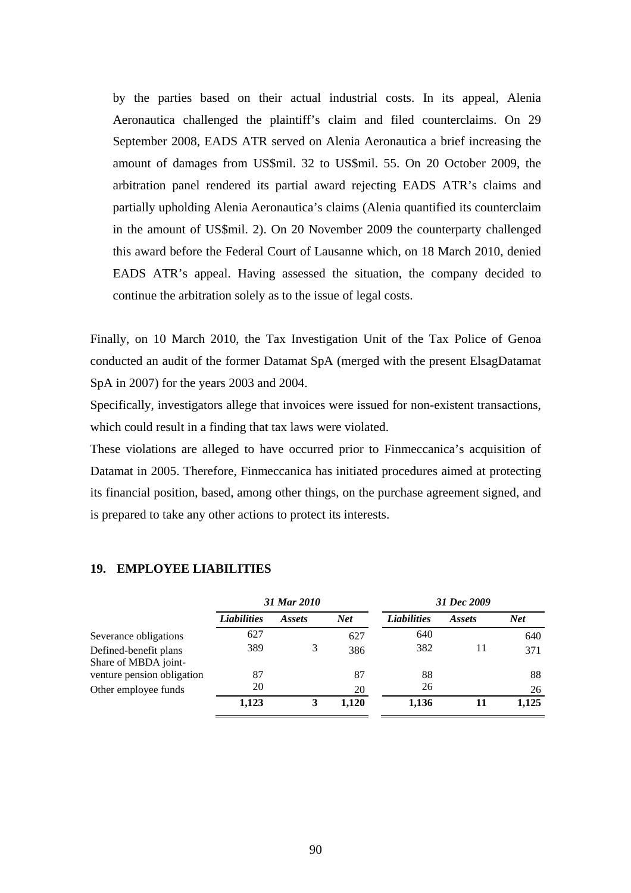by the parties based on their actual industrial costs. In its appeal, Alenia Aeronautica challenged the plaintiff's claim and filed counterclaims. On 29 September 2008, EADS ATR served on Alenia Aeronautica a brief increasing the amount of damages from US$mil. 32 to US$mil. 55. On 20 October 2009, the arbitration panel rendered its partial award rejecting EADS ATR's claims and partially upholding Alenia Aeronautica's claims (Alenia quantified its counterclaim in the amount of US$mil. 2). On 20 November 2009 the counterparty challenged this award before the Federal Court of Lausanne which, on 18 March 2010, denied EADS ATR's appeal. Having assessed the situation, the company decided to continue the arbitration solely as to the issue of legal costs.

Finally, on 10 March 2010, the Tax Investigation Unit of the Tax Police of Genoa conducted an audit of the former Datamat SpA (merged with the present ElsagDatamat SpA in 2007) for the years 2003 and 2004.

Specifically, investigators allege that invoices were issued for non-existent transactions, which could result in a finding that tax laws were violated.

These violations are alleged to have occurred prior to Finmeccanica's acquisition of Datamat in 2005. Therefore, Finmeccanica has initiated procedures aimed at protecting its financial position, based, among other things, on the purchase agreement signed, and is prepared to take any other actions to protect its interests.

## 19. EMPLOYEE LIABILITIES

| | *31 Mar 2010* | | | *31 Dec 2009* | | |
|---|---|---|---|---|---|---|
| | ***Liabilities*** | ***Assets*** | ***Net*** | ***Liabilities*** | ***Assets*** | ***Net*** |
| Severance obligations | 627 | | 627 | 640 | | 640 |
| Defined-benefit plans | 389 | 3 | 386 | 382 | 11 | 371 |
| Share of MBDA joint-venture pension obligation | 87 | | 87 | 88 | | 88 |
| Other employee funds | 20 | | 20 | 26 | | 26 |
| | **1,123** | **3** | **1,120** | **1,136** | **11** | **1,125** |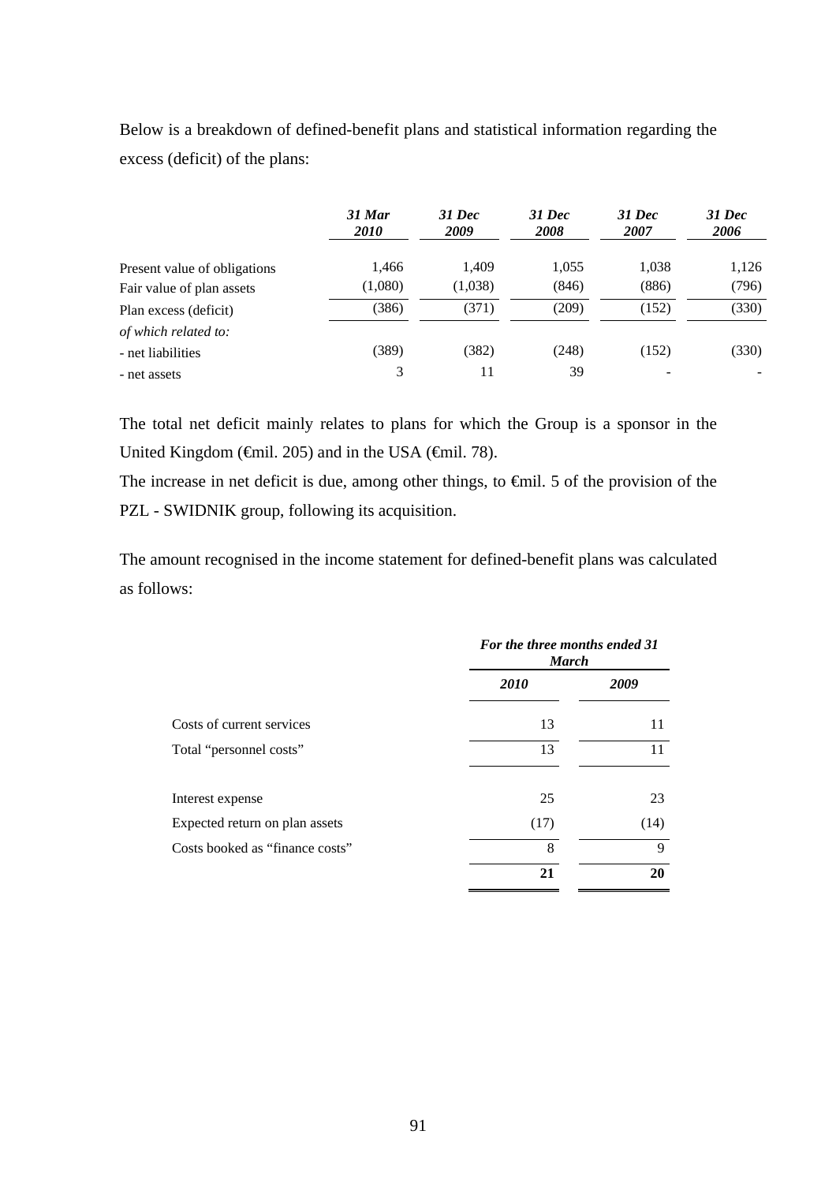Below is a breakdown of defined-benefit plans and statistical information regarding the excess (deficit) of the plans:

| | *31 Mar 2010* | *31 Dec 2009* | *31 Dec 2008* | *31 Dec 2007* | *31 Dec 2006* |
|---|---|---|---|---|---|
| Present value of obligations | 1,466 | 1,409 | 1,055 | 1,038 | 1,126 |
| Fair value of plan assets | (1,080) | (1,038) | (846) | (886) | (796) |
| Plan excess (deficit) | (386) | (371) | (209) | (152) | (330) |
| *of which related to:* | | | | | |
| - net liabilities | (389) | (382) | (248) | (152) | (330) |
| - net assets | 3 | 11 | 39 | - | - |

The total net deficit mainly relates to plans for which the Group is a sponsor in the United Kingdom (€mil. 205) and in the USA (€mil. 78).

The increase in net deficit is due, among other things, to €mil. 5 of the provision of the PZL - SWIDNIK group, following its acquisition.

The amount recognised in the income statement for defined-benefit plans was calculated as follows:

| | ***For the three months ended 31 March*** | |
|---|---|---|
| | ***2010*** | ***2009*** |
| Costs of current services | 13 | 11 |
| Total "personnel costs" | 13 | 11 |
| | | |
| Interest expense | 25 | 23 |
| Expected return on plan assets | (17) | (14) |
| Costs booked as "finance costs" | 8 | 9 |
| | **21** | **20** |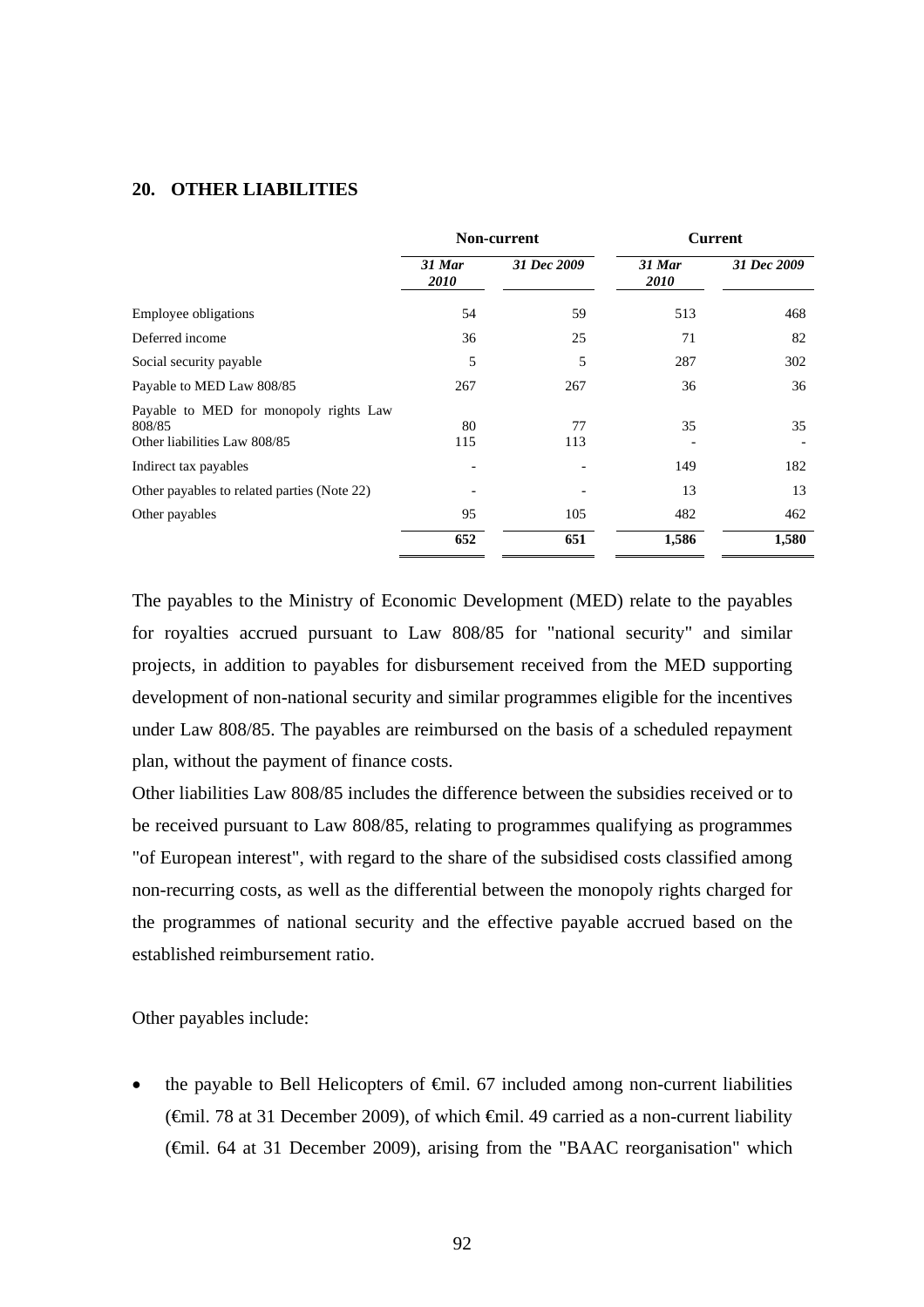## 20. OTHER LIABILITIES

| | Non-current | | Current | |
|---|---|---|---|---|
| | *31 Mar 2010* | *31 Dec 2009* | *31 Mar 2010* | *31 Dec 2009* |
| Employee obligations | 54 | 59 | 513 | 468 |
| Deferred income | 36 | 25 | 71 | 82 |
| Social security payable | 5 | 5 | 287 | 302 |
| Payable to MED Law 808/85 | 267 | 267 | 36 | 36 |
| Payable to MED for monopoly rights Law 808/85 | 80 | 77 | 35 | 35 |
| Other liabilities Law 808/85 | 115 | 113 | - | - |
| Indirect tax payables | - | - | 149 | 182 |
| Other payables to related parties (Note 22) | - | - | 13 | 13 |
| Other payables | 95 | 105 | 482 | 462 |
| | **652** | **651** | **1,586** | **1,580** |

The payables to the Ministry of Economic Development (MED) relate to the payables for royalties accrued pursuant to Law 808/85 for "national security" and similar projects, in addition to payables for disbursement received from the MED supporting development of non-national security and similar programmes eligible for the incentives under Law 808/85. The payables are reimbursed on the basis of a scheduled repayment plan, without the payment of finance costs.

Other liabilities Law 808/85 includes the difference between the subsidies received or to be received pursuant to Law 808/85, relating to programmes qualifying as programmes "of European interest", with regard to the share of the subsidised costs classified among non-recurring costs, as well as the differential between the monopoly rights charged for the programmes of national security and the effective payable accrued based on the established reimbursement ratio.

Other payables include:

- the payable to Bell Helicopters of €mil. 67 included among non-current liabilities (€mil. 78 at 31 December 2009), of which €mil. 49 carried as a non-current liability (€mil. 64 at 31 December 2009), arising from the "BAAC reorganisation" which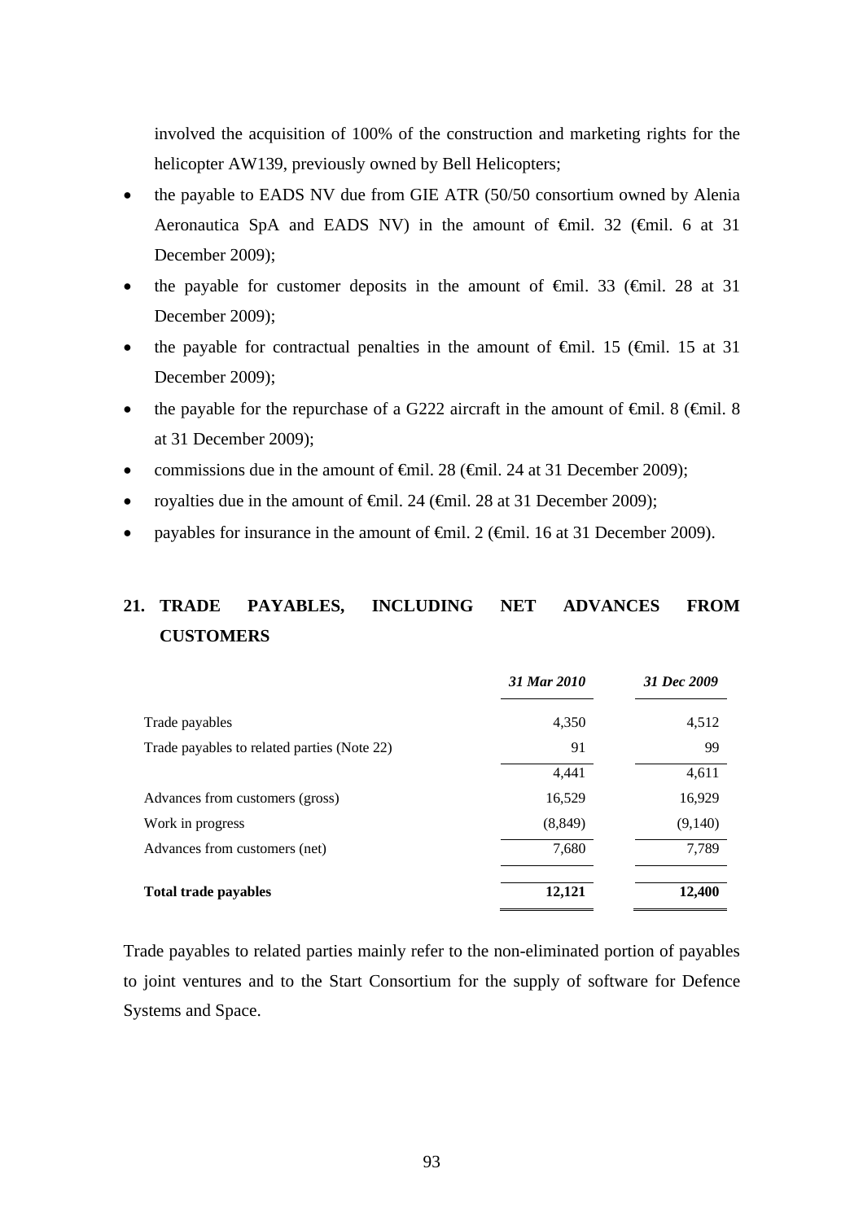involved the acquisition of 100% of the construction and marketing rights for the helicopter AW139, previously owned by Bell Helicopters;

- the payable to EADS NV due from GIE ATR (50/50 consortium owned by Alenia Aeronautica SpA and EADS NV) in the amount of €mil. 32 (€mil. 6 at 31 December 2009);
- the payable for customer deposits in the amount of €mil. 33 (€mil. 28 at 31 December 2009);
- the payable for contractual penalties in the amount of €mil. 15 (€mil. 15 at 31 December 2009);
- the payable for the repurchase of a G222 aircraft in the amount of €mil. 8 (€mil. 8 at 31 December 2009);
- commissions due in the amount of €mil. 28 (€mil. 24 at 31 December 2009);
- royalties due in the amount of €mil. 24 (€mil. 28 at 31 December 2009);
- payables for insurance in the amount of €mil. 2 (€mil. 16 at 31 December 2009).

## 21. TRADE PAYABLES, INCLUDING NET ADVANCES FROM CUSTOMERS

| | *31 Mar 2010* | *31 Dec 2009* |
|---|---|---|
| Trade payables | 4,350 | 4,512 |
| Trade payables to related parties (Note 22) | 91 | 99 |
| | 4,441 | 4,611 |
| Advances from customers (gross) | 16,529 | 16,929 |
| Work in progress | (8,849) | (9,140) |
| Advances from customers (net) | 7,680 | 7,789 |
| **Total trade payables** | **12,121** | **12,400** |

Trade payables to related parties mainly refer to the non-eliminated portion of payables to joint ventures and to the Start Consortium for the supply of software for Defence Systems and Space.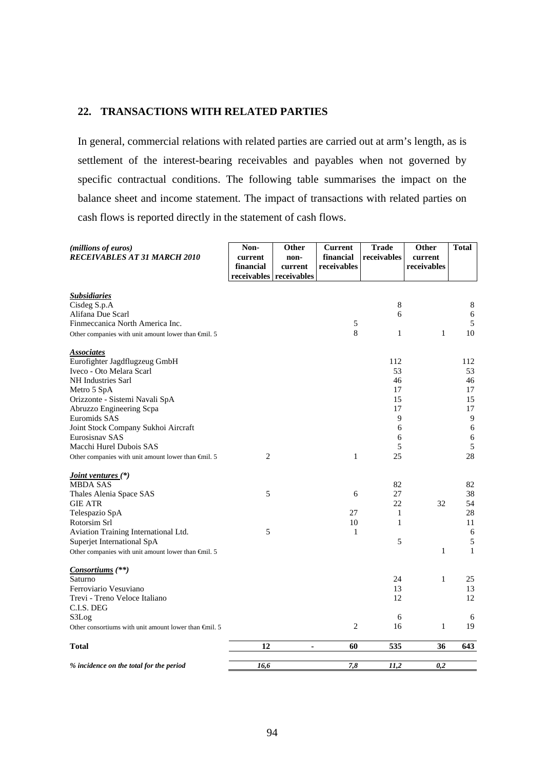## 22. TRANSACTIONS WITH RELATED PARTIES

In general, commercial relations with related parties are carried out at arm's length, as is settlement of the interest-bearing receivables and payables when not governed by specific contractual conditions. The following table summarises the impact on the balance sheet and income statement. The impact of transactions with related parties on cash flows is reported directly in the statement of cash flows.

| *(millions of euros)* ***RECEIVABLES AT 31 MARCH 2010*** | Non-current financial receivables | Other non-current receivables | Current financial receivables | Trade receivables | Other current receivables | Total |
|---|---|---|---|---|---|---|
| ***Subsidiaries*** | | | | | | |
| Cisdeg S.p.A | | | | 8 | | 8 |
| Alifana Due Scarl | | | | 6 | | 6 |
| Finmeccanica North America Inc. | | | 5 | | | 5 |
| Other companies with unit amount lower than €mil. 5 | | | 8 | 1 | 1 | 10 |
| ***Associates*** | | | | | | |
| Eurofighter Jagdflugzeug GmbH | | | | 112 | | 112 |
| Iveco - Oto Melara Scarl | | | | 53 | | 53 |
| NH Industries Sarl | | | | 46 | | 46 |
| Metro 5 SpA | | | | 17 | | 17 |
| Orizzonte - Sistemi Navali SpA | | | | 15 | | 15 |
| Abruzzo Engineering Scpa | | | | 17 | | 17 |
| Euromids SAS | | | | 9 | | 9 |
| Joint Stock Company Sukhoi Aircraft | | | | 6 | | 6 |
| Eurosisnav SAS | | | | 6 | | 6 |
| Macchi Hurel Dubois SAS | | | | 5 | | 5 |
| Other companies with unit amount lower than €mil. 5 | 2 | | 1 | 25 | | 28 |
| ***Joint ventures (\*)*** | | | | | | |
| MBDA SAS | | | | 82 | | 82 |
| Thales Alenia Space SAS | 5 | | 6 | 27 | | 38 |
| GIE ATR | | | | 22 | 32 | 54 |
| Telespazio SpA | | | 27 | 1 | | 28 |
| Rotorsim Srl | | | 10 | 1 | | 11 |
| Aviation Training International Ltd. | 5 | | 1 | | | 6 |
| Superjet International SpA | | | | 5 | | 5 |
| Other companies with unit amount lower than €mil. 5 | | | | | 1 | 1 |
| ***Consortiums (\*\*)*** | | | | | | |
| Saturno | | | | 24 | 1 | 25 |
| Ferroviario Vesuviano | | | | 13 | | 13 |
| Trevi - Treno Veloce Italiano | | | | 12 | | 12 |
| C.I.S. DEG | | | | | | |
| S3Log | | | | 6 | | 6 |
| Other consortiums with unit amount lower than €mil. 5 | | | 2 | 16 | 1 | 19 |
| **Total** | **12** | **-** | **60** | **535** | **36** | **643** |
| ***% incidence on the total for the period*** | ***16,6*** | | ***7,8*** | ***11,2*** | ***0,2*** | |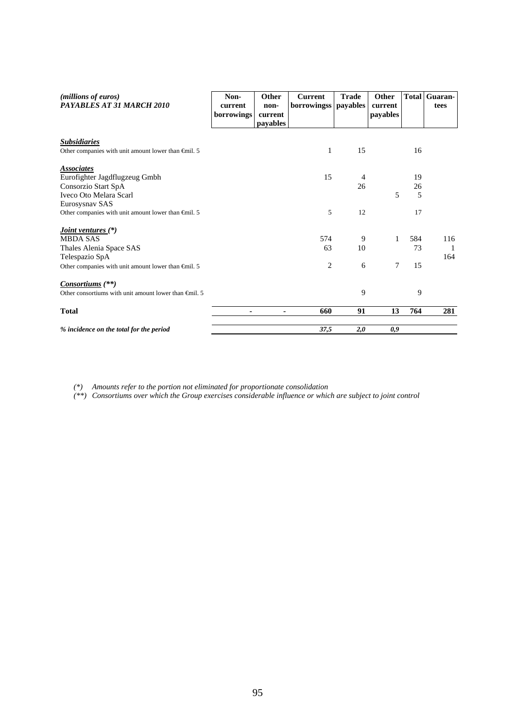| *(millions of euros)* ***PAYABLES AT 31 MARCH 2010*** | **Non-current borrowings** | **Other non-current payables** | **Current borrowingss** | **Trade payables** | **Other current payables** | **Total** | **Guaran-tees** |
|---|---|---|---|---|---|---|---|
| ***Subsidiaries*** | | | | | | | |
| Other companies with unit amount lower than €mil. 5 | | | 1 | 15 | | 16 | |
| ***Associates*** | | | | | | | |
| Eurofighter Jagdflugzeug Gmbh | | | 15 | 4 | | 19 | |
| Consorzio Start SpA | | | | 26 | | 26 | |
| Iveco Oto Melara Scarl | | | | | 5 | 5 | |
| Eurosysnav SAS | | | | | | | |
| Other companies with unit amount lower than €mil. 5 | | | 5 | 12 | | 17 | |
| ***Joint ventures (\*)*** | | | | | | | |
| MBDA SAS | | | 574 | 9 | 1 | 584 | 116 |
| Thales Alenia Space SAS | | | 63 | 10 | | 73 | 1 |
| Telespazio SpA | | | | | | | 164 |
| Other companies with unit amount lower than €mil. 5 | | | 2 | 6 | 7 | 15 | |
| ***Consortiums (\*\*)*** | | | | | | | |
| Other consortiums with unit amount lower than €mil. 5 | | | | 9 | | 9 | |
| **Total** | **-** | **-** | **660** | **91** | **13** | **764** | **281** |
| ***% incidence on the total for the period*** | | | ***37,5*** | ***2,0*** | ***0,9*** | | |

*(\*) Amounts refer to the portion not eliminated for proportionate consolidation*

*(\*\*) Consortiums over which the Group exercises considerable influence or which are subject to joint control*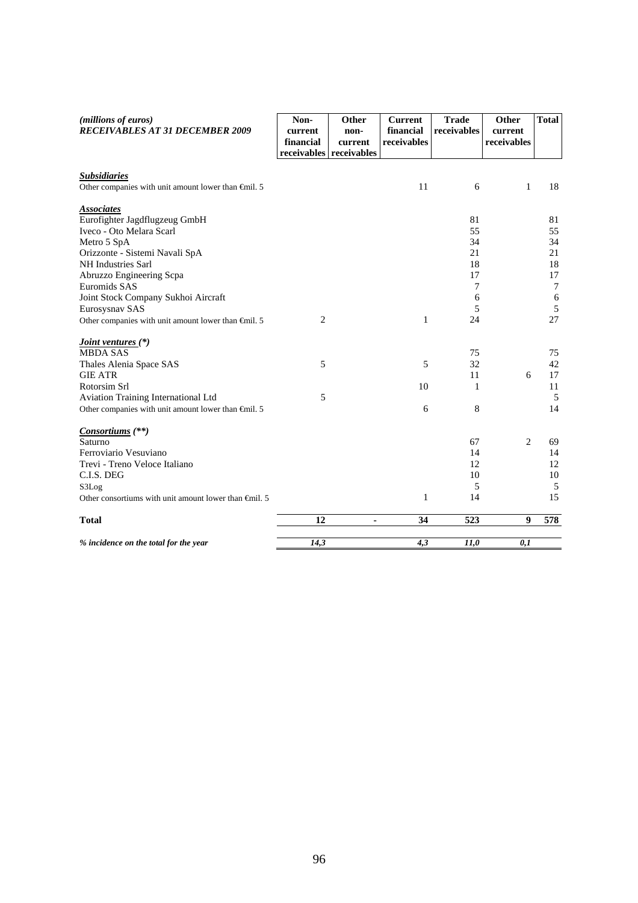| *(millions of euros)* ***RECEIVABLES AT 31 DECEMBER 2009*** | **Non-current financial receivables** | **Other non-current receivables** | **Current financial receivables** | **Trade receivables** | **Other current receivables** | **Total** |
|---|---|---|---|---|---|---|
| ***Subsidiaries*** | | | | | | |
| Other companies with unit amount lower than €mil. 5 | | | 11 | 6 | 1 | 18 |
| ***Associates*** | | | | | | |
| Eurofighter Jagdflugzeug GmbH | | | | 81 | | 81 |
| Iveco - Oto Melara Scarl | | | | 55 | | 55 |
| Metro 5 SpA | | | | 34 | | 34 |
| Orizzonte - Sistemi Navali SpA | | | | 21 | | 21 |
| NH Industries Sarl | | | | 18 | | 18 |
| Abruzzo Engineering Scpa | | | | 17 | | 17 |
| Euromids SAS | | | | 7 | | 7 |
| Joint Stock Company Sukhoi Aircraft | | | | 6 | | 6 |
| Eurosysnav SAS | | | | 5 | | 5 |
| Other companies with unit amount lower than €mil. 5 | 2 | | 1 | 24 | | 27 |
| ***Joint ventures (\*)*** | | | | | | |
| MBDA SAS | | | | 75 | | 75 |
| Thales Alenia Space SAS | 5 | | 5 | 32 | | 42 |
| GIE ATR | | | | 11 | 6 | 17 |
| Rotorsim Srl | | | 10 | 1 | | 11 |
| Aviation Training International Ltd | 5 | | | | | 5 |
| Other companies with unit amount lower than €mil. 5 | | | 6 | 8 | | 14 |
| ***Consortiums (\*\*)*** | | | | | | |
| Saturno | | | | 67 | 2 | 69 |
| Ferroviario Vesuviano | | | | 14 | | 14 |
| Trevi - Treno Veloce Italiano | | | | 12 | | 12 |
| C.I.S. DEG | | | | 10 | | 10 |
| S3Log | | | | 5 | | 5 |
| Other consortiums with unit amount lower than €mil. 5 | | | 1 | 14 | | 15 |
| **Total** | **12** | **-** | **34** | **523** | **9** | **578** |
| ***% incidence on the total for the year*** | ***14,3*** | | ***4,3*** | ***11,0*** | ***0,1*** | |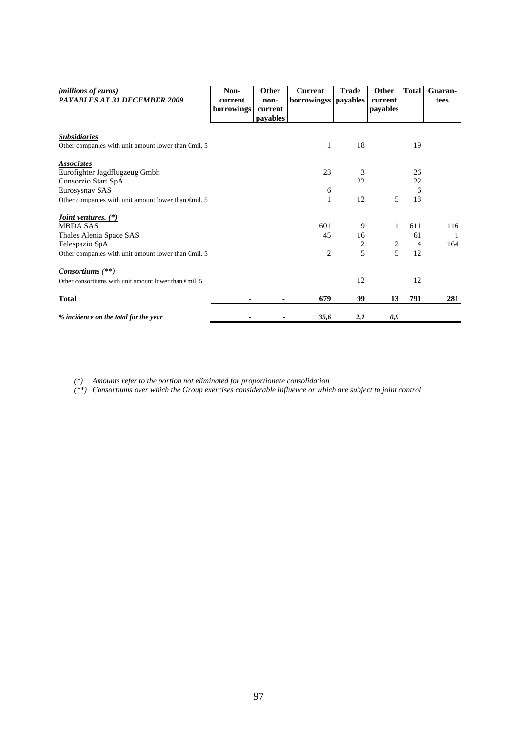| *(millions of euros)* ***PAYABLES AT 31 DECEMBER 2009*** | Non-current borrowings | Other non-current payables | Current borrowingss | Trade payables | Other current payables | Total | Guaran-tees |
|---|---|---|---|---|---|---|---|
| ***Subsidiaries*** | | | | | | | |
| Other companies with unit amount lower than €mil. 5 | | | 1 | 18 | | 19 | |
| ***Associates*** | | | | | | | |
| Eurofighter Jagdflugzeug Gmbh | | | 23 | 3 | | 26 | |
| Consorzio Start SpA | | | | 22 | | 22 | |
| Eurosysnav SAS | | | 6 | | | 6 | |
| Other companies with unit amount lower than €mil. 5 | | | 1 | 12 | 5 | 18 | |
| ***Joint ventures. (\*)*** | | | | | | | |
| MBDA SAS | | | 601 | 9 | 1 | 611 | 116 |
| Thales Alenia Space SAS | | | 45 | 16 | | 61 | 1 |
| Telespazio SpA | | | | 2 | 2 | 4 | 164 |
| Other companies with unit amount lower than €mil. 5 | | | 2 | 5 | 5 | 12 | |
| ***Consortiums** (\*\*)* | | | | | | | |
| Other consortiums with unit amount lower than €mil. 5 | | | | 12 | | 12 | |
| **Total** | **-** | **-** | **679** | **99** | **13** | **791** | **281** |
| *% incidence on the total for the year* | - | - | *35,6* | *2,1* | *0,9* | | |

*(\*) Amounts refer to the portion not eliminated for proportionate consolidation*

*(\*\*) Consortiums over which the Group exercises considerable influence or which are subject to joint control*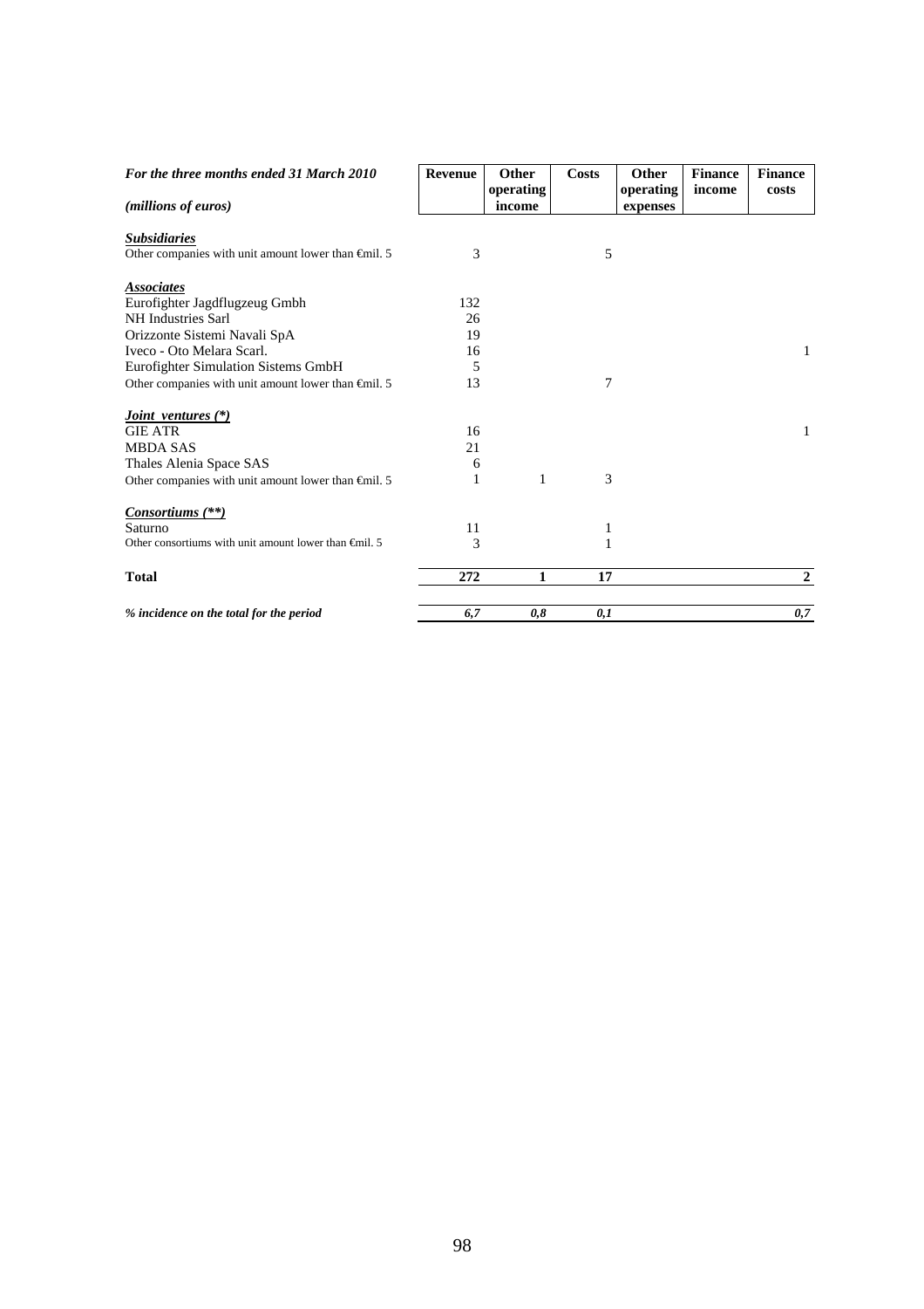| *For the three months ended 31 March 2010*<br><br>*(millions of euros)* | **Revenue** | **Other operating income** | **Costs** | **Other operating expenses** | **Finance income** | **Finance costs** |
|---|---|---|---|---|---|---|
| ***Subsidiaries*** | | | | | | |
| Other companies with unit amount lower than €mil. 5 | 3 | | 5 | | | |
| ***Associates*** | | | | | | |
| Eurofighter Jagdflugzeug Gmbh | 132 | | | | | |
| NH Industries Sarl | 26 | | | | | |
| Orizzonte Sistemi Navali SpA | 19 | | | | | |
| Iveco - Oto Melara Scarl. | 16 | | | | | 1 |
| Eurofighter Simulation Sistems GmbH | 5 | | | | | |
| Other companies with unit amount lower than €mil. 5 | 13 | | 7 | | | |
| ***Joint ventures (\*)*** | | | | | | |
| GIE ATR | 16 | | | | | 1 |
| MBDA SAS | 21 | | | | | |
| Thales Alenia Space SAS | 6 | | | | | |
| Other companies with unit amount lower than €mil. 5 | 1 | 1 | 3 | | | |
| ***Consortiums (\*\*)*** | | | | | | |
| Saturno | 11 | | 1 | | | |
| Other consortiums with unit amount lower than €mil. 5 | 3 | | 1 | | | |
| **Total** | **272** | **1** | **17** | | | **2** |
| ***% incidence on the total for the period*** | ***6,7*** | ***0,8*** | ***0,1*** | | | ***0,7*** |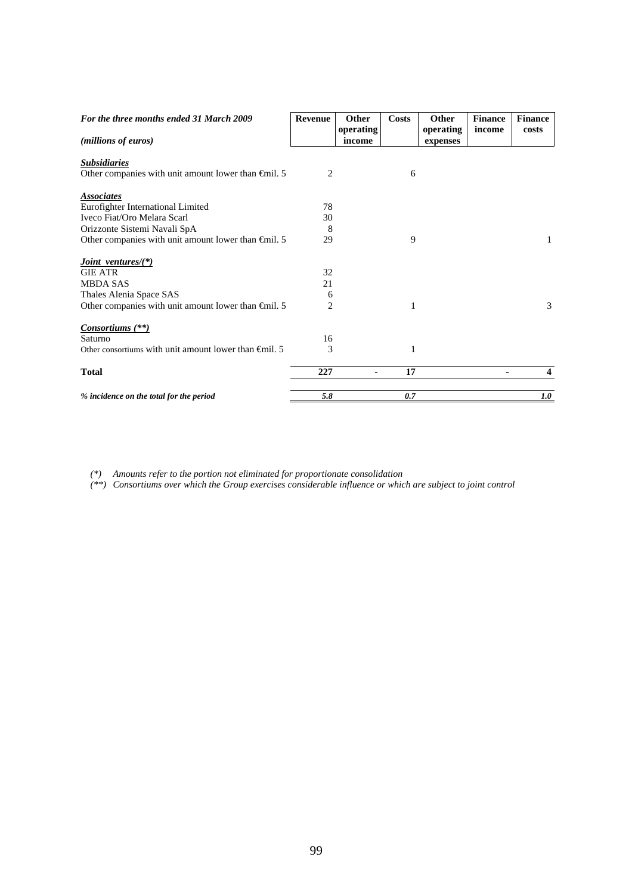| *For the three months ended 31 March 2009*<br>*(millions of euros)* | Revenue | Other operating income | Costs | Other operating expenses | Finance income | Finance costs |
|---|---|---|---|---|---|---|
| ***Subsidiaries*** | | | | | | |
| Other companies with unit amount lower than €mil. 5 | 2 | | 6 | | | |
| ***Associates*** | | | | | | |
| Eurofighter International Limited | 78 | | | | | |
| Iveco Fiat/Oro Melara Scarl | 30 | | | | | |
| Orizzonte Sistemi Navali SpA | 8 | | | | | |
| Other companies with unit amount lower than €mil. 5 | 29 | | 9 | | | 1 |
| ***Joint ventures/(\*)*** | | | | | | |
| GIE ATR | 32 | | | | | |
| MBDA SAS | 21 | | | | | |
| Thales Alenia Space SAS | 6 | | | | | |
| Other companies with unit amount lower than €mil. 5 | 2 | | 1 | | | 3 |
| ***Consortiums (\*\*)*** | | | | | | |
| Saturno | 16 | | | | | |
| Other consortiums with unit amount lower than €mil. 5 | 3 | | 1 | | | |
| **Total** | **227** | **-** | **17** | | **-** | **4** |
| ***% incidence on the total for the period*** | ***5.8*** | | ***0.7*** | | | ***1.0*** |

*(\*) Amounts refer to the portion not eliminated for proportionate consolidation*

*(\*\*) Consortiums over which the Group exercises considerable influence or which are subject to joint control*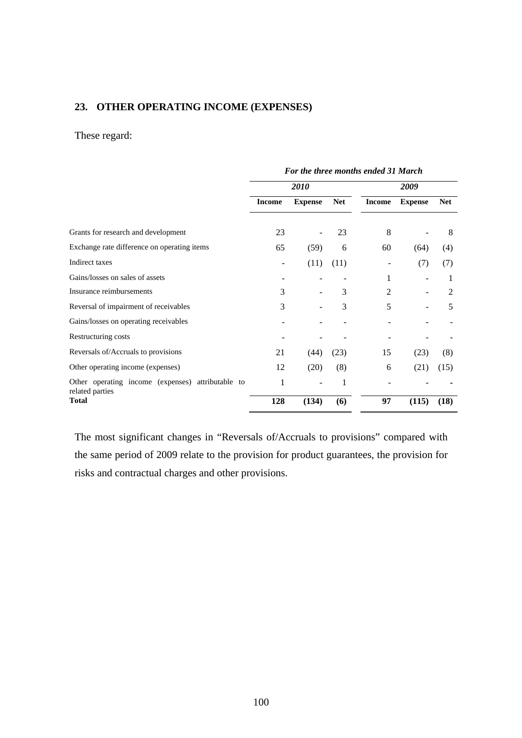## 23. OTHER OPERATING INCOME (EXPENSES)

These regard:

| | *For the three months ended 31 March* | | | | | |
|---|---|---|---|---|---|---|
| | *2010* | | | *2009* | | |
| | **Income** | **Expense** | **Net** | **Income** | **Expense** | **Net** |
| Grants for research and development | 23 | - | 23 | 8 | - | 8 |
| Exchange rate difference on operating items | 65 | (59) | 6 | 60 | (64) | (4) |
| Indirect taxes | - | (11) | (11) | - | (7) | (7) |
| Gains/losses on sales of assets | - | - | - | 1 | - | 1 |
| Insurance reimbursements | 3 | - | 3 | 2 | - | 2 |
| Reversal of impairment of receivables | 3 | - | 3 | 5 | - | 5 |
| Gains/losses on operating receivables | - | - | - | - | - | - |
| Restructuring costs | - | - | - | - | - | - |
| Reversals of/Accruals to provisions | 21 | (44) | (23) | 15 | (23) | (8) |
| Other operating income (expenses) | 12 | (20) | (8) | 6 | (21) | (15) |
| Other operating income (expenses) attributable to related parties | 1 | - | 1 | - | - | - |
| **Total** | **128** | **(134)** | **(6)** | **97** | **(115)** | **(18)** |

The most significant changes in "Reversals of/Accruals to provisions" compared with the same period of 2009 relate to the provision for product guarantees, the provision for risks and contractual charges and other provisions.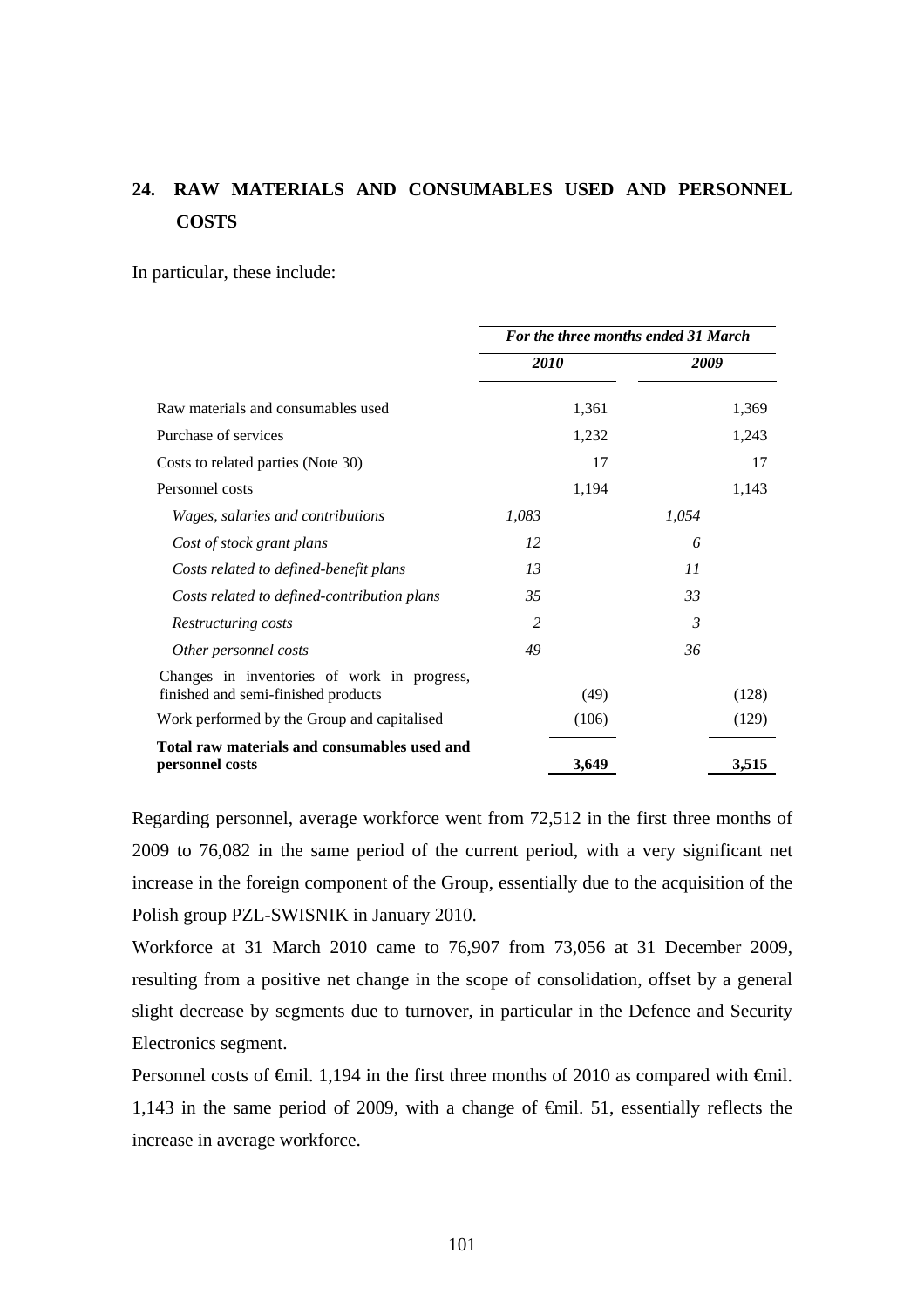## 24. RAW MATERIALS AND CONSUMABLES USED AND PERSONNEL COSTS

In particular, these include:

| | *For the three months ended 31 March* | | | |
|---|---|---|---|---|
| | *2010* | | *2009* | |
| Raw materials and consumables used | | 1,361 | | 1,369 |
| Purchase of services | | 1,232 | | 1,243 |
| Costs to related parties (Note 30) | | 17 | | 17 |
| Personnel costs | | 1,194 | | 1,143 |
| *Wages, salaries and contributions* | *1,083* | | *1,054* | |
| *Cost of stock grant plans* | *12* | | *6* | |
| *Costs related to defined-benefit plans* | *13* | | *11* | |
| *Costs related to defined-contribution plans* | *35* | | *33* | |
| *Restructuring costs* | *2* | | *3* | |
| *Other personnel costs* | *49* | | *36* | |
| Changes in inventories of work in progress, finished and semi-finished products | | (49) | | (128) |
| Work performed by the Group and capitalised | | (106) | | (129) |
| **Total raw materials and consumables used and personnel costs** | | **3,649** | | **3,515** |

Regarding personnel, average workforce went from 72,512 in the first three months of 2009 to 76,082 in the same period of the current period, with a very significant net increase in the foreign component of the Group, essentially due to the acquisition of the Polish group PZL-SWISNIK in January 2010.

Workforce at 31 March 2010 came to 76,907 from 73,056 at 31 December 2009, resulting from a positive net change in the scope of consolidation, offset by a general slight decrease by segments due to turnover, in particular in the Defence and Security Electronics segment.

Personnel costs of €mil. 1,194 in the first three months of 2010 as compared with €mil. 1,143 in the same period of 2009, with a change of €mil. 51, essentially reflects the increase in average workforce.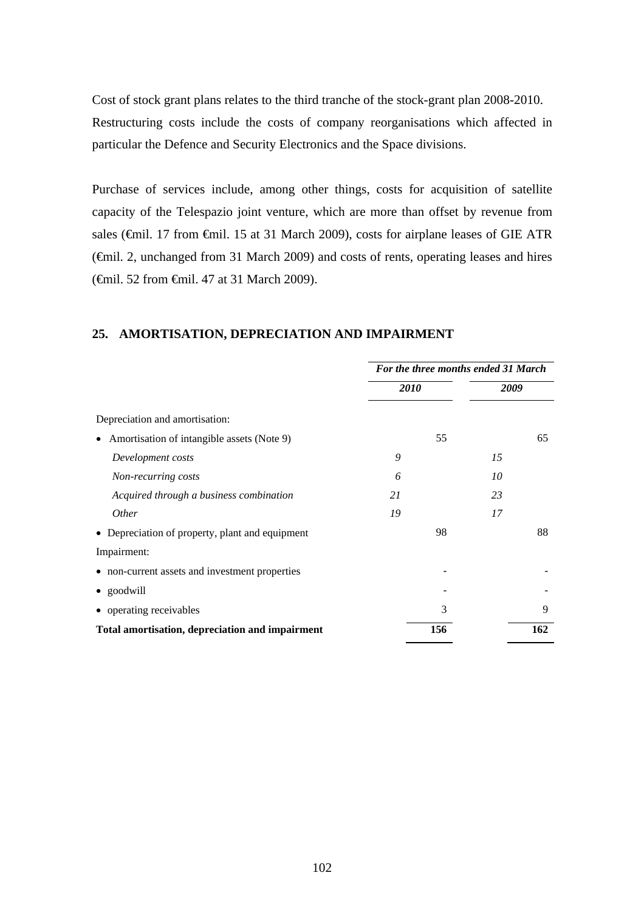Cost of stock grant plans relates to the third tranche of the stock-grant plan 2008-2010. Restructuring costs include the costs of company reorganisations which affected in particular the Defence and Security Electronics and the Space divisions.

Purchase of services include, among other things, costs for acquisition of satellite capacity of the Telespazio joint venture, which are more than offset by revenue from sales (€mil. 17 from €mil. 15 at 31 March 2009), costs for airplane leases of GIE ATR (€mil. 2, unchanged from 31 March 2009) and costs of rents, operating leases and hires (€mil. 52 from €mil. 47 at 31 March 2009).

## 25. AMORTISATION, DEPRECIATION AND IMPAIRMENT

| | *For the three months ended 31 March* | | | |
|---|---|---|---|---|
| | ***2010*** | | ***2009*** | |
| Depreciation and amortisation: | | | | |
| • Amortisation of intangible assets (Note 9) | | 55 | | 65 |
| *Development costs* | *9* | | *15* | |
| *Non-recurring costs* | *6* | | *10* | |
| *Acquired through a business combination* | *21* | | *23* | |
| *Other* | *19* | | *17* | |
| • Depreciation of property, plant and equipment | | 98 | | 88 |
| Impairment: | | | | |
| • non-current assets and investment properties | | - | | - |
| • goodwill | | - | | - |
| • operating receivables | | 3 | | 9 |
| **Total amortisation, depreciation and impairment** | | **156** | | **162** |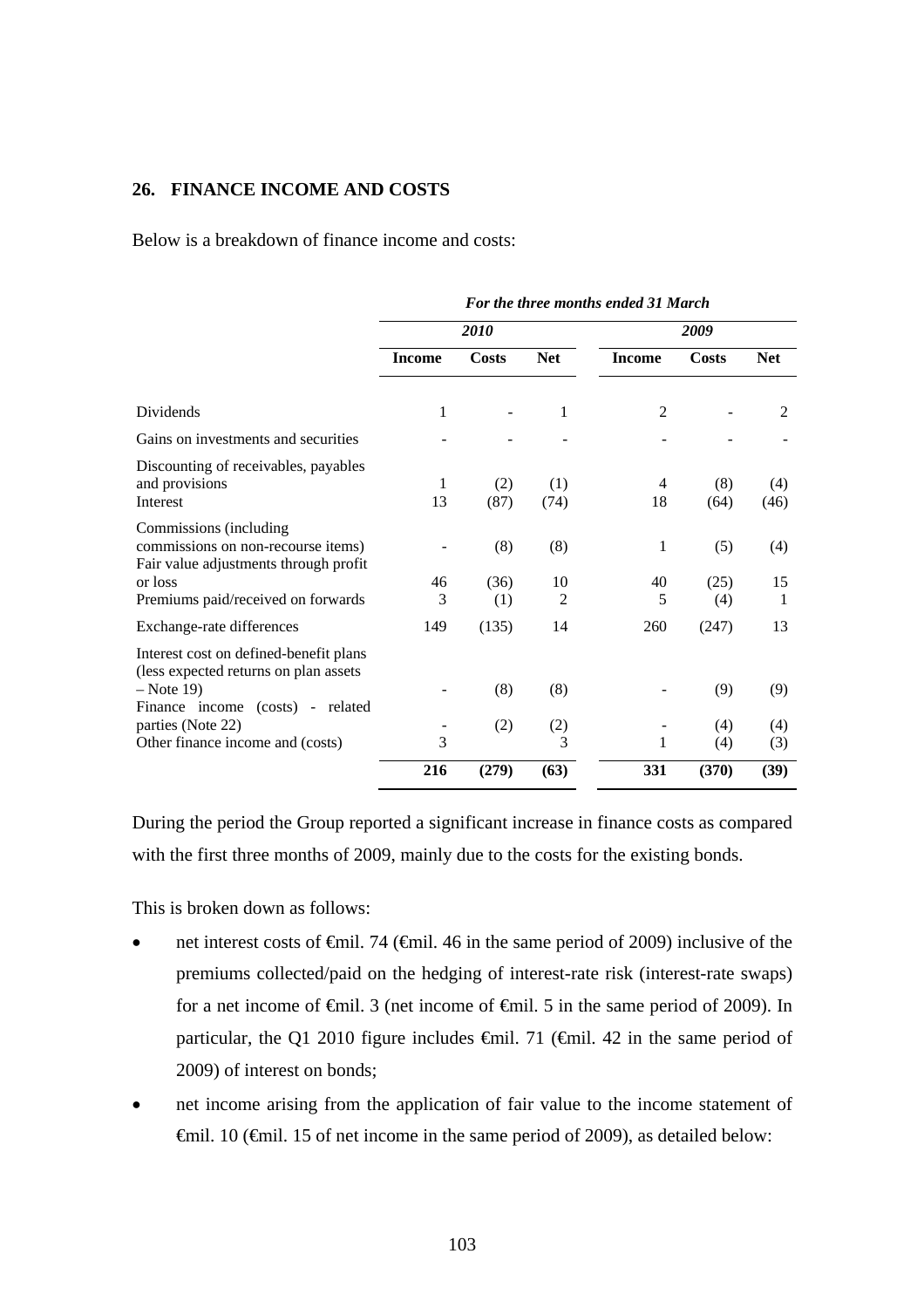## 26. FINANCE INCOME AND COSTS

Below is a breakdown of finance income and costs:

| | *For the three months ended 31 March* | | | | | |
|---|---|---|---|---|---|---|
| | *2010* | | | *2009* | | |
| | **Income** | **Costs** | **Net** | **Income** | **Costs** | **Net** |
| Dividends | 1 | - | 1 | 2 | - | 2 |
| Gains on investments and securities | - | - | - | - | - | - |
| Discounting of receivables, payables and provisions | 1 | (2) | (1) | 4 | (8) | (4) |
| Interest | 13 | (87) | (74) | 18 | (64) | (46) |
| Commissions (including commissions on non-recourse items) | - | (8) | (8) | 1 | (5) | (4) |
| Fair value adjustments through profit or loss | 46 | (36) | 10 | 40 | (25) | 15 |
| Premiums paid/received on forwards | 3 | (1) | 2 | 5 | (4) | 1 |
| Exchange-rate differences | 149 | (135) | 14 | 260 | (247) | 13 |
| Interest cost on defined-benefit plans (less expected returns on plan assets – Note 19) | - | (8) | (8) | - | (9) | (9) |
| Finance income (costs) - related parties (Note 22) | - | (2) | (2) | - | (4) | (4) |
| Other finance income and (costs) | 3 | | 3 | 1 | (4) | (3) |
| | **216** | **(279)** | **(63)** | **331** | **(370)** | **(39)** |

During the period the Group reported a significant increase in finance costs as compared with the first three months of 2009, mainly due to the costs for the existing bonds.

This is broken down as follows:

- net interest costs of €mil. 74 (€mil. 46 in the same period of 2009) inclusive of the premiums collected/paid on the hedging of interest-rate risk (interest-rate swaps) for a net income of €mil. 3 (net income of €mil. 5 in the same period of 2009). In particular, the Q1 2010 figure includes €mil. 71 (€mil. 42 in the same period of 2009) of interest on bonds;
- net income arising from the application of fair value to the income statement of €mil. 10 (€mil. 15 of net income in the same period of 2009), as detailed below: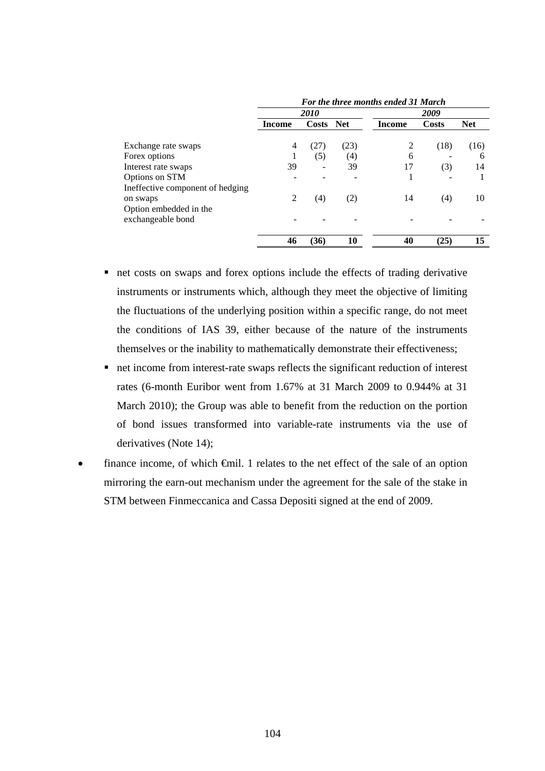| | *For the three months ended 31 March* | | | | | |
|---|---|---|---|---|---|---|
| | ***2010*** | | | ***2009*** | | |
| | **Income** | **Costs** | **Net** | **Income** | **Costs** | **Net** |
| Exchange rate swaps | 4 | (27) | (23) | 2 | (18) | (16) |
| Forex options | 1 | (5) | (4) | 6 | - | 6 |
| Interest rate swaps | 39 | - | 39 | 17 | (3) | 14 |
| Options on STM | - | - | - | 1 | - | 1 |
| Ineffective component of hedging on swaps | 2 | (4) | (2) | 14 | (4) | 10 |
| Option embedded in the exchangeable bond | - | - | - | - | - | - |
| | **46** | **(36)** | **10** | **40** | **(25)** | **15** |

- net costs on swaps and forex options include the effects of trading derivative instruments or instruments which, although they meet the objective of limiting the fluctuations of the underlying position within a specific range, do not meet the conditions of IAS 39, either because of the nature of the instruments themselves or the inability to mathematically demonstrate their effectiveness;
- net income from interest-rate swaps reflects the significant reduction of interest rates (6-month Euribor went from 1.67% at 31 March 2009 to 0.944% at 31 March 2010); the Group was able to benefit from the reduction on the portion of bond issues transformed into variable-rate instruments via the use of derivatives (Note 14);

- finance income, of which €mil. 1 relates to the net effect of the sale of an option mirroring the earn-out mechanism under the agreement for the sale of the stake in STM between Finmeccanica and Cassa Depositi signed at the end of 2009.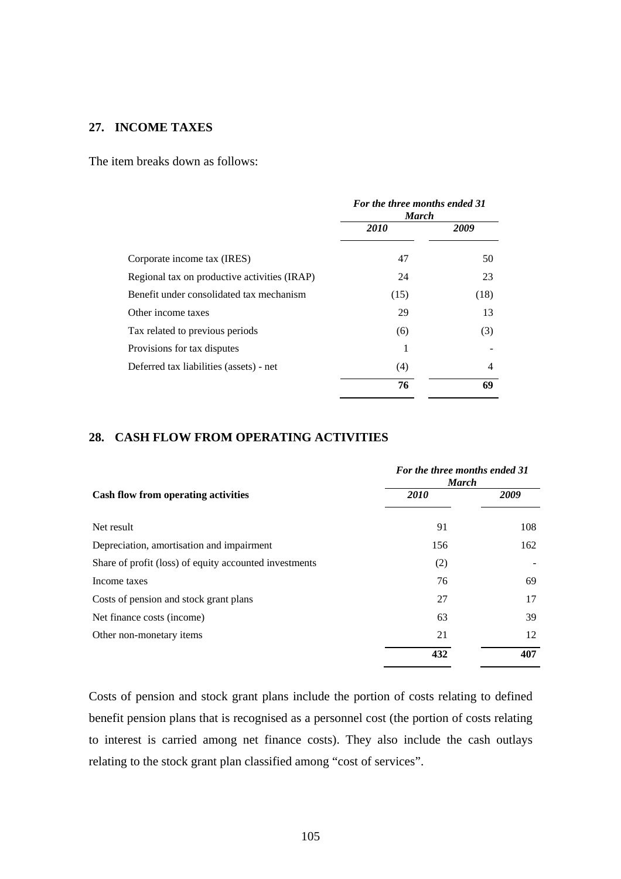## 27. INCOME TAXES

The item breaks down as follows:

| | *For the three months ended 31 March* | |
|---|---|---|
| | ***2010*** | ***2009*** |
| Corporate income tax (IRES) | 47 | 50 |
| Regional tax on productive activities (IRAP) | 24 | 23 |
| Benefit under consolidated tax mechanism | (15) | (18) |
| Other income taxes | 29 | 13 |
| Tax related to previous periods | (6) | (3) |
| Provisions for tax disputes | 1 | - |
| Deferred tax liabilities (assets) - net | (4) | 4 |
| | **76** | **69** |

## 28. CASH FLOW FROM OPERATING ACTIVITIES

| | *For the three months ended 31 March* | |
|---|---|---|
| **Cash flow from operating activities** | ***2010*** | ***2009*** |
| Net result | 91 | 108 |
| Depreciation, amortisation and impairment | 156 | 162 |
| Share of profit (loss) of equity accounted investments | (2) | - |
| Income taxes | 76 | 69 |
| Costs of pension and stock grant plans | 27 | 17 |
| Net finance costs (income) | 63 | 39 |
| Other non-monetary items | 21 | 12 |
| | **432** | **407** |

Costs of pension and stock grant plans include the portion of costs relating to defined benefit pension plans that is recognised as a personnel cost (the portion of costs relating to interest is carried among net finance costs). They also include the cash outlays relating to the stock grant plan classified among "cost of services".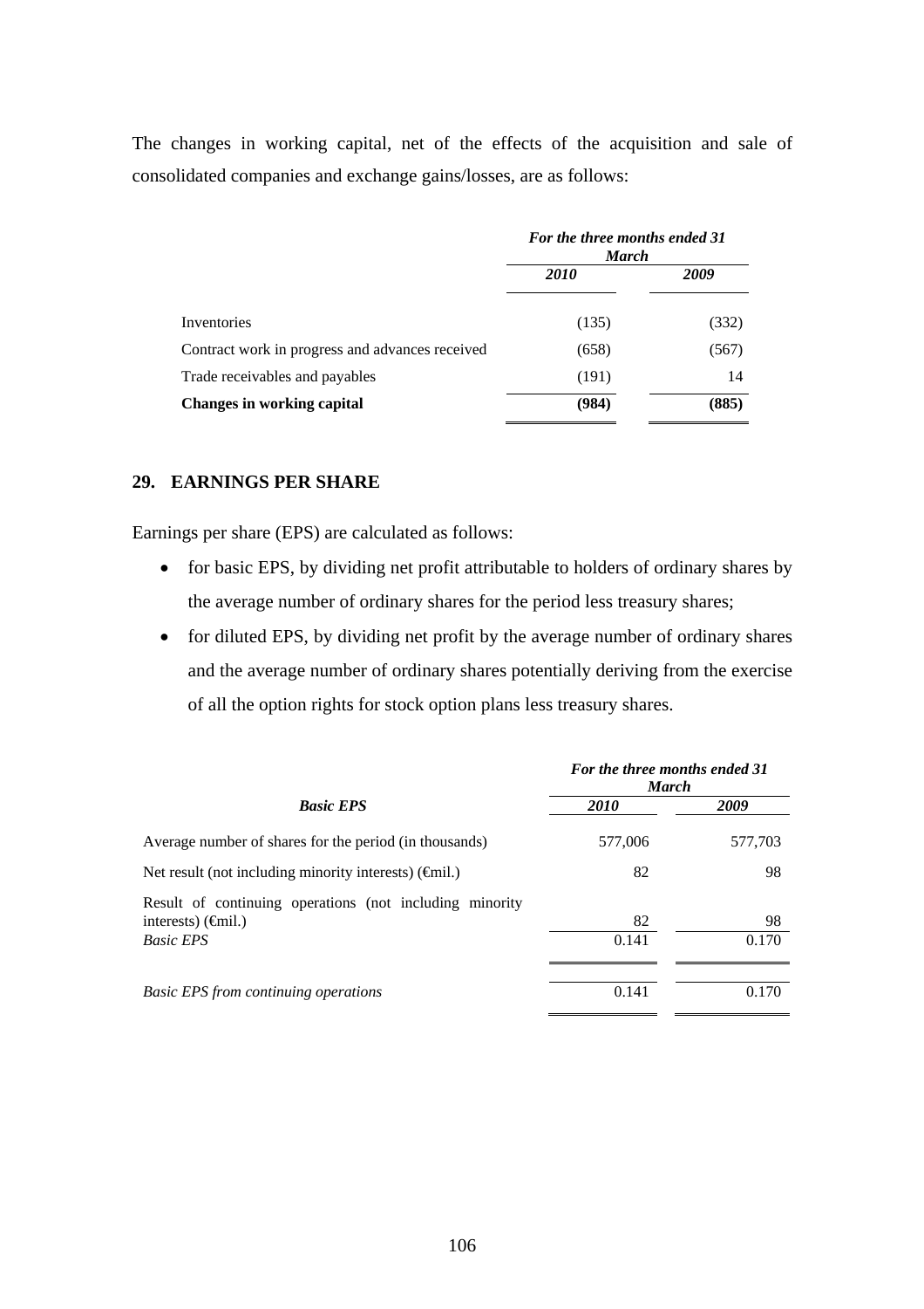The changes in working capital, net of the effects of the acquisition and sale of consolidated companies and exchange gains/losses, are as follows:

| | *For the three months ended 31 March* | |
|---|---|---|
| | *2010* | *2009* |
| Inventories | (135) | (332) |
| Contract work in progress and advances received | (658) | (567) |
| Trade receivables and payables | (191) | 14 |
| **Changes in working capital** | **(984)** | **(885)** |

## 29. EARNINGS PER SHARE

Earnings per share (EPS) are calculated as follows:

- for basic EPS, by dividing net profit attributable to holders of ordinary shares by the average number of ordinary shares for the period less treasury shares;
- for diluted EPS, by dividing net profit by the average number of ordinary shares and the average number of ordinary shares potentially deriving from the exercise of all the option rights for stock option plans less treasury shares.

| | *For the three months ended 31 March* | |
|---|---|---|
| ***Basic EPS*** | *2010* | *2009* |
| Average number of shares for the period (in thousands) | 577,006 | 577,703 |
| Net result (not including minority interests) (€mil.) | 82 | 98 |
| Result of continuing operations (not including minority interests) (€mil.) | 82 | 98 |
| *Basic EPS* | 0.141 | 0.170 |
| *Basic EPS from continuing operations* | 0.141 | 0.170 |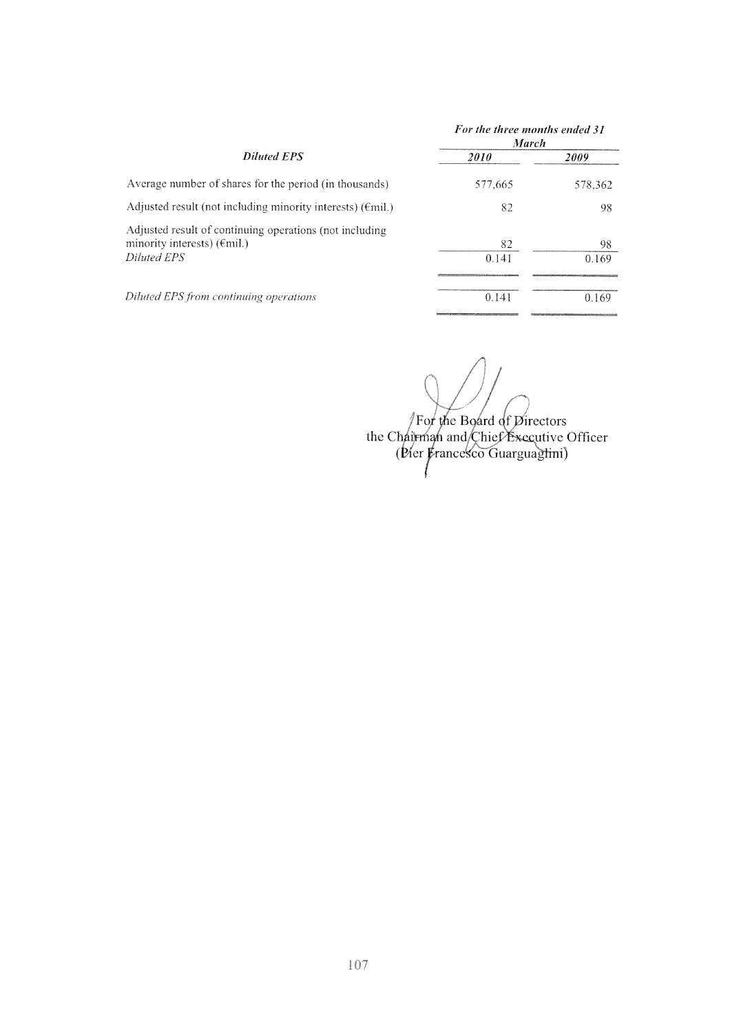| *Diluted EPS* | *For the three months ended 31 March* | |
|---|---|---|
| | *2010* | *2009* |
| Average number of shares for the period (in thousands) | 577,665 | 578,362 |
| Adjusted result (not including minority interests) (€mil.) | 82 | 98 |
| Adjusted result of continuing operations (not including minority interests) (€mil.) | 82 | 98 |
| *Diluted EPS* | 0.141 | 0.169 |
| *Diluted EPS from continuing operations* | 0.141 | 0.169 |

For the Board of Directors
the Chairman and Chief Executive Officer
(Pier Francesco Guarguaglini)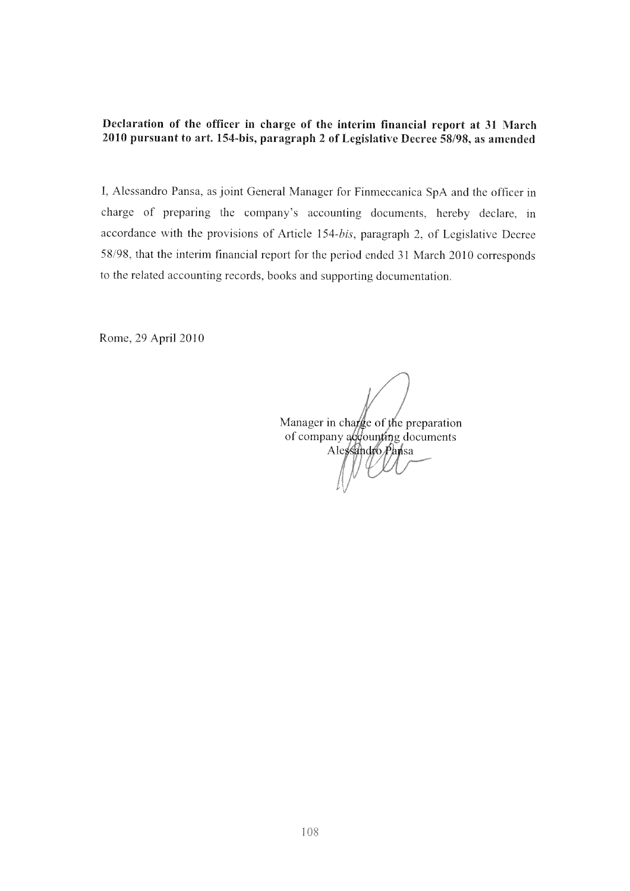**Declaration of the officer in charge of the interim financial report at 31 March 2010 pursuant to art. 154-bis, paragraph 2 of Legislative Decree 58/98, as amended**

I, Alessandro Pansa, as joint General Manager for Finmeccanica SpA and the officer in charge of preparing the company's accounting documents, hereby declare, in accordance with the provisions of Article 154-*bis*, paragraph 2, of Legislative Decree 58/98, that the interim financial report for the period ended 31 March 2010 corresponds to the related accounting records, books and supporting documentation.

Rome, 29 April 2010

Manager in charge of the preparation
of company accounting documents
Alessandro Pansa